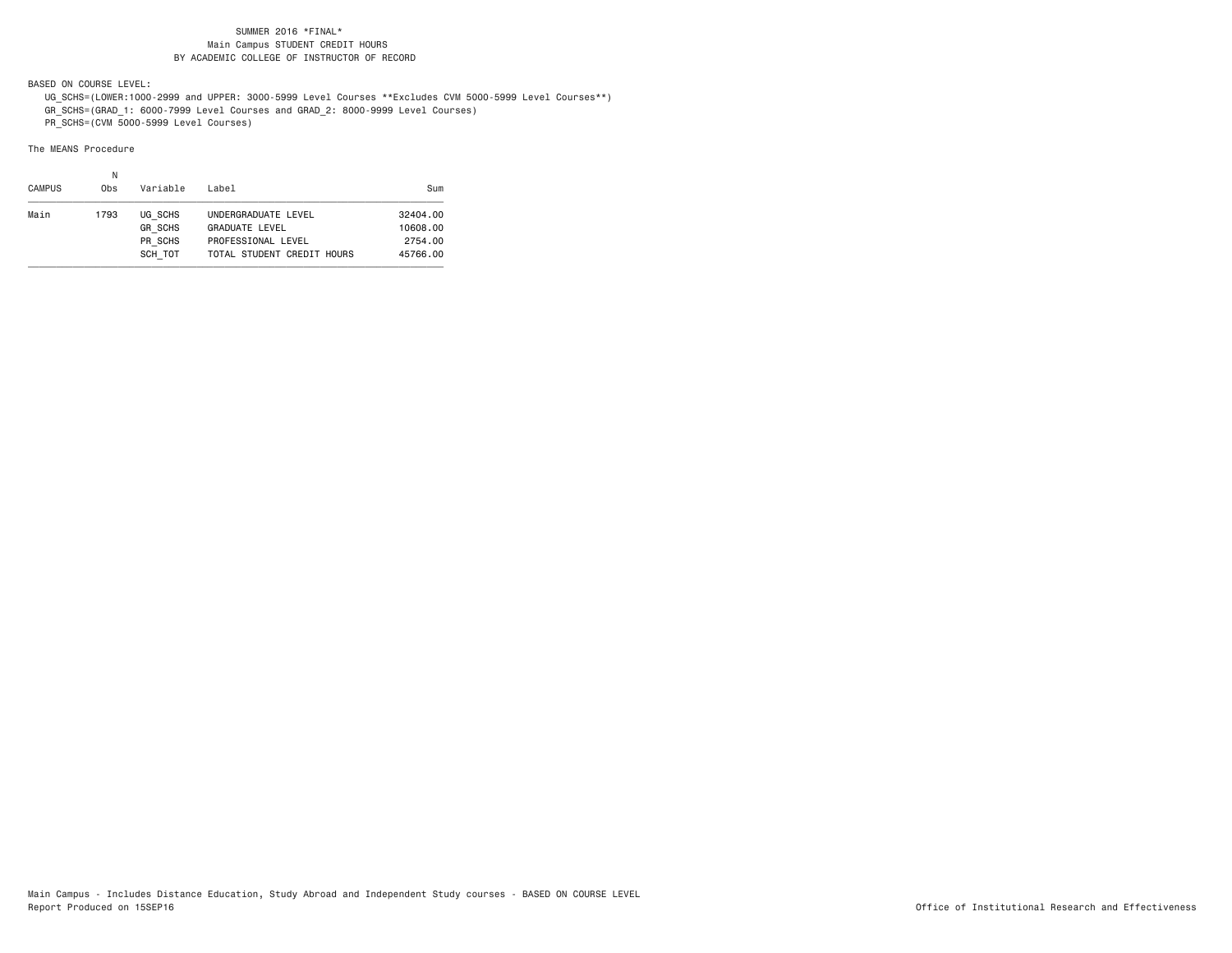SUMMER 2016 *FINAL*
Main Campus STUDENT CREDIT HOURS
BY ACADEMIC COLLEGE OF INSTRUCTOR OF RECORD

BASED ON COURSE LEVEL:

UG_SCHS=(LOWER:1000-2999 and UPPER: 3000-5999 Level Courses **Excludes CVM 5000-5999 Level Courses**)
GR_SCHS=(GRAD_1: 6000-7999 Level Courses and GRAD_2: 8000-9999 Level Courses)
PR_SCHS=(CVM 5000-5999 Level Courses)

The MEANS Procedure

| CAMPUS | N Obs | Variable | Label | Sum |
|---|---|---|---|---|
| Main | 1793 | UG_SCHS | UNDERGRADUATE LEVEL | 32404.00 |
| | | GR_SCHS | GRADUATE LEVEL | 10608.00 |
| | | PR_SCHS | PROFESSIONAL LEVEL | 2754.00 |
| | | SCH_TOT | TOTAL STUDENT CREDIT HOURS | 45766.00 |

Main Campus - Includes Distance Education, Study Abroad and Independent Study courses - BASED ON COURSE LEVEL
Report Produced on 15SEP16

Office of Institutional Research and Effectiveness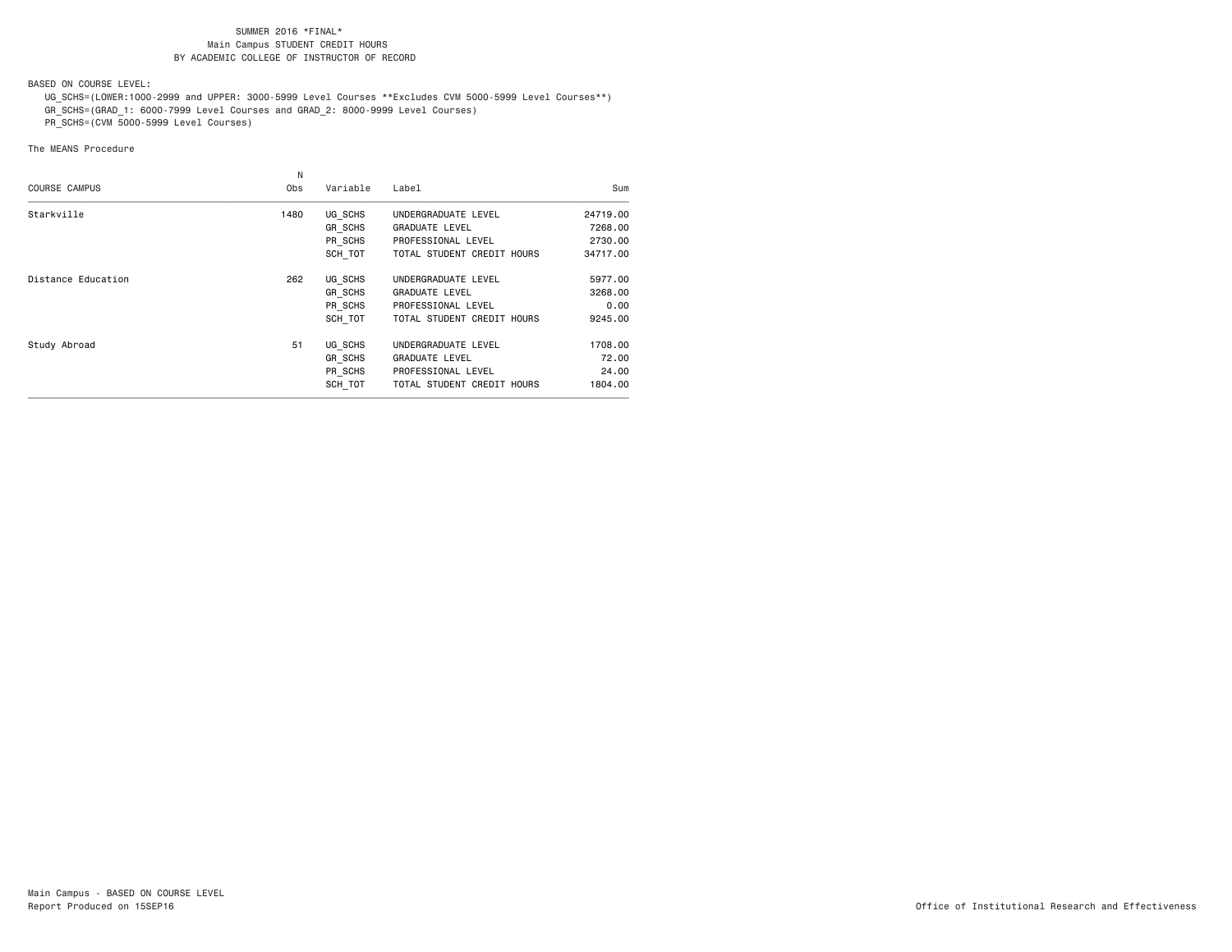SUMMER 2016 *FINAL*
Main Campus STUDENT CREDIT HOURS
BY ACADEMIC COLLEGE OF INSTRUCTOR OF RECORD

BASED ON COURSE LEVEL:

UG_SCHS=(LOWER:1000-2999 and UPPER: 3000-5999 Level Courses **Excludes CVM 5000-5999 Level Courses**)
GR_SCHS=(GRAD_1: 6000-7999 Level Courses and GRAD_2: 8000-9999 Level Courses)
PR_SCHS=(CVM 5000-5999 Level Courses)

The MEANS Procedure

| COURSE CAMPUS | N Obs | Variable | Label | Sum |
|---|---|---|---|---|
| Starkville | 1480 | UG_SCHS | UNDERGRADUATE LEVEL | 24719.00 |
| | | GR_SCHS | GRADUATE LEVEL | 7268.00 |
| | | PR_SCHS | PROFESSIONAL LEVEL | 2730.00 |
| | | SCH_TOT | TOTAL STUDENT CREDIT HOURS | 34717.00 |
| Distance Education | 262 | UG_SCHS | UNDERGRADUATE LEVEL | 5977.00 |
| | | GR_SCHS | GRADUATE LEVEL | 3268.00 |
| | | PR_SCHS | PROFESSIONAL LEVEL | 0.00 |
| | | SCH_TOT | TOTAL STUDENT CREDIT HOURS | 9245.00 |
| Study Abroad | 51 | UG_SCHS | UNDERGRADUATE LEVEL | 1708.00 |
| | | GR_SCHS | GRADUATE LEVEL | 72.00 |
| | | PR_SCHS | PROFESSIONAL LEVEL | 24.00 |
| | | SCH_TOT | TOTAL STUDENT CREDIT HOURS | 1804.00 |

Main Campus - BASED ON COURSE LEVEL
Report Produced on 15SEP16

Office of Institutional Research and Effectiveness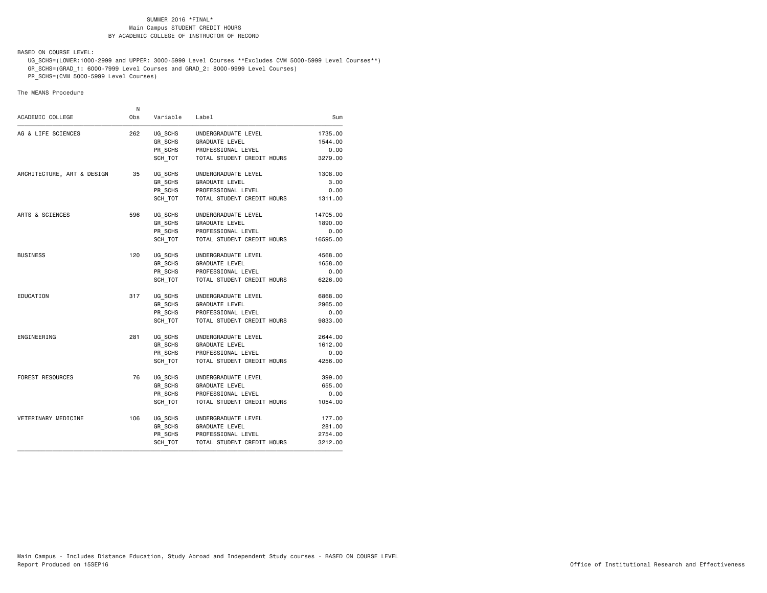SUMMER 2016 *FINAL*
Main Campus STUDENT CREDIT HOURS
BY ACADEMIC COLLEGE OF INSTRUCTOR OF RECORD

BASED ON COURSE LEVEL:

UG_SCHS=(LOWER:1000-2999 and UPPER: 3000-5999 Level Courses **Excludes CVM 5000-5999 Level Courses**)
GR_SCHS=(GRAD_1: 6000-7999 Level Courses and GRAD_2: 8000-9999 Level Courses)
PR_SCHS=(CVM 5000-5999 Level Courses)

The MEANS Procedure

| ACADEMIC COLLEGE | N Obs | Variable | Label | Sum |
|---|---|---|---|---|
| AG & LIFE SCIENCES | 262 | UG_SCHS | UNDERGRADUATE LEVEL | 1735.00 |
| | | GR_SCHS | GRADUATE LEVEL | 1544.00 |
| | | PR_SCHS | PROFESSIONAL LEVEL | 0.00 |
| | | SCH_TOT | TOTAL STUDENT CREDIT HOURS | 3279.00 |
| ARCHITECTURE, ART & DESIGN | 35 | UG_SCHS | UNDERGRADUATE LEVEL | 1308.00 |
| | | GR_SCHS | GRADUATE LEVEL | 3.00 |
| | | PR_SCHS | PROFESSIONAL LEVEL | 0.00 |
| | | SCH_TOT | TOTAL STUDENT CREDIT HOURS | 1311.00 |
| ARTS & SCIENCES | 596 | UG_SCHS | UNDERGRADUATE LEVEL | 14705.00 |
| | | GR_SCHS | GRADUATE LEVEL | 1890.00 |
| | | PR_SCHS | PROFESSIONAL LEVEL | 0.00 |
| | | SCH_TOT | TOTAL STUDENT CREDIT HOURS | 16595.00 |
| BUSINESS | 120 | UG_SCHS | UNDERGRADUATE LEVEL | 4568.00 |
| | | GR_SCHS | GRADUATE LEVEL | 1658.00 |
| | | PR_SCHS | PROFESSIONAL LEVEL | 0.00 |
| | | SCH_TOT | TOTAL STUDENT CREDIT HOURS | 6226.00 |
| EDUCATION | 317 | UG_SCHS | UNDERGRADUATE LEVEL | 6868.00 |
| | | GR_SCHS | GRADUATE LEVEL | 2965.00 |
| | | PR_SCHS | PROFESSIONAL LEVEL | 0.00 |
| | | SCH_TOT | TOTAL STUDENT CREDIT HOURS | 9833.00 |
| ENGINEERING | 281 | UG_SCHS | UNDERGRADUATE LEVEL | 2644.00 |
| | | GR_SCHS | GRADUATE LEVEL | 1612.00 |
| | | PR_SCHS | PROFESSIONAL LEVEL | 0.00 |
| | | SCH_TOT | TOTAL STUDENT CREDIT HOURS | 4256.00 |
| FOREST RESOURCES | 76 | UG_SCHS | UNDERGRADUATE LEVEL | 399.00 |
| | | GR_SCHS | GRADUATE LEVEL | 655.00 |
| | | PR_SCHS | PROFESSIONAL LEVEL | 0.00 |
| | | SCH_TOT | TOTAL STUDENT CREDIT HOURS | 1054.00 |
| VETERINARY MEDICINE | 106 | UG_SCHS | UNDERGRADUATE LEVEL | 177.00 |
| | | GR_SCHS | GRADUATE LEVEL | 281.00 |
| | | PR_SCHS | PROFESSIONAL LEVEL | 2754.00 |
| | | SCH_TOT | TOTAL STUDENT CREDIT HOURS | 3212.00 |

Main Campus - Includes Distance Education, Study Abroad and Independent Study courses - BASED ON COURSE LEVEL
Report Produced on 15SEP16

Office of Institutional Research and Effectiveness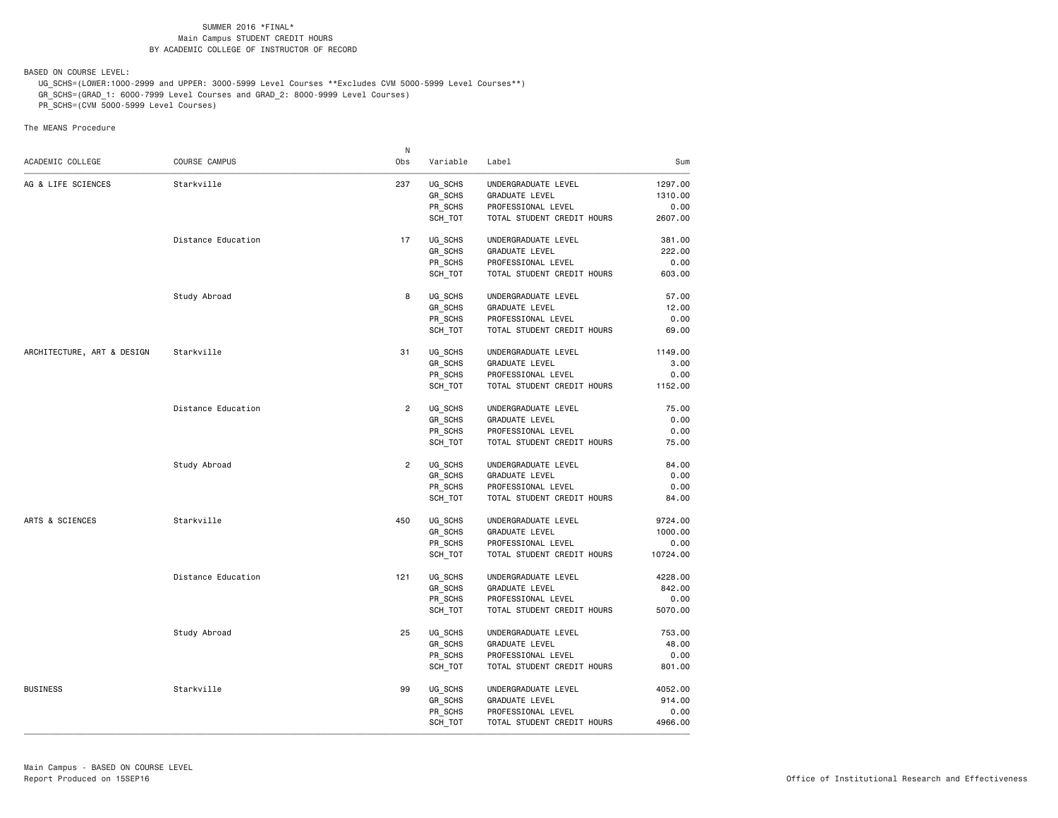SUMMER 2016 *FINAL*
Main Campus STUDENT CREDIT HOURS
BY ACADEMIC COLLEGE OF INSTRUCTOR OF RECORD

BASED ON COURSE LEVEL:
UG_SCHS=(LOWER:1000-2999 and UPPER: 3000-5999 Level Courses **Excludes CVM 5000-5999 Level Courses**)
GR_SCHS=(GRAD_1: 6000-7999 Level Courses and GRAD_2: 8000-9999 Level Courses)
PR_SCHS=(CVM 5000-5999 Level Courses)

The MEANS Procedure

| ACADEMIC COLLEGE | COURSE CAMPUS | N Obs | Variable | Label | Sum |
|---|---|---|---|---|---|
| AG & LIFE SCIENCES | Starkville | 237 | UG_SCHS | UNDERGRADUATE LEVEL | 1297.00 |
| | | | GR_SCHS | GRADUATE LEVEL | 1310.00 |
| | | | PR_SCHS | PROFESSIONAL LEVEL | 0.00 |
| | | | SCH_TOT | TOTAL STUDENT CREDIT HOURS | 2607.00 |
| | Distance Education | 17 | UG_SCHS | UNDERGRADUATE LEVEL | 381.00 |
| | | | GR_SCHS | GRADUATE LEVEL | 222.00 |
| | | | PR_SCHS | PROFESSIONAL LEVEL | 0.00 |
| | | | SCH_TOT | TOTAL STUDENT CREDIT HOURS | 603.00 |
| | Study Abroad | 8 | UG_SCHS | UNDERGRADUATE LEVEL | 57.00 |
| | | | GR_SCHS | GRADUATE LEVEL | 12.00 |
| | | | PR_SCHS | PROFESSIONAL LEVEL | 0.00 |
| | | | SCH_TOT | TOTAL STUDENT CREDIT HOURS | 69.00 |
| ARCHITECTURE, ART & DESIGN | Starkville | 31 | UG_SCHS | UNDERGRADUATE LEVEL | 1149.00 |
| | | | GR_SCHS | GRADUATE LEVEL | 3.00 |
| | | | PR_SCHS | PROFESSIONAL LEVEL | 0.00 |
| | | | SCH_TOT | TOTAL STUDENT CREDIT HOURS | 1152.00 |
| | Distance Education | 2 | UG_SCHS | UNDERGRADUATE LEVEL | 75.00 |
| | | | GR_SCHS | GRADUATE LEVEL | 0.00 |
| | | | PR_SCHS | PROFESSIONAL LEVEL | 0.00 |
| | | | SCH_TOT | TOTAL STUDENT CREDIT HOURS | 75.00 |
| | Study Abroad | 2 | UG_SCHS | UNDERGRADUATE LEVEL | 84.00 |
| | | | GR_SCHS | GRADUATE LEVEL | 0.00 |
| | | | PR_SCHS | PROFESSIONAL LEVEL | 0.00 |
| | | | SCH_TOT | TOTAL STUDENT CREDIT HOURS | 84.00 |
| ARTS & SCIENCES | Starkville | 450 | UG_SCHS | UNDERGRADUATE LEVEL | 9724.00 |
| | | | GR_SCHS | GRADUATE LEVEL | 1000.00 |
| | | | PR_SCHS | PROFESSIONAL LEVEL | 0.00 |
| | | | SCH_TOT | TOTAL STUDENT CREDIT HOURS | 10724.00 |
| | Distance Education | 121 | UG_SCHS | UNDERGRADUATE LEVEL | 4228.00 |
| | | | GR_SCHS | GRADUATE LEVEL | 842.00 |
| | | | PR_SCHS | PROFESSIONAL LEVEL | 0.00 |
| | | | SCH_TOT | TOTAL STUDENT CREDIT HOURS | 5070.00 |
| | Study Abroad | 25 | UG_SCHS | UNDERGRADUATE LEVEL | 753.00 |
| | | | GR_SCHS | GRADUATE LEVEL | 48.00 |
| | | | PR_SCHS | PROFESSIONAL LEVEL | 0.00 |
| | | | SCH_TOT | TOTAL STUDENT CREDIT HOURS | 801.00 |
| BUSINESS | Starkville | 99 | UG_SCHS | UNDERGRADUATE LEVEL | 4052.00 |
| | | | GR_SCHS | GRADUATE LEVEL | 914.00 |
| | | | PR_SCHS | PROFESSIONAL LEVEL | 0.00 |
| | | | SCH_TOT | TOTAL STUDENT CREDIT HOURS | 4966.00 |

Main Campus - BASED ON COURSE LEVEL
Report Produced on 15SEP16
Office of Institutional Research and Effectiveness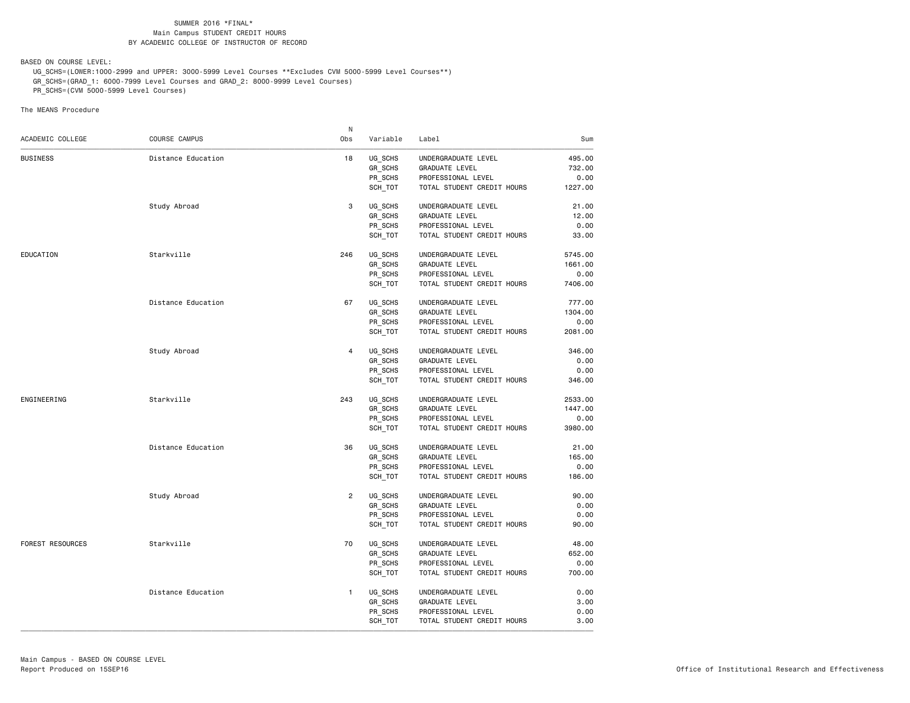SUMMER 2016 *FINAL*
Main Campus STUDENT CREDIT HOURS
BY ACADEMIC COLLEGE OF INSTRUCTOR OF RECORD

BASED ON COURSE LEVEL:
UG_SCHS=(LOWER:1000-2999 and UPPER: 3000-5999 Level Courses **Excludes CVM 5000-5999 Level Courses**)
GR_SCHS=(GRAD_1: 6000-7999 Level Courses and GRAD_2: 8000-9999 Level Courses)
PR_SCHS=(CVM 5000-5999 Level Courses)

The MEANS Procedure

| ACADEMIC COLLEGE | COURSE CAMPUS | N Obs | Variable | Label | Sum |
|---|---|---|---|---|---|
| BUSINESS | Distance Education | 18 | UG_SCHS | UNDERGRADUATE LEVEL | 495.00 |
| | | | GR_SCHS | GRADUATE LEVEL | 732.00 |
| | | | PR_SCHS | PROFESSIONAL LEVEL | 0.00 |
| | | | SCH_TOT | TOTAL STUDENT CREDIT HOURS | 1227.00 |
| | Study Abroad | 3 | UG_SCHS | UNDERGRADUATE LEVEL | 21.00 |
| | | | GR_SCHS | GRADUATE LEVEL | 12.00 |
| | | | PR_SCHS | PROFESSIONAL LEVEL | 0.00 |
| | | | SCH_TOT | TOTAL STUDENT CREDIT HOURS | 33.00 |
| EDUCATION | Starkville | 246 | UG_SCHS | UNDERGRADUATE LEVEL | 5745.00 |
| | | | GR_SCHS | GRADUATE LEVEL | 1661.00 |
| | | | PR_SCHS | PROFESSIONAL LEVEL | 0.00 |
| | | | SCH_TOT | TOTAL STUDENT CREDIT HOURS | 7406.00 |
| | Distance Education | 67 | UG_SCHS | UNDERGRADUATE LEVEL | 777.00 |
| | | | GR_SCHS | GRADUATE LEVEL | 1304.00 |
| | | | PR_SCHS | PROFESSIONAL LEVEL | 0.00 |
| | | | SCH_TOT | TOTAL STUDENT CREDIT HOURS | 2081.00 |
| | Study Abroad | 4 | UG_SCHS | UNDERGRADUATE LEVEL | 346.00 |
| | | | GR_SCHS | GRADUATE LEVEL | 0.00 |
| | | | PR_SCHS | PROFESSIONAL LEVEL | 0.00 |
| | | | SCH_TOT | TOTAL STUDENT CREDIT HOURS | 346.00 |
| ENGINEERING | Starkville | 243 | UG_SCHS | UNDERGRADUATE LEVEL | 2533.00 |
| | | | GR_SCHS | GRADUATE LEVEL | 1447.00 |
| | | | PR_SCHS | PROFESSIONAL LEVEL | 0.00 |
| | | | SCH_TOT | TOTAL STUDENT CREDIT HOURS | 3980.00 |
| | Distance Education | 36 | UG_SCHS | UNDERGRADUATE LEVEL | 21.00 |
| | | | GR_SCHS | GRADUATE LEVEL | 165.00 |
| | | | PR_SCHS | PROFESSIONAL LEVEL | 0.00 |
| | | | SCH_TOT | TOTAL STUDENT CREDIT HOURS | 186.00 |
| | Study Abroad | 2 | UG_SCHS | UNDERGRADUATE LEVEL | 90.00 |
| | | | GR_SCHS | GRADUATE LEVEL | 0.00 |
| | | | PR_SCHS | PROFESSIONAL LEVEL | 0.00 |
| | | | SCH_TOT | TOTAL STUDENT CREDIT HOURS | 90.00 |
| FOREST RESOURCES | Starkville | 70 | UG_SCHS | UNDERGRADUATE LEVEL | 48.00 |
| | | | GR_SCHS | GRADUATE LEVEL | 652.00 |
| | | | PR_SCHS | PROFESSIONAL LEVEL | 0.00 |
| | | | SCH_TOT | TOTAL STUDENT CREDIT HOURS | 700.00 |
| | Distance Education | 1 | UG_SCHS | UNDERGRADUATE LEVEL | 0.00 |
| | | | GR_SCHS | GRADUATE LEVEL | 3.00 |
| | | | PR_SCHS | PROFESSIONAL LEVEL | 0.00 |
| | | | SCH_TOT | TOTAL STUDENT CREDIT HOURS | 3.00 |

Main Campus - BASED ON COURSE LEVEL
Report Produced on 15SEP16
Office of Institutional Research and Effectiveness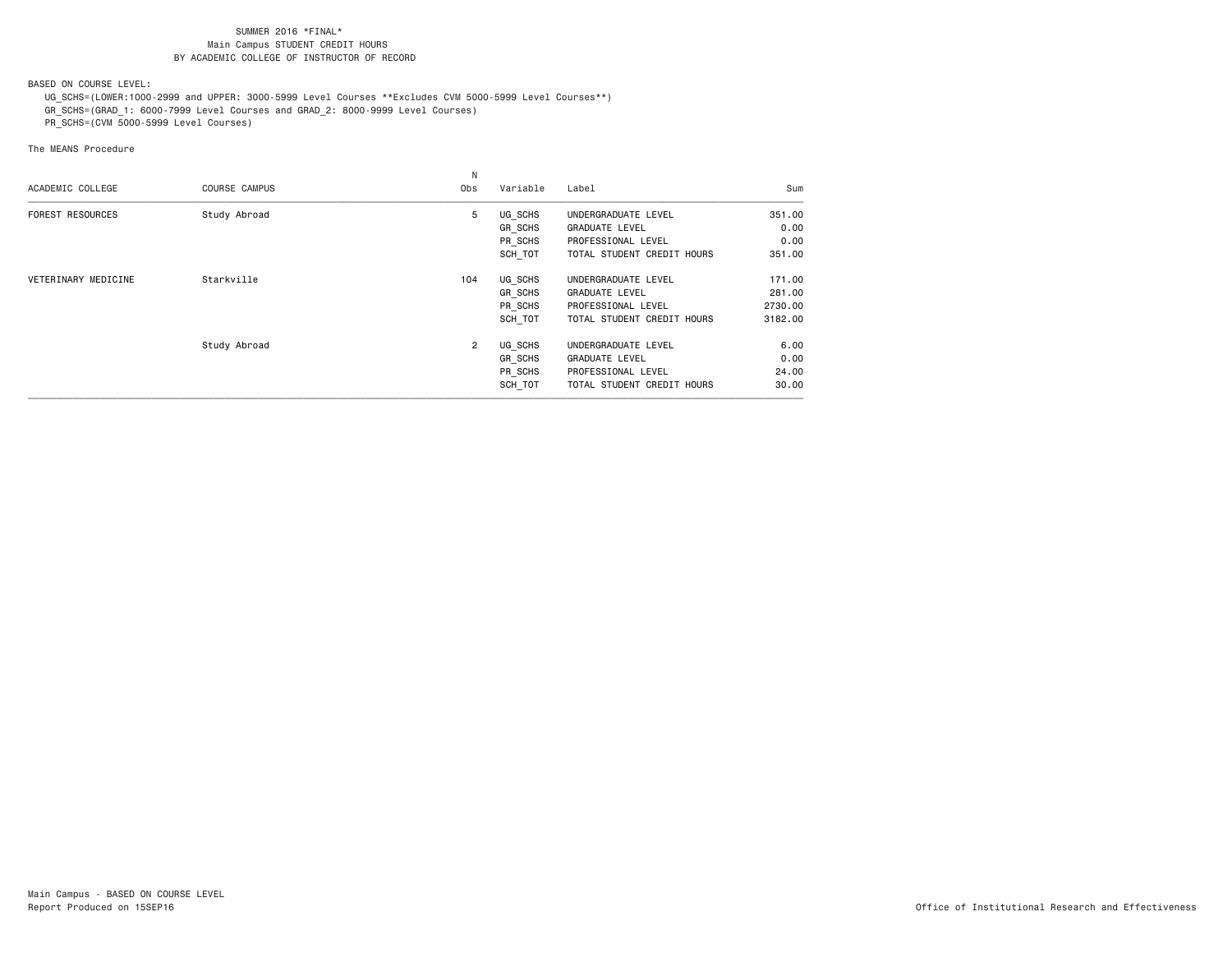SUMMER 2016 *FINAL*
Main Campus STUDENT CREDIT HOURS
BY ACADEMIC COLLEGE OF INSTRUCTOR OF RECORD

BASED ON COURSE LEVEL:
UG_SCHS=(LOWER:1000-2999 and UPPER: 3000-5999 Level Courses **Excludes CVM 5000-5999 Level Courses**)
GR_SCHS=(GRAD_1: 6000-7999 Level Courses and GRAD_2: 8000-9999 Level Courses)
PR_SCHS=(CVM 5000-5999 Level Courses)

The MEANS Procedure

| ACADEMIC COLLEGE | COURSE CAMPUS | N Obs | Variable | Label | Sum |
|---|---|---|---|---|---|
| FOREST RESOURCES | Study Abroad | 5 | UG_SCHS | UNDERGRADUATE LEVEL | 351.00 |
| | | | GR_SCHS | GRADUATE LEVEL | 0.00 |
| | | | PR_SCHS | PROFESSIONAL LEVEL | 0.00 |
| | | | SCH_TOT | TOTAL STUDENT CREDIT HOURS | 351.00 |
| VETERINARY MEDICINE | Starkville | 104 | UG_SCHS | UNDERGRADUATE LEVEL | 171.00 |
| | | | GR_SCHS | GRADUATE LEVEL | 281.00 |
| | | | PR_SCHS | PROFESSIONAL LEVEL | 2730.00 |
| | | | SCH_TOT | TOTAL STUDENT CREDIT HOURS | 3182.00 |
| | Study Abroad | 2 | UG_SCHS | UNDERGRADUATE LEVEL | 6.00 |
| | | | GR_SCHS | GRADUATE LEVEL | 0.00 |
| | | | PR_SCHS | PROFESSIONAL LEVEL | 24.00 |
| | | | SCH_TOT | TOTAL STUDENT CREDIT HOURS | 30.00 |

Main Campus - BASED ON COURSE LEVEL
Report Produced on 15SEP16

Office of Institutional Research and Effectiveness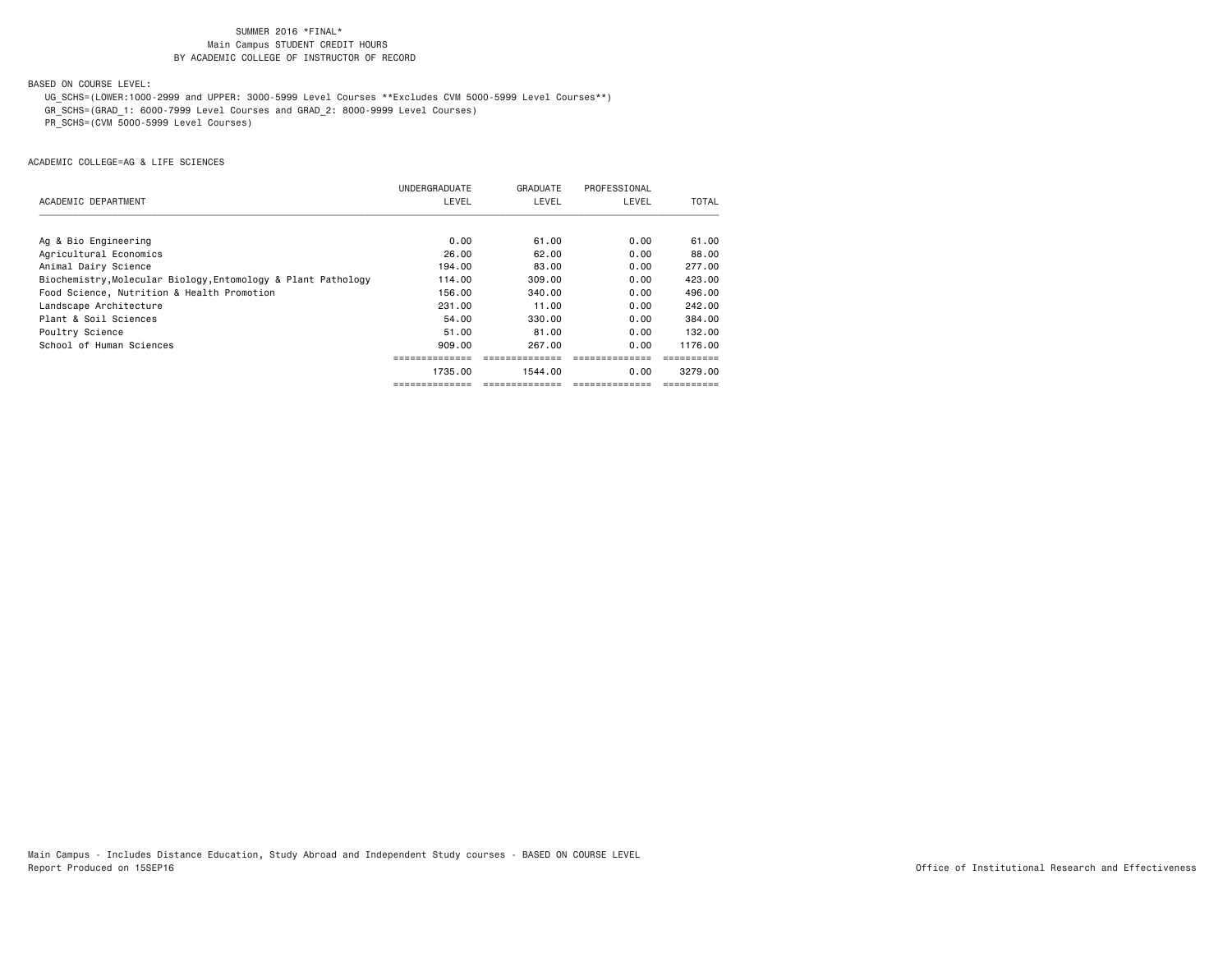SUMMER 2016 *FINAL*
Main Campus STUDENT CREDIT HOURS
BY ACADEMIC COLLEGE OF INSTRUCTOR OF RECORD

BASED ON COURSE LEVEL:

UG_SCHS=(LOWER:1000-2999 and UPPER: 3000-5999 Level Courses **Excludes CVM 5000-5999 Level Courses**)
GR_SCHS=(GRAD_1: 6000-7999 Level Courses and GRAD_2: 8000-9999 Level Courses)
PR_SCHS=(CVM 5000-5999 Level Courses)

ACADEMIC COLLEGE=AG & LIFE SCIENCES

| ACADEMIC DEPARTMENT | UNDERGRADUATE LEVEL | GRADUATE LEVEL | PROFESSIONAL LEVEL | TOTAL |
|---|---|---|---|---|
| Ag & Bio Engineering | 0.00 | 61.00 | 0.00 | 61.00 |
| Agricultural Economics | 26.00 | 62.00 | 0.00 | 88.00 |
| Animal Dairy Science | 194.00 | 83.00 | 0.00 | 277.00 |
| Biochemistry,Molecular Biology,Entomology & Plant Pathology | 114.00 | 309.00 | 0.00 | 423.00 |
| Food Science, Nutrition & Health Promotion | 156.00 | 340.00 | 0.00 | 496.00 |
| Landscape Architecture | 231.00 | 11.00 | 0.00 | 242.00 |
| Plant & Soil Sciences | 54.00 | 330.00 | 0.00 | 384.00 |
| Poultry Science | 51.00 | 81.00 | 0.00 | 132.00 |
| School of Human Sciences | 909.00 | 267.00 | 0.00 | 1176.00 |
| | 1735.00 | 1544.00 | 0.00 | 3279.00 |

Main Campus - Includes Distance Education, Study Abroad and Independent Study courses - BASED ON COURSE LEVEL
Report Produced on 15SEP16

Office of Institutional Research and Effectiveness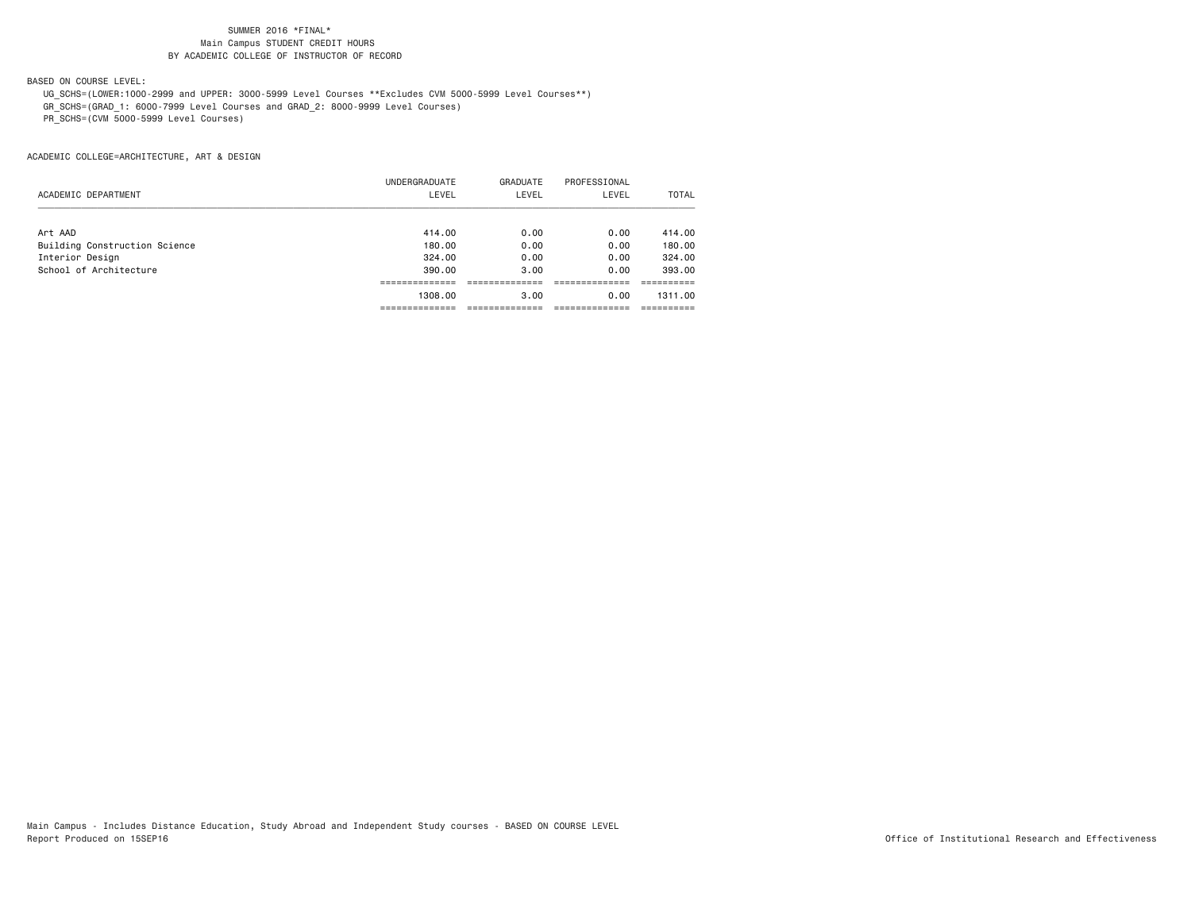SUMMER 2016 *FINAL*
Main Campus STUDENT CREDIT HOURS
BY ACADEMIC COLLEGE OF INSTRUCTOR OF RECORD

BASED ON COURSE LEVEL:
UG_SCHS=(LOWER:1000-2999 and UPPER: 3000-5999 Level Courses **Excludes CVM 5000-5999 Level Courses**)
GR_SCHS=(GRAD_1: 6000-7999 Level Courses and GRAD_2: 8000-9999 Level Courses)
PR_SCHS=(CVM 5000-5999 Level Courses)

ACADEMIC COLLEGE=ARCHITECTURE, ART & DESIGN

| ACADEMIC DEPARTMENT | UNDERGRADUATE LEVEL | GRADUATE LEVEL | PROFESSIONAL LEVEL | TOTAL |
|---|---|---|---|---|
| Art AAD | 414.00 | 0.00 | 0.00 | 414.00 |
| Building Construction Science | 180.00 | 0.00 | 0.00 | 180.00 |
| Interior Design | 324.00 | 0.00 | 0.00 | 324.00 |
| School of Architecture | 390.00 | 3.00 | 0.00 | 393.00 |
| | 1308.00 | 3.00 | 0.00 | 1311.00 |

Main Campus - Includes Distance Education, Study Abroad and Independent Study courses - BASED ON COURSE LEVEL
Report Produced on 15SEP16

Office of Institutional Research and Effectiveness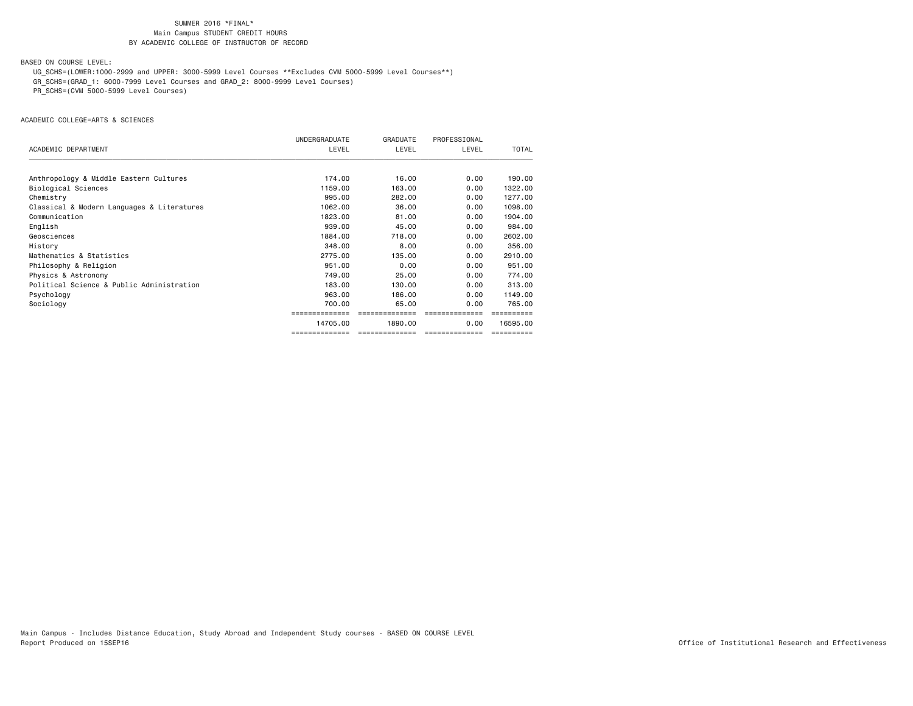SUMMER 2016 *FINAL*
Main Campus STUDENT CREDIT HOURS
BY ACADEMIC COLLEGE OF INSTRUCTOR OF RECORD

BASED ON COURSE LEVEL:

UG_SCHS=(LOWER:1000-2999 and UPPER: 3000-5999 Level Courses **Excludes CVM 5000-5999 Level Courses**)
GR_SCHS=(GRAD_1: 6000-7999 Level Courses and GRAD_2: 8000-9999 Level Courses)
PR_SCHS=(CVM 5000-5999 Level Courses)

ACADEMIC COLLEGE=ARTS & SCIENCES

| ACADEMIC DEPARTMENT | UNDERGRADUATE LEVEL | GRADUATE LEVEL | PROFESSIONAL LEVEL | TOTAL |
|---|---|---|---|---|
| Anthropology & Middle Eastern Cultures | 174.00 | 16.00 | 0.00 | 190.00 |
| Biological Sciences | 1159.00 | 163.00 | 0.00 | 1322.00 |
| Chemistry | 995.00 | 282.00 | 0.00 | 1277.00 |
| Classical & Modern Languages & Literatures | 1062.00 | 36.00 | 0.00 | 1098.00 |
| Communication | 1823.00 | 81.00 | 0.00 | 1904.00 |
| English | 939.00 | 45.00 | 0.00 | 984.00 |
| Geosciences | 1884.00 | 718.00 | 0.00 | 2602.00 |
| History | 348.00 | 8.00 | 0.00 | 356.00 |
| Mathematics & Statistics | 2775.00 | 135.00 | 0.00 | 2910.00 |
| Philosophy & Religion | 951.00 | 0.00 | 0.00 | 951.00 |
| Physics & Astronomy | 749.00 | 25.00 | 0.00 | 774.00 |
| Political Science & Public Administration | 183.00 | 130.00 | 0.00 | 313.00 |
| Psychology | 963.00 | 186.00 | 0.00 | 1149.00 |
| Sociology | 700.00 | 65.00 | 0.00 | 765.00 |
| | 14705.00 | 1890.00 | 0.00 | 16595.00 |

Main Campus - Includes Distance Education, Study Abroad and Independent Study courses - BASED ON COURSE LEVEL
Report Produced on 15SEP16

Office of Institutional Research and Effectiveness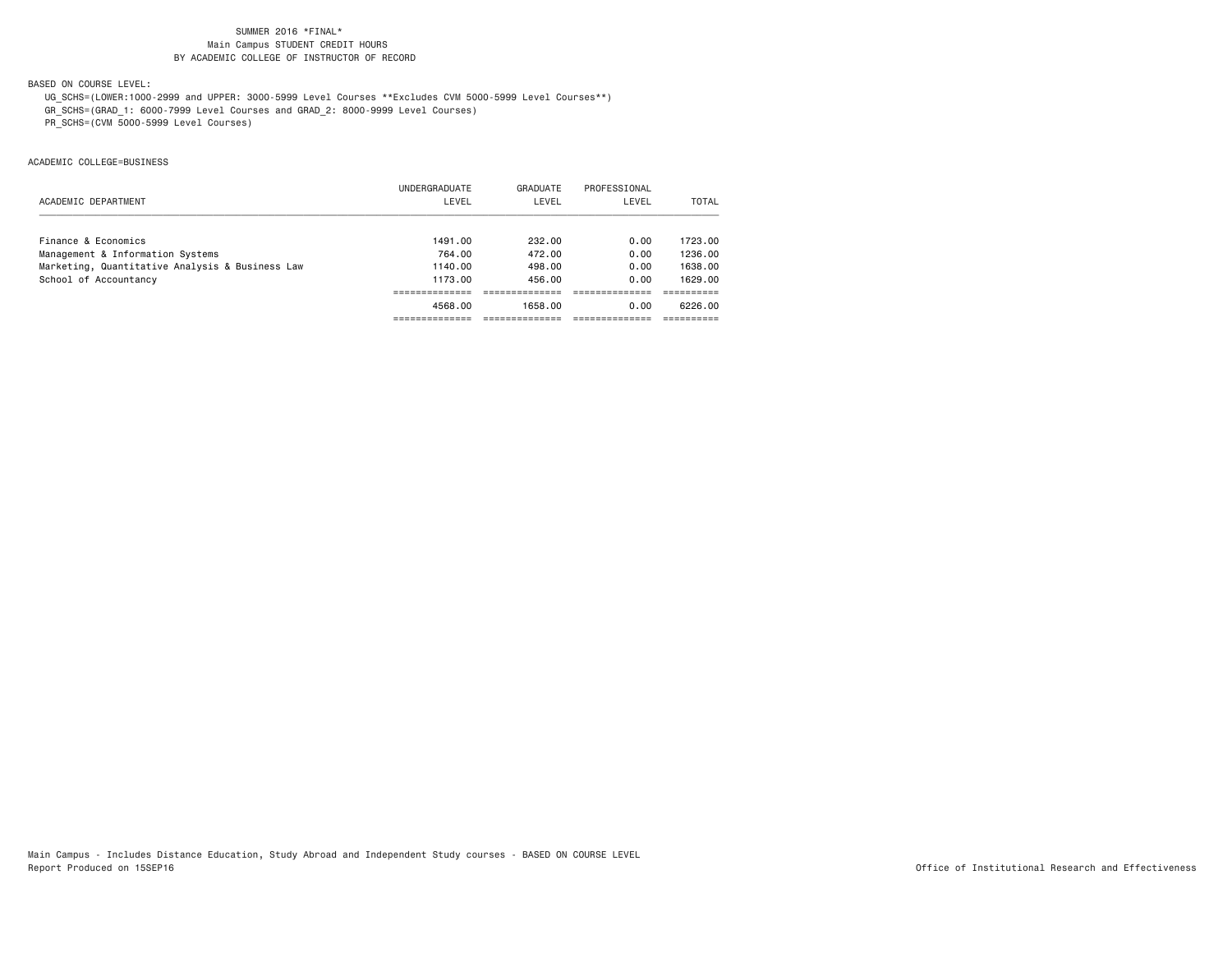SUMMER 2016 *FINAL*
Main Campus STUDENT CREDIT HOURS
BY ACADEMIC COLLEGE OF INSTRUCTOR OF RECORD

BASED ON COURSE LEVEL:
UG_SCHS=(LOWER:1000-2999 and UPPER: 3000-5999 Level Courses **Excludes CVM 5000-5999 Level Courses**)
GR_SCHS=(GRAD_1: 6000-7999 Level Courses and GRAD_2: 8000-9999 Level Courses)
PR_SCHS=(CVM 5000-5999 Level Courses)

ACADEMIC COLLEGE=BUSINESS

| ACADEMIC DEPARTMENT | UNDERGRADUATE LEVEL | GRADUATE LEVEL | PROFESSIONAL LEVEL | TOTAL |
|---|---|---|---|---|
| Finance & Economics | 1491.00 | 232.00 | 0.00 | 1723.00 |
| Management & Information Systems | 764.00 | 472.00 | 0.00 | 1236.00 |
| Marketing, Quantitative Analysis & Business Law | 1140.00 | 498.00 | 0.00 | 1638.00 |
| School of Accountancy | 1173.00 | 456.00 | 0.00 | 1629.00 |
| | 4568.00 | 1658.00 | 0.00 | 6226.00 |

Main Campus - Includes Distance Education, Study Abroad and Independent Study courses - BASED ON COURSE LEVEL
Report Produced on 15SEP16

Office of Institutional Research and Effectiveness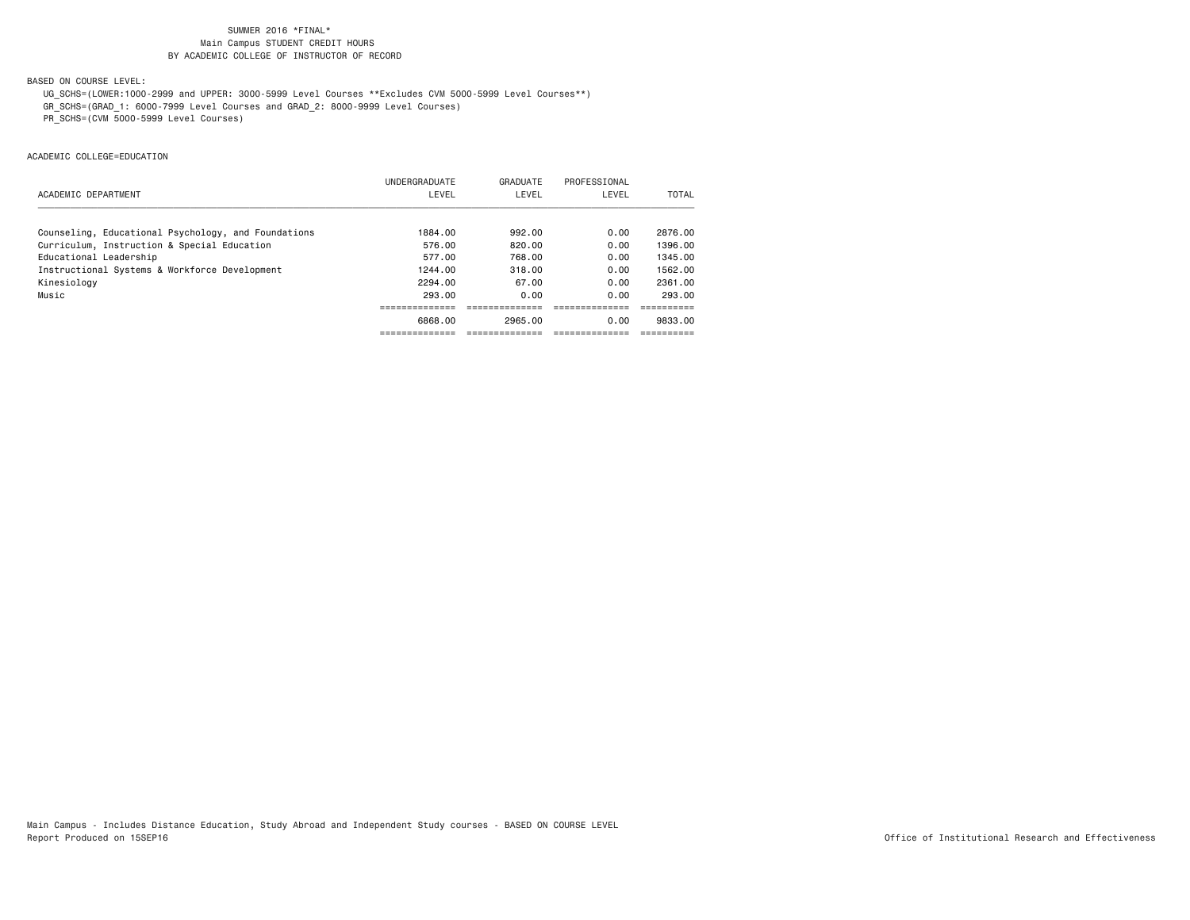SUMMER 2016 *FINAL*
Main Campus STUDENT CREDIT HOURS
BY ACADEMIC COLLEGE OF INSTRUCTOR OF RECORD

BASED ON COURSE LEVEL:

UG_SCHS=(LOWER:1000-2999 and UPPER: 3000-5999 Level Courses **Excludes CVM 5000-5999 Level Courses**)
GR_SCHS=(GRAD_1: 6000-7999 Level Courses and GRAD_2: 8000-9999 Level Courses)
PR_SCHS=(CVM 5000-5999 Level Courses)

ACADEMIC COLLEGE=EDUCATION

| ACADEMIC DEPARTMENT | UNDERGRADUATE LEVEL | GRADUATE LEVEL | PROFESSIONAL LEVEL | TOTAL |
|---|---|---|---|---|
| Counseling, Educational Psychology, and Foundations | 1884.00 | 992.00 | 0.00 | 2876.00 |
| Curriculum, Instruction & Special Education | 576.00 | 820.00 | 0.00 | 1396.00 |
| Educational Leadership | 577.00 | 768.00 | 0.00 | 1345.00 |
| Instructional Systems & Workforce Development | 1244.00 | 318.00 | 0.00 | 1562.00 |
| Kinesiology | 2294.00 | 67.00 | 0.00 | 2361.00 |
| Music | 293.00 | 0.00 | 0.00 | 293.00 |
| | 6868.00 | 2965.00 | 0.00 | 9833.00 |

Main Campus - Includes Distance Education, Study Abroad and Independent Study courses - BASED ON COURSE LEVEL
Report Produced on 15SEP16

Office of Institutional Research and Effectiveness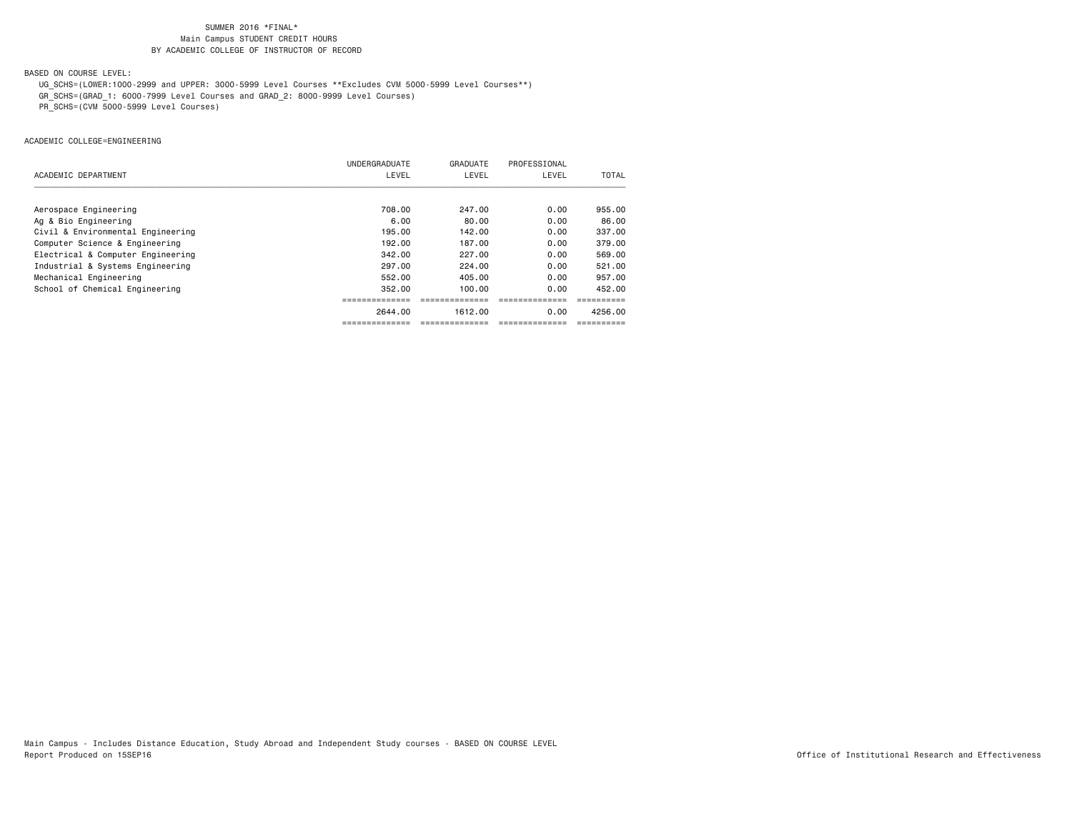SUMMER 2016 *FINAL*
Main Campus STUDENT CREDIT HOURS
BY ACADEMIC COLLEGE OF INSTRUCTOR OF RECORD

BASED ON COURSE LEVEL:

UG_SCHS=(LOWER:1000-2999 and UPPER: 3000-5999 Level Courses **Excludes CVM 5000-5999 Level Courses**)
GR_SCHS=(GRAD_1: 6000-7999 Level Courses and GRAD_2: 8000-9999 Level Courses)
PR_SCHS=(CVM 5000-5999 Level Courses)

ACADEMIC COLLEGE=ENGINEERING

| ACADEMIC DEPARTMENT | UNDERGRADUATE LEVEL | GRADUATE LEVEL | PROFESSIONAL LEVEL | TOTAL |
|---|---|---|---|---|
| Aerospace Engineering | 708.00 | 247.00 | 0.00 | 955.00 |
| Ag & Bio Engineering | 6.00 | 80.00 | 0.00 | 86.00 |
| Civil & Environmental Engineering | 195.00 | 142.00 | 0.00 | 337.00 |
| Computer Science & Engineering | 192.00 | 187.00 | 0.00 | 379.00 |
| Electrical & Computer Engineering | 342.00 | 227.00 | 0.00 | 569.00 |
| Industrial & Systems Engineering | 297.00 | 224.00 | 0.00 | 521.00 |
| Mechanical Engineering | 552.00 | 405.00 | 0.00 | 957.00 |
| School of Chemical Engineering | 352.00 | 100.00 | 0.00 | 452.00 |
| | 2644.00 | 1612.00 | 0.00 | 4256.00 |

Main Campus - Includes Distance Education, Study Abroad and Independent Study courses - BASED ON COURSE LEVEL
Report Produced on 15SEP16

Office of Institutional Research and Effectiveness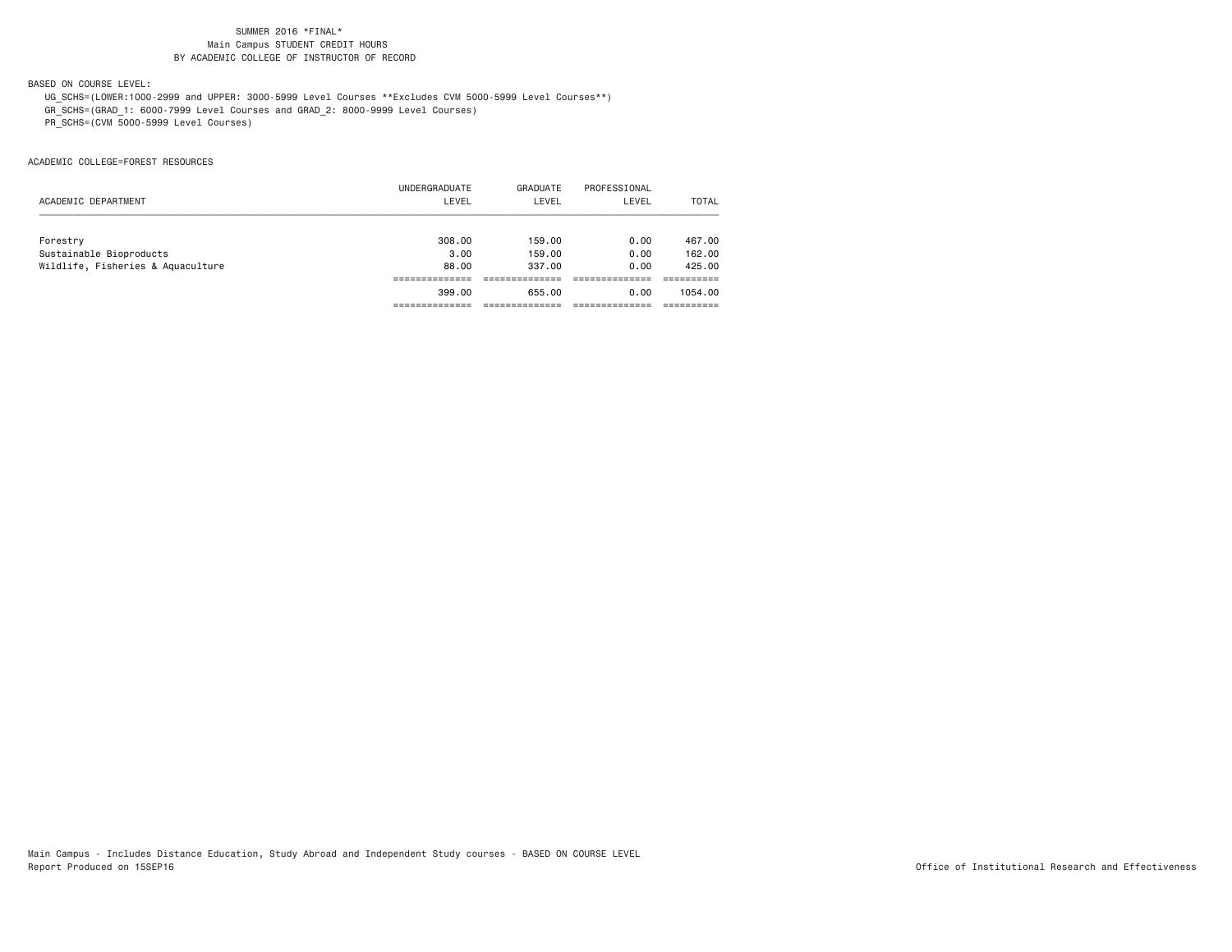SUMMER 2016 *FINAL*
Main Campus STUDENT CREDIT HOURS
BY ACADEMIC COLLEGE OF INSTRUCTOR OF RECORD

BASED ON COURSE LEVEL:
UG_SCHS=(LOWER:1000-2999 and UPPER: 3000-5999 Level Courses **Excludes CVM 5000-5999 Level Courses**)
GR_SCHS=(GRAD_1: 6000-7999 Level Courses and GRAD_2: 8000-9999 Level Courses)
PR_SCHS=(CVM 5000-5999 Level Courses)

ACADEMIC COLLEGE=FOREST RESOURCES

| ACADEMIC DEPARTMENT | UNDERGRADUATE LEVEL | GRADUATE LEVEL | PROFESSIONAL LEVEL | TOTAL |
|---|---|---|---|---|
| Forestry | 308.00 | 159.00 | 0.00 | 467.00 |
| Sustainable Bioproducts | 3.00 | 159.00 | 0.00 | 162.00 |
| Wildlife, Fisheries & Aquaculture | 88.00 | 337.00 | 0.00 | 425.00 |
| | 399.00 | 655.00 | 0.00 | 1054.00 |

Main Campus - Includes Distance Education, Study Abroad and Independent Study courses - BASED ON COURSE LEVEL
Report Produced on 15SEP16

Office of Institutional Research and Effectiveness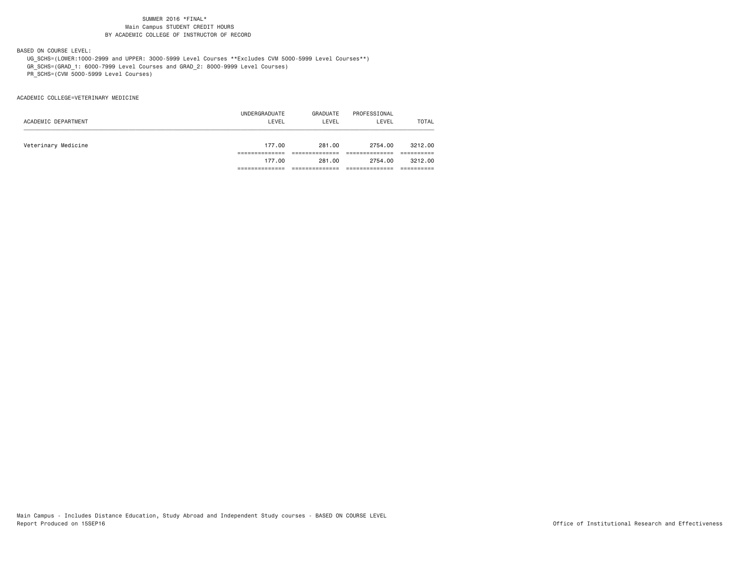SUMMER 2016 *FINAL*
Main Campus STUDENT CREDIT HOURS
BY ACADEMIC COLLEGE OF INSTRUCTOR OF RECORD

BASED ON COURSE LEVEL:

UG_SCHS=(LOWER:1000-2999 and UPPER: 3000-5999 Level Courses **Excludes CVM 5000-5999 Level Courses**)
GR_SCHS=(GRAD_1: 6000-7999 Level Courses and GRAD_2: 8000-9999 Level Courses)
PR_SCHS=(CVM 5000-5999 Level Courses)

ACADEMIC COLLEGE=VETERINARY MEDICINE

| ACADEMIC DEPARTMENT | UNDERGRADUATE LEVEL | GRADUATE LEVEL | PROFESSIONAL LEVEL | TOTAL |
|---|---|---|---|---|
| Veterinary Medicine | 177.00 | 281.00 | 2754.00 | 3212.00 |
| | 177.00 | 281.00 | 2754.00 | 3212.00 |

Main Campus - Includes Distance Education, Study Abroad and Independent Study courses - BASED ON COURSE LEVEL
Report Produced on 15SEP16
Office of Institutional Research and Effectiveness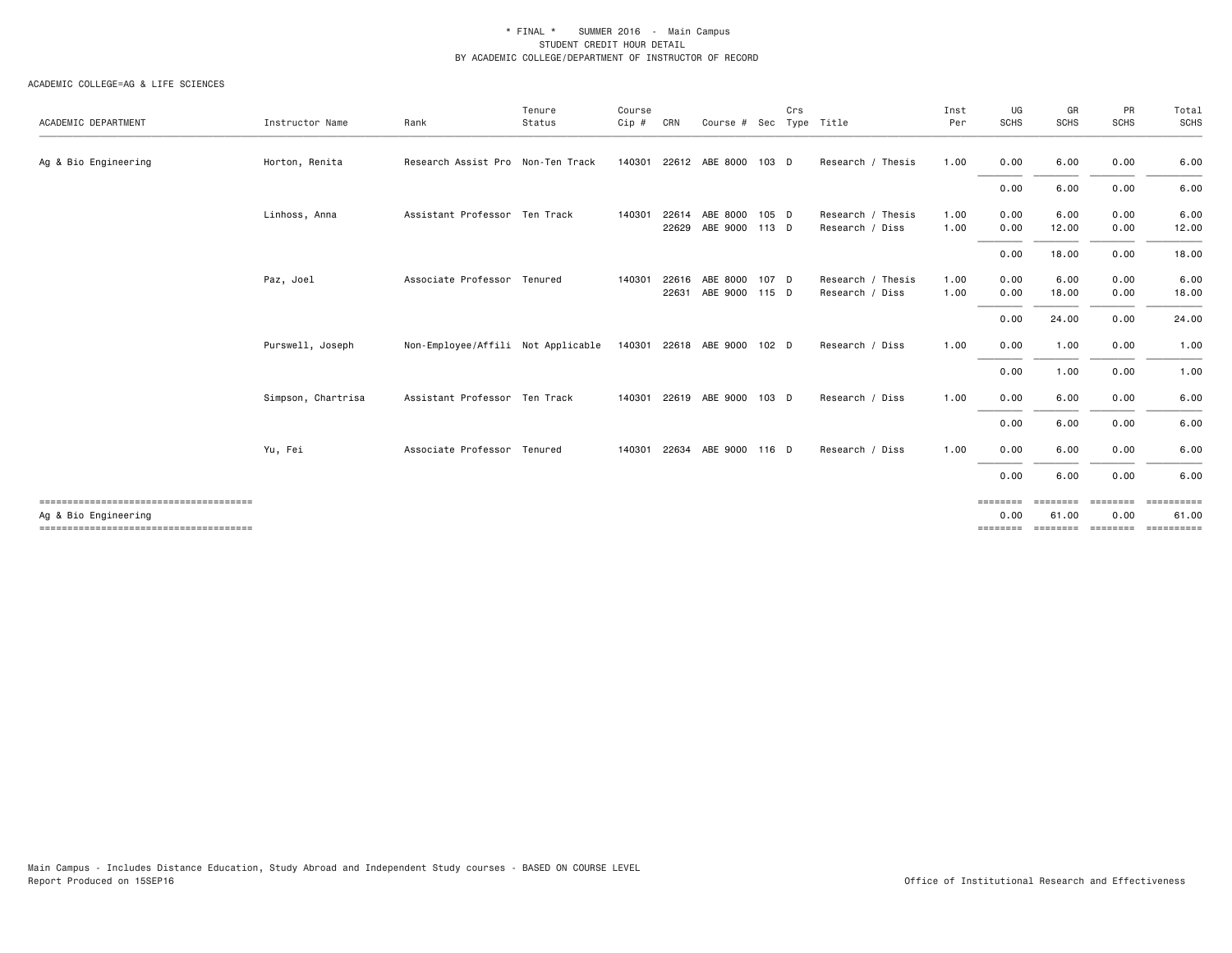\* FINAL \*    SUMMER 2016  -  Main Campus
STUDENT CREDIT HOUR DETAIL
BY ACADEMIC COLLEGE/DEPARTMENT OF INSTRUCTOR OF RECORD

ACADEMIC COLLEGE=AG & LIFE SCIENCES

| ACADEMIC DEPARTMENT | Instructor Name | Rank | Tenure Status | Course Cip # | CRN | Course # | Sec | Crs Type | Title | Inst Per | UG SCHS | GR SCHS | PR SCHS | Total SCHS |
|---|---|---|---|---|---|---|---|---|---|---|---|---|---|---|
| Ag & Bio Engineering | Horton, Renita | Research Assist Pro | Non-Ten Track | 140301 | 22612 | ABE 8000 | 103 | D | Research / Thesis | 1.00 | 0.00 | 6.00 | 0.00 | 6.00 |
| | | | | | | | | | | | 0.00 | 6.00 | 0.00 | 6.00 |
| | Linhoss, Anna | Assistant Professor | Ten Track | 140301 | 22614 | ABE 8000 | 105 | D | Research / Thesis | 1.00 | 0.00 | 6.00 | 0.00 | 6.00 |
| | | | | | 22629 | ABE 9000 | 113 | D | Research / Diss | 1.00 | 0.00 | 12.00 | 0.00 | 12.00 |
| | | | | | | | | | | | 0.00 | 18.00 | 0.00 | 18.00 |
| | Paz, Joel | Associate Professor | Tenured | 140301 | 22616 | ABE 8000 | 107 | D | Research / Thesis | 1.00 | 0.00 | 6.00 | 0.00 | 6.00 |
| | | | | | 22631 | ABE 9000 | 115 | D | Research / Diss | 1.00 | 0.00 | 18.00 | 0.00 | 18.00 |
| | | | | | | | | | | | 0.00 | 24.00 | 0.00 | 24.00 |
| | Purswell, Joseph | Non-Employee/Affili | Not Applicable | 140301 | 22618 | ABE 9000 | 102 | D | Research / Diss | 1.00 | 0.00 | 1.00 | 0.00 | 1.00 |
| | | | | | | | | | | | 0.00 | 1.00 | 0.00 | 1.00 |
| | Simpson, Chartrisa | Assistant Professor | Ten Track | 140301 | 22619 | ABE 9000 | 103 | D | Research / Diss | 1.00 | 0.00 | 6.00 | 0.00 | 6.00 |
| | | | | | | | | | | | 0.00 | 6.00 | 0.00 | 6.00 |
| | Yu, Fei | Associate Professor | Tenured | 140301 | 22634 | ABE 9000 | 116 | D | Research / Diss | 1.00 | 0.00 | 6.00 | 0.00 | 6.00 |
| | | | | | | | | | | | 0.00 | 6.00 | 0.00 | 6.00 |
| Ag & Bio Engineering | | | | | | | | | | | 0.00 | 61.00 | 0.00 | 61.00 |

Main Campus - Includes Distance Education, Study Abroad and Independent Study courses - BASED ON COURSE LEVEL
Report Produced on 15SEP16

Office of Institutional Research and Effectiveness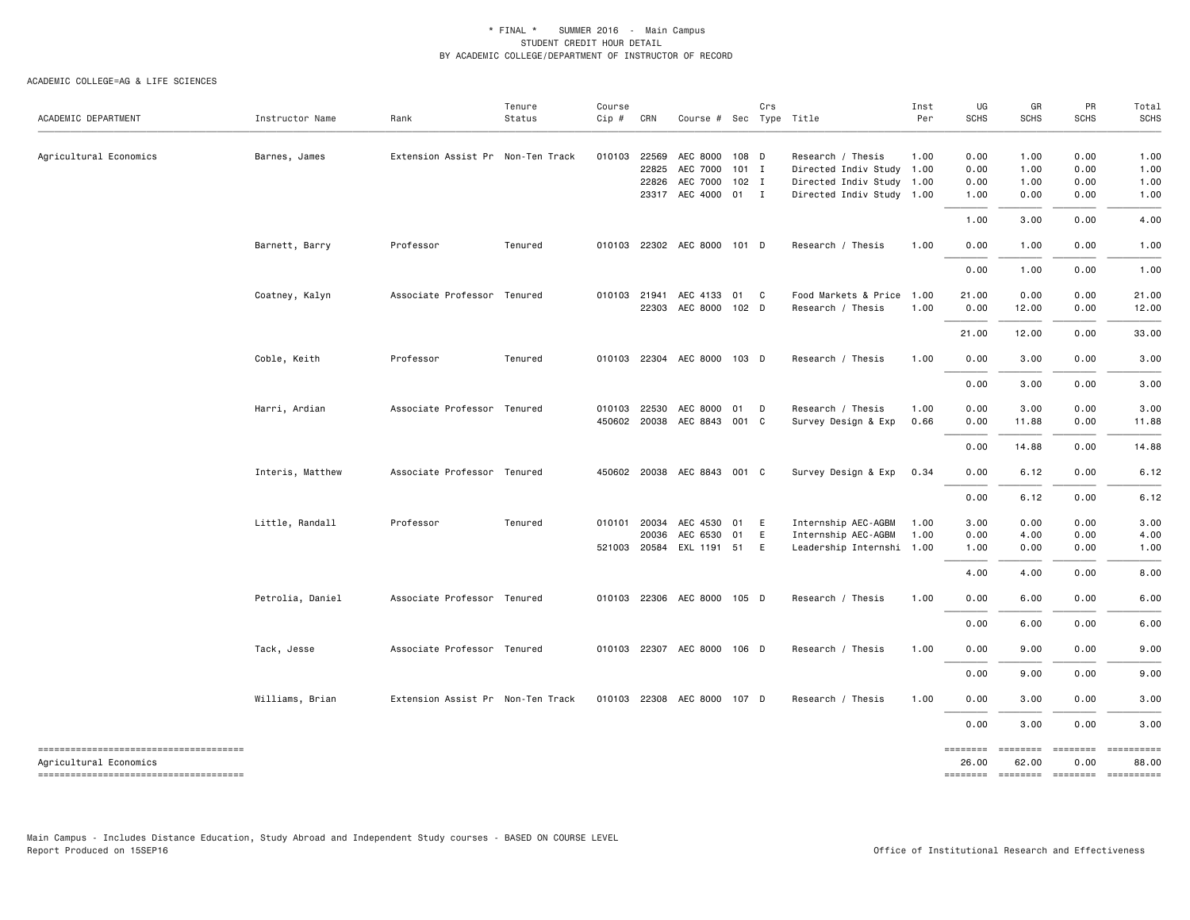\* FINAL \* SUMMER 2016 - Main Campus
STUDENT CREDIT HOUR DETAIL
BY ACADEMIC COLLEGE/DEPARTMENT OF INSTRUCTOR OF RECORD

ACADEMIC COLLEGE=AG & LIFE SCIENCES

| ACADEMIC DEPARTMENT | Instructor Name | Rank | Tenure Status | Course Cip # | CRN | Course # | Sec | Crs Type | Title | Inst Per | UG SCHS | GR SCHS | PR SCHS | Total SCHS |
|---|---|---|---|---|---|---|---|---|---|---|---|---|---|---|
| Agricultural Economics | Barnes, James | Extension Assist Pr | Non-Ten Track | 010103 | 22569 | AEC 8000 | 108 | D | Research / Thesis | 1.00 | 0.00 | 1.00 | 0.00 | 1.00 |
| | | | | | 22825 | AEC 7000 | 101 | I | Directed Indiv Study | 1.00 | 0.00 | 1.00 | 0.00 | 1.00 |
| | | | | | 22826 | AEC 7000 | 102 | I | Directed Indiv Study | 1.00 | 0.00 | 1.00 | 0.00 | 1.00 |
| | | | | | 23317 | AEC 4000 | 01 | I | Directed Indiv Study | 1.00 | 1.00 | 0.00 | 0.00 | 1.00 |
| | | | | | | | | | | | 1.00 | 3.00 | 0.00 | 4.00 |
| | Barnett, Barry | Professor | Tenured | 010103 | 22302 | AEC 8000 | 101 | D | Research / Thesis | 1.00 | 0.00 | 1.00 | 0.00 | 1.00 |
| | | | | | | | | | | | 0.00 | 1.00 | 0.00 | 1.00 |
| | Coatney, Kalyn | Associate Professor | Tenured | 010103 | 21941 | AEC 4133 | 01 | C | Food Markets & Price | 1.00 | 21.00 | 0.00 | 0.00 | 21.00 |
| | | | | | 22303 | AEC 8000 | 102 | D | Research / Thesis | 1.00 | 0.00 | 12.00 | 0.00 | 12.00 |
| | | | | | | | | | | | 21.00 | 12.00 | 0.00 | 33.00 |
| | Coble, Keith | Professor | Tenured | 010103 | 22304 | AEC 8000 | 103 | D | Research / Thesis | 1.00 | 0.00 | 3.00 | 0.00 | 3.00 |
| | | | | | | | | | | | 0.00 | 3.00 | 0.00 | 3.00 |
| | Harri, Ardian | Associate Professor | Tenured | 010103 | 22530 | AEC 8000 | 01 | D | Research / Thesis | 1.00 | 0.00 | 3.00 | 0.00 | 3.00 |
| | | | | 450602 | 20038 | AEC 8843 | 001 | C | Survey Design & Exp | 0.66 | 0.00 | 11.88 | 0.00 | 11.88 |
| | | | | | | | | | | | 0.00 | 14.88 | 0.00 | 14.88 |
| | Interis, Matthew | Associate Professor | Tenured | 450602 | 20038 | AEC 8843 | 001 | C | Survey Design & Exp | 0.34 | 0.00 | 6.12 | 0.00 | 6.12 |
| | | | | | | | | | | | 0.00 | 6.12 | 0.00 | 6.12 |
| | Little, Randall | Professor | Tenured | 010101 | 20034 | AEC 4530 | 01 | E | Internship AEC-AGBM | 1.00 | 3.00 | 0.00 | 0.00 | 3.00 |
| | | | | | 20036 | AEC 6530 | 01 | E | Internship AEC-AGBM | 1.00 | 0.00 | 4.00 | 0.00 | 4.00 |
| | | | | 521003 | 20584 | EXL 1191 | 51 | E | Leadership Internshi | 1.00 | 1.00 | 0.00 | 0.00 | 1.00 |
| | | | | | | | | | | | 4.00 | 4.00 | 0.00 | 8.00 |
| | Petrolia, Daniel | Associate Professor | Tenured | 010103 | 22306 | AEC 8000 | 105 | D | Research / Thesis | 1.00 | 0.00 | 6.00 | 0.00 | 6.00 |
| | | | | | | | | | | | 0.00 | 6.00 | 0.00 | 6.00 |
| | Tack, Jesse | Associate Professor | Tenured | 010103 | 22307 | AEC 8000 | 106 | D | Research / Thesis | 1.00 | 0.00 | 9.00 | 0.00 | 9.00 |
| | | | | | | | | | | | 0.00 | 9.00 | 0.00 | 9.00 |
| | Williams, Brian | Extension Assist Pr | Non-Ten Track | 010103 | 22308 | AEC 8000 | 107 | D | Research / Thesis | 1.00 | 0.00 | 3.00 | 0.00 | 3.00 |
| | | | | | | | | | | | 0.00 | 3.00 | 0.00 | 3.00 |
| Agricultural Economics | | | | | | | | | | | 26.00 | 62.00 | 0.00 | 88.00 |

Main Campus - Includes Distance Education, Study Abroad and Independent Study courses - BASED ON COURSE LEVEL
Report Produced on 15SEP16

Office of Institutional Research and Effectiveness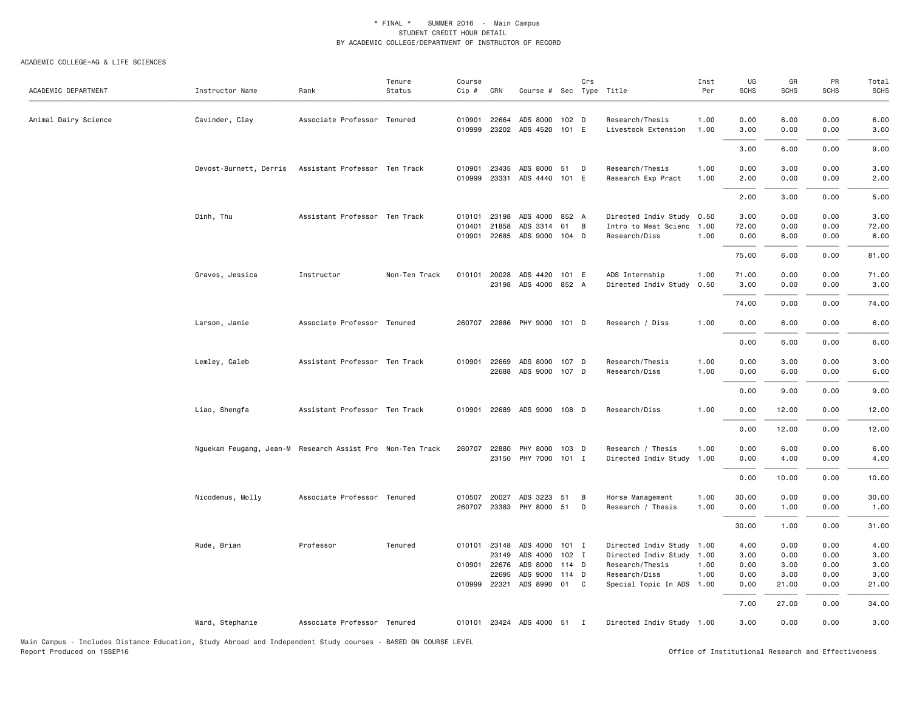\* FINAL \*    SUMMER 2016  -  Main Campus
STUDENT CREDIT HOUR DETAIL
BY ACADEMIC COLLEGE/DEPARTMENT OF INSTRUCTOR OF RECORD

ACADEMIC COLLEGE=AG & LIFE SCIENCES

| ACADEMIC DEPARTMENT | Instructor Name | Rank | Tenure Status | Course Cip # | CRN | Course # | Sec | Crs Type | Title | Inst Per | UG SCHS | GR SCHS | PR SCHS | Total SCHS |
|---|---|---|---|---|---|---|---|---|---|---|---|---|---|---|
| Animal Dairy Science | Cavinder, Clay | Associate Professor | Tenured | 010901 | 22664 | ADS 8000 | 102 | D | Research/Thesis | 1.00 | 0.00 | 6.00 | 0.00 | 6.00 |
| | | | | 010999 | 23202 | ADS 4520 | 101 | E | Livestock Extension | 1.00 | 3.00 | 0.00 | 0.00 | 3.00 |
| | | | | | | | | | | | 3.00 | 6.00 | 0.00 | 9.00 |
| | Devost-Burnett, Derris | Assistant Professor | Ten Track | 010901 | 23435 | ADS 8000 | 51 | D | Research/Thesis | 1.00 | 0.00 | 3.00 | 0.00 | 3.00 |
| | | | | 010999 | 23331 | ADS 4440 | 101 | E | Research Exp Pract | 1.00 | 2.00 | 0.00 | 0.00 | 2.00 |
| | | | | | | | | | | | 2.00 | 3.00 | 0.00 | 5.00 |
| | Dinh, Thu | Assistant Professor | Ten Track | 010101 | 23198 | ADS 4000 | 852 | A | Directed Indiv Study | 0.50 | 3.00 | 0.00 | 0.00 | 3.00 |
| | | | | 010401 | 21858 | ADS 3314 | 01 | B | Intro to Meat Scienc | 1.00 | 72.00 | 0.00 | 0.00 | 72.00 |
| | | | | 010901 | 22685 | ADS 9000 | 104 | D | Research/Diss | 1.00 | 0.00 | 6.00 | 0.00 | 6.00 |
| | | | | | | | | | | | 75.00 | 6.00 | 0.00 | 81.00 |
| | Graves, Jessica | Instructor | Non-Ten Track | 010101 | 20028 | ADS 4420 | 101 | E | ADS Internship | 1.00 | 71.00 | 0.00 | 0.00 | 71.00 |
| | | | | | 23198 | ADS 4000 | 852 | A | Directed Indiv Study | 0.50 | 3.00 | 0.00 | 0.00 | 3.00 |
| | | | | | | | | | | | 74.00 | 0.00 | 0.00 | 74.00 |
| | Larson, Jamie | Associate Professor | Tenured | 260707 | 22886 | PHY 9000 | 101 | D | Research / Diss | 1.00 | 0.00 | 6.00 | 0.00 | 6.00 |
| | | | | | | | | | | | 0.00 | 6.00 | 0.00 | 6.00 |
| | Lemley, Caleb | Assistant Professor | Ten Track | 010901 | 22669 | ADS 8000 | 107 | D | Research/Thesis | 1.00 | 0.00 | 3.00 | 0.00 | 3.00 |
| | | | | | 22688 | ADS 9000 | 107 | D | Research/Diss | 1.00 | 0.00 | 6.00 | 0.00 | 6.00 |
| | | | | | | | | | | | 0.00 | 9.00 | 0.00 | 9.00 |
| | Liao, Shengfa | Assistant Professor | Ten Track | 010901 | 22689 | ADS 9000 | 108 | D | Research/Diss | 1.00 | 0.00 | 12.00 | 0.00 | 12.00 |
| | | | | | | | | | | | 0.00 | 12.00 | 0.00 | 12.00 |
| | Nguekam Feugang, Jean-M | Research Assist Pro | Non-Ten Track | 260707 | 22880 | PHY 8000 | 103 | D | Research / Thesis | 1.00 | 0.00 | 6.00 | 0.00 | 6.00 |
| | | | | | 23150 | PHY 7000 | 101 | I | Directed Indiv Study | 1.00 | 0.00 | 4.00 | 0.00 | 4.00 |
| | | | | | | | | | | | 0.00 | 10.00 | 0.00 | 10.00 |
| | Nicodemus, Molly | Associate Professor | Tenured | 010507 | 20027 | ADS 3223 | 51 | B | Horse Management | 1.00 | 30.00 | 0.00 | 0.00 | 30.00 |
| | | | | 260707 | 23383 | PHY 8000 | 51 | D | Research / Thesis | 1.00 | 0.00 | 1.00 | 0.00 | 1.00 |
| | | | | | | | | | | | 30.00 | 1.00 | 0.00 | 31.00 |
| | Rude, Brian | Professor | Tenured | 010101 | 23148 | ADS 4000 | 101 | I | Directed Indiv Study | 1.00 | 4.00 | 0.00 | 0.00 | 4.00 |
| | | | | | 23149 | ADS 4000 | 102 | I | Directed Indiv Study | 1.00 | 3.00 | 0.00 | 0.00 | 3.00 |
| | | | | 010901 | 22676 | ADS 8000 | 114 | D | Research/Thesis | 1.00 | 0.00 | 3.00 | 0.00 | 3.00 |
| | | | | | 22695 | ADS 9000 | 114 | D | Research/Diss | 1.00 | 0.00 | 3.00 | 0.00 | 3.00 |
| | | | | 010999 | 22321 | ADS 8990 | 01 | C | Special Topic In ADS | 1.00 | 0.00 | 21.00 | 0.00 | 21.00 |
| | | | | | | | | | | | 7.00 | 27.00 | 0.00 | 34.00 |
| | Ward, Stephanie | Associate Professor | Tenured | 010101 | 23424 | ADS 4000 | 51 | I | Directed Indiv Study | 1.00 | 3.00 | 0.00 | 0.00 | 3.00 |

Main Campus - Includes Distance Education, Study Abroad and Independent Study courses - BASED ON COURSE LEVEL
Report Produced on 15SEP16

Office of Institutional Research and Effectiveness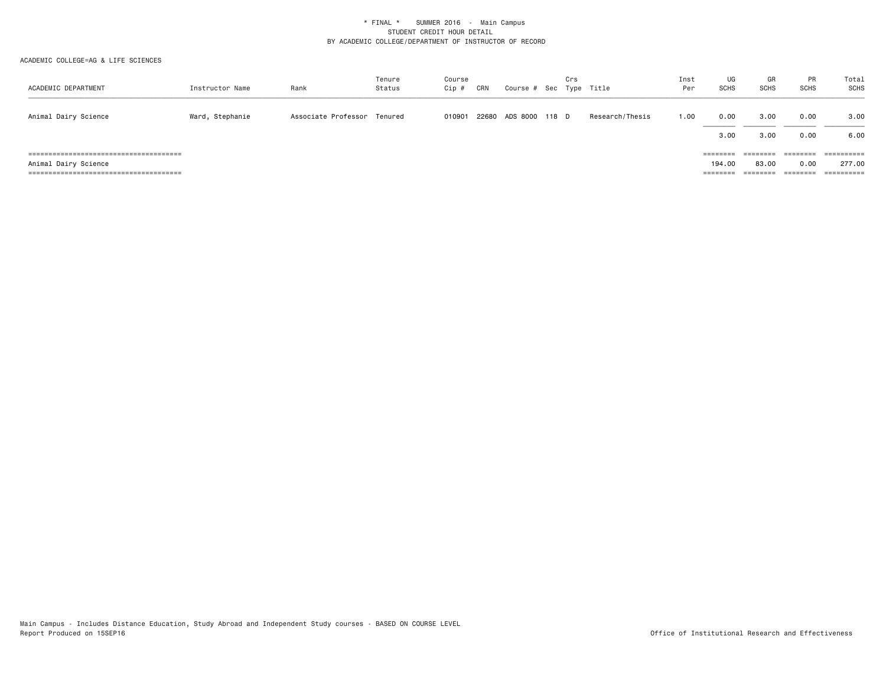\* FINAL \*    SUMMER 2016 - Main Campus
STUDENT CREDIT HOUR DETAIL
BY ACADEMIC COLLEGE/DEPARTMENT OF INSTRUCTOR OF RECORD

ACADEMIC COLLEGE=AG & LIFE SCIENCES

| ACADEMIC DEPARTMENT | Instructor Name | Rank | Tenure Status | Course Cip # | CRN | Course # | Sec | Crs Type | Title | Inst Per | UG SCHS | GR SCHS | PR SCHS | Total SCHS |
|---|---|---|---|---|---|---|---|---|---|---|---|---|---|---|
| Animal Dairy Science | Ward, Stephanie | Associate Professor | Tenured | 010901 | 22680 | ADS 8000 | 118 | D | Research/Thesis | 1.00 | 0.00 | 3.00 | 0.00 | 3.00 |
| | | | | | | | | | | | 3.00 | 3.00 | 0.00 | 6.00 |
| Animal Dairy Science | | | | | | | | | | | 194.00 | 83.00 | 0.00 | 277.00 |

Main Campus - Includes Distance Education, Study Abroad and Independent Study courses - BASED ON COURSE LEVEL
Report Produced on 15SEP16

Office of Institutional Research and Effectiveness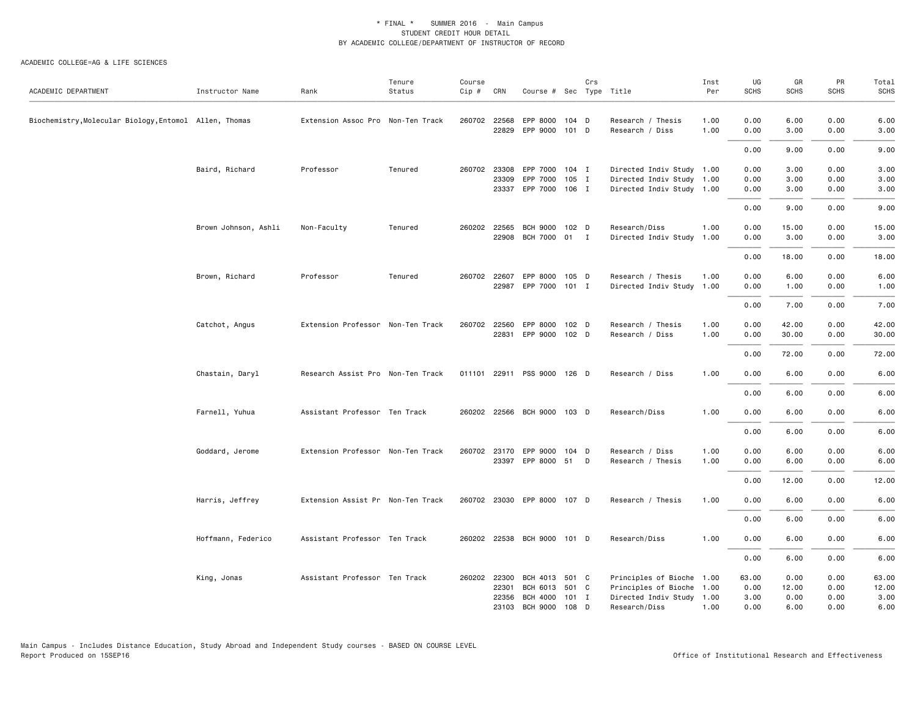\* FINAL \* SUMMER 2016 - Main Campus
STUDENT CREDIT HOUR DETAIL
BY ACADEMIC COLLEGE/DEPARTMENT OF INSTRUCTOR OF RECORD

ACADEMIC COLLEGE=AG & LIFE SCIENCES

| ACADEMIC DEPARTMENT | Instructor Name | Rank | Tenure Status | Course Cip # | CRN | Course # | Sec | Crs Type | Title | Inst Per | UG SCHS | GR SCHS | PR SCHS | Total SCHS |
|---|---|---|---|---|---|---|---|---|---|---|---|---|---|---|
| Biochemistry,Molecular Biology,Entomol | Allen, Thomas | Extension Assoc Pro | Non-Ten Track | 260702 | 22568 | EPP 8000 | 104 | D | Research / Thesis | 1.00 | 0.00 | 6.00 | 0.00 | 6.00 |
| | | | | | 22829 | EPP 9000 | 101 | D | Research / Diss | 1.00 | 0.00 | 3.00 | 0.00 | 3.00 |
| | | | | | | | | | | | 0.00 | 9.00 | 0.00 | 9.00 |
| | Baird, Richard | Professor | Tenured | 260702 | 23308 | EPP 7000 | 104 | I | Directed Indiv Study | 1.00 | 0.00 | 3.00 | 0.00 | 3.00 |
| | | | | | 23309 | EPP 7000 | 105 | I | Directed Indiv Study | 1.00 | 0.00 | 3.00 | 0.00 | 3.00 |
| | | | | | 23337 | EPP 7000 | 106 | I | Directed Indiv Study | 1.00 | 0.00 | 3.00 | 0.00 | 3.00 |
| | | | | | | | | | | | 0.00 | 9.00 | 0.00 | 9.00 |
| | Brown Johnson, Ashli | Non-Faculty | Tenured | 260202 | 22565 | BCH 9000 | 102 | D | Research/Diss | 1.00 | 0.00 | 15.00 | 0.00 | 15.00 |
| | | | | | 22908 | BCH 7000 | 01 | I | Directed Indiv Study | 1.00 | 0.00 | 3.00 | 0.00 | 3.00 |
| | | | | | | | | | | | 0.00 | 18.00 | 0.00 | 18.00 |
| | Brown, Richard | Professor | Tenured | 260702 | 22607 | EPP 8000 | 105 | D | Research / Thesis | 1.00 | 0.00 | 6.00 | 0.00 | 6.00 |
| | | | | | 22987 | EPP 7000 | 101 | I | Directed Indiv Study | 1.00 | 0.00 | 1.00 | 0.00 | 1.00 |
| | | | | | | | | | | | 0.00 | 7.00 | 0.00 | 7.00 |
| | Catchot, Angus | Extension Professor | Non-Ten Track | 260702 | 22560 | EPP 8000 | 102 | D | Research / Thesis | 1.00 | 0.00 | 42.00 | 0.00 | 42.00 |
| | | | | | 22831 | EPP 9000 | 102 | D | Research / Diss | 1.00 | 0.00 | 30.00 | 0.00 | 30.00 |
| | | | | | | | | | | | 0.00 | 72.00 | 0.00 | 72.00 |
| | Chastain, Daryl | Research Assist Pro | Non-Ten Track | 011101 | 22911 | PSS 9000 | 126 | D | Research / Diss | 1.00 | 0.00 | 6.00 | 0.00 | 6.00 |
| | | | | | | | | | | | 0.00 | 6.00 | 0.00 | 6.00 |
| | Farnell, Yuhua | Assistant Professor | Ten Track | 260202 | 22566 | BCH 9000 | 103 | D | Research/Diss | 1.00 | 0.00 | 6.00 | 0.00 | 6.00 |
| | | | | | | | | | | | 0.00 | 6.00 | 0.00 | 6.00 |
| | Goddard, Jerome | Extension Professor | Non-Ten Track | 260702 | 23170 | EPP 9000 | 104 | D | Research / Diss | 1.00 | 0.00 | 6.00 | 0.00 | 6.00 |
| | | | | | 23397 | EPP 8000 | 51 | D | Research / Thesis | 1.00 | 0.00 | 6.00 | 0.00 | 6.00 |
| | | | | | | | | | | | 0.00 | 12.00 | 0.00 | 12.00 |
| | Harris, Jeffrey | Extension Assist Pr | Non-Ten Track | 260702 | 23030 | EPP 8000 | 107 | D | Research / Thesis | 1.00 | 0.00 | 6.00 | 0.00 | 6.00 |
| | | | | | | | | | | | 0.00 | 6.00 | 0.00 | 6.00 |
| | Hoffmann, Federico | Assistant Professor | Ten Track | 260202 | 22538 | BCH 9000 | 101 | D | Research/Diss | 1.00 | 0.00 | 6.00 | 0.00 | 6.00 |
| | | | | | | | | | | | 0.00 | 6.00 | 0.00 | 6.00 |
| | King, Jonas | Assistant Professor | Ten Track | 260202 | 22300 | BCH 4013 | 501 | C | Principles of Bioche | 1.00 | 63.00 | 0.00 | 0.00 | 63.00 |
| | | | | | 22301 | BCH 6013 | 501 | C | Principles of Bioche | 1.00 | 0.00 | 12.00 | 0.00 | 12.00 |
| | | | | | 22356 | BCH 4000 | 101 | I | Directed Indiv Study | 1.00 | 3.00 | 0.00 | 0.00 | 3.00 |
| | | | | | 23103 | BCH 9000 | 108 | D | Research/Diss | 1.00 | 0.00 | 6.00 | 0.00 | 6.00 |

Main Campus - Includes Distance Education, Study Abroad and Independent Study courses - BASED ON COURSE LEVEL
Report Produced on 15SEP16

Office of Institutional Research and Effectiveness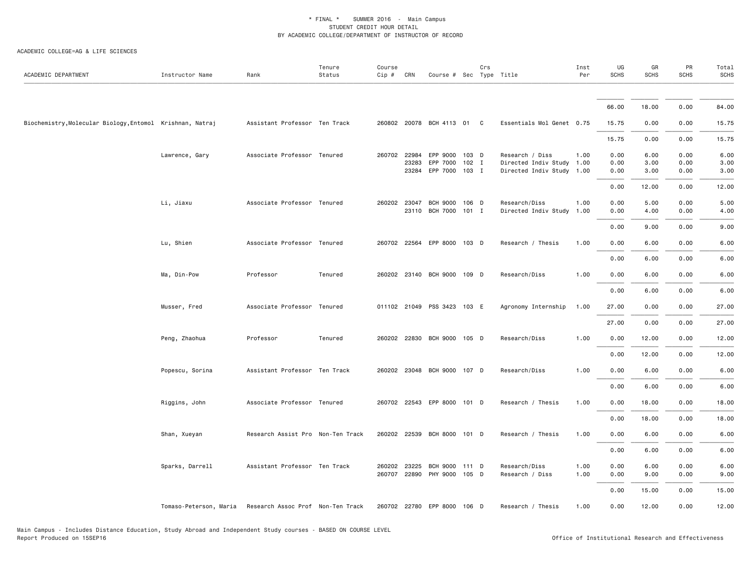\* FINAL \* SUMMER 2016 - Main Campus
STUDENT CREDIT HOUR DETAIL
BY ACADEMIC COLLEGE/DEPARTMENT OF INSTRUCTOR OF RECORD

ACADEMIC COLLEGE=AG & LIFE SCIENCES

| ACADEMIC DEPARTMENT | Instructor Name | Rank | Tenure Status | Course Cip # | CRN | Course # | Sec | Crs Type | Title | Inst Per | UG SCHS | GR SCHS | PR SCHS | Total SCHS |
|---|---|---|---|---|---|---|---|---|---|---|---|---|---|---|
| | | | | | | | | | | | 66.00 | 18.00 | 0.00 | 84.00 |
| Biochemistry,Molecular Biology,Entomol | Krishnan, Natraj | Assistant Professor | Ten Track | 260802 | 20078 | BCH 4113 | 01 | C | Essentials Mol Genet | 0.75 | 15.75 | 0.00 | 0.00 | 15.75 |
| | | | | | | | | | | | 15.75 | 0.00 | 0.00 | 15.75 |
| | Lawrence, Gary | Associate Professor | Tenured | 260702 | 22984 | EPP 9000 | 103 | D | Research / Diss | 1.00 | 0.00 | 6.00 | 0.00 | 6.00 |
| | | | | | 23283 | EPP 7000 | 102 | I | Directed Indiv Study | 1.00 | 0.00 | 3.00 | 0.00 | 3.00 |
| | | | | | 23284 | EPP 7000 | 103 | I | Directed Indiv Study | 1.00 | 0.00 | 3.00 | 0.00 | 3.00 |
| | | | | | | | | | | | 0.00 | 12.00 | 0.00 | 12.00 |
| | Li, Jiaxu | Associate Professor | Tenured | 260202 | 23047 | BCH 9000 | 106 | D | Research/Diss | 1.00 | 0.00 | 5.00 | 0.00 | 5.00 |
| | | | | | 23110 | BCH 7000 | 101 | I | Directed Indiv Study | 1.00 | 0.00 | 4.00 | 0.00 | 4.00 |
| | | | | | | | | | | | 0.00 | 9.00 | 0.00 | 9.00 |
| | Lu, Shien | Associate Professor | Tenured | 260702 | 22564 | EPP 8000 | 103 | D | Research / Thesis | 1.00 | 0.00 | 6.00 | 0.00 | 6.00 |
| | | | | | | | | | | | 0.00 | 6.00 | 0.00 | 6.00 |
| | Ma, Din-Pow | Professor | Tenured | 260202 | 23140 | BCH 9000 | 109 | D | Research/Diss | 1.00 | 0.00 | 6.00 | 0.00 | 6.00 |
| | | | | | | | | | | | 0.00 | 6.00 | 0.00 | 6.00 |
| | Musser, Fred | Associate Professor | Tenured | 011102 | 21049 | PSS 3423 | 103 | E | Agronomy Internship | 1.00 | 27.00 | 0.00 | 0.00 | 27.00 |
| | | | | | | | | | | | 27.00 | 0.00 | 0.00 | 27.00 |
| | Peng, Zhaohua | Professor | Tenured | 260202 | 22830 | BCH 9000 | 105 | D | Research/Diss | 1.00 | 0.00 | 12.00 | 0.00 | 12.00 |
| | | | | | | | | | | | 0.00 | 12.00 | 0.00 | 12.00 |
| | Popescu, Sorina | Assistant Professor | Ten Track | 260202 | 23048 | BCH 9000 | 107 | D | Research/Diss | 1.00 | 0.00 | 6.00 | 0.00 | 6.00 |
| | | | | | | | | | | | 0.00 | 6.00 | 0.00 | 6.00 |
| | Riggins, John | Associate Professor | Tenured | 260702 | 22543 | EPP 8000 | 101 | D | Research / Thesis | 1.00 | 0.00 | 18.00 | 0.00 | 18.00 |
| | | | | | | | | | | | 0.00 | 18.00 | 0.00 | 18.00 |
| | Shan, Xueyan | Research Assist Pro | Non-Ten Track | 260202 | 22539 | BCH 8000 | 101 | D | Research / Thesis | 1.00 | 0.00 | 6.00 | 0.00 | 6.00 |
| | | | | | | | | | | | 0.00 | 6.00 | 0.00 | 6.00 |
| | Sparks, Darrell | Assistant Professor | Ten Track | 260202 | 23225 | BCH 9000 | 111 | D | Research/Diss | 1.00 | 0.00 | 6.00 | 0.00 | 6.00 |
| | | | | 260707 | 22890 | PHY 9000 | 105 | D | Research / Diss | 1.00 | 0.00 | 9.00 | 0.00 | 9.00 |
| | | | | | | | | | | | 0.00 | 15.00 | 0.00 | 15.00 |
| | Tomaso-Peterson, Maria | Research Assoc Prof | Non-Ten Track | 260702 | 22780 | EPP 8000 | 106 | D | Research / Thesis | 1.00 | 0.00 | 12.00 | 0.00 | 12.00 |

Main Campus - Includes Distance Education, Study Abroad and Independent Study courses - BASED ON COURSE LEVEL
Report Produced on 15SEP16

Office of Institutional Research and Effectiveness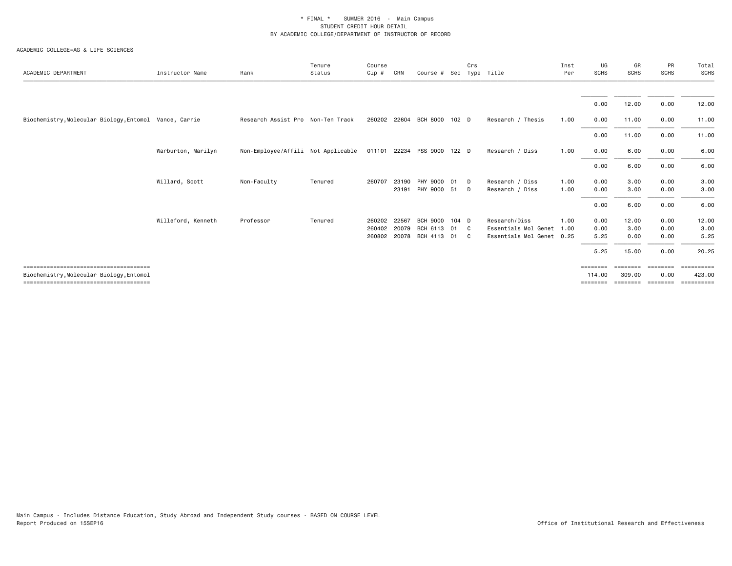\* FINAL \*    SUMMER 2016  -  Main Campus
STUDENT CREDIT HOUR DETAIL
BY ACADEMIC COLLEGE/DEPARTMENT OF INSTRUCTOR OF RECORD

ACADEMIC COLLEGE=AG & LIFE SCIENCES

| ACADEMIC DEPARTMENT | Instructor Name | Rank | Tenure Status | Course Cip # | CRN | Course # | Sec | Crs Type | Title | Inst Per | UG SCHS | GR SCHS | PR SCHS | Total SCHS |
|---|---|---|---|---|---|---|---|---|---|---|---|---|---|---|
| | | | | | | | | | | | 0.00 | 12.00 | 0.00 | 12.00 |
| Biochemistry,Molecular Biology,Entomol | Vance, Carrie | Research Assist Pro | Non-Ten Track | 260202 | 22604 | BCH 8000 | 102 | D | Research / Thesis | 1.00 | 0.00 | 11.00 | 0.00 | 11.00 |
| | | | | | | | | | | | 0.00 | 11.00 | 0.00 | 11.00 |
| | Warburton, Marilyn | Non-Employee/Affili | Not Applicable | 011101 | 22234 | PSS 9000 | 122 | D | Research / Diss | 1.00 | 0.00 | 6.00 | 0.00 | 6.00 |
| | | | | | | | | | | | 0.00 | 6.00 | 0.00 | 6.00 |
| | Willard, Scott | Non-Faculty | Tenured | 260707 | 23190 | PHY 9000 | 01 | D | Research / Diss | 1.00 | 0.00 | 3.00 | 0.00 | 3.00 |
| | | | | | 23191 | PHY 9000 | 51 | D | Research / Diss | 1.00 | 0.00 | 3.00 | 0.00 | 3.00 |
| | | | | | | | | | | | 0.00 | 6.00 | 0.00 | 6.00 |
| | Willeford, Kenneth | Professor | Tenured | 260202 | 22567 | BCH 9000 | 104 | D | Research/Diss | 1.00 | 0.00 | 12.00 | 0.00 | 12.00 |
| | | | | 260402 | 20079 | BCH 6113 | 01 | C | Essentials Mol Genet | 1.00 | 0.00 | 3.00 | 0.00 | 3.00 |
| | | | | 260802 | 20078 | BCH 4113 | 01 | C | Essentials Mol Genet | 0.25 | 5.25 | 0.00 | 0.00 | 5.25 |
| | | | | | | | | | | | 5.25 | 15.00 | 0.00 | 20.25 |
| Biochemistry,Molecular Biology,Entomol | | | | | | | | | | | 114.00 | 309.00 | 0.00 | 423.00 |

Main Campus - Includes Distance Education, Study Abroad and Independent Study courses - BASED ON COURSE LEVEL
Report Produced on 15SEP16

Office of Institutional Research and Effectiveness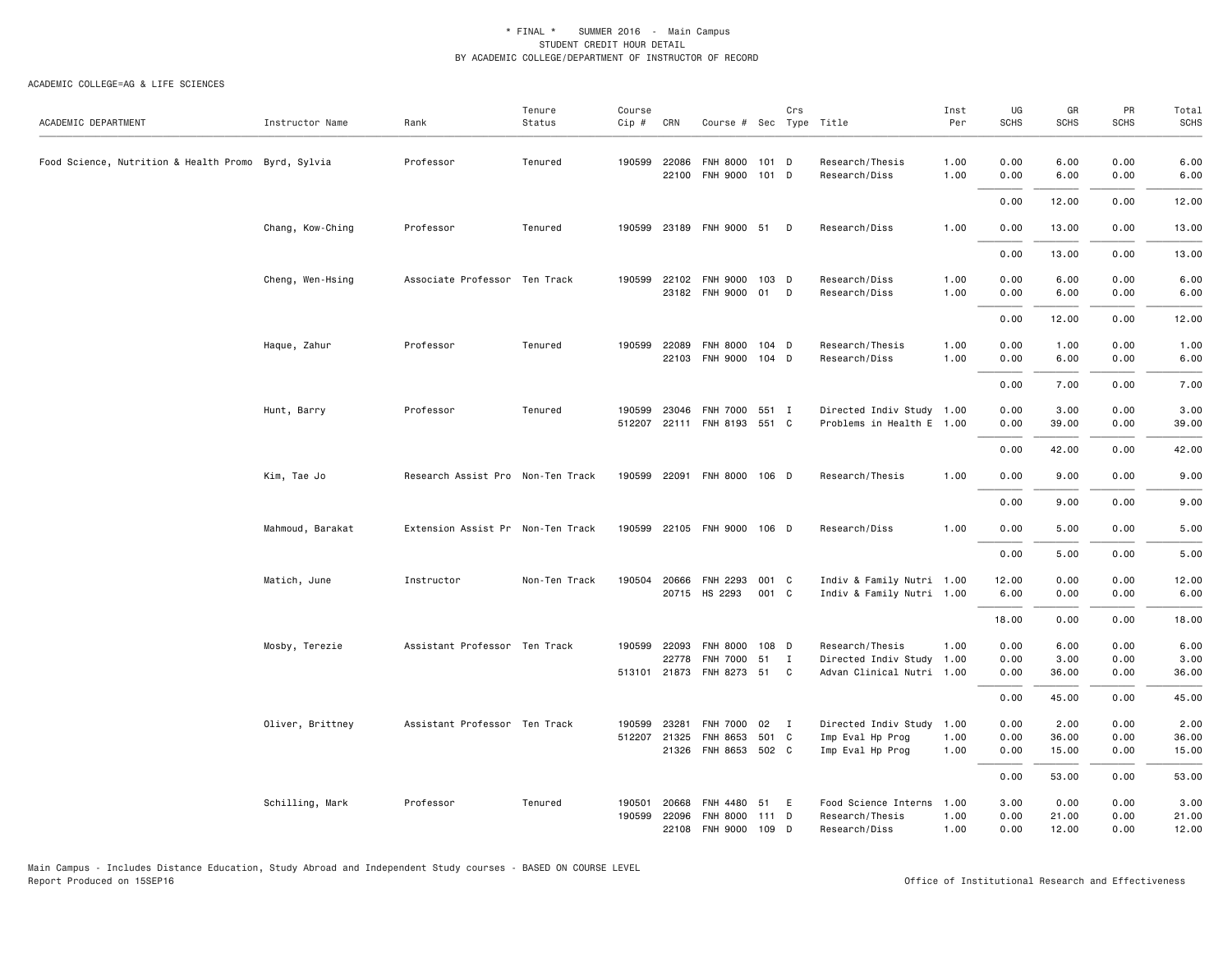\* FINAL \*    SUMMER 2016  -  Main Campus
STUDENT CREDIT HOUR DETAIL
BY ACADEMIC COLLEGE/DEPARTMENT OF INSTRUCTOR OF RECORD

ACADEMIC COLLEGE=AG & LIFE SCIENCES

| ACADEMIC DEPARTMENT | Instructor Name | Rank | Tenure Status | Course Cip # | CRN | Course # | Sec | Crs Type | Title | Inst Per | UG SCHS | GR SCHS | PR SCHS | Total SCHS |
|---|---|---|---|---|---|---|---|---|---|---|---|---|---|---|
| Food Science, Nutrition & Health Promo | Byrd, Sylvia | Professor | Tenured | 190599 | 22086 | FNH 8000 | 101 | D | Research/Thesis | 1.00 | 0.00 | 6.00 | 0.00 | 6.00 |
| | | | | | 22100 | FNH 9000 | 101 | D | Research/Diss | 1.00 | 0.00 | 6.00 | 0.00 | 6.00 |
| | | | | | | | | | | | 0.00 | 12.00 | 0.00 | 12.00 |
| | Chang, Kow-Ching | Professor | Tenured | 190599 | 23189 | FNH 9000 | 51 | D | Research/Diss | 1.00 | 0.00 | 13.00 | 0.00 | 13.00 |
| | | | | | | | | | | | 0.00 | 13.00 | 0.00 | 13.00 |
| | Cheng, Wen-Hsing | Associate Professor | Ten Track | 190599 | 22102 | FNH 9000 | 103 | D | Research/Diss | 1.00 | 0.00 | 6.00 | 0.00 | 6.00 |
| | | | | | 23182 | FNH 9000 | 01 | D | Research/Diss | 1.00 | 0.00 | 6.00 | 0.00 | 6.00 |
| | | | | | | | | | | | 0.00 | 12.00 | 0.00 | 12.00 |
| | Haque, Zahur | Professor | Tenured | 190599 | 22089 | FNH 8000 | 104 | D | Research/Thesis | 1.00 | 0.00 | 1.00 | 0.00 | 1.00 |
| | | | | | 22103 | FNH 9000 | 104 | D | Research/Diss | 1.00 | 0.00 | 6.00 | 0.00 | 6.00 |
| | | | | | | | | | | | 0.00 | 7.00 | 0.00 | 7.00 |
| | Hunt, Barry | Professor | Tenured | 190599 | 23046 | FNH 7000 | 551 | I | Directed Indiv Study | 1.00 | 0.00 | 3.00 | 0.00 | 3.00 |
| | | | | 512207 | 22111 | FNH 8193 | 551 | C | Problems in Health E | 1.00 | 0.00 | 39.00 | 0.00 | 39.00 |
| | | | | | | | | | | | 0.00 | 42.00 | 0.00 | 42.00 |
| | Kim, Tae Jo | Research Assist Pro | Non-Ten Track | 190599 | 22091 | FNH 8000 | 106 | D | Research/Thesis | 1.00 | 0.00 | 9.00 | 0.00 | 9.00 |
| | | | | | | | | | | | 0.00 | 9.00 | 0.00 | 9.00 |
| | Mahmoud, Barakat | Extension Assist Pr | Non-Ten Track | 190599 | 22105 | FNH 9000 | 106 | D | Research/Diss | 1.00 | 0.00 | 5.00 | 0.00 | 5.00 |
| | | | | | | | | | | | 0.00 | 5.00 | 0.00 | 5.00 |
| | Matich, June | Instructor | Non-Ten Track | 190504 | 20666 | FNH 2293 | 001 | C | Indiv & Family Nutri | 1.00 | 12.00 | 0.00 | 0.00 | 12.00 |
| | | | | | 20715 | HS 2293 | 001 | C | Indiv & Family Nutri | 1.00 | 6.00 | 0.00 | 0.00 | 6.00 |
| | | | | | | | | | | | 18.00 | 0.00 | 0.00 | 18.00 |
| | Mosby, Terezie | Assistant Professor | Ten Track | 190599 | 22093 | FNH 8000 | 108 | D | Research/Thesis | 1.00 | 0.00 | 6.00 | 0.00 | 6.00 |
| | | | | | 22778 | FNH 7000 | 51 | I | Directed Indiv Study | 1.00 | 0.00 | 3.00 | 0.00 | 3.00 |
| | | | | 513101 | 21873 | FNH 8273 | 51 | C | Advan Clinical Nutri | 1.00 | 0.00 | 36.00 | 0.00 | 36.00 |
| | | | | | | | | | | | 0.00 | 45.00 | 0.00 | 45.00 |
| | Oliver, Brittney | Assistant Professor | Ten Track | 190599 | 23281 | FNH 7000 | 02 | I | Directed Indiv Study | 1.00 | 0.00 | 2.00 | 0.00 | 2.00 |
| | | | | 512207 | 21325 | FNH 8653 | 501 | C | Imp Eval Hp Prog | 1.00 | 0.00 | 36.00 | 0.00 | 36.00 |
| | | | | | 21326 | FNH 8653 | 502 | C | Imp Eval Hp Prog | 1.00 | 0.00 | 15.00 | 0.00 | 15.00 |
| | | | | | | | | | | | 0.00 | 53.00 | 0.00 | 53.00 |
| | Schilling, Mark | Professor | Tenured | 190501 | 20668 | FNH 4480 | 51 | E | Food Science Interns | 1.00 | 3.00 | 0.00 | 0.00 | 3.00 |
| | | | | 190599 | 22096 | FNH 8000 | 111 | D | Research/Thesis | 1.00 | 0.00 | 21.00 | 0.00 | 21.00 |
| | | | | | 22108 | FNH 9000 | 109 | D | Research/Diss | 1.00 | 0.00 | 12.00 | 0.00 | 12.00 |

Main Campus - Includes Distance Education, Study Abroad and Independent Study courses - BASED ON COURSE LEVEL
Report Produced on 15SEP16    Office of Institutional Research and Effectiveness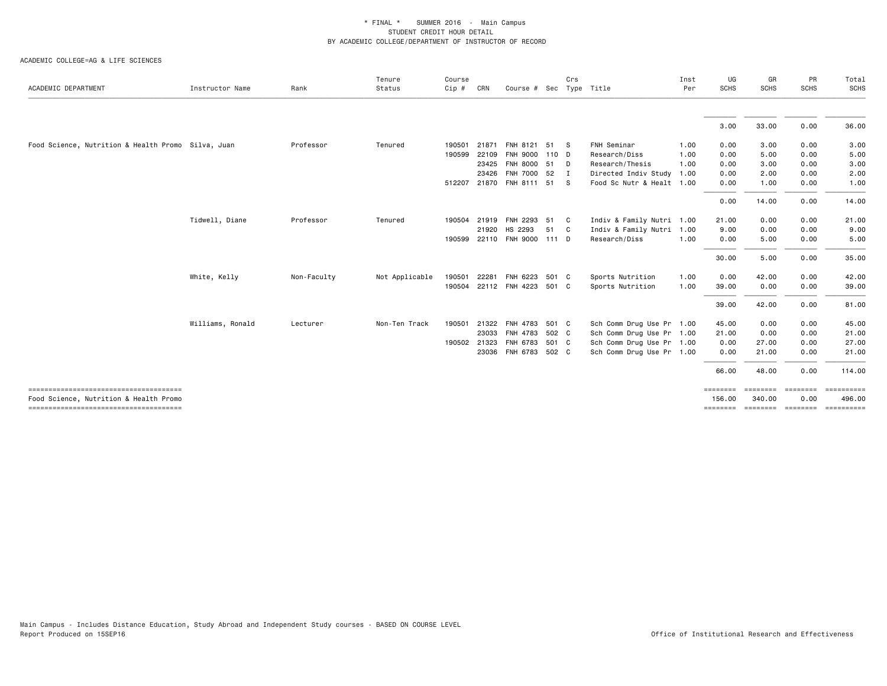\* FINAL \*   SUMMER 2016 - Main Campus
STUDENT CREDIT HOUR DETAIL
BY ACADEMIC COLLEGE/DEPARTMENT OF INSTRUCTOR OF RECORD

ACADEMIC COLLEGE=AG & LIFE SCIENCES

| ACADEMIC DEPARTMENT | Instructor Name | Rank | Tenure Status | Course Cip # | CRN | Course # | Sec | Crs Type | Title | Inst Per | UG SCHS | GR SCHS | PR SCHS | Total SCHS |
|---|---|---|---|---|---|---|---|---|---|---|---|---|---|---|
| | | | | | | | | | | | 3.00 | 33.00 | 0.00 | 36.00 |
| Food Science, Nutrition & Health Promo | Silva, Juan | Professor | Tenured | 190501 | 21871 | FNH 8121 | 51 | S | FNH Seminar | 1.00 | 0.00 | 3.00 | 0.00 | 3.00 |
| | | | | 190599 | 22109 | FNH 9000 | 110 | D | Research/Diss | 1.00 | 0.00 | 5.00 | 0.00 | 5.00 |
| | | | | | 23425 | FNH 8000 | 51 | D | Research/Thesis | 1.00 | 0.00 | 3.00 | 0.00 | 3.00 |
| | | | | | 23426 | FNH 7000 | 52 | I | Directed Indiv Study | 1.00 | 0.00 | 2.00 | 0.00 | 2.00 |
| | | | | 512207 | 21870 | FNH 8111 | 51 | S | Food Sc Nutr & Healt | 1.00 | 0.00 | 1.00 | 0.00 | 1.00 |
| | | | | | | | | | | | 0.00 | 14.00 | 0.00 | 14.00 |
| | Tidwell, Diane | Professor | Tenured | 190504 | 21919 | FNH 2293 | 51 | C | Indiv & Family Nutri | 1.00 | 21.00 | 0.00 | 0.00 | 21.00 |
| | | | | | 21920 | HS 2293 | 51 | C | Indiv & Family Nutri | 1.00 | 9.00 | 0.00 | 0.00 | 9.00 |
| | | | | 190599 | 22110 | FNH 9000 | 111 | D | Research/Diss | 1.00 | 0.00 | 5.00 | 0.00 | 5.00 |
| | | | | | | | | | | | 30.00 | 5.00 | 0.00 | 35.00 |
| | White, Kelly | Non-Faculty | Not Applicable | 190501 | 22281 | FNH 6223 | 501 | C | Sports Nutrition | 1.00 | 0.00 | 42.00 | 0.00 | 42.00 |
| | | | | 190504 | 22112 | FNH 4223 | 501 | C | Sports Nutrition | 1.00 | 39.00 | 0.00 | 0.00 | 39.00 |
| | | | | | | | | | | | 39.00 | 42.00 | 0.00 | 81.00 |
| | Williams, Ronald | Lecturer | Non-Ten Track | 190501 | 21322 | FNH 4783 | 501 | C | Sch Comm Drug Use Pr | 1.00 | 45.00 | 0.00 | 0.00 | 45.00 |
| | | | | | 23033 | FNH 4783 | 502 | C | Sch Comm Drug Use Pr | 1.00 | 21.00 | 0.00 | 0.00 | 21.00 |
| | | | | 190502 | 21323 | FNH 6783 | 501 | C | Sch Comm Drug Use Pr | 1.00 | 0.00 | 27.00 | 0.00 | 27.00 |
| | | | | | 23036 | FNH 6783 | 502 | C | Sch Comm Drug Use Pr | 1.00 | 0.00 | 21.00 | 0.00 | 21.00 |
| | | | | | | | | | | | 66.00 | 48.00 | 0.00 | 114.00 |
| Food Science, Nutrition & Health Promo | | | | | | | | | | | 156.00 | 340.00 | 0.00 | 496.00 |

Main Campus - Includes Distance Education, Study Abroad and Independent Study courses - BASED ON COURSE LEVEL
Report Produced on 15SEP16

Office of Institutional Research and Effectiveness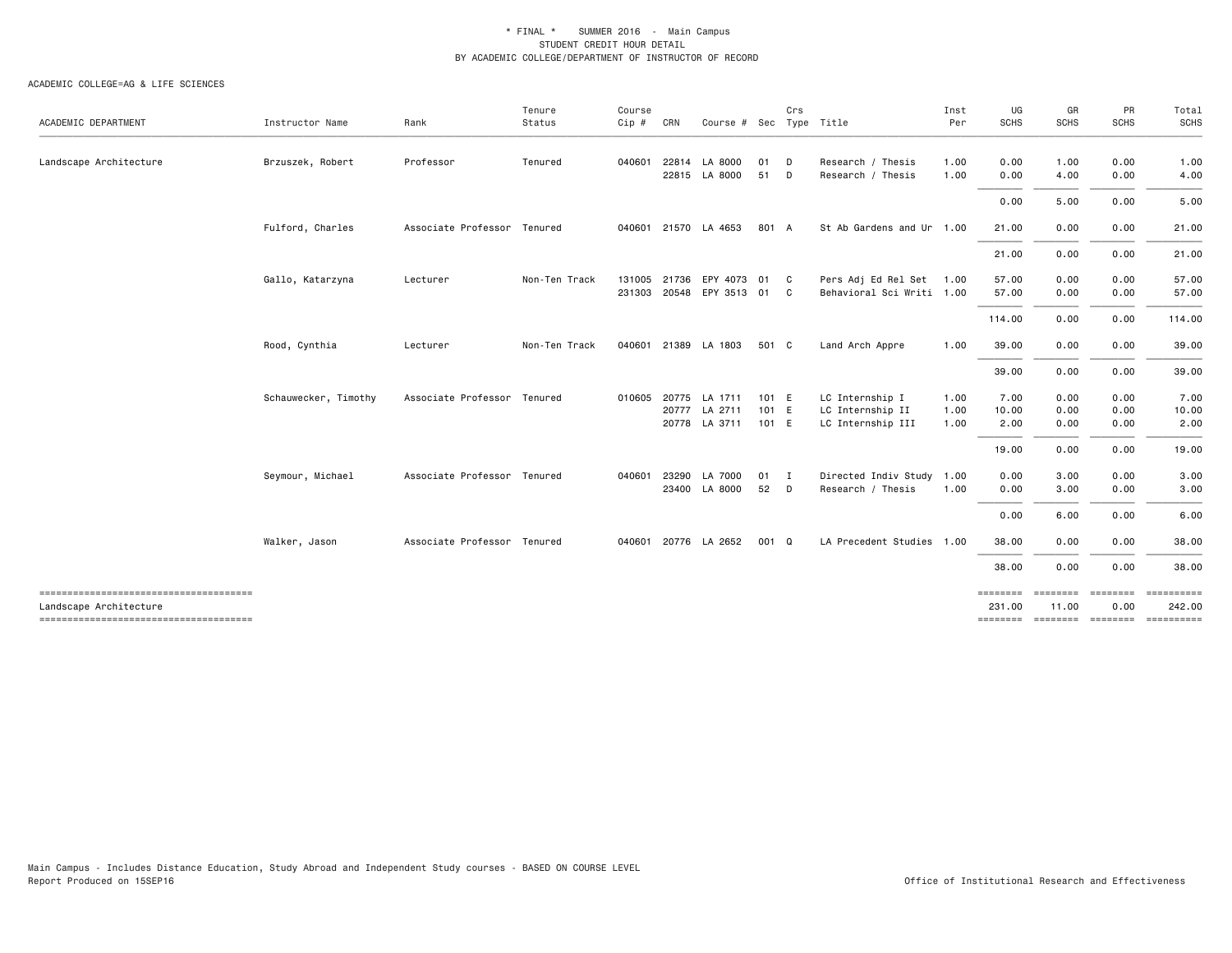\* FINAL \* SUMMER 2016 - Main Campus
STUDENT CREDIT HOUR DETAIL
BY ACADEMIC COLLEGE/DEPARTMENT OF INSTRUCTOR OF RECORD

ACADEMIC COLLEGE=AG & LIFE SCIENCES

| ACADEMIC DEPARTMENT | Instructor Name | Rank | Tenure Status | Course Cip # | CRN | Course # | Sec | Crs Type | Title | Inst Per | UG SCHS | GR SCHS | PR SCHS | Total SCHS |
|---|---|---|---|---|---|---|---|---|---|---|---|---|---|---|
| Landscape Architecture | Brzuszek, Robert | Professor | Tenured | 040601 | 22814 | LA 8000 | 01 | D | Research / Thesis | 1.00 | 0.00 | 1.00 | 0.00 | 1.00 |
| | | | | | 22815 | LA 8000 | 51 | D | Research / Thesis | 1.00 | 0.00 | 4.00 | 0.00 | 4.00 |
| | | | | | | | | | | | 0.00 | 5.00 | 0.00 | 5.00 |
| | Fulford, Charles | Associate Professor | Tenured | 040601 | 21570 | LA 4653 | 801 | A | St Ab Gardens and Ur | 1.00 | 21.00 | 0.00 | 0.00 | 21.00 |
| | | | | | | | | | | | 21.00 | 0.00 | 0.00 | 21.00 |
| | Gallo, Katarzyna | Lecturer | Non-Ten Track | 131005 | 21736 | EPY 4073 | 01 | C | Pers Adj Ed Rel Set | 1.00 | 57.00 | 0.00 | 0.00 | 57.00 |
| | | | | 231303 | 20548 | EPY 3513 | 01 | C | Behavioral Sci Writi | 1.00 | 57.00 | 0.00 | 0.00 | 57.00 |
| | | | | | | | | | | | 114.00 | 0.00 | 0.00 | 114.00 |
| | Rood, Cynthia | Lecturer | Non-Ten Track | 040601 | 21389 | LA 1803 | 501 | C | Land Arch Appre | 1.00 | 39.00 | 0.00 | 0.00 | 39.00 |
| | | | | | | | | | | | 39.00 | 0.00 | 0.00 | 39.00 |
| | Schauwecker, Timothy | Associate Professor | Tenured | 010605 | 20775 | LA 1711 | 101 | E | LC Internship I | 1.00 | 7.00 | 0.00 | 0.00 | 7.00 |
| | | | | | 20777 | LA 2711 | 101 | E | LC Internship II | 1.00 | 10.00 | 0.00 | 0.00 | 10.00 |
| | | | | | 20778 | LA 3711 | 101 | E | LC Internship III | 1.00 | 2.00 | 0.00 | 0.00 | 2.00 |
| | | | | | | | | | | | 19.00 | 0.00 | 0.00 | 19.00 |
| | Seymour, Michael | Associate Professor | Tenured | 040601 | 23290 | LA 7000 | 01 | I | Directed Indiv Study | 1.00 | 0.00 | 3.00 | 0.00 | 3.00 |
| | | | | | 23400 | LA 8000 | 52 | D | Research / Thesis | 1.00 | 0.00 | 3.00 | 0.00 | 3.00 |
| | | | | | | | | | | | 0.00 | 6.00 | 0.00 | 6.00 |
| | Walker, Jason | Associate Professor | Tenured | 040601 | 20776 | LA 2652 | 001 | Q | LA Precedent Studies | 1.00 | 38.00 | 0.00 | 0.00 | 38.00 |
| | | | | | | | | | | | 38.00 | 0.00 | 0.00 | 38.00 |
| Landscape Architecture | | | | | | | | | | | 231.00 | 11.00 | 0.00 | 242.00 |

Main Campus - Includes Distance Education, Study Abroad and Independent Study courses - BASED ON COURSE LEVEL
Report Produced on 15SEP16

Office of Institutional Research and Effectiveness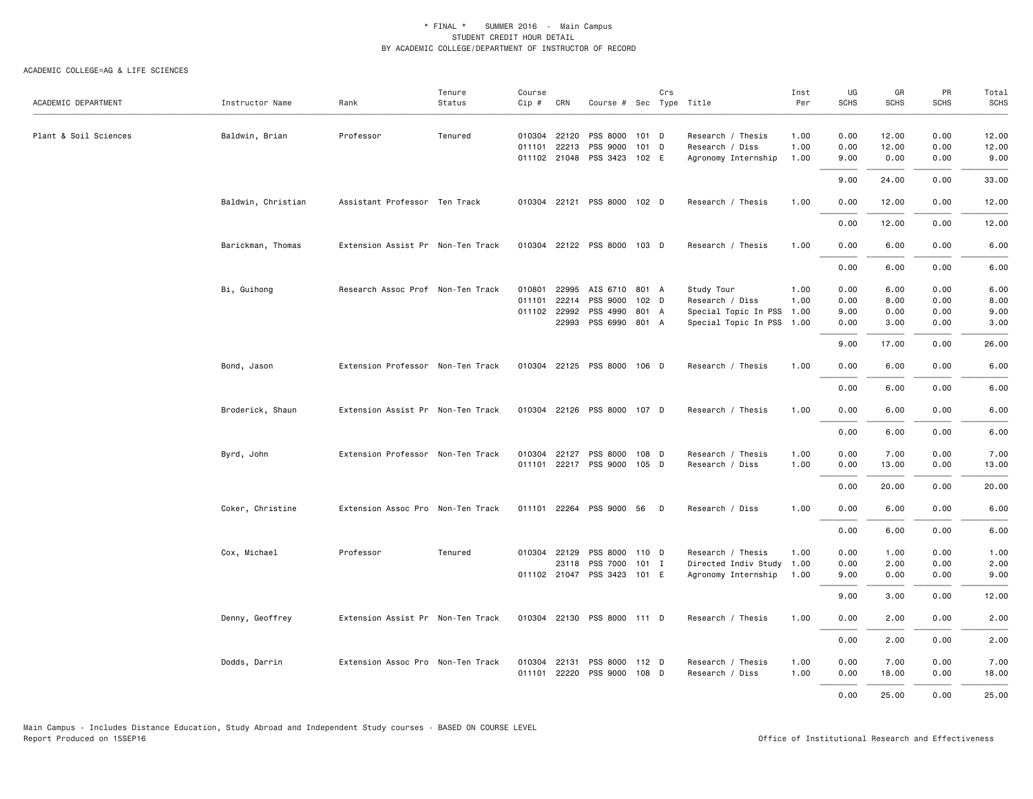\* FINAL \* SUMMER 2016 - Main Campus
STUDENT CREDIT HOUR DETAIL
BY ACADEMIC COLLEGE/DEPARTMENT OF INSTRUCTOR OF RECORD

ACADEMIC COLLEGE=AG & LIFE SCIENCES

| ACADEMIC DEPARTMENT | Instructor Name | Rank | Tenure Status | Course Cip # | CRN | Course # | Sec | Crs Type | Title | Inst Per | UG SCHS | GR SCHS | PR SCHS | Total SCHS |
|---|---|---|---|---|---|---|---|---|---|---|---|---|---|---|
| Plant & Soil Sciences | Baldwin, Brian | Professor | Tenured | 010304 | 22120 | PSS 8000 | 101 | D | Research / Thesis | 1.00 | 0.00 | 12.00 | 0.00 | 12.00 |
| | | | | 011101 | 22213 | PSS 9000 | 101 | D | Research / Diss | 1.00 | 0.00 | 12.00 | 0.00 | 12.00 |
| | | | | 011102 | 21048 | PSS 3423 | 102 | E | Agronomy Internship | 1.00 | 9.00 | 0.00 | 0.00 | 9.00 |
| | | | | | | | | | | | 9.00 | 24.00 | 0.00 | 33.00 |
| | Baldwin, Christian | Assistant Professor | Ten Track | 010304 | 22121 | PSS 8000 | 102 | D | Research / Thesis | 1.00 | 0.00 | 12.00 | 0.00 | 12.00 |
| | | | | | | | | | | | 0.00 | 12.00 | 0.00 | 12.00 |
| | Barickman, Thomas | Extension Assist Pr | Non-Ten Track | 010304 | 22122 | PSS 8000 | 103 | D | Research / Thesis | 1.00 | 0.00 | 6.00 | 0.00 | 6.00 |
| | | | | | | | | | | | 0.00 | 6.00 | 0.00 | 6.00 |
| | Bi, Guihong | Research Assoc Prof | Non-Ten Track | 010801 | 22995 | AIS 6710 | 801 | A | Study Tour | 1.00 | 0.00 | 6.00 | 0.00 | 6.00 |
| | | | | 011101 | 22214 | PSS 9000 | 102 | D | Research / Diss | 1.00 | 0.00 | 8.00 | 0.00 | 8.00 |
| | | | | 011102 | 22992 | PSS 4990 | 801 | A | Special Topic In PSS | 1.00 | 9.00 | 0.00 | 0.00 | 9.00 |
| | | | | | 22993 | PSS 6990 | 801 | A | Special Topic In PSS | 1.00 | 0.00 | 3.00 | 0.00 | 3.00 |
| | | | | | | | | | | | 9.00 | 17.00 | 0.00 | 26.00 |
| | Bond, Jason | Extension Professor | Non-Ten Track | 010304 | 22125 | PSS 8000 | 106 | D | Research / Thesis | 1.00 | 0.00 | 6.00 | 0.00 | 6.00 |
| | | | | | | | | | | | 0.00 | 6.00 | 0.00 | 6.00 |
| | Broderick, Shaun | Extension Assist Pr | Non-Ten Track | 010304 | 22126 | PSS 8000 | 107 | D | Research / Thesis | 1.00 | 0.00 | 6.00 | 0.00 | 6.00 |
| | | | | | | | | | | | 0.00 | 6.00 | 0.00 | 6.00 |
| | Byrd, John | Extension Professor | Non-Ten Track | 010304 | 22127 | PSS 8000 | 108 | D | Research / Thesis | 1.00 | 0.00 | 7.00 | 0.00 | 7.00 |
| | | | | 011101 | 22217 | PSS 9000 | 105 | D | Research / Diss | 1.00 | 0.00 | 13.00 | 0.00 | 13.00 |
| | | | | | | | | | | | 0.00 | 20.00 | 0.00 | 20.00 |
| | Coker, Christine | Extension Assoc Pro | Non-Ten Track | 011101 | 22264 | PSS 9000 | 56 | D | Research / Diss | 1.00 | 0.00 | 6.00 | 0.00 | 6.00 |
| | | | | | | | | | | | 0.00 | 6.00 | 0.00 | 6.00 |
| | Cox, Michael | Professor | Tenured | 010304 | 22129 | PSS 8000 | 110 | D | Research / Thesis | 1.00 | 0.00 | 1.00 | 0.00 | 1.00 |
| | | | | | 23118 | PSS 7000 | 101 | I | Directed Indiv Study | 1.00 | 0.00 | 2.00 | 0.00 | 2.00 |
| | | | | 011102 | 21047 | PSS 3423 | 101 | E | Agronomy Internship | 1.00 | 9.00 | 0.00 | 0.00 | 9.00 |
| | | | | | | | | | | | 9.00 | 3.00 | 0.00 | 12.00 |
| | Denny, Geoffrey | Extension Assist Pr | Non-Ten Track | 010304 | 22130 | PSS 8000 | 111 | D | Research / Thesis | 1.00 | 0.00 | 2.00 | 0.00 | 2.00 |
| | | | | | | | | | | | 0.00 | 2.00 | 0.00 | 2.00 |
| | Dodds, Darrin | Extension Assoc Pro | Non-Ten Track | 010304 | 22131 | PSS 8000 | 112 | D | Research / Thesis | 1.00 | 0.00 | 7.00 | 0.00 | 7.00 |
| | | | | 011101 | 22220 | PSS 9000 | 108 | D | Research / Diss | 1.00 | 0.00 | 18.00 | 0.00 | 18.00 |
| | | | | | | | | | | | 0.00 | 25.00 | 0.00 | 25.00 |

Main Campus - Includes Distance Education, Study Abroad and Independent Study courses - BASED ON COURSE LEVEL
Report Produced on 15SEP16

Office of Institutional Research and Effectiveness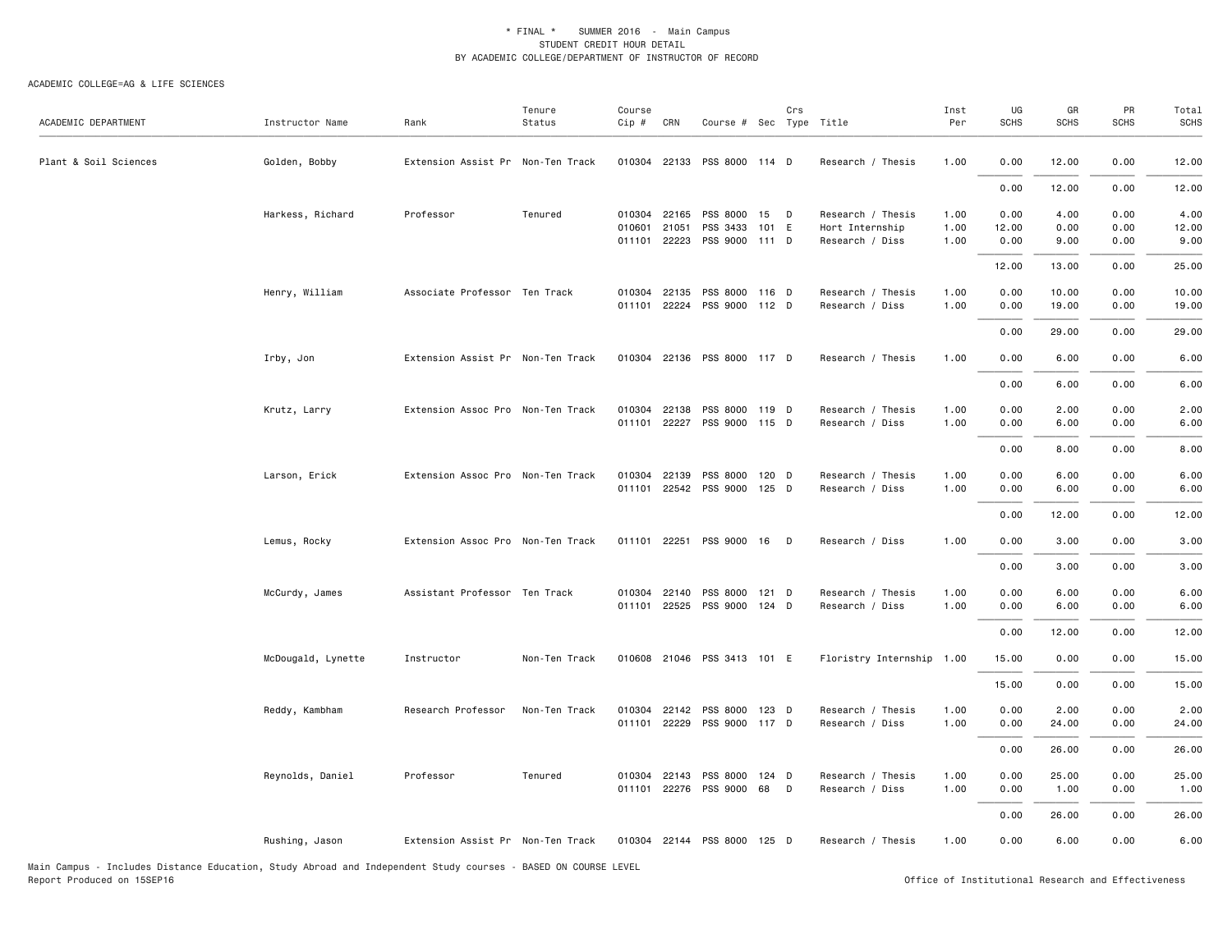\* FINAL \*    SUMMER 2016 - Main Campus
STUDENT CREDIT HOUR DETAIL
BY ACADEMIC COLLEGE/DEPARTMENT OF INSTRUCTOR OF RECORD

ACADEMIC COLLEGE=AG & LIFE SCIENCES

| ACADEMIC DEPARTMENT | Instructor Name | Rank | Tenure Status | Course Cip # | CRN | Course # | Sec | Crs Type | Title | Inst Per | UG SCHS | GR SCHS | PR SCHS | Total SCHS |
|---|---|---|---|---|---|---|---|---|---|---|---|---|---|---|
| Plant & Soil Sciences | Golden, Bobby | Extension Assist Pr | Non-Ten Track | 010304 | 22133 | PSS 8000 | 114 | D | Research / Thesis | 1.00 | 0.00 | 12.00 | 0.00 | 12.00 |
| | | | | | | | | | | | 0.00 | 12.00 | 0.00 | 12.00 |
| | Harkess, Richard | Professor | Tenured | 010304 | 22165 | PSS 8000 | 15 | D | Research / Thesis | 1.00 | 0.00 | 4.00 | 0.00 | 4.00 |
| | | | | 010601 | 21051 | PSS 3433 | 101 | E | Hort Internship | 1.00 | 12.00 | 0.00 | 0.00 | 12.00 |
| | | | | 011101 | 22223 | PSS 9000 | 111 | D | Research / Diss | 1.00 | 0.00 | 9.00 | 0.00 | 9.00 |
| | | | | | | | | | | | 12.00 | 13.00 | 0.00 | 25.00 |
| | Henry, William | Associate Professor | Ten Track | 010304 | 22135 | PSS 8000 | 116 | D | Research / Thesis | 1.00 | 0.00 | 10.00 | 0.00 | 10.00 |
| | | | | 011101 | 22224 | PSS 9000 | 112 | D | Research / Diss | 1.00 | 0.00 | 19.00 | 0.00 | 19.00 |
| | | | | | | | | | | | 0.00 | 29.00 | 0.00 | 29.00 |
| | Irby, Jon | Extension Assist Pr | Non-Ten Track | 010304 | 22136 | PSS 8000 | 117 | D | Research / Thesis | 1.00 | 0.00 | 6.00 | 0.00 | 6.00 |
| | | | | | | | | | | | 0.00 | 6.00 | 0.00 | 6.00 |
| | Krutz, Larry | Extension Assoc Pro | Non-Ten Track | 010304 | 22138 | PSS 8000 | 119 | D | Research / Thesis | 1.00 | 0.00 | 2.00 | 0.00 | 2.00 |
| | | | | 011101 | 22227 | PSS 9000 | 115 | D | Research / Diss | 1.00 | 0.00 | 6.00 | 0.00 | 6.00 |
| | | | | | | | | | | | 0.00 | 8.00 | 0.00 | 8.00 |
| | Larson, Erick | Extension Assoc Pro | Non-Ten Track | 010304 | 22139 | PSS 8000 | 120 | D | Research / Thesis | 1.00 | 0.00 | 6.00 | 0.00 | 6.00 |
| | | | | 011101 | 22542 | PSS 9000 | 125 | D | Research / Diss | 1.00 | 0.00 | 6.00 | 0.00 | 6.00 |
| | | | | | | | | | | | 0.00 | 12.00 | 0.00 | 12.00 |
| | Lemus, Rocky | Extension Assoc Pro | Non-Ten Track | 011101 | 22251 | PSS 9000 | 16 | D | Research / Diss | 1.00 | 0.00 | 3.00 | 0.00 | 3.00 |
| | | | | | | | | | | | 0.00 | 3.00 | 0.00 | 3.00 |
| | McCurdy, James | Assistant Professor | Ten Track | 010304 | 22140 | PSS 8000 | 121 | D | Research / Thesis | 1.00 | 0.00 | 6.00 | 0.00 | 6.00 |
| | | | | 011101 | 22525 | PSS 9000 | 124 | D | Research / Diss | 1.00 | 0.00 | 6.00 | 0.00 | 6.00 |
| | | | | | | | | | | | 0.00 | 12.00 | 0.00 | 12.00 |
| | McDougald, Lynette | Instructor | Non-Ten Track | 010608 | 21046 | PSS 3413 | 101 | E | Floristry Internship | 1.00 | 15.00 | 0.00 | 0.00 | 15.00 |
| | | | | | | | | | | | 15.00 | 0.00 | 0.00 | 15.00 |
| | Reddy, Kambham | Research Professor | Non-Ten Track | 010304 | 22142 | PSS 8000 | 123 | D | Research / Thesis | 1.00 | 0.00 | 2.00 | 0.00 | 2.00 |
| | | | | 011101 | 22229 | PSS 9000 | 117 | D | Research / Diss | 1.00 | 0.00 | 24.00 | 0.00 | 24.00 |
| | | | | | | | | | | | 0.00 | 26.00 | 0.00 | 26.00 |
| | Reynolds, Daniel | Professor | Tenured | 010304 | 22143 | PSS 8000 | 124 | D | Research / Thesis | 1.00 | 0.00 | 25.00 | 0.00 | 25.00 |
| | | | | 011101 | 22276 | PSS 9000 | 68 | D | Research / Diss | 1.00 | 0.00 | 1.00 | 0.00 | 1.00 |
| | | | | | | | | | | | 0.00 | 26.00 | 0.00 | 26.00 |
| | Rushing, Jason | Extension Assist Pr | Non-Ten Track | 010304 | 22144 | PSS 8000 | 125 | D | Research / Thesis | 1.00 | 0.00 | 6.00 | 0.00 | 6.00 |

Main Campus - Includes Distance Education, Study Abroad and Independent Study courses - BASED ON COURSE LEVEL
Report Produced on 15SEP16    Office of Institutional Research and Effectiveness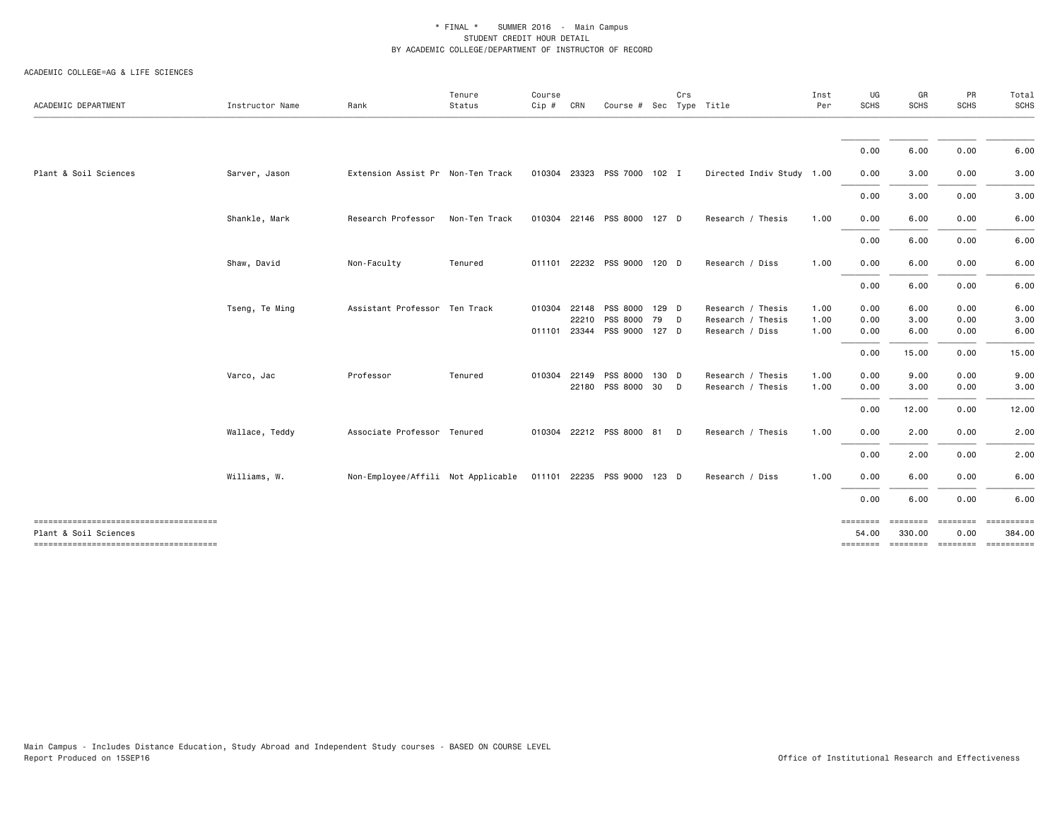\* FINAL \* SUMMER 2016 - Main Campus
STUDENT CREDIT HOUR DETAIL
BY ACADEMIC COLLEGE/DEPARTMENT OF INSTRUCTOR OF RECORD

ACADEMIC COLLEGE=AG & LIFE SCIENCES

| ACADEMIC DEPARTMENT | Instructor Name | Rank | Tenure Status | Course Cip # | CRN | Course # | Sec | Crs Type | Title | Inst Per | UG SCHS | GR SCHS | PR SCHS | Total SCHS |
|---|---|---|---|---|---|---|---|---|---|---|---|---|---|---|
| | | | | | | | | | | | 0.00 | 6.00 | 0.00 | 6.00 |
| Plant & Soil Sciences | Sarver, Jason | Extension Assist Pr | Non-Ten Track | 010304 | 23323 | PSS 7000 | 102 | I | Directed Indiv Study | 1.00 | 0.00 | 3.00 | 0.00 | 3.00 |
| | | | | | | | | | | | 0.00 | 3.00 | 0.00 | 3.00 |
| | Shankle, Mark | Research Professor | Non-Ten Track | 010304 | 22146 | PSS 8000 | 127 | D | Research / Thesis | 1.00 | 0.00 | 6.00 | 0.00 | 6.00 |
| | | | | | | | | | | | 0.00 | 6.00 | 0.00 | 6.00 |
| | Shaw, David | Non-Faculty | Tenured | 011101 | 22232 | PSS 9000 | 120 | D | Research / Diss | 1.00 | 0.00 | 6.00 | 0.00 | 6.00 |
| | | | | | | | | | | | 0.00 | 6.00 | 0.00 | 6.00 |
| | Tseng, Te Ming | Assistant Professor | Ten Track | 010304 | 22148 | PSS 8000 | 129 | D | Research / Thesis | 1.00 | 0.00 | 6.00 | 0.00 | 6.00 |
| | | | | | 22210 | PSS 8000 | 79 | D | Research / Thesis | 1.00 | 0.00 | 3.00 | 0.00 | 3.00 |
| | | | | 011101 | 23344 | PSS 9000 | 127 | D | Research / Diss | 1.00 | 0.00 | 6.00 | 0.00 | 6.00 |
| | | | | | | | | | | | 0.00 | 15.00 | 0.00 | 15.00 |
| | Varco, Jac | Professor | Tenured | 010304 | 22149 | PSS 8000 | 130 | D | Research / Thesis | 1.00 | 0.00 | 9.00 | 0.00 | 9.00 |
| | | | | | 22180 | PSS 8000 | 30 | D | Research / Thesis | 1.00 | 0.00 | 3.00 | 0.00 | 3.00 |
| | | | | | | | | | | | 0.00 | 12.00 | 0.00 | 12.00 |
| | Wallace, Teddy | Associate Professor | Tenured | 010304 | 22212 | PSS 8000 | 81 | D | Research / Thesis | 1.00 | 0.00 | 2.00 | 0.00 | 2.00 |
| | | | | | | | | | | | 0.00 | 2.00 | 0.00 | 2.00 |
| | Williams, W. | Non-Employee/Affili | Not Applicable | 011101 | 22235 | PSS 9000 | 123 | D | Research / Diss | 1.00 | 0.00 | 6.00 | 0.00 | 6.00 |
| | | | | | | | | | | | 0.00 | 6.00 | 0.00 | 6.00 |
| Plant & Soil Sciences | | | | | | | | | | | 54.00 | 330.00 | 0.00 | 384.00 |

Main Campus - Includes Distance Education, Study Abroad and Independent Study courses - BASED ON COURSE LEVEL
Report Produced on 15SEP16

Office of Institutional Research and Effectiveness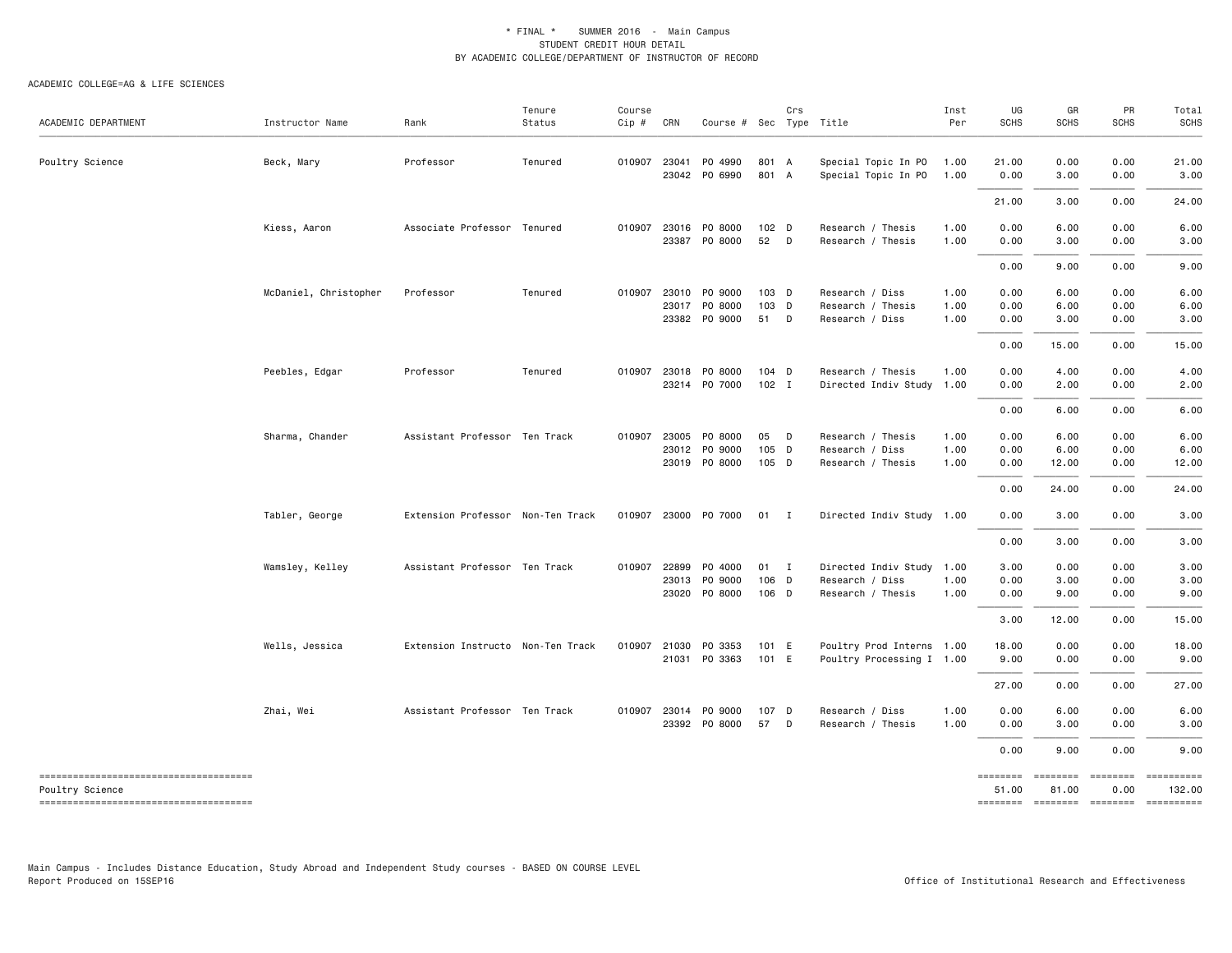\* FINAL \* SUMMER 2016 - Main Campus
STUDENT CREDIT HOUR DETAIL
BY ACADEMIC COLLEGE/DEPARTMENT OF INSTRUCTOR OF RECORD

ACADEMIC COLLEGE=AG & LIFE SCIENCES

| ACADEMIC DEPARTMENT | Instructor Name | Rank | Tenure Status | Course Cip # | CRN | Course # | Sec | Crs Type | Title | Inst Per | UG SCHS | GR SCHS | PR SCHS | Total SCHS |
|---|---|---|---|---|---|---|---|---|---|---|---|---|---|---|
| Poultry Science | Beck, Mary | Professor | Tenured | 010907 | 23041 | PO 4990 | 801 | A | Special Topic In PO | 1.00 | 21.00 | 0.00 | 0.00 | 21.00 |
| | | | | | 23042 | PO 6990 | 801 | A | Special Topic In PO | 1.00 | 0.00 | 3.00 | 0.00 | 3.00 |
| | | | | | | | | | | | 21.00 | 3.00 | 0.00 | 24.00 |
| | Kiess, Aaron | Associate Professor | Tenured | 010907 | 23016 | PO 8000 | 102 | D | Research / Thesis | 1.00 | 0.00 | 6.00 | 0.00 | 6.00 |
| | | | | | 23387 | PO 8000 | 52 | D | Research / Thesis | 1.00 | 0.00 | 3.00 | 0.00 | 3.00 |
| | | | | | | | | | | | 0.00 | 9.00 | 0.00 | 9.00 |
| | McDaniel, Christopher | Professor | Tenured | 010907 | 23010 | PO 9000 | 103 | D | Research / Diss | 1.00 | 0.00 | 6.00 | 0.00 | 6.00 |
| | | | | | 23017 | PO 8000 | 103 | D | Research / Thesis | 1.00 | 0.00 | 6.00 | 0.00 | 6.00 |
| | | | | | 23382 | PO 9000 | 51 | D | Research / Diss | 1.00 | 0.00 | 3.00 | 0.00 | 3.00 |
| | | | | | | | | | | | 0.00 | 15.00 | 0.00 | 15.00 |
| | Peebles, Edgar | Professor | Tenured | 010907 | 23018 | PO 8000 | 104 | D | Research / Thesis | 1.00 | 0.00 | 4.00 | 0.00 | 4.00 |
| | | | | | 23214 | PO 7000 | 102 | I | Directed Indiv Study | 1.00 | 0.00 | 2.00 | 0.00 | 2.00 |
| | | | | | | | | | | | 0.00 | 6.00 | 0.00 | 6.00 |
| | Sharma, Chander | Assistant Professor | Ten Track | 010907 | 23005 | PO 8000 | 05 | D | Research / Thesis | 1.00 | 0.00 | 6.00 | 0.00 | 6.00 |
| | | | | | 23012 | PO 9000 | 105 | D | Research / Diss | 1.00 | 0.00 | 6.00 | 0.00 | 6.00 |
| | | | | | 23019 | PO 8000 | 105 | D | Research / Thesis | 1.00 | 0.00 | 12.00 | 0.00 | 12.00 |
| | | | | | | | | | | | 0.00 | 24.00 | 0.00 | 24.00 |
| | Tabler, George | Extension Professor | Non-Ten Track | 010907 | 23000 | PO 7000 | 01 | I | Directed Indiv Study | 1.00 | 0.00 | 3.00 | 0.00 | 3.00 |
| | | | | | | | | | | | 0.00 | 3.00 | 0.00 | 3.00 |
| | Wamsley, Kelley | Assistant Professor | Ten Track | 010907 | 22899 | PO 4000 | 01 | I | Directed Indiv Study | 1.00 | 3.00 | 0.00 | 0.00 | 3.00 |
| | | | | | 23013 | PO 9000 | 106 | D | Research / Diss | 1.00 | 0.00 | 3.00 | 0.00 | 3.00 |
| | | | | | 23020 | PO 8000 | 106 | D | Research / Thesis | 1.00 | 0.00 | 9.00 | 0.00 | 9.00 |
| | | | | | | | | | | | 3.00 | 12.00 | 0.00 | 15.00 |
| | Wells, Jessica | Extension Instructo | Non-Ten Track | 010907 | 21030 | PO 3353 | 101 | E | Poultry Prod Interns | 1.00 | 18.00 | 0.00 | 0.00 | 18.00 |
| | | | | | 21031 | PO 3363 | 101 | E | Poultry Processing I | 1.00 | 9.00 | 0.00 | 0.00 | 9.00 |
| | | | | | | | | | | | 27.00 | 0.00 | 0.00 | 27.00 |
| | Zhai, Wei | Assistant Professor | Ten Track | 010907 | 23014 | PO 9000 | 107 | D | Research / Diss | 1.00 | 0.00 | 6.00 | 0.00 | 6.00 |
| | | | | | 23392 | PO 8000 | 57 | D | Research / Thesis | 1.00 | 0.00 | 3.00 | 0.00 | 3.00 |
| | | | | | | | | | | | 0.00 | 9.00 | 0.00 | 9.00 |
| Poultry Science | | | | | | | | | | | 51.00 | 81.00 | 0.00 | 132.00 |

Main Campus - Includes Distance Education, Study Abroad and Independent Study courses - BASED ON COURSE LEVEL
Report Produced on 15SEP16

Office of Institutional Research and Effectiveness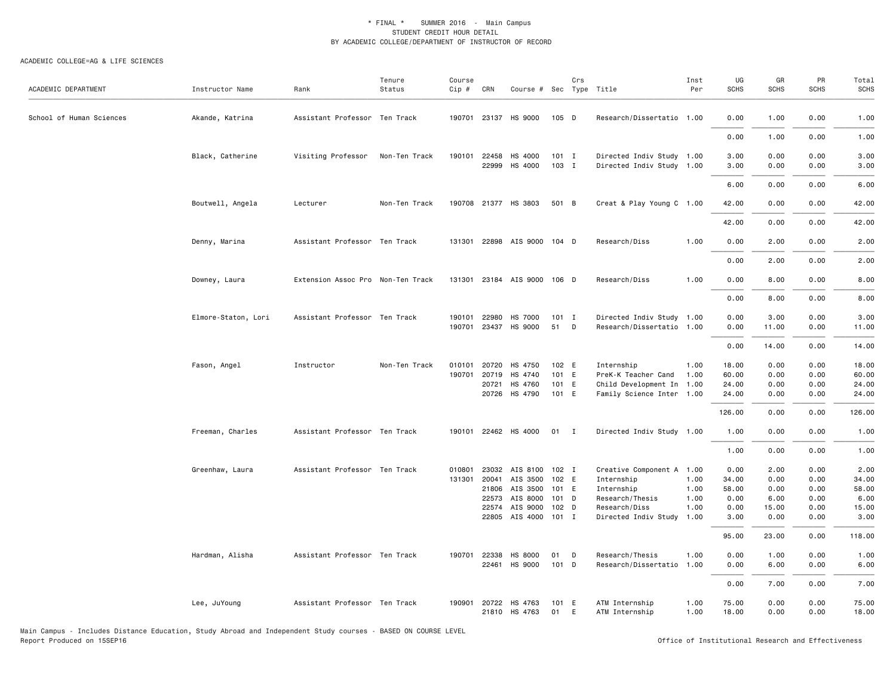\* FINAL \* SUMMER 2016 - Main Campus
STUDENT CREDIT HOUR DETAIL
BY ACADEMIC COLLEGE/DEPARTMENT OF INSTRUCTOR OF RECORD

ACADEMIC COLLEGE=AG & LIFE SCIENCES

| ACADEMIC DEPARTMENT | Instructor Name | Rank | Tenure Status | Course Cip # | CRN | Course # | Sec | Crs Type | Title | Inst Per | UG SCHS | GR SCHS | PR SCHS | Total SCHS |
|---|---|---|---|---|---|---|---|---|---|---|---|---|---|---|
| School of Human Sciences | Akande, Katrina | Assistant Professor | Ten Track | 190701 | 23137 | HS 9000 | 105 | D | Research/Dissertatio | 1.00 | 0.00 | 1.00 | 0.00 | 1.00 |
| | | | | | | | | | | | 0.00 | 1.00 | 0.00 | 1.00 |
| | Black, Catherine | Visiting Professor | Non-Ten Track | 190101 | 22458 | HS 4000 | 101 | I | Directed Indiv Study | 1.00 | 3.00 | 0.00 | 0.00 | 3.00 |
| | | | | | 22999 | HS 4000 | 103 | I | Directed Indiv Study | 1.00 | 3.00 | 0.00 | 0.00 | 3.00 |
| | | | | | | | | | | | 6.00 | 0.00 | 0.00 | 6.00 |
| | Boutwell, Angela | Lecturer | Non-Ten Track | 190708 | 21377 | HS 3803 | 501 | B | Creat & Play Young C | 1.00 | 42.00 | 0.00 | 0.00 | 42.00 |
| | | | | | | | | | | | 42.00 | 0.00 | 0.00 | 42.00 |
| | Denny, Marina | Assistant Professor | Ten Track | 131301 | 22898 | AIS 9000 | 104 | D | Research/Diss | 1.00 | 0.00 | 2.00 | 0.00 | 2.00 |
| | | | | | | | | | | | 0.00 | 2.00 | 0.00 | 2.00 |
| | Downey, Laura | Extension Assoc Pro | Non-Ten Track | 131301 | 23184 | AIS 9000 | 106 | D | Research/Diss | 1.00 | 0.00 | 8.00 | 0.00 | 8.00 |
| | | | | | | | | | | | 0.00 | 8.00 | 0.00 | 8.00 |
| | Elmore-Staton, Lori | Assistant Professor | Ten Track | 190101 | 22980 | HS 7000 | 101 | I | Directed Indiv Study | 1.00 | 0.00 | 3.00 | 0.00 | 3.00 |
| | | | | 190701 | 23437 | HS 9000 | 51 | D | Research/Dissertatio | 1.00 | 0.00 | 11.00 | 0.00 | 11.00 |
| | | | | | | | | | | | 0.00 | 14.00 | 0.00 | 14.00 |
| | Fason, Angel | Instructor | Non-Ten Track | 010101 | 20720 | HS 4750 | 102 | E | Internship | 1.00 | 18.00 | 0.00 | 0.00 | 18.00 |
| | | | | 190701 | 20719 | HS 4740 | 101 | E | PreK-K Teacher Cand | 1.00 | 60.00 | 0.00 | 0.00 | 60.00 |
| | | | | | 20721 | HS 4760 | 101 | E | Child Development In | 1.00 | 24.00 | 0.00 | 0.00 | 24.00 |
| | | | | | 20726 | HS 4790 | 101 | E | Family Science Inter | 1.00 | 24.00 | 0.00 | 0.00 | 24.00 |
| | | | | | | | | | | | 126.00 | 0.00 | 0.00 | 126.00 |
| | Freeman, Charles | Assistant Professor | Ten Track | 190101 | 22462 | HS 4000 | 01 | I | Directed Indiv Study | 1.00 | 1.00 | 0.00 | 0.00 | 1.00 |
| | | | | | | | | | | | 1.00 | 0.00 | 0.00 | 1.00 |
| | Greenhaw, Laura | Assistant Professor | Ten Track | 010801 | 23032 | AIS 8100 | 102 | I | Creative Component A | 1.00 | 0.00 | 2.00 | 0.00 | 2.00 |
| | | | | 131301 | 20041 | AIS 3500 | 102 | E | Internship | 1.00 | 34.00 | 0.00 | 0.00 | 34.00 |
| | | | | | 21806 | AIS 3500 | 101 | E | Internship | 1.00 | 58.00 | 0.00 | 0.00 | 58.00 |
| | | | | | 22573 | AIS 8000 | 101 | D | Research/Thesis | 1.00 | 0.00 | 6.00 | 0.00 | 6.00 |
| | | | | | 22574 | AIS 9000 | 102 | D | Research/Diss | 1.00 | 0.00 | 15.00 | 0.00 | 15.00 |
| | | | | | 22805 | AIS 4000 | 101 | I | Directed Indiv Study | 1.00 | 3.00 | 0.00 | 0.00 | 3.00 |
| | | | | | | | | | | | 95.00 | 23.00 | 0.00 | 118.00 |
| | Hardman, Alisha | Assistant Professor | Ten Track | 190701 | 22338 | HS 8000 | 01 | D | Research/Thesis | 1.00 | 0.00 | 1.00 | 0.00 | 1.00 |
| | | | | | 22461 | HS 9000 | 101 | D | Research/Dissertatio | 1.00 | 0.00 | 6.00 | 0.00 | 6.00 |
| | | | | | | | | | | | 0.00 | 7.00 | 0.00 | 7.00 |
| | Lee, JuYoung | Assistant Professor | Ten Track | 190901 | 20722 | HS 4763 | 101 | E | ATM Internship | 1.00 | 75.00 | 0.00 | 0.00 | 75.00 |
| | | | | | 21810 | HS 4763 | 01 | E | ATM Internship | 1.00 | 18.00 | 0.00 | 0.00 | 18.00 |

Main Campus - Includes Distance Education, Study Abroad and Independent Study courses - BASED ON COURSE LEVEL
Report Produced on 15SEP16

Office of Institutional Research and Effectiveness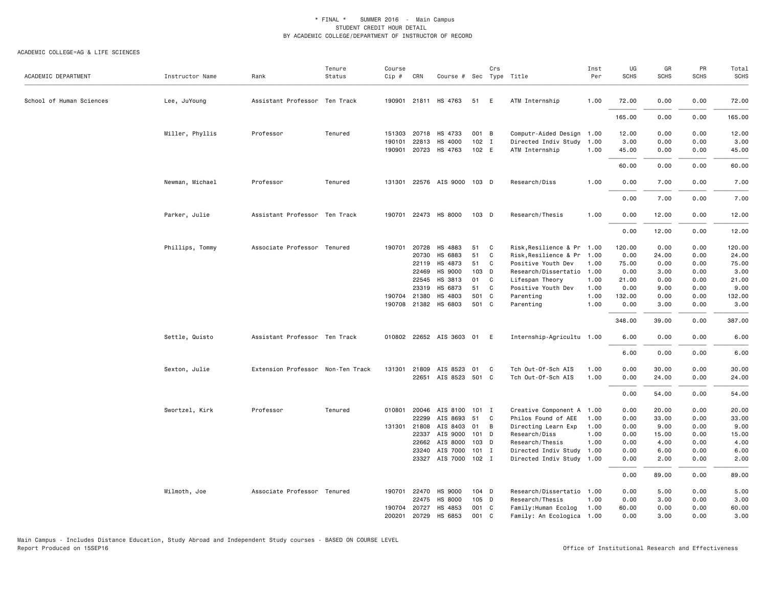\* FINAL \* SUMMER 2016 - Main Campus
STUDENT CREDIT HOUR DETAIL
BY ACADEMIC COLLEGE/DEPARTMENT OF INSTRUCTOR OF RECORD

ACADEMIC COLLEGE=AG & LIFE SCIENCES

| ACADEMIC DEPARTMENT | Instructor Name | Rank | Tenure Status | Course Cip # | CRN | Course # | Sec | Crs Type | Title | Inst Per | UG SCHS | GR SCHS | PR SCHS | Total SCHS |
|---|---|---|---|---|---|---|---|---|---|---|---|---|---|---|
| School of Human Sciences | Lee, JuYoung | Assistant Professor | Ten Track | 190901 | 21811 | HS 4763 | 51 | E | ATM Internship | 1.00 | 72.00 | 0.00 | 0.00 | 72.00 |
| | | | | | | | | | | | 165.00 | 0.00 | 0.00 | 165.00 |
| | Miller, Phyllis | Professor | Tenured | 151303 | 20718 | HS 4733 | 001 | B | Computr-Aided Design | 1.00 | 12.00 | 0.00 | 0.00 | 12.00 |
| | | | | 190101 | 22813 | HS 4000 | 102 | I | Directed Indiv Study | 1.00 | 3.00 | 0.00 | 0.00 | 3.00 |
| | | | | 190901 | 20723 | HS 4763 | 102 | E | ATM Internship | 1.00 | 45.00 | 0.00 | 0.00 | 45.00 |
| | | | | | | | | | | | 60.00 | 0.00 | 0.00 | 60.00 |
| | Newman, Michael | Professor | Tenured | 131301 | 22576 | AIS 9000 | 103 | D | Research/Diss | 1.00 | 0.00 | 7.00 | 0.00 | 7.00 |
| | | | | | | | | | | | 0.00 | 7.00 | 0.00 | 7.00 |
| | Parker, Julie | Assistant Professor | Ten Track | 190701 | 22473 | HS 8000 | 103 | D | Research/Thesis | 1.00 | 0.00 | 12.00 | 0.00 | 12.00 |
| | | | | | | | | | | | 0.00 | 12.00 | 0.00 | 12.00 |
| | Phillips, Tommy | Associate Professor | Tenured | 190701 | 20728 | HS 4883 | 51 | C | Risk,Resilience & Pr | 1.00 | 120.00 | 0.00 | 0.00 | 120.00 |
| | | | | | 20730 | HS 6883 | 51 | C | Risk,Resilience & Pr | 1.00 | 0.00 | 24.00 | 0.00 | 24.00 |
| | | | | | 22119 | HS 4873 | 51 | C | Positive Youth Dev | 1.00 | 75.00 | 0.00 | 0.00 | 75.00 |
| | | | | | 22469 | HS 9000 | 103 | D | Research/Dissertatio | 1.00 | 0.00 | 3.00 | 0.00 | 3.00 |
| | | | | | 22545 | HS 3813 | 01 | C | Lifespan Theory | 1.00 | 21.00 | 0.00 | 0.00 | 21.00 |
| | | | | | 23319 | HS 6873 | 51 | C | Positive Youth Dev | 1.00 | 0.00 | 9.00 | 0.00 | 9.00 |
| | | | | 190704 | 21380 | HS 4803 | 501 | C | Parenting | 1.00 | 132.00 | 0.00 | 0.00 | 132.00 |
| | | | | 190708 | 21382 | HS 6803 | 501 | C | Parenting | 1.00 | 0.00 | 3.00 | 0.00 | 3.00 |
| | | | | | | | | | | | 348.00 | 39.00 | 0.00 | 387.00 |
| | Settle, Quisto | Assistant Professor | Ten Track | 010802 | 22652 | AIS 3603 | 01 | E | Internship-Agricultu | 1.00 | 6.00 | 0.00 | 0.00 | 6.00 |
| | | | | | | | | | | | 6.00 | 0.00 | 0.00 | 6.00 |
| | Sexton, Julie | Extension Professor | Non-Ten Track | 131301 | 21809 | AIS 8523 | 01 | C | Tch Out-Of-Sch AIS | 1.00 | 0.00 | 30.00 | 0.00 | 30.00 |
| | | | | | 22651 | AIS 8523 | 501 | C | Tch Out-Of-Sch AIS | 1.00 | 0.00 | 24.00 | 0.00 | 24.00 |
| | | | | | | | | | | | 0.00 | 54.00 | 0.00 | 54.00 |
| | Swortzel, Kirk | Professor | Tenured | 010801 | 20046 | AIS 8100 | 101 | I | Creative Component A | 1.00 | 0.00 | 20.00 | 0.00 | 20.00 |
| | | | | | 22299 | AIS 8693 | 51 | C | Philos Found of AEE | 1.00 | 0.00 | 33.00 | 0.00 | 33.00 |
| | | | | 131301 | 21808 | AIS 8403 | 01 | B | Directing Learn Exp | 1.00 | 0.00 | 9.00 | 0.00 | 9.00 |
| | | | | | 22337 | AIS 9000 | 101 | D | Research/Diss | 1.00 | 0.00 | 15.00 | 0.00 | 15.00 |
| | | | | | 22662 | AIS 8000 | 103 | D | Research/Thesis | 1.00 | 0.00 | 4.00 | 0.00 | 4.00 |
| | | | | | 23240 | AIS 7000 | 101 | I | Directed Indiv Study | 1.00 | 0.00 | 6.00 | 0.00 | 6.00 |
| | | | | | 23327 | AIS 7000 | 102 | I | Directed Indiv Study | 1.00 | 0.00 | 2.00 | 0.00 | 2.00 |
| | | | | | | | | | | | 0.00 | 89.00 | 0.00 | 89.00 |
| | Wilmoth, Joe | Associate Professor | Tenured | 190701 | 22470 | HS 9000 | 104 | D | Research/Dissertatio | 1.00 | 0.00 | 5.00 | 0.00 | 5.00 |
| | | | | | 22475 | HS 8000 | 105 | D | Research/Thesis | 1.00 | 0.00 | 3.00 | 0.00 | 3.00 |
| | | | | 190704 | 20727 | HS 4853 | 001 | C | Family:Human Ecolog | 1.00 | 60.00 | 0.00 | 0.00 | 60.00 |
| | | | | 200201 | 20729 | HS 6853 | 001 | C | Family: An Ecologica | 1.00 | 0.00 | 3.00 | 0.00 | 3.00 |

Main Campus - Includes Distance Education, Study Abroad and Independent Study courses - BASED ON COURSE LEVEL
Report Produced on 15SEP16

Office of Institutional Research and Effectiveness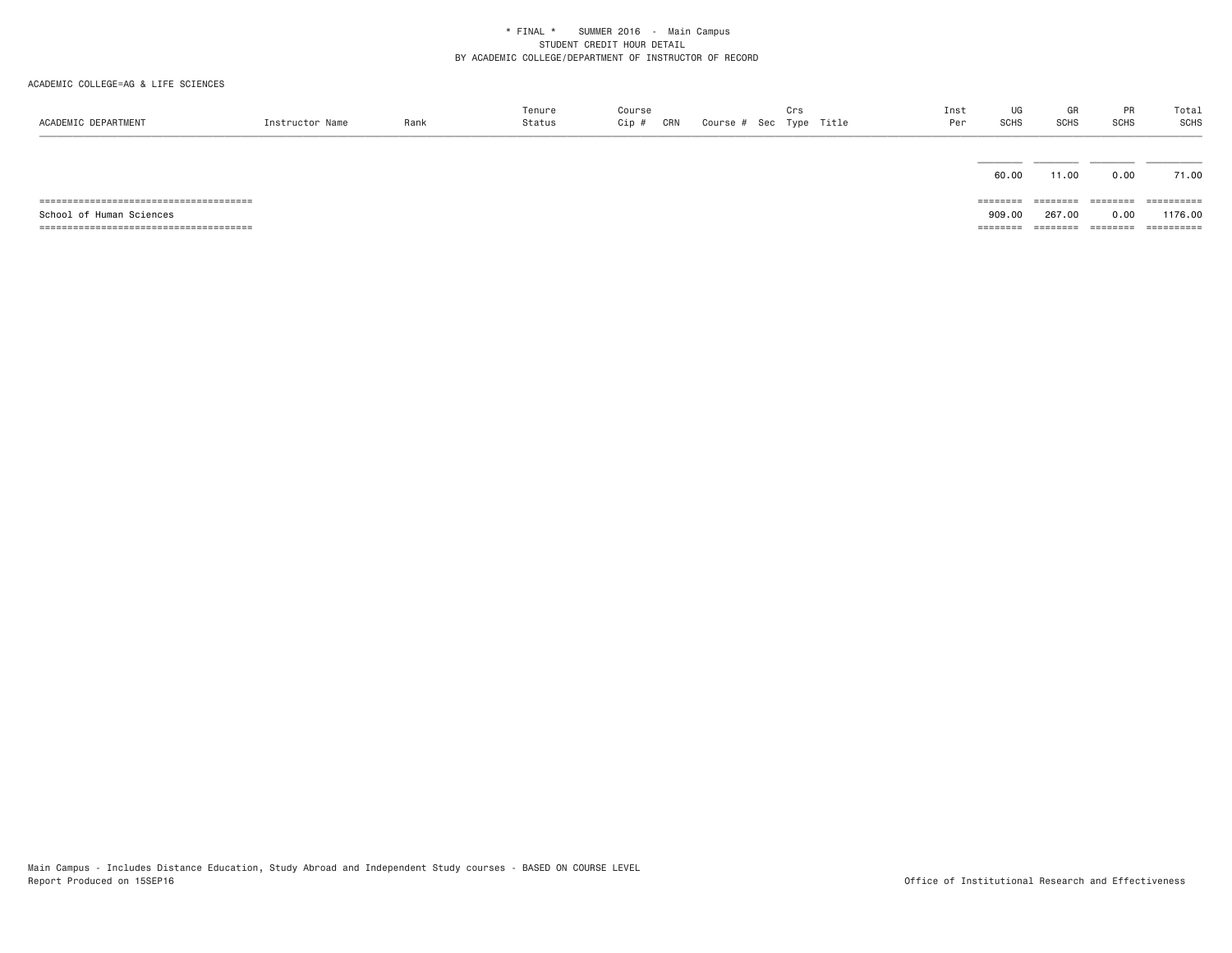\* FINAL \*    SUMMER 2016 - Main Campus
STUDENT CREDIT HOUR DETAIL
BY ACADEMIC COLLEGE/DEPARTMENT OF INSTRUCTOR OF RECORD

ACADEMIC COLLEGE=AG & LIFE SCIENCES

| ACADEMIC DEPARTMENT | Instructor Name | Rank | Tenure Status | Course Cip # | CRN | Course # | Sec | Crs Type | Title | Inst Per | UG SCHS | GR SCHS | PR SCHS | Total SCHS |
|---|---|---|---|---|---|---|---|---|---|---|---|---|---|---|
| | | | | | | | | | | | 60.00 | 11.00 | 0.00 | 71.00 |
| School of Human Sciences | | | | | | | | | | | 909.00 | 267.00 | 0.00 | 1176.00 |

Main Campus - Includes Distance Education, Study Abroad and Independent Study courses - BASED ON COURSE LEVEL
Report Produced on 15SEP16

Office of Institutional Research and Effectiveness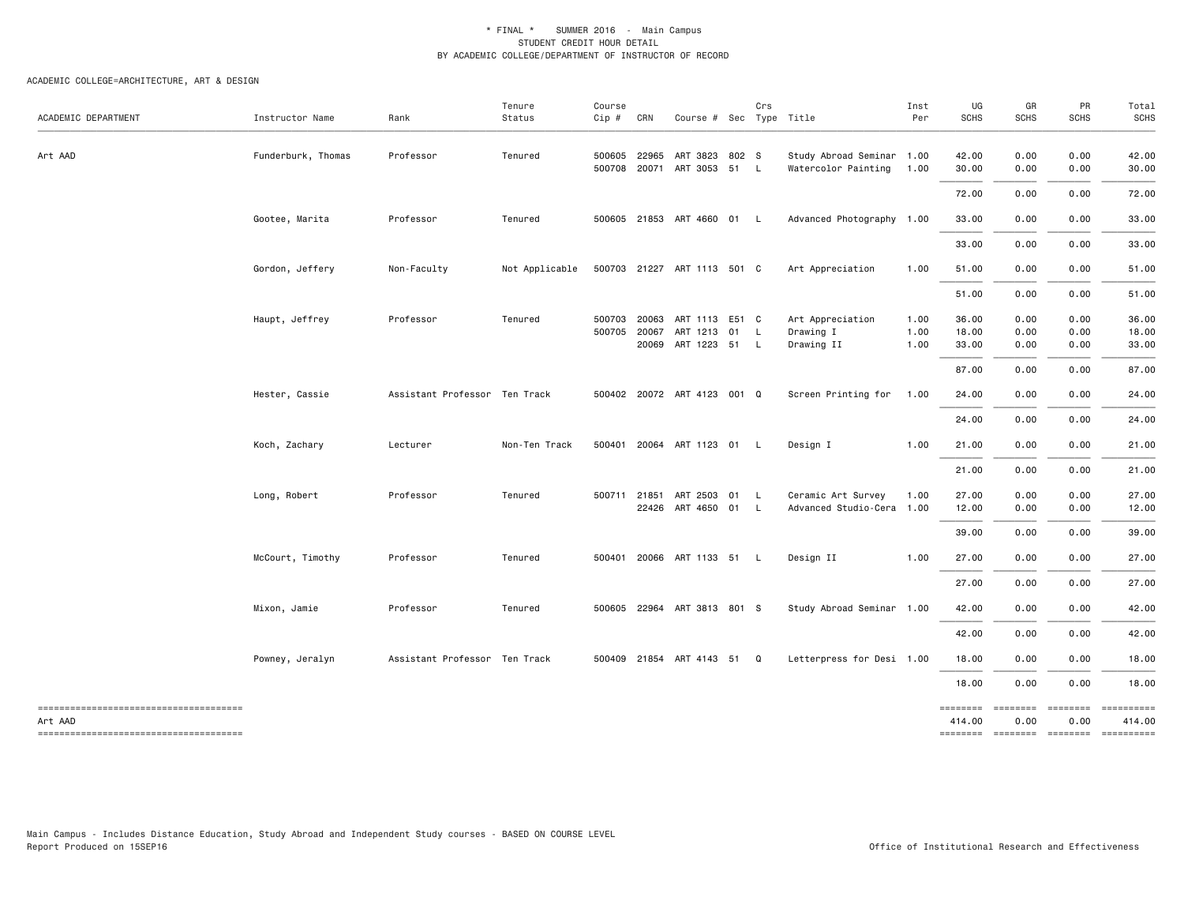\* FINAL \* SUMMER 2016 - Main Campus
STUDENT CREDIT HOUR DETAIL
BY ACADEMIC COLLEGE/DEPARTMENT OF INSTRUCTOR OF RECORD

ACADEMIC COLLEGE=ARCHITECTURE, ART & DESIGN

| ACADEMIC DEPARTMENT | Instructor Name | Rank | Tenure Status | Course Cip # | CRN | Course # | Sec | Crs Type | Title | Inst Per | UG SCHS | GR SCHS | PR SCHS | Total SCHS |
|---|---|---|---|---|---|---|---|---|---|---|---|---|---|---|
| Art AAD | Funderburk, Thomas | Professor | Tenured | 500605 | 22965 | ART 3823 | 802 | S | Study Abroad Seminar | 1.00 | 42.00 | 0.00 | 0.00 | 42.00 |
| | | | | 500708 | 20071 | ART 3053 | 51 | L | Watercolor Painting | 1.00 | 30.00 | 0.00 | 0.00 | 30.00 |
| | | | | | | | | | | | 72.00 | 0.00 | 0.00 | 72.00 |
| | Gootee, Marita | Professor | Tenured | 500605 | 21853 | ART 4660 | 01 | L | Advanced Photography | 1.00 | 33.00 | 0.00 | 0.00 | 33.00 |
| | | | | | | | | | | | 33.00 | 0.00 | 0.00 | 33.00 |
| | Gordon, Jeffery | Non-Faculty | Not Applicable | 500703 | 21227 | ART 1113 | 501 | C | Art Appreciation | 1.00 | 51.00 | 0.00 | 0.00 | 51.00 |
| | | | | | | | | | | | 51.00 | 0.00 | 0.00 | 51.00 |
| | Haupt, Jeffrey | Professor | Tenured | 500703 | 20063 | ART 1113 | E51 | C | Art Appreciation | 1.00 | 36.00 | 0.00 | 0.00 | 36.00 |
| | | | | 500705 | 20067 | ART 1213 | 01 | L | Drawing I | 1.00 | 18.00 | 0.00 | 0.00 | 18.00 |
| | | | | | 20069 | ART 1223 | 51 | L | Drawing II | 1.00 | 33.00 | 0.00 | 0.00 | 33.00 |
| | | | | | | | | | | | 87.00 | 0.00 | 0.00 | 87.00 |
| | Hester, Cassie | Assistant Professor | Ten Track | 500402 | 20072 | ART 4123 | 001 | Q | Screen Printing for | 1.00 | 24.00 | 0.00 | 0.00 | 24.00 |
| | | | | | | | | | | | 24.00 | 0.00 | 0.00 | 24.00 |
| | Koch, Zachary | Lecturer | Non-Ten Track | 500401 | 20064 | ART 1123 | 01 | L | Design I | 1.00 | 21.00 | 0.00 | 0.00 | 21.00 |
| | | | | | | | | | | | 21.00 | 0.00 | 0.00 | 21.00 |
| | Long, Robert | Professor | Tenured | 500711 | 21851 | ART 2503 | 01 | L | Ceramic Art Survey | 1.00 | 27.00 | 0.00 | 0.00 | 27.00 |
| | | | | | 22426 | ART 4650 | 01 | L | Advanced Studio-Cera | 1.00 | 12.00 | 0.00 | 0.00 | 12.00 |
| | | | | | | | | | | | 39.00 | 0.00 | 0.00 | 39.00 |
| | McCourt, Timothy | Professor | Tenured | 500401 | 20066 | ART 1133 | 51 | L | Design II | 1.00 | 27.00 | 0.00 | 0.00 | 27.00 |
| | | | | | | | | | | | 27.00 | 0.00 | 0.00 | 27.00 |
| | Mixon, Jamie | Professor | Tenured | 500605 | 22964 | ART 3813 | 801 | S | Study Abroad Seminar | 1.00 | 42.00 | 0.00 | 0.00 | 42.00 |
| | | | | | | | | | | | 42.00 | 0.00 | 0.00 | 42.00 |
| | Powney, Jeralyn | Assistant Professor | Ten Track | 500409 | 21854 | ART 4143 | 51 | Q | Letterpress for Desi | 1.00 | 18.00 | 0.00 | 0.00 | 18.00 |
| | | | | | | | | | | | 18.00 | 0.00 | 0.00 | 18.00 |
| Art AAD | | | | | | | | | | | 414.00 | 0.00 | 0.00 | 414.00 |

Main Campus - Includes Distance Education, Study Abroad and Independent Study courses - BASED ON COURSE LEVEL
Report Produced on 15SEP16

Office of Institutional Research and Effectiveness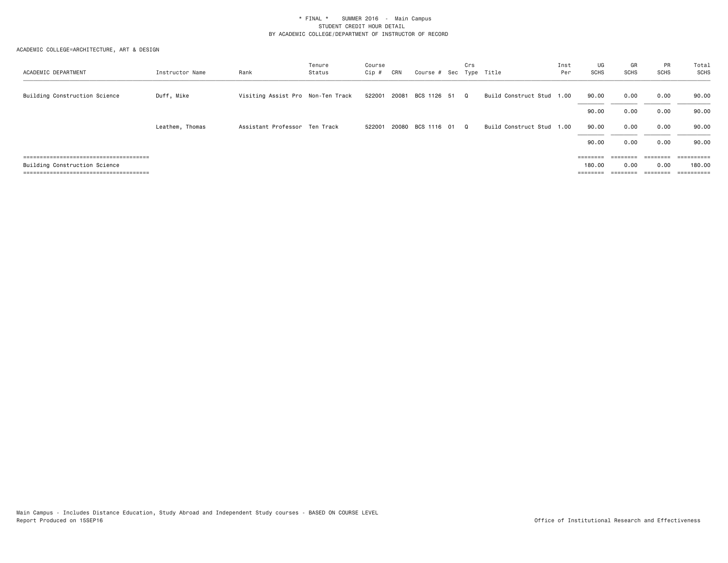\* FINAL \* SUMMER 2016 - Main Campus
STUDENT CREDIT HOUR DETAIL
BY ACADEMIC COLLEGE/DEPARTMENT OF INSTRUCTOR OF RECORD

ACADEMIC COLLEGE=ARCHITECTURE, ART & DESIGN

| ACADEMIC DEPARTMENT | Instructor Name | Rank | Tenure Status | Course Cip # | CRN | Course # | Sec | Crs Type | Title | Inst Per | UG SCHS | GR SCHS | PR SCHS | Total SCHS |
|---|---|---|---|---|---|---|---|---|---|---|---|---|---|---|
| Building Construction Science | Duff, Mike | Visiting Assist Pro | Non-Ten Track | 522001 | 20081 | BCS 1126 | 51 | Q | Build Construct Stud | 1.00 | 90.00 | 0.00 | 0.00 | 90.00 |
| | | | | | | | | | | | 90.00 | 0.00 | 0.00 | 90.00 |
| | Leathem, Thomas | Assistant Professor | Ten Track | 522001 | 20080 | BCS 1116 | 01 | Q | Build Construct Stud | 1.00 | 90.00 | 0.00 | 0.00 | 90.00 |
| | | | | | | | | | | | 90.00 | 0.00 | 0.00 | 90.00 |
| Building Construction Science | | | | | | | | | | | 180.00 | 0.00 | 0.00 | 180.00 |

Main Campus - Includes Distance Education, Study Abroad and Independent Study courses - BASED ON COURSE LEVEL
Report Produced on 15SEP16

Office of Institutional Research and Effectiveness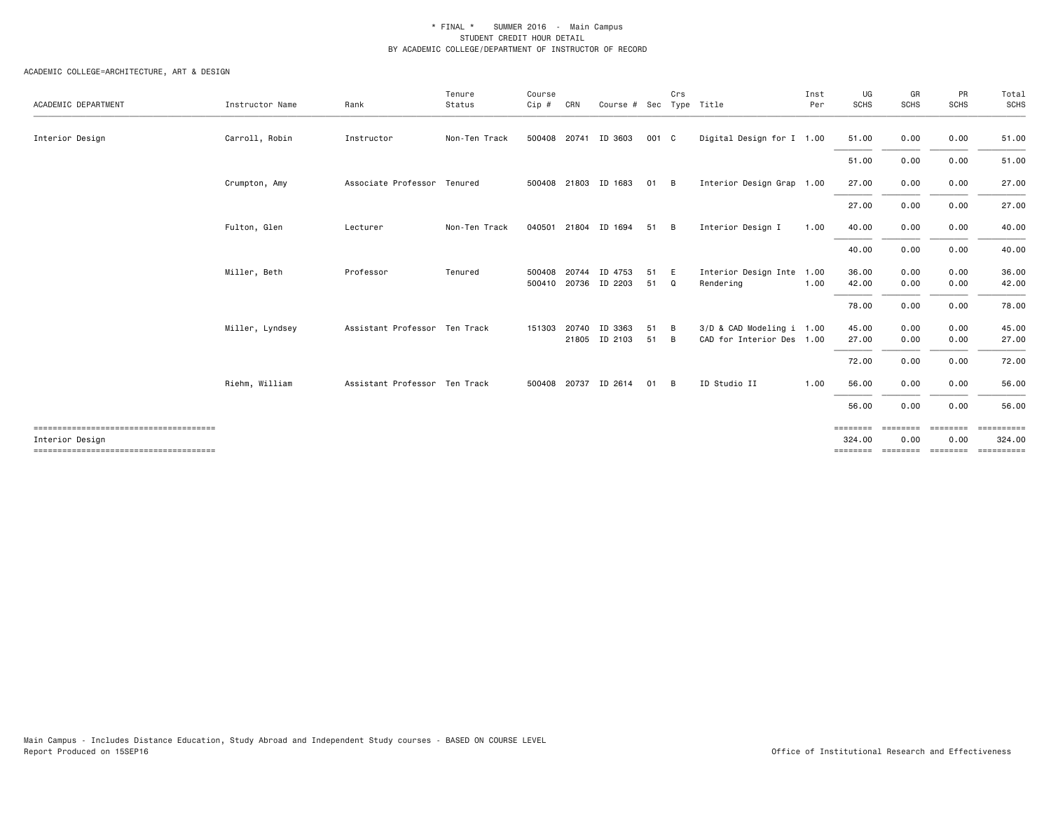\* FINAL \* SUMMER 2016 - Main Campus
STUDENT CREDIT HOUR DETAIL
BY ACADEMIC COLLEGE/DEPARTMENT OF INSTRUCTOR OF RECORD

ACADEMIC COLLEGE=ARCHITECTURE, ART & DESIGN

| ACADEMIC DEPARTMENT | Instructor Name | Rank | Tenure Status | Course Cip # | CRN | Course # | Sec | Crs Type | Title | Inst Per | UG SCHS | GR SCHS | PR SCHS | Total SCHS |
|---|---|---|---|---|---|---|---|---|---|---|---|---|---|---|
| Interior Design | Carroll, Robin | Instructor | Non-Ten Track | 500408 | 20741 | ID 3603 | 001 | C | Digital Design for I | 1.00 | 51.00 | 0.00 | 0.00 | 51.00 |
| | | | | | | | | | | | 51.00 | 0.00 | 0.00 | 51.00 |
| | Crumpton, Amy | Associate Professor | Tenured | 500408 | 21803 | ID 1683 | 01 | B | Interior Design Grap | 1.00 | 27.00 | 0.00 | 0.00 | 27.00 |
| | | | | | | | | | | | 27.00 | 0.00 | 0.00 | 27.00 |
| | Fulton, Glen | Lecturer | Non-Ten Track | 040501 | 21804 | ID 1694 | 51 | B | Interior Design I | 1.00 | 40.00 | 0.00 | 0.00 | 40.00 |
| | | | | | | | | | | | 40.00 | 0.00 | 0.00 | 40.00 |
| | Miller, Beth | Professor | Tenured | 500408 | 20744 | ID 4753 | 51 | E | Interior Design Inte | 1.00 | 36.00 | 0.00 | 0.00 | 36.00 |
| | | | | 500410 | 20736 | ID 2203 | 51 | Q | Rendering | 1.00 | 42.00 | 0.00 | 0.00 | 42.00 |
| | | | | | | | | | | | 78.00 | 0.00 | 0.00 | 78.00 |
| | Miller, Lyndsey | Assistant Professor | Ten Track | 151303 | 20740 | ID 3363 | 51 | B | 3/D & CAD Modeling i | 1.00 | 45.00 | 0.00 | 0.00 | 45.00 |
| | | | | | 21805 | ID 2103 | 51 | B | CAD for Interior Des | 1.00 | 27.00 | 0.00 | 0.00 | 27.00 |
| | | | | | | | | | | | 72.00 | 0.00 | 0.00 | 72.00 |
| | Riehm, William | Assistant Professor | Ten Track | 500408 | 20737 | ID 2614 | 01 | B | ID Studio II | 1.00 | 56.00 | 0.00 | 0.00 | 56.00 |
| | | | | | | | | | | | 56.00 | 0.00 | 0.00 | 56.00 |
| Interior Design | | | | | | | | | | | 324.00 | 0.00 | 0.00 | 324.00 |

Main Campus - Includes Distance Education, Study Abroad and Independent Study courses - BASED ON COURSE LEVEL
Report Produced on 15SEP16

Office of Institutional Research and Effectiveness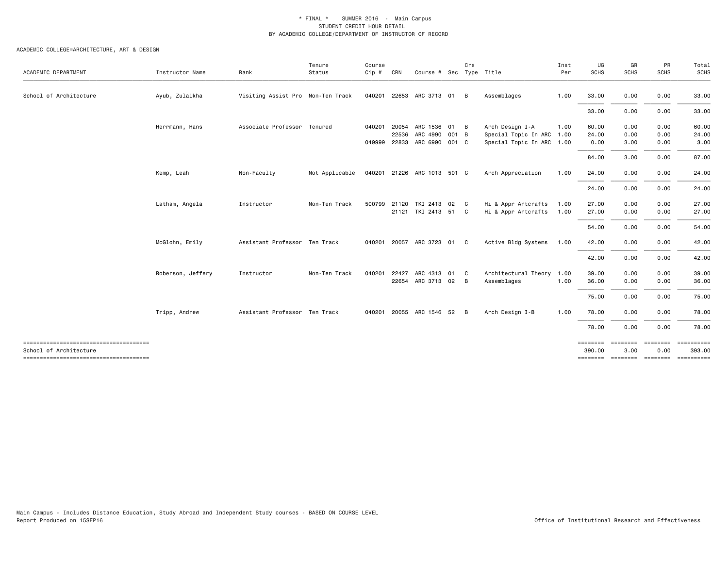\* FINAL \*    SUMMER 2016  -  Main Campus
STUDENT CREDIT HOUR DETAIL
BY ACADEMIC COLLEGE/DEPARTMENT OF INSTRUCTOR OF RECORD

ACADEMIC COLLEGE=ARCHITECTURE, ART & DESIGN

| ACADEMIC DEPARTMENT | Instructor Name | Rank | Tenure Status | Course Cip # | CRN | Course # | Sec | Crs Type | Title | Inst Per | UG SCHS | GR SCHS | PR SCHS | Total SCHS |
|---|---|---|---|---|---|---|---|---|---|---|---|---|---|---|
| School of Architecture | Ayub, Zulaikha | Visiting Assist Pro | Non-Ten Track | 040201 | 22653 | ARC 3713 | 01 | B | Assemblages | 1.00 | 33.00 | 0.00 | 0.00 | 33.00 |
| | | | | | | | | | | | 33.00 | 0.00 | 0.00 | 33.00 |
| | Herrmann, Hans | Associate Professor | Tenured | 040201 | 20054 | ARC 1536 | 01 | B | Arch Design I-A | 1.00 | 60.00 | 0.00 | 0.00 | 60.00 |
| | | | | | 22536 | ARC 4990 | 001 | B | Special Topic In ARC | 1.00 | 24.00 | 0.00 | 0.00 | 24.00 |
| | | | | 049999 | 22833 | ARC 6990 | 001 | C | Special Topic In ARC | 1.00 | 0.00 | 3.00 | 0.00 | 3.00 |
| | | | | | | | | | | | 84.00 | 3.00 | 0.00 | 87.00 |
| | Kemp, Leah | Non-Faculty | Not Applicable | 040201 | 21226 | ARC 1013 | 501 | C | Arch Appreciation | 1.00 | 24.00 | 0.00 | 0.00 | 24.00 |
| | | | | | | | | | | | 24.00 | 0.00 | 0.00 | 24.00 |
| | Latham, Angela | Instructor | Non-Ten Track | 500799 | 21120 | TKI 2413 | 02 | C | Hi & Appr Artcrafts | 1.00 | 27.00 | 0.00 | 0.00 | 27.00 |
| | | | | | 21121 | TKI 2413 | 51 | C | Hi & Appr Artcrafts | 1.00 | 27.00 | 0.00 | 0.00 | 27.00 |
| | | | | | | | | | | | 54.00 | 0.00 | 0.00 | 54.00 |
| | McGlohn, Emily | Assistant Professor | Ten Track | 040201 | 20057 | ARC 3723 | 01 | C | Active Bldg Systems | 1.00 | 42.00 | 0.00 | 0.00 | 42.00 |
| | | | | | | | | | | | 42.00 | 0.00 | 0.00 | 42.00 |
| | Roberson, Jeffery | Instructor | Non-Ten Track | 040201 | 22427 | ARC 4313 | 01 | C | Architectural Theory | 1.00 | 39.00 | 0.00 | 0.00 | 39.00 |
| | | | | | 22654 | ARC 3713 | 02 | B | Assemblages | 1.00 | 36.00 | 0.00 | 0.00 | 36.00 |
| | | | | | | | | | | | 75.00 | 0.00 | 0.00 | 75.00 |
| | Tripp, Andrew | Assistant Professor | Ten Track | 040201 | 20055 | ARC 1546 | 52 | B | Arch Design I-B | 1.00 | 78.00 | 0.00 | 0.00 | 78.00 |
| | | | | | | | | | | | 78.00 | 0.00 | 0.00 | 78.00 |
| School of Architecture | | | | | | | | | | | 390.00 | 3.00 | 0.00 | 393.00 |

Main Campus - Includes Distance Education, Study Abroad and Independent Study courses - BASED ON COURSE LEVEL
Report Produced on 15SEP16

Office of Institutional Research and Effectiveness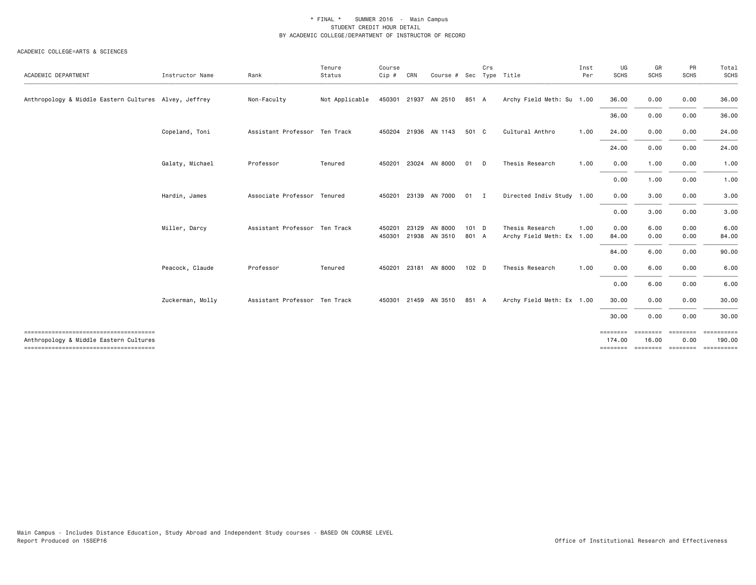\* FINAL \* SUMMER 2016 - Main Campus
STUDENT CREDIT HOUR DETAIL
BY ACADEMIC COLLEGE/DEPARTMENT OF INSTRUCTOR OF RECORD

ACADEMIC COLLEGE=ARTS & SCIENCES

| ACADEMIC DEPARTMENT | Instructor Name | Rank | Tenure Status | Course Cip # | CRN | Course # | Sec | Crs Type | Title | Inst Per | UG SCHS | GR SCHS | PR SCHS | Total SCHS |
|---|---|---|---|---|---|---|---|---|---|---|---|---|---|---|
| Anthropology & Middle Eastern Cultures | Alvey, Jeffrey | Non-Faculty | Not Applicable | 450301 | 21937 | AN 2510 | 851 | A | Archy Field Meth: Su | 1.00 | 36.00 | 0.00 | 0.00 | 36.00 |
| | | | | | | | | | | | 36.00 | 0.00 | 0.00 | 36.00 |
| | Copeland, Toni | Assistant Professor | Ten Track | 450204 | 21936 | AN 1143 | 501 | C | Cultural Anthro | 1.00 | 24.00 | 0.00 | 0.00 | 24.00 |
| | | | | | | | | | | | 24.00 | 0.00 | 0.00 | 24.00 |
| | Galaty, Michael | Professor | Tenured | 450201 | 23024 | AN 8000 | 01 | D | Thesis Research | 1.00 | 0.00 | 1.00 | 0.00 | 1.00 |
| | | | | | | | | | | | 0.00 | 1.00 | 0.00 | 1.00 |
| | Hardin, James | Associate Professor | Tenured | 450201 | 23139 | AN 7000 | 01 | I | Directed Indiv Study | 1.00 | 0.00 | 3.00 | 0.00 | 3.00 |
| | | | | | | | | | | | 0.00 | 3.00 | 0.00 | 3.00 |
| | Miller, Darcy | Assistant Professor | Ten Track | 450201 | 23129 | AN 8000 | 101 | D | Thesis Research | 1.00 | 0.00 | 6.00 | 0.00 | 6.00 |
| | | | | 450301 | 21938 | AN 3510 | 801 | A | Archy Field Meth: Ex | 1.00 | 84.00 | 0.00 | 0.00 | 84.00 |
| | | | | | | | | | | | 84.00 | 6.00 | 0.00 | 90.00 |
| | Peacock, Claude | Professor | Tenured | 450201 | 23181 | AN 8000 | 102 | D | Thesis Research | 1.00 | 0.00 | 6.00 | 0.00 | 6.00 |
| | | | | | | | | | | | 0.00 | 6.00 | 0.00 | 6.00 |
| | Zuckerman, Molly | Assistant Professor | Ten Track | 450301 | 21459 | AN 3510 | 851 | A | Archy Field Meth: Ex | 1.00 | 30.00 | 0.00 | 0.00 | 30.00 |
| | | | | | | | | | | | 30.00 | 0.00 | 0.00 | 30.00 |
| Anthropology & Middle Eastern Cultures | | | | | | | | | | | 174.00 | 16.00 | 0.00 | 190.00 |

Main Campus - Includes Distance Education, Study Abroad and Independent Study courses - BASED ON COURSE LEVEL
Report Produced on 15SEP16

Office of Institutional Research and Effectiveness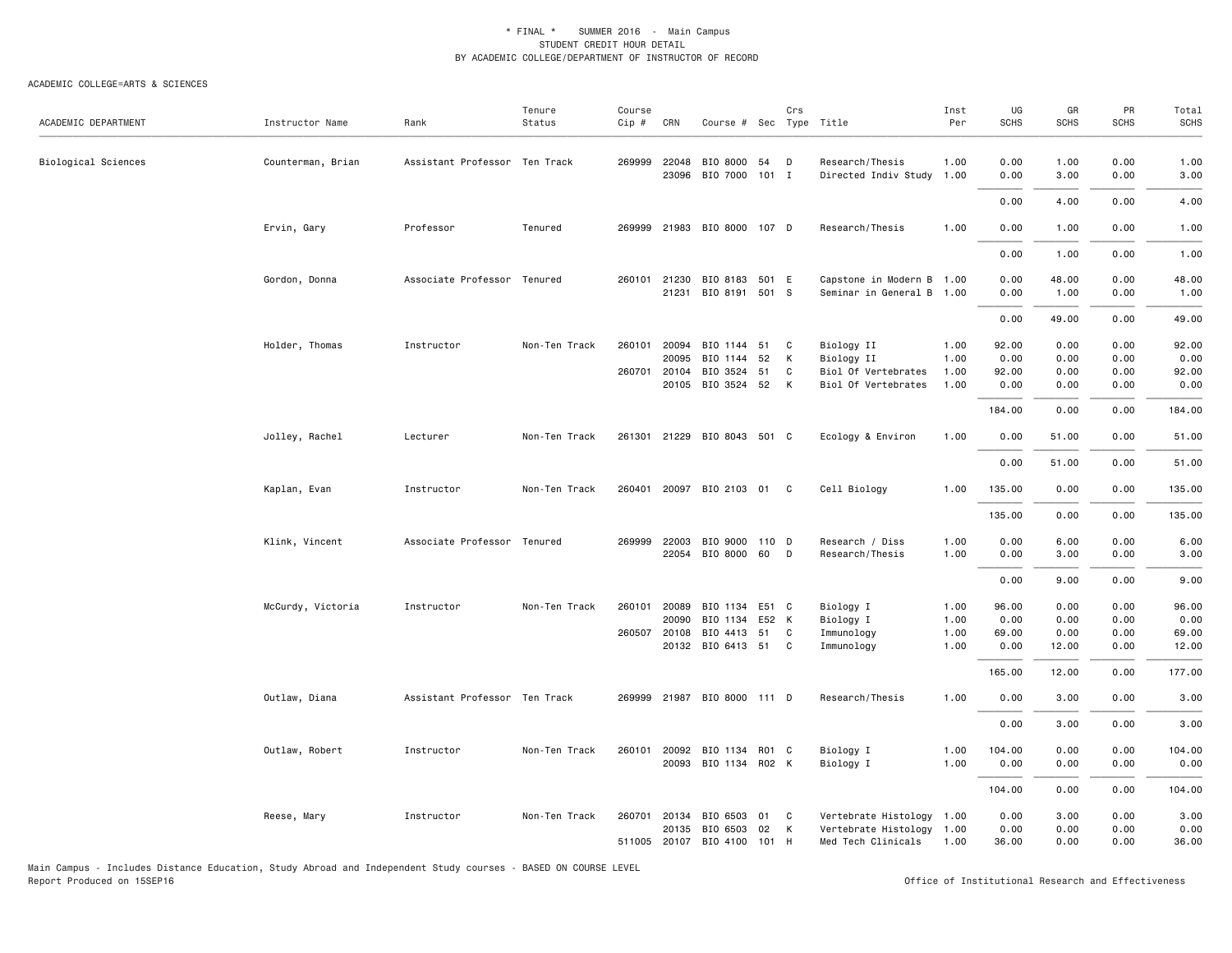\* FINAL \* SUMMER 2016 - Main Campus
STUDENT CREDIT HOUR DETAIL
BY ACADEMIC COLLEGE/DEPARTMENT OF INSTRUCTOR OF RECORD

ACADEMIC COLLEGE=ARTS & SCIENCES

| ACADEMIC DEPARTMENT | Instructor Name | Rank | Tenure Status | Course Cip # | CRN | Course # | Sec | Crs Type | Title | Inst Per | UG SCHS | GR SCHS | PR SCHS | Total SCHS |
|---|---|---|---|---|---|---|---|---|---|---|---|---|---|---|
| Biological Sciences | Counterman, Brian | Assistant Professor | Ten Track | 269999 | 22048 | BIO 8000 | 54 | D | Research/Thesis | 1.00 | 0.00 | 1.00 | 0.00 | 1.00 |
| | | | | | 23096 | BIO 7000 | 101 | I | Directed Indiv Study | 1.00 | 0.00 | 3.00 | 0.00 | 3.00 |
| | | | | | | | | | | | 0.00 | 4.00 | 0.00 | 4.00 |
| | Ervin, Gary | Professor | Tenured | 269999 | 21983 | BIO 8000 | 107 | D | Research/Thesis | 1.00 | 0.00 | 1.00 | 0.00 | 1.00 |
| | | | | | | | | | | | 0.00 | 1.00 | 0.00 | 1.00 |
| | Gordon, Donna | Associate Professor | Tenured | 260101 | 21230 | BIO 8183 | 501 | E | Capstone in Modern B | 1.00 | 0.00 | 48.00 | 0.00 | 48.00 |
| | | | | | 21231 | BIO 8191 | 501 | S | Seminar in General B | 1.00 | 0.00 | 1.00 | 0.00 | 1.00 |
| | | | | | | | | | | | 0.00 | 49.00 | 0.00 | 49.00 |
| | Holder, Thomas | Instructor | Non-Ten Track | 260101 | 20094 | BIO 1144 | 51 | C | Biology II | 1.00 | 92.00 | 0.00 | 0.00 | 92.00 |
| | | | | | 20095 | BIO 1144 | 52 | K | Biology II | 1.00 | 0.00 | 0.00 | 0.00 | 0.00 |
| | | | | 260701 | 20104 | BIO 3524 | 51 | C | Biol Of Vertebrates | 1.00 | 92.00 | 0.00 | 0.00 | 92.00 |
| | | | | | 20105 | BIO 3524 | 52 | K | Biol Of Vertebrates | 1.00 | 0.00 | 0.00 | 0.00 | 0.00 |
| | | | | | | | | | | | 184.00 | 0.00 | 0.00 | 184.00 |
| | Jolley, Rachel | Lecturer | Non-Ten Track | 261301 | 21229 | BIO 8043 | 501 | C | Ecology & Environ | 1.00 | 0.00 | 51.00 | 0.00 | 51.00 |
| | | | | | | | | | | | 0.00 | 51.00 | 0.00 | 51.00 |
| | Kaplan, Evan | Instructor | Non-Ten Track | 260401 | 20097 | BIO 2103 | 01 | C | Cell Biology | 1.00 | 135.00 | 0.00 | 0.00 | 135.00 |
| | | | | | | | | | | | 135.00 | 0.00 | 0.00 | 135.00 |
| | Klink, Vincent | Associate Professor | Tenured | 269999 | 22003 | BIO 9000 | 110 | D | Research / Diss | 1.00 | 0.00 | 6.00 | 0.00 | 6.00 |
| | | | | | 22054 | BIO 8000 | 60 | D | Research/Thesis | 1.00 | 0.00 | 3.00 | 0.00 | 3.00 |
| | | | | | | | | | | | 0.00 | 9.00 | 0.00 | 9.00 |
| | McCurdy, Victoria | Instructor | Non-Ten Track | 260101 | 20089 | BIO 1134 | E51 | C | Biology I | 1.00 | 96.00 | 0.00 | 0.00 | 96.00 |
| | | | | | 20090 | BIO 1134 | E52 | K | Biology I | 1.00 | 0.00 | 0.00 | 0.00 | 0.00 |
| | | | | 260507 | 20108 | BIO 4413 | 51 | C | Immunology | 1.00 | 69.00 | 0.00 | 0.00 | 69.00 |
| | | | | | 20132 | BIO 6413 | 51 | C | Immunology | 1.00 | 0.00 | 12.00 | 0.00 | 12.00 |
| | | | | | | | | | | | 165.00 | 12.00 | 0.00 | 177.00 |
| | Outlaw, Diana | Assistant Professor | Ten Track | 269999 | 21987 | BIO 8000 | 111 | D | Research/Thesis | 1.00 | 0.00 | 3.00 | 0.00 | 3.00 |
| | | | | | | | | | | | 0.00 | 3.00 | 0.00 | 3.00 |
| | Outlaw, Robert | Instructor | Non-Ten Track | 260101 | 20092 | BIO 1134 | R01 | C | Biology I | 1.00 | 104.00 | 0.00 | 0.00 | 104.00 |
| | | | | | 20093 | BIO 1134 | R02 | K | Biology I | 1.00 | 0.00 | 0.00 | 0.00 | 0.00 |
| | | | | | | | | | | | 104.00 | 0.00 | 0.00 | 104.00 |
| | Reese, Mary | Instructor | Non-Ten Track | 260701 | 20134 | BIO 6503 | 01 | C | Vertebrate Histology | 1.00 | 0.00 | 3.00 | 0.00 | 3.00 |
| | | | | | 20135 | BIO 6503 | 02 | K | Vertebrate Histology | 1.00 | 0.00 | 0.00 | 0.00 | 0.00 |
| | | | | 511005 | 20107 | BIO 4100 | 101 | H | Med Tech Clinicals | 1.00 | 36.00 | 0.00 | 0.00 | 36.00 |

Main Campus - Includes Distance Education, Study Abroad and Independent Study courses - BASED ON COURSE LEVEL
Report Produced on 15SEP16

Office of Institutional Research and Effectiveness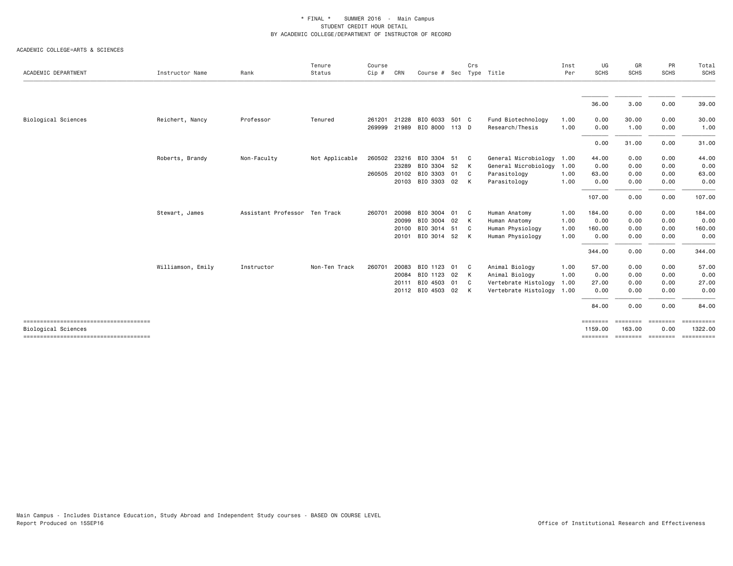\* FINAL \* SUMMER 2016 - Main Campus
STUDENT CREDIT HOUR DETAIL
BY ACADEMIC COLLEGE/DEPARTMENT OF INSTRUCTOR OF RECORD

ACADEMIC COLLEGE=ARTS & SCIENCES

| ACADEMIC DEPARTMENT | Instructor Name | Rank | Tenure Status | Course Cip # | CRN | Course # | Sec | Crs Type | Title | Inst Per | UG SCHS | GR SCHS | PR SCHS | Total SCHS |
|---|---|---|---|---|---|---|---|---|---|---|---|---|---|---|
| | | | | | | | | | | | 36.00 | 3.00 | 0.00 | 39.00 |
| Biological Sciences | Reichert, Nancy | Professor | Tenured | 261201 | 21228 | BIO 6033 | 501 | C | Fund Biotechnology | 1.00 | 0.00 | 30.00 | 0.00 | 30.00 |
| | | | | 269999 | 21989 | BIO 8000 | 113 | D | Research/Thesis | 1.00 | 0.00 | 1.00 | 0.00 | 1.00 |
| | | | | | | | | | | | 0.00 | 31.00 | 0.00 | 31.00 |
| | Roberts, Brandy | Non-Faculty | Not Applicable | 260502 | 23216 | BIO 3304 | 51 | C | General Microbiology | 1.00 | 44.00 | 0.00 | 0.00 | 44.00 |
| | | | | | 23289 | BIO 3304 | 52 | K | General Microbiology | 1.00 | 0.00 | 0.00 | 0.00 | 0.00 |
| | | | | 260505 | 20102 | BIO 3303 | 01 | C | Parasitology | 1.00 | 63.00 | 0.00 | 0.00 | 63.00 |
| | | | | | 20103 | BIO 3303 | 02 | K | Parasitology | 1.00 | 0.00 | 0.00 | 0.00 | 0.00 |
| | | | | | | | | | | | 107.00 | 0.00 | 0.00 | 107.00 |
| | Stewart, James | Assistant Professor | Ten Track | 260701 | 20098 | BIO 3004 | 01 | C | Human Anatomy | 1.00 | 184.00 | 0.00 | 0.00 | 184.00 |
| | | | | | 20099 | BIO 3004 | 02 | K | Human Anatomy | 1.00 | 0.00 | 0.00 | 0.00 | 0.00 |
| | | | | | 20100 | BIO 3014 | 51 | C | Human Physiology | 1.00 | 160.00 | 0.00 | 0.00 | 160.00 |
| | | | | | 20101 | BIO 3014 | 52 | K | Human Physiology | 1.00 | 0.00 | 0.00 | 0.00 | 0.00 |
| | | | | | | | | | | | 344.00 | 0.00 | 0.00 | 344.00 |
| | Williamson, Emily | Instructor | Non-Ten Track | 260701 | 20083 | BIO 1123 | 01 | C | Animal Biology | 1.00 | 57.00 | 0.00 | 0.00 | 57.00 |
| | | | | | 20084 | BIO 1123 | 02 | K | Animal Biology | 1.00 | 0.00 | 0.00 | 0.00 | 0.00 |
| | | | | | 20111 | BIO 4503 | 01 | C | Vertebrate Histology | 1.00 | 27.00 | 0.00 | 0.00 | 27.00 |
| | | | | | 20112 | BIO 4503 | 02 | K | Vertebrate Histology | 1.00 | 0.00 | 0.00 | 0.00 | 0.00 |
| | | | | | | | | | | | 84.00 | 0.00 | 0.00 | 84.00 |
| Biological Sciences | | | | | | | | | | | 1159.00 | 163.00 | 0.00 | 1322.00 |

Main Campus - Includes Distance Education, Study Abroad and Independent Study courses - BASED ON COURSE LEVEL
Report Produced on 15SEP16

Office of Institutional Research and Effectiveness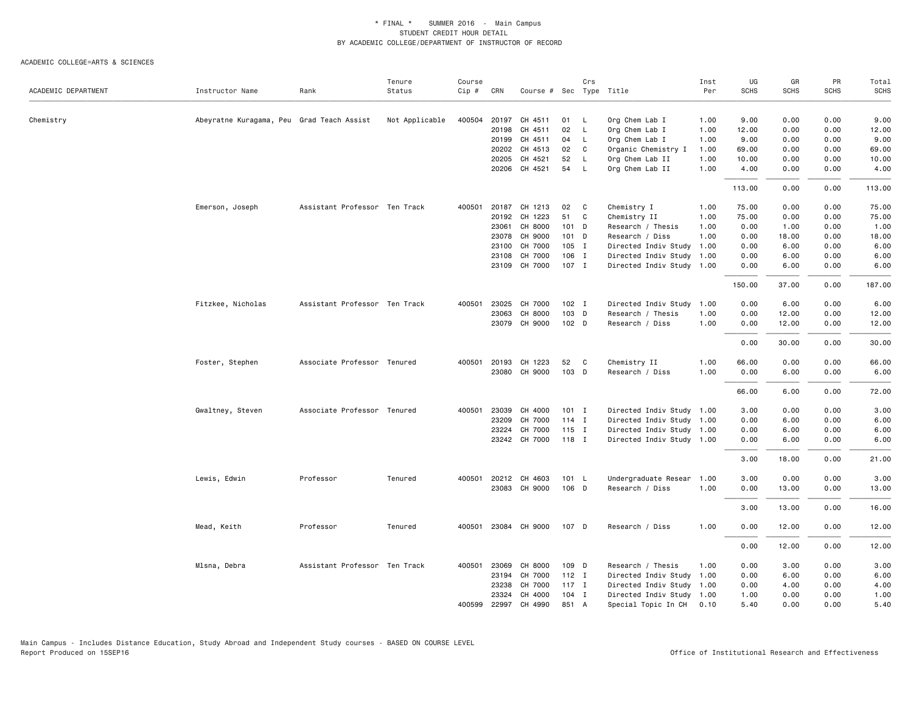\* FINAL \* SUMMER 2016 - Main Campus
STUDENT CREDIT HOUR DETAIL
BY ACADEMIC COLLEGE/DEPARTMENT OF INSTRUCTOR OF RECORD

ACADEMIC COLLEGE=ARTS & SCIENCES

| ACADEMIC DEPARTMENT | Instructor Name | Rank | Tenure Status | Course Cip # | CRN | Course # | Sec | Crs Type | Title | Inst Per | UG SCHS | GR SCHS | PR SCHS | Total SCHS |
|---|---|---|---|---|---|---|---|---|---|---|---|---|---|---|
| Chemistry | Abeyratne Kuragama, Peu | Grad Teach Assist | Not Applicable | 400504 | 20197 | CH 4511 | 01 | L | Org Chem Lab I | 1.00 | 9.00 | 0.00 | 0.00 | 9.00 |
| | | | | | 20198 | CH 4511 | 02 | L | Org Chem Lab I | 1.00 | 12.00 | 0.00 | 0.00 | 12.00 |
| | | | | | 20199 | CH 4511 | 04 | L | Org Chem Lab I | 1.00 | 9.00 | 0.00 | 0.00 | 9.00 |
| | | | | | 20202 | CH 4513 | 02 | C | Organic Chemistry I | 1.00 | 69.00 | 0.00 | 0.00 | 69.00 |
| | | | | | 20205 | CH 4521 | 52 | L | Org Chem Lab II | 1.00 | 10.00 | 0.00 | 0.00 | 10.00 |
| | | | | | 20206 | CH 4521 | 54 | L | Org Chem Lab II | 1.00 | 4.00 | 0.00 | 0.00 | 4.00 |
| | | | | | | | | | | | 113.00 | 0.00 | 0.00 | 113.00 |
| | Emerson, Joseph | Assistant Professor | Ten Track | 400501 | 20187 | CH 1213 | 02 | C | Chemistry I | 1.00 | 75.00 | 0.00 | 0.00 | 75.00 |
| | | | | | 20192 | CH 1223 | 51 | C | Chemistry II | 1.00 | 75.00 | 0.00 | 0.00 | 75.00 |
| | | | | | 23061 | CH 8000 | 101 | D | Research / Thesis | 1.00 | 0.00 | 1.00 | 0.00 | 1.00 |
| | | | | | 23078 | CH 9000 | 101 | D | Research / Diss | 1.00 | 0.00 | 18.00 | 0.00 | 18.00 |
| | | | | | 23100 | CH 7000 | 105 | I | Directed Indiv Study | 1.00 | 0.00 | 6.00 | 0.00 | 6.00 |
| | | | | | 23108 | CH 7000 | 106 | I | Directed Indiv Study | 1.00 | 0.00 | 6.00 | 0.00 | 6.00 |
| | | | | | 23109 | CH 7000 | 107 | I | Directed Indiv Study | 1.00 | 0.00 | 6.00 | 0.00 | 6.00 |
| | | | | | | | | | | | 150.00 | 37.00 | 0.00 | 187.00 |
| | Fitzkee, Nicholas | Assistant Professor | Ten Track | 400501 | 23025 | CH 7000 | 102 | I | Directed Indiv Study | 1.00 | 0.00 | 6.00 | 0.00 | 6.00 |
| | | | | | 23063 | CH 8000 | 103 | D | Research / Thesis | 1.00 | 0.00 | 12.00 | 0.00 | 12.00 |
| | | | | | 23079 | CH 9000 | 102 | D | Research / Diss | 1.00 | 0.00 | 12.00 | 0.00 | 12.00 |
| | | | | | | | | | | | 0.00 | 30.00 | 0.00 | 30.00 |
| | Foster, Stephen | Associate Professor | Tenured | 400501 | 20193 | CH 1223 | 52 | C | Chemistry II | 1.00 | 66.00 | 0.00 | 0.00 | 66.00 |
| | | | | | 23080 | CH 9000 | 103 | D | Research / Diss | 1.00 | 0.00 | 6.00 | 0.00 | 6.00 |
| | | | | | | | | | | | 66.00 | 6.00 | 0.00 | 72.00 |
| | Gwaltney, Steven | Associate Professor | Tenured | 400501 | 23039 | CH 4000 | 101 | I | Directed Indiv Study | 1.00 | 3.00 | 0.00 | 0.00 | 3.00 |
| | | | | | 23209 | CH 7000 | 114 | I | Directed Indiv Study | 1.00 | 0.00 | 6.00 | 0.00 | 6.00 |
| | | | | | 23224 | CH 7000 | 115 | I | Directed Indiv Study | 1.00 | 0.00 | 6.00 | 0.00 | 6.00 |
| | | | | | 23242 | CH 7000 | 118 | I | Directed Indiv Study | 1.00 | 0.00 | 6.00 | 0.00 | 6.00 |
| | | | | | | | | | | | 3.00 | 18.00 | 0.00 | 21.00 |
| | Lewis, Edwin | Professor | Tenured | 400501 | 20212 | CH 4603 | 101 | L | Undergraduate Resear | 1.00 | 3.00 | 0.00 | 0.00 | 3.00 |
| | | | | | 23083 | CH 9000 | 106 | D | Research / Diss | 1.00 | 0.00 | 13.00 | 0.00 | 13.00 |
| | | | | | | | | | | | 3.00 | 13.00 | 0.00 | 16.00 |
| | Mead, Keith | Professor | Tenured | 400501 | 23084 | CH 9000 | 107 | D | Research / Diss | 1.00 | 0.00 | 12.00 | 0.00 | 12.00 |
| | | | | | | | | | | | 0.00 | 12.00 | 0.00 | 12.00 |
| | Mlsna, Debra | Assistant Professor | Ten Track | 400501 | 23069 | CH 8000 | 109 | D | Research / Thesis | 1.00 | 0.00 | 3.00 | 0.00 | 3.00 |
| | | | | | 23194 | CH 7000 | 112 | I | Directed Indiv Study | 1.00 | 0.00 | 6.00 | 0.00 | 6.00 |
| | | | | | 23238 | CH 7000 | 117 | I | Directed Indiv Study | 1.00 | 0.00 | 4.00 | 0.00 | 4.00 |
| | | | | | 23324 | CH 4000 | 104 | I | Directed Indiv Study | 1.00 | 1.00 | 0.00 | 0.00 | 1.00 |
| | | | | 400599 | 22997 | CH 4990 | 851 | A | Special Topic In CH | 0.10 | 5.40 | 0.00 | 0.00 | 5.40 |

Main Campus - Includes Distance Education, Study Abroad and Independent Study courses - BASED ON COURSE LEVEL
Report Produced on 15SEP16

Office of Institutional Research and Effectiveness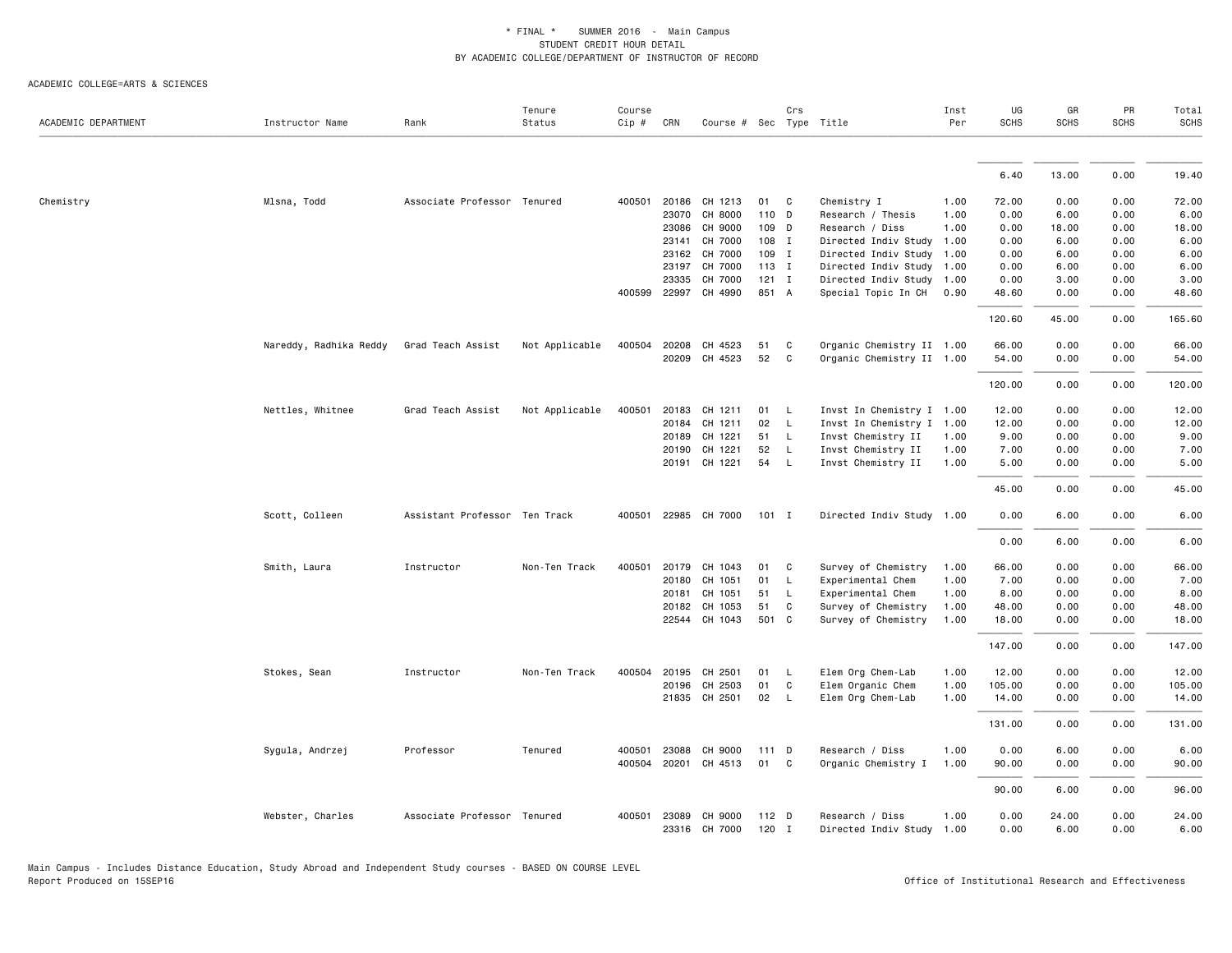\* FINAL \*    SUMMER 2016  -  Main Campus
STUDENT CREDIT HOUR DETAIL
BY ACADEMIC COLLEGE/DEPARTMENT OF INSTRUCTOR OF RECORD

ACADEMIC COLLEGE=ARTS & SCIENCES

| ACADEMIC DEPARTMENT | Instructor Name | Rank | Tenure Status | Course Cip # | CRN | Course # | Sec | Crs Type | Title | Inst Per | UG SCHS | GR SCHS | PR SCHS | Total SCHS |
|---|---|---|---|---|---|---|---|---|---|---|---|---|---|---|
| | | | | | | | | | | | 6.40 | 13.00 | 0.00 | 19.40 |
| Chemistry | Mlsna, Todd | Associate Professor | Tenured | 400501 | 20186 | CH 1213 | 01 | C | Chemistry I | 1.00 | 72.00 | 0.00 | 0.00 | 72.00 |
| | | | | | 23070 | CH 8000 | 110 | D | Research / Thesis | 1.00 | 0.00 | 6.00 | 0.00 | 6.00 |
| | | | | | 23086 | CH 9000 | 109 | D | Research / Diss | 1.00 | 0.00 | 18.00 | 0.00 | 18.00 |
| | | | | | 23141 | CH 7000 | 108 | I | Directed Indiv Study | 1.00 | 0.00 | 6.00 | 0.00 | 6.00 |
| | | | | | 23162 | CH 7000 | 109 | I | Directed Indiv Study | 1.00 | 0.00 | 6.00 | 0.00 | 6.00 |
| | | | | | 23197 | CH 7000 | 113 | I | Directed Indiv Study | 1.00 | 0.00 | 6.00 | 0.00 | 6.00 |
| | | | | | 23335 | CH 7000 | 121 | I | Directed Indiv Study | 1.00 | 0.00 | 3.00 | 0.00 | 3.00 |
| | | | | 400599 | 22997 | CH 4990 | 851 | A | Special Topic In CH | 0.90 | 48.60 | 0.00 | 0.00 | 48.60 |
| | | | | | | | | | | | 120.60 | 45.00 | 0.00 | 165.60 |
| | Nareddy, Radhika Reddy | Grad Teach Assist | Not Applicable | 400504 | 20208 | CH 4523 | 51 | C | Organic Chemistry II | 1.00 | 66.00 | 0.00 | 0.00 | 66.00 |
| | | | | | 20209 | CH 4523 | 52 | C | Organic Chemistry II | 1.00 | 54.00 | 0.00 | 0.00 | 54.00 |
| | | | | | | | | | | | 120.00 | 0.00 | 0.00 | 120.00 |
| | Nettles, Whitnee | Grad Teach Assist | Not Applicable | 400501 | 20183 | CH 1211 | 01 | L | Invst In Chemistry I | 1.00 | 12.00 | 0.00 | 0.00 | 12.00 |
| | | | | | 20184 | CH 1211 | 02 | L | Invst In Chemistry I | 1.00 | 12.00 | 0.00 | 0.00 | 12.00 |
| | | | | | 20189 | CH 1221 | 51 | L | Invst Chemistry II | 1.00 | 9.00 | 0.00 | 0.00 | 9.00 |
| | | | | | 20190 | CH 1221 | 52 | L | Invst Chemistry II | 1.00 | 7.00 | 0.00 | 0.00 | 7.00 |
| | | | | | 20191 | CH 1221 | 54 | L | Invst Chemistry II | 1.00 | 5.00 | 0.00 | 0.00 | 5.00 |
| | | | | | | | | | | | 45.00 | 0.00 | 0.00 | 45.00 |
| | Scott, Colleen | Assistant Professor | Ten Track | 400501 | 22985 | CH 7000 | 101 | I | Directed Indiv Study | 1.00 | 0.00 | 6.00 | 0.00 | 6.00 |
| | | | | | | | | | | | 0.00 | 6.00 | 0.00 | 6.00 |
| | Smith, Laura | Instructor | Non-Ten Track | 400501 | 20179 | CH 1043 | 01 | C | Survey of Chemistry | 1.00 | 66.00 | 0.00 | 0.00 | 66.00 |
| | | | | | 20180 | CH 1051 | 01 | L | Experimental Chem | 1.00 | 7.00 | 0.00 | 0.00 | 7.00 |
| | | | | | 20181 | CH 1051 | 51 | L | Experimental Chem | 1.00 | 8.00 | 0.00 | 0.00 | 8.00 |
| | | | | | 20182 | CH 1053 | 51 | C | Survey of Chemistry | 1.00 | 48.00 | 0.00 | 0.00 | 48.00 |
| | | | | | 22544 | CH 1043 | 501 | C | Survey of Chemistry | 1.00 | 18.00 | 0.00 | 0.00 | 18.00 |
| | | | | | | | | | | | 147.00 | 0.00 | 0.00 | 147.00 |
| | Stokes, Sean | Instructor | Non-Ten Track | 400504 | 20195 | CH 2501 | 01 | L | Elem Org Chem-Lab | 1.00 | 12.00 | 0.00 | 0.00 | 12.00 |
| | | | | | 20196 | CH 2503 | 01 | C | Elem Organic Chem | 1.00 | 105.00 | 0.00 | 0.00 | 105.00 |
| | | | | | 21835 | CH 2501 | 02 | L | Elem Org Chem-Lab | 1.00 | 14.00 | 0.00 | 0.00 | 14.00 |
| | | | | | | | | | | | 131.00 | 0.00 | 0.00 | 131.00 |
| | Sygula, Andrzej | Professor | Tenured | 400501 | 23088 | CH 9000 | 111 | D | Research / Diss | 1.00 | 0.00 | 6.00 | 0.00 | 6.00 |
| | | | | 400504 | 20201 | CH 4513 | 01 | C | Organic Chemistry I | 1.00 | 90.00 | 0.00 | 0.00 | 90.00 |
| | | | | | | | | | | | 90.00 | 6.00 | 0.00 | 96.00 |
| | Webster, Charles | Associate Professor | Tenured | 400501 | 23089 | CH 9000 | 112 | D | Research / Diss | 1.00 | 0.00 | 24.00 | 0.00 | 24.00 |
| | | | | | 23316 | CH 7000 | 120 | I | Directed Indiv Study | 1.00 | 0.00 | 6.00 | 0.00 | 6.00 |

Main Campus - Includes Distance Education, Study Abroad and Independent Study courses - BASED ON COURSE LEVEL
Report Produced on 15SEP16    Office of Institutional Research and Effectiveness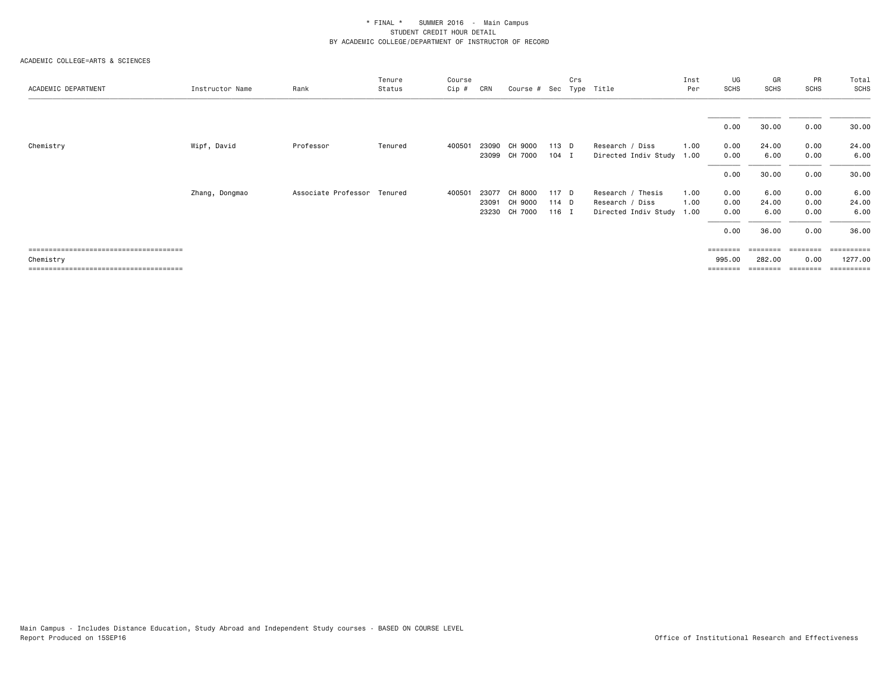\* FINAL \*    SUMMER 2016  -  Main Campus
STUDENT CREDIT HOUR DETAIL
BY ACADEMIC COLLEGE/DEPARTMENT OF INSTRUCTOR OF RECORD

ACADEMIC COLLEGE=ARTS & SCIENCES

| ACADEMIC DEPARTMENT | Instructor Name | Rank | Tenure Status | Course Cip # | CRN | Course # | Sec | Crs Type | Title | Inst Per | UG SCHS | GR SCHS | PR SCHS | Total SCHS |
|---|---|---|---|---|---|---|---|---|---|---|---|---|---|---|
| | | | | | | | | | | | 0.00 | 30.00 | 0.00 | 30.00 |
| Chemistry | Wipf, David | Professor | Tenured | 400501 | 23090 | CH 9000 | 113 | D | Research / Diss | 1.00 | 0.00 | 24.00 | 0.00 | 24.00 |
| | | | | | 23099 | CH 7000 | 104 | I | Directed Indiv Study | 1.00 | 0.00 | 6.00 | 0.00 | 6.00 |
| | | | | | | | | | | | 0.00 | 30.00 | 0.00 | 30.00 |
| | Zhang, Dongmao | Associate Professor | Tenured | 400501 | 23077 | CH 8000 | 117 | D | Research / Thesis | 1.00 | 0.00 | 6.00 | 0.00 | 6.00 |
| | | | | | 23091 | CH 9000 | 114 | D | Research / Diss | 1.00 | 0.00 | 24.00 | 0.00 | 24.00 |
| | | | | | 23230 | CH 7000 | 116 | I | Directed Indiv Study | 1.00 | 0.00 | 6.00 | 0.00 | 6.00 |
| | | | | | | | | | | | 0.00 | 36.00 | 0.00 | 36.00 |
| Chemistry | | | | | | | | | | | 995.00 | 282.00 | 0.00 | 1277.00 |

Main Campus - Includes Distance Education, Study Abroad and Independent Study courses - BASED ON COURSE LEVEL
Report Produced on 15SEP16

Office of Institutional Research and Effectiveness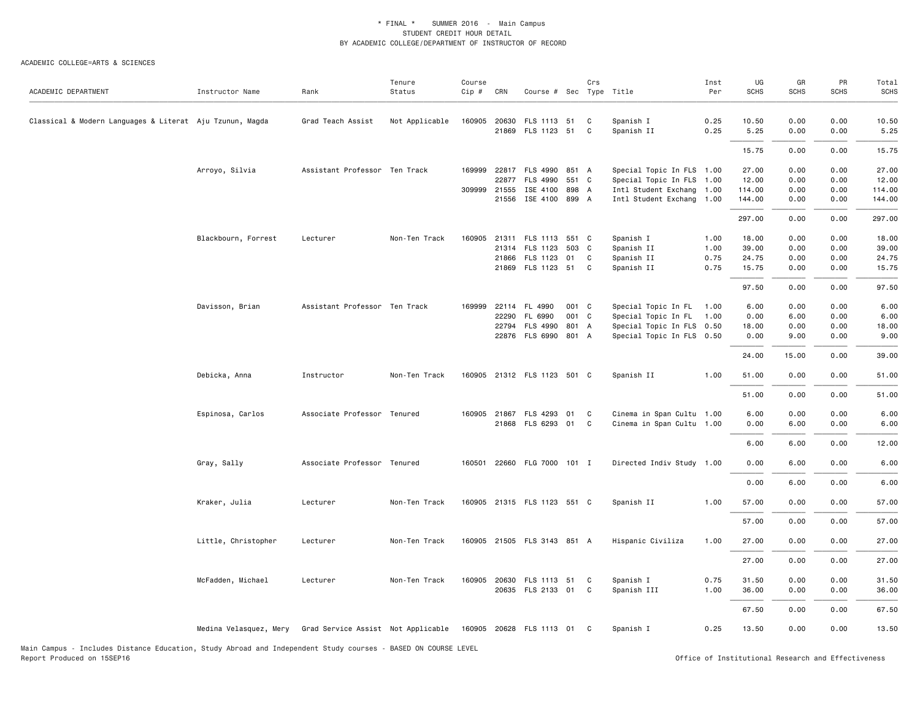\* FINAL \* SUMMER 2016 - Main Campus
STUDENT CREDIT HOUR DETAIL
BY ACADEMIC COLLEGE/DEPARTMENT OF INSTRUCTOR OF RECORD

ACADEMIC COLLEGE=ARTS & SCIENCES

| ACADEMIC DEPARTMENT | Instructor Name | Rank | Tenure Status | Course Cip # | CRN | Course # | Sec | Crs Type | Title | Inst Per | UG SCHS | GR SCHS | PR SCHS | Total SCHS |
|---|---|---|---|---|---|---|---|---|---|---|---|---|---|---|
| Classical & Modern Languages & Literat | Aju Tzunun, Magda | Grad Teach Assist | Not Applicable | 160905 | 20630 | FLS 1113 | 51 | C | Spanish I | 0.25 | 10.50 | 0.00 | 0.00 | 10.50 |
| | | | | | 21869 | FLS 1123 | 51 | C | Spanish II | 0.25 | 5.25 | 0.00 | 0.00 | 5.25 |
| | | | | | | | | | | | 15.75 | 0.00 | 0.00 | 15.75 |
| | Arroyo, Silvia | Assistant Professor | Ten Track | 169999 | 22817 | FLS 4990 | 851 | A | Special Topic In FLS | 1.00 | 27.00 | 0.00 | 0.00 | 27.00 |
| | | | | | 22877 | FLS 4990 | 551 | C | Special Topic In FLS | 1.00 | 12.00 | 0.00 | 0.00 | 12.00 |
| | | | | 309999 | 21555 | ISE 4100 | 898 | A | Intl Student Exchang | 1.00 | 114.00 | 0.00 | 0.00 | 114.00 |
| | | | | | 21556 | ISE 4100 | 899 | A | Intl Student Exchang | 1.00 | 144.00 | 0.00 | 0.00 | 144.00 |
| | | | | | | | | | | | 297.00 | 0.00 | 0.00 | 297.00 |
| | Blackbourn, Forrest | Lecturer | Non-Ten Track | 160905 | 21311 | FLS 1113 | 551 | C | Spanish I | 1.00 | 18.00 | 0.00 | 0.00 | 18.00 |
| | | | | | 21314 | FLS 1123 | 503 | C | Spanish II | 1.00 | 39.00 | 0.00 | 0.00 | 39.00 |
| | | | | | 21866 | FLS 1123 | 01 | C | Spanish II | 0.75 | 24.75 | 0.00 | 0.00 | 24.75 |
| | | | | | 21869 | FLS 1123 | 51 | C | Spanish II | 0.75 | 15.75 | 0.00 | 0.00 | 15.75 |
| | | | | | | | | | | | 97.50 | 0.00 | 0.00 | 97.50 |
| | Davisson, Brian | Assistant Professor | Ten Track | 169999 | 22114 | FL 4990 | 001 | C | Special Topic In FL | 1.00 | 6.00 | 0.00 | 0.00 | 6.00 |
| | | | | | 22290 | FL 6990 | 001 | C | Special Topic In FL | 1.00 | 0.00 | 6.00 | 0.00 | 6.00 |
| | | | | | 22794 | FLS 4990 | 801 | A | Special Topic In FLS | 0.50 | 18.00 | 0.00 | 0.00 | 18.00 |
| | | | | | 22876 | FLS 6990 | 801 | A | Special Topic In FLS | 0.50 | 0.00 | 9.00 | 0.00 | 9.00 |
| | | | | | | | | | | | 24.00 | 15.00 | 0.00 | 39.00 |
| | Debicka, Anna | Instructor | Non-Ten Track | 160905 | 21312 | FLS 1123 | 501 | C | Spanish II | 1.00 | 51.00 | 0.00 | 0.00 | 51.00 |
| | | | | | | | | | | | 51.00 | 0.00 | 0.00 | 51.00 |
| | Espinosa, Carlos | Associate Professor | Tenured | 160905 | 21867 | FLS 4293 | 01 | C | Cinema in Span Cultu | 1.00 | 6.00 | 0.00 | 0.00 | 6.00 |
| | | | | | 21868 | FLS 6293 | 01 | C | Cinema in Span Cultu | 1.00 | 0.00 | 6.00 | 0.00 | 6.00 |
| | | | | | | | | | | | 6.00 | 6.00 | 0.00 | 12.00 |
| | Gray, Sally | Associate Professor | Tenured | 160501 | 22660 | FLG 7000 | 101 | I | Directed Indiv Study | 1.00 | 0.00 | 6.00 | 0.00 | 6.00 |
| | | | | | | | | | | | 0.00 | 6.00 | 0.00 | 6.00 |
| | Kraker, Julia | Lecturer | Non-Ten Track | 160905 | 21315 | FLS 1123 | 551 | C | Spanish II | 1.00 | 57.00 | 0.00 | 0.00 | 57.00 |
| | | | | | | | | | | | 57.00 | 0.00 | 0.00 | 57.00 |
| | Little, Christopher | Lecturer | Non-Ten Track | 160905 | 21505 | FLS 3143 | 851 | A | Hispanic Civiliza | 1.00 | 27.00 | 0.00 | 0.00 | 27.00 |
| | | | | | | | | | | | 27.00 | 0.00 | 0.00 | 27.00 |
| | McFadden, Michael | Lecturer | Non-Ten Track | 160905 | 20630 | FLS 1113 | 51 | C | Spanish I | 0.75 | 31.50 | 0.00 | 0.00 | 31.50 |
| | | | | | 20635 | FLS 2133 | 01 | C | Spanish III | 1.00 | 36.00 | 0.00 | 0.00 | 36.00 |
| | | | | | | | | | | | 67.50 | 0.00 | 0.00 | 67.50 |
| | Medina Velasquez, Mery | Grad Service Assist | Not Applicable | 160905 | 20628 | FLS 1113 | 01 | C | Spanish I | 0.25 | 13.50 | 0.00 | 0.00 | 13.50 |

Main Campus - Includes Distance Education, Study Abroad and Independent Study courses - BASED ON COURSE LEVEL
Report Produced on 15SEP16

Office of Institutional Research and Effectiveness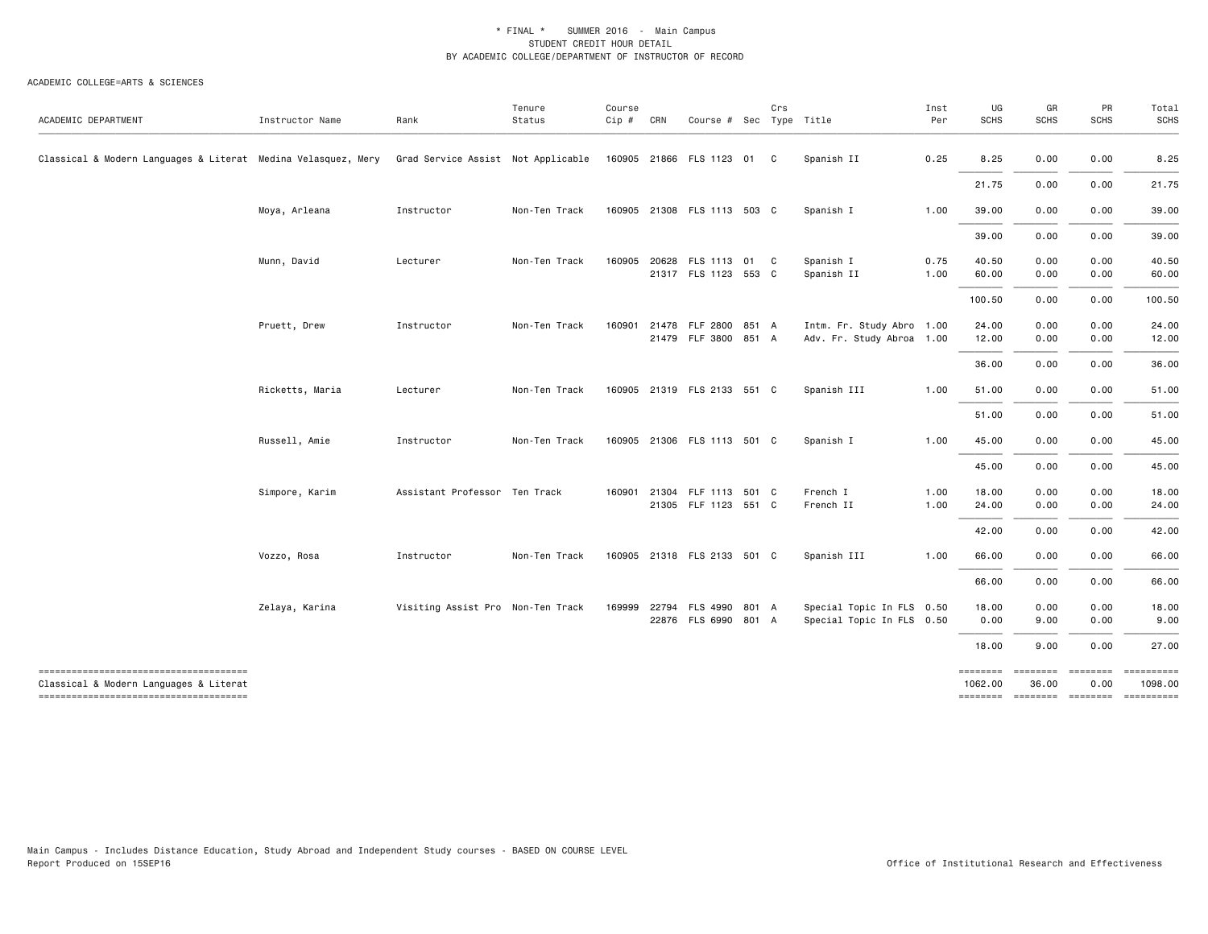\* FINAL \* SUMMER 2016 - Main Campus
STUDENT CREDIT HOUR DETAIL
BY ACADEMIC COLLEGE/DEPARTMENT OF INSTRUCTOR OF RECORD

ACADEMIC COLLEGE=ARTS & SCIENCES

| ACADEMIC DEPARTMENT | Instructor Name | Rank | Tenure Status | Course Cip # | CRN | Course # | Sec | Crs Type | Title | Inst Per | UG SCHS | GR SCHS | PR SCHS | Total SCHS |
|---|---|---|---|---|---|---|---|---|---|---|---|---|---|---|
| Classical & Modern Languages & Literat | Medina Velasquez, Mery | Grad Service Assist | Not Applicable | 160905 | 21866 | FLS 1123 | 01 | C | Spanish II | 0.25 | 8.25 | 0.00 | 0.00 | 8.25 |
| | | | | | | | | | | | 21.75 | 0.00 | 0.00 | 21.75 |
| | Moya, Arleana | Instructor | Non-Ten Track | 160905 | 21308 | FLS 1113 | 503 | C | Spanish I | 1.00 | 39.00 | 0.00 | 0.00 | 39.00 |
| | | | | | | | | | | | 39.00 | 0.00 | 0.00 | 39.00 |
| | Munn, David | Lecturer | Non-Ten Track | 160905 | 20628 | FLS 1113 | 01 | C | Spanish I | 0.75 | 40.50 | 0.00 | 0.00 | 40.50 |
| | | | | | 21317 | FLS 1123 | 553 | C | Spanish II | 1.00 | 60.00 | 0.00 | 0.00 | 60.00 |
| | | | | | | | | | | | 100.50 | 0.00 | 0.00 | 100.50 |
| | Pruett, Drew | Instructor | Non-Ten Track | 160901 | 21478 | FLF 2800 | 851 | A | Intm. Fr. Study Abro | 1.00 | 24.00 | 0.00 | 0.00 | 24.00 |
| | | | | | 21479 | FLF 3800 | 851 | A | Adv. Fr. Study Abroa | 1.00 | 12.00 | 0.00 | 0.00 | 12.00 |
| | | | | | | | | | | | 36.00 | 0.00 | 0.00 | 36.00 |
| | Ricketts, Maria | Lecturer | Non-Ten Track | 160905 | 21319 | FLS 2133 | 551 | C | Spanish III | 1.00 | 51.00 | 0.00 | 0.00 | 51.00 |
| | | | | | | | | | | | 51.00 | 0.00 | 0.00 | 51.00 |
| | Russell, Amie | Instructor | Non-Ten Track | 160905 | 21306 | FLS 1113 | 501 | C | Spanish I | 1.00 | 45.00 | 0.00 | 0.00 | 45.00 |
| | | | | | | | | | | | 45.00 | 0.00 | 0.00 | 45.00 |
| | Simpore, Karim | Assistant Professor | Ten Track | 160901 | 21304 | FLF 1113 | 501 | C | French I | 1.00 | 18.00 | 0.00 | 0.00 | 18.00 |
| | | | | | 21305 | FLF 1123 | 551 | C | French II | 1.00 | 24.00 | 0.00 | 0.00 | 24.00 |
| | | | | | | | | | | | 42.00 | 0.00 | 0.00 | 42.00 |
| | Vozzo, Rosa | Instructor | Non-Ten Track | 160905 | 21318 | FLS 2133 | 501 | C | Spanish III | 1.00 | 66.00 | 0.00 | 0.00 | 66.00 |
| | | | | | | | | | | | 66.00 | 0.00 | 0.00 | 66.00 |
| | Zelaya, Karina | Visiting Assist Pro | Non-Ten Track | 169999 | 22794 | FLS 4990 | 801 | A | Special Topic In FLS | 0.50 | 18.00 | 0.00 | 0.00 | 18.00 |
| | | | | | 22876 | FLS 6990 | 801 | A | Special Topic In FLS | 0.50 | 0.00 | 9.00 | 0.00 | 9.00 |
| | | | | | | | | | | | 18.00 | 9.00 | 0.00 | 27.00 |
| Classical & Modern Languages & Literat | | | | | | | | | | | 1062.00 | 36.00 | 0.00 | 1098.00 |

Main Campus - Includes Distance Education, Study Abroad and Independent Study courses - BASED ON COURSE LEVEL
Report Produced on 15SEP16

Office of Institutional Research and Effectiveness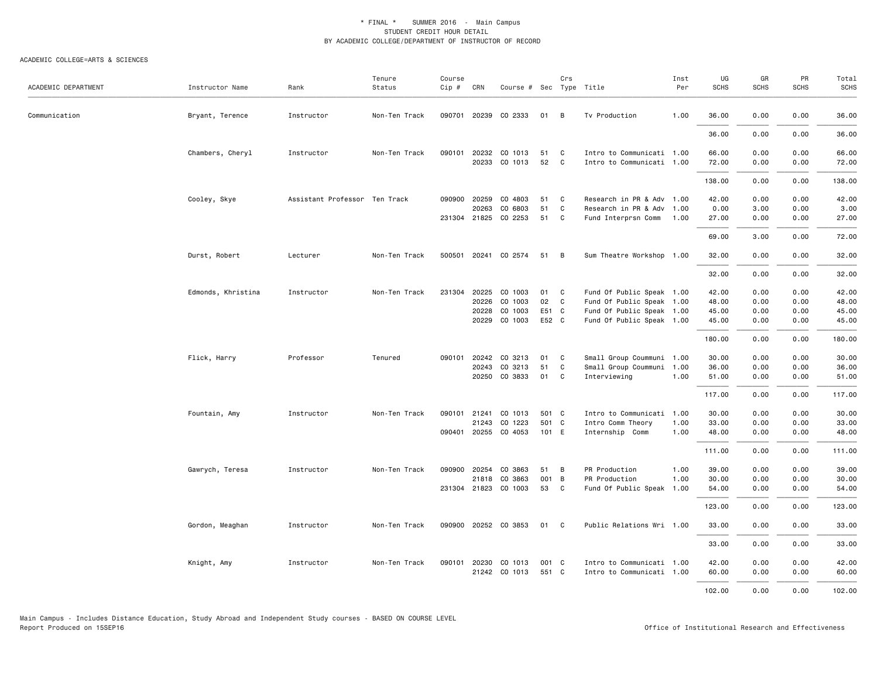\* FINAL \* SUMMER 2016 - Main Campus
STUDENT CREDIT HOUR DETAIL
BY ACADEMIC COLLEGE/DEPARTMENT OF INSTRUCTOR OF RECORD

ACADEMIC COLLEGE=ARTS & SCIENCES

| ACADEMIC DEPARTMENT | Instructor Name | Rank | Tenure Status | Course Cip # | CRN | Course # | Sec | Crs Type | Title | Inst Per | UG SCHS | GR SCHS | PR SCHS | Total SCHS |
|---|---|---|---|---|---|---|---|---|---|---|---|---|---|---|
| Communication | Bryant, Terence | Instructor | Non-Ten Track | 090701 | 20239 | CO 2333 | 01 | B | Tv Production | 1.00 | 36.00 | 0.00 | 0.00 | 36.00 |
| | | | | | | | | | | | 36.00 | 0.00 | 0.00 | 36.00 |
| | Chambers, Cheryl | Instructor | Non-Ten Track | 090101 | 20232 | CO 1013 | 51 | C | Intro to Communicati | 1.00 | 66.00 | 0.00 | 0.00 | 66.00 |
| | | | | | 20233 | CO 1013 | 52 | C | Intro to Communicati | 1.00 | 72.00 | 0.00 | 0.00 | 72.00 |
| | | | | | | | | | | | 138.00 | 0.00 | 0.00 | 138.00 |
| | Cooley, Skye | Assistant Professor | Ten Track | 090900 | 20259 | CO 4803 | 51 | C | Research in PR & Adv | 1.00 | 42.00 | 0.00 | 0.00 | 42.00 |
| | | | | | 20263 | CO 6803 | 51 | C | Research in PR & Adv | 1.00 | 0.00 | 3.00 | 0.00 | 3.00 |
| | | | | 231304 | 21825 | CO 2253 | 51 | C | Fund Interprsn Comm | 1.00 | 27.00 | 0.00 | 0.00 | 27.00 |
| | | | | | | | | | | | 69.00 | 3.00 | 0.00 | 72.00 |
| | Durst, Robert | Lecturer | Non-Ten Track | 500501 | 20241 | CO 2574 | 51 | B | Sum Theatre Workshop | 1.00 | 32.00 | 0.00 | 0.00 | 32.00 |
| | | | | | | | | | | | 32.00 | 0.00 | 0.00 | 32.00 |
| | Edmonds, Khristina | Instructor | Non-Ten Track | 231304 | 20225 | CO 1003 | 01 | C | Fund Of Public Speak | 1.00 | 42.00 | 0.00 | 0.00 | 42.00 |
| | | | | | 20226 | CO 1003 | 02 | C | Fund Of Public Speak | 1.00 | 48.00 | 0.00 | 0.00 | 48.00 |
| | | | | | 20228 | CO 1003 | E51 | C | Fund Of Public Speak | 1.00 | 45.00 | 0.00 | 0.00 | 45.00 |
| | | | | | 20229 | CO 1003 | E52 | C | Fund Of Public Speak | 1.00 | 45.00 | 0.00 | 0.00 | 45.00 |
| | | | | | | | | | | | 180.00 | 0.00 | 0.00 | 180.00 |
| | Flick, Harry | Professor | Tenured | 090101 | 20242 | CO 3213 | 01 | C | Small Group Coummuni | 1.00 | 30.00 | 0.00 | 0.00 | 30.00 |
| | | | | | 20243 | CO 3213 | 51 | C | Small Group Coummuni | 1.00 | 36.00 | 0.00 | 0.00 | 36.00 |
| | | | | | 20250 | CO 3833 | 01 | C | Interviewing | 1.00 | 51.00 | 0.00 | 0.00 | 51.00 |
| | | | | | | | | | | | 117.00 | 0.00 | 0.00 | 117.00 |
| | Fountain, Amy | Instructor | Non-Ten Track | 090101 | 21241 | CO 1013 | 501 | C | Intro to Communicati | 1.00 | 30.00 | 0.00 | 0.00 | 30.00 |
| | | | | | 21243 | CO 1223 | 501 | C | Intro Comm Theory | 1.00 | 33.00 | 0.00 | 0.00 | 33.00 |
| | | | | 090401 | 20255 | CO 4053 | 101 | E | Internship Comm | 1.00 | 48.00 | 0.00 | 0.00 | 48.00 |
| | | | | | | | | | | | 111.00 | 0.00 | 0.00 | 111.00 |
| | Gawrych, Teresa | Instructor | Non-Ten Track | 090900 | 20254 | CO 3863 | 51 | B | PR Production | 1.00 | 39.00 | 0.00 | 0.00 | 39.00 |
| | | | | | 21818 | CO 3863 | 001 | B | PR Production | 1.00 | 30.00 | 0.00 | 0.00 | 30.00 |
| | | | | 231304 | 21823 | CO 1003 | 53 | C | Fund Of Public Speak | 1.00 | 54.00 | 0.00 | 0.00 | 54.00 |
| | | | | | | | | | | | 123.00 | 0.00 | 0.00 | 123.00 |
| | Gordon, Meaghan | Instructor | Non-Ten Track | 090900 | 20252 | CO 3853 | 01 | C | Public Relations Wri | 1.00 | 33.00 | 0.00 | 0.00 | 33.00 |
| | | | | | | | | | | | 33.00 | 0.00 | 0.00 | 33.00 |
| | Knight, Amy | Instructor | Non-Ten Track | 090101 | 20230 | CO 1013 | 001 | C | Intro to Communicati | 1.00 | 42.00 | 0.00 | 0.00 | 42.00 |
| | | | | | 21242 | CO 1013 | 551 | C | Intro to Communicati | 1.00 | 60.00 | 0.00 | 0.00 | 60.00 |
| | | | | | | | | | | | 102.00 | 0.00 | 0.00 | 102.00 |

Main Campus - Includes Distance Education, Study Abroad and Independent Study courses - BASED ON COURSE LEVEL
Report Produced on 15SEP16

Office of Institutional Research and Effectiveness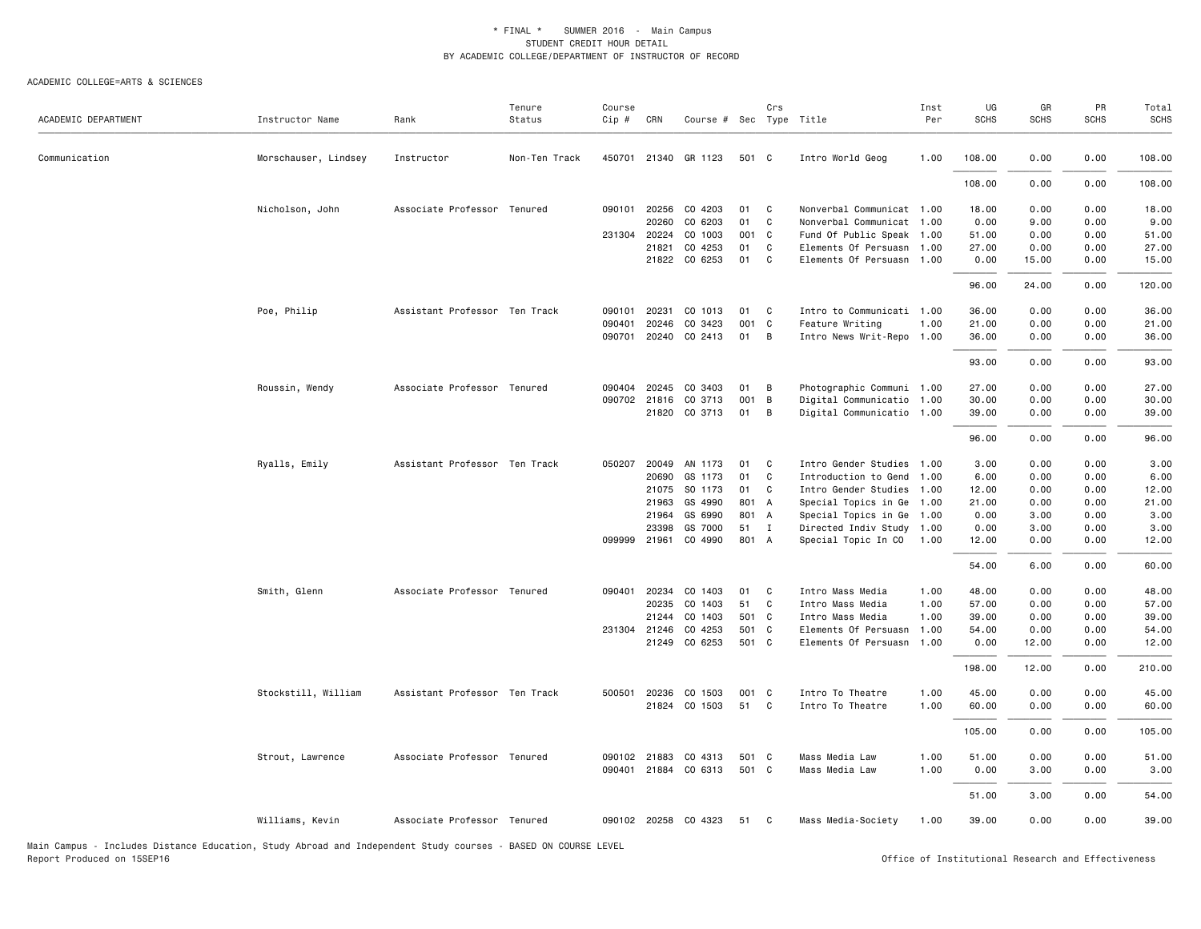\* FINAL \* SUMMER 2016 - Main Campus
STUDENT CREDIT HOUR DETAIL
BY ACADEMIC COLLEGE/DEPARTMENT OF INSTRUCTOR OF RECORD

ACADEMIC COLLEGE=ARTS & SCIENCES

| ACADEMIC DEPARTMENT | Instructor Name | Rank | Tenure Status | Course Cip # | CRN | Course # | Sec | Crs Type | Title | Inst Per | UG SCHS | GR SCHS | PR SCHS | Total SCHS |
|---|---|---|---|---|---|---|---|---|---|---|---|---|---|---|
| Communication | Morschauser, Lindsey | Instructor | Non-Ten Track | 450701 | 21340 | GR 1123 | 501 | C | Intro World Geog | 1.00 | 108.00 | 0.00 | 0.00 | 108.00 |
| | | | | | | | | | | | 108.00 | 0.00 | 0.00 | 108.00 |
| | Nicholson, John | Associate Professor | Tenured | 090101 | 20256 | CO 4203 | 01 | C | Nonverbal Communicat | 1.00 | 18.00 | 0.00 | 0.00 | 18.00 |
| | | | | | 20260 | CO 6203 | 01 | C | Nonverbal Communicat | 1.00 | 0.00 | 9.00 | 0.00 | 9.00 |
| | | | | 231304 | 20224 | CO 1003 | 001 | C | Fund Of Public Speak | 1.00 | 51.00 | 0.00 | 0.00 | 51.00 |
| | | | | | 21821 | CO 4253 | 01 | C | Elements Of Persuasn | 1.00 | 27.00 | 0.00 | 0.00 | 27.00 |
| | | | | | 21822 | CO 6253 | 01 | C | Elements Of Persuasn | 1.00 | 0.00 | 15.00 | 0.00 | 15.00 |
| | | | | | | | | | | | 96.00 | 24.00 | 0.00 | 120.00 |
| | Poe, Philip | Assistant Professor | Ten Track | 090101 | 20231 | CO 1013 | 01 | C | Intro to Communicati | 1.00 | 36.00 | 0.00 | 0.00 | 36.00 |
| | | | | 090401 | 20246 | CO 3423 | 001 | C | Feature Writing | 1.00 | 21.00 | 0.00 | 0.00 | 21.00 |
| | | | | 090701 | 20240 | CO 2413 | 01 | B | Intro News Writ-Repo | 1.00 | 36.00 | 0.00 | 0.00 | 36.00 |
| | | | | | | | | | | | 93.00 | 0.00 | 0.00 | 93.00 |
| | Roussin, Wendy | Associate Professor | Tenured | 090404 | 20245 | CO 3403 | 01 | B | Photographic Communi | 1.00 | 27.00 | 0.00 | 0.00 | 27.00 |
| | | | | 090702 | 21816 | CO 3713 | 001 | B | Digital Communicatio | 1.00 | 30.00 | 0.00 | 0.00 | 30.00 |
| | | | | | 21820 | CO 3713 | 01 | B | Digital Communicatio | 1.00 | 39.00 | 0.00 | 0.00 | 39.00 |
| | | | | | | | | | | | 96.00 | 0.00 | 0.00 | 96.00 |
| | Ryalls, Emily | Assistant Professor | Ten Track | 050207 | 20049 | AN 1173 | 01 | C | Intro Gender Studies | 1.00 | 3.00 | 0.00 | 0.00 | 3.00 |
| | | | | | 20690 | GS 1173 | 01 | C | Introduction to Gend | 1.00 | 6.00 | 0.00 | 0.00 | 6.00 |
| | | | | | 21075 | SO 1173 | 01 | C | Intro Gender Studies | 1.00 | 12.00 | 0.00 | 0.00 | 12.00 |
| | | | | | 21963 | GS 4990 | 801 | A | Special Topics in Ge | 1.00 | 21.00 | 0.00 | 0.00 | 21.00 |
| | | | | | 21964 | GS 6990 | 801 | A | Special Topics in Ge | 1.00 | 0.00 | 3.00 | 0.00 | 3.00 |
| | | | | | 23398 | GS 7000 | 51 | I | Directed Indiv Study | 1.00 | 0.00 | 3.00 | 0.00 | 3.00 |
| | | | | 099999 | 21961 | CO 4990 | 801 | A | Special Topic In CO | 1.00 | 12.00 | 0.00 | 0.00 | 12.00 |
| | | | | | | | | | | | 54.00 | 6.00 | 0.00 | 60.00 |
| | Smith, Glenn | Associate Professor | Tenured | 090401 | 20234 | CO 1403 | 01 | C | Intro Mass Media | 1.00 | 48.00 | 0.00 | 0.00 | 48.00 |
| | | | | | 20235 | CO 1403 | 51 | C | Intro Mass Media | 1.00 | 57.00 | 0.00 | 0.00 | 57.00 |
| | | | | | 21244 | CO 1403 | 501 | C | Intro Mass Media | 1.00 | 39.00 | 0.00 | 0.00 | 39.00 |
| | | | | 231304 | 21246 | CO 4253 | 501 | C | Elements Of Persuasn | 1.00 | 54.00 | 0.00 | 0.00 | 54.00 |
| | | | | | 21249 | CO 6253 | 501 | C | Elements Of Persuasn | 1.00 | 0.00 | 12.00 | 0.00 | 12.00 |
| | | | | | | | | | | | 198.00 | 12.00 | 0.00 | 210.00 |
| | Stockstill, William | Assistant Professor | Ten Track | 500501 | 20236 | CO 1503 | 001 | C | Intro To Theatre | 1.00 | 45.00 | 0.00 | 0.00 | 45.00 |
| | | | | | 21824 | CO 1503 | 51 | C | Intro To Theatre | 1.00 | 60.00 | 0.00 | 0.00 | 60.00 |
| | | | | | | | | | | | 105.00 | 0.00 | 0.00 | 105.00 |
| | Strout, Lawrence | Associate Professor | Tenured | 090102 | 21883 | CO 4313 | 501 | C | Mass Media Law | 1.00 | 51.00 | 0.00 | 0.00 | 51.00 |
| | | | | 090401 | 21884 | CO 6313 | 501 | C | Mass Media Law | 1.00 | 0.00 | 3.00 | 0.00 | 3.00 |
| | | | | | | | | | | | 51.00 | 3.00 | 0.00 | 54.00 |
| | Williams, Kevin | Associate Professor | Tenured | 090102 | 20258 | CO 4323 | 51 | C | Mass Media-Society | 1.00 | 39.00 | 0.00 | 0.00 | 39.00 |

Main Campus - Includes Distance Education, Study Abroad and Independent Study courses - BASED ON COURSE LEVEL
Report Produced on 15SEP16

Office of Institutional Research and Effectiveness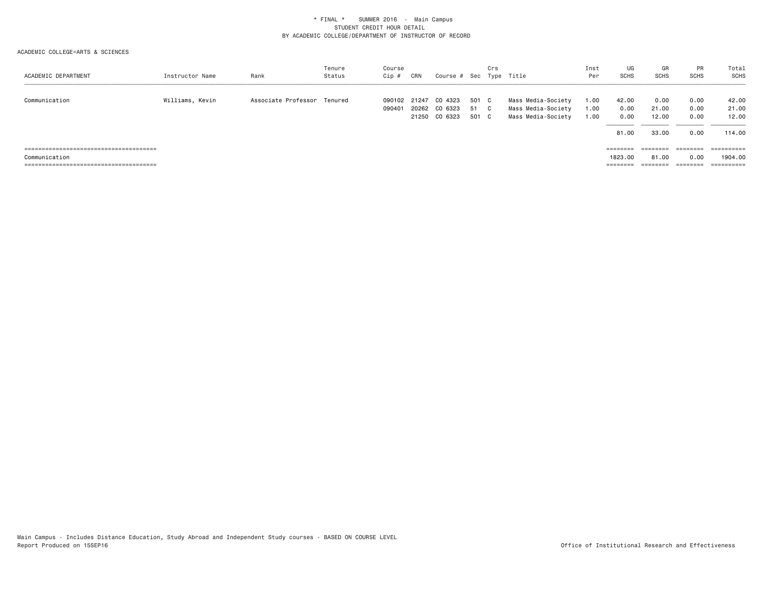\* FINAL \*    SUMMER 2016  -  Main Campus
STUDENT CREDIT HOUR DETAIL
BY ACADEMIC COLLEGE/DEPARTMENT OF INSTRUCTOR OF RECORD

ACADEMIC COLLEGE=ARTS & SCIENCES

| ACADEMIC DEPARTMENT | Instructor Name | Rank | Tenure Status | Course Cip # | CRN | Course # | Sec | Crs Type | Title | Inst Per | UG SCHS | GR SCHS | PR SCHS | Total SCHS |
|---|---|---|---|---|---|---|---|---|---|---|---|---|---|---|
| Communication | Williams, Kevin | Associate Professor | Tenured | 090102 | 21247 | CO 4323 | 501 | C | Mass Media-Society | 1.00 | 42.00 | 0.00 | 0.00 | 42.00 |
| | | | | 090401 | 20262 | CO 6323 | 51 | C | Mass Media-Society | 1.00 | 0.00 | 21.00 | 0.00 | 21.00 |
| | | | | | 21250 | CO 6323 | 501 | C | Mass Media-Society | 1.00 | 0.00 | 12.00 | 0.00 | 12.00 |
| | | | | | | | | | | | 81.00 | 33.00 | 0.00 | 114.00 |
| Communication | | | | | | | | | | | 1823.00 | 81.00 | 0.00 | 1904.00 |

Main Campus - Includes Distance Education, Study Abroad and Independent Study courses - BASED ON COURSE LEVEL
Report Produced on 15SEP16

Office of Institutional Research and Effectiveness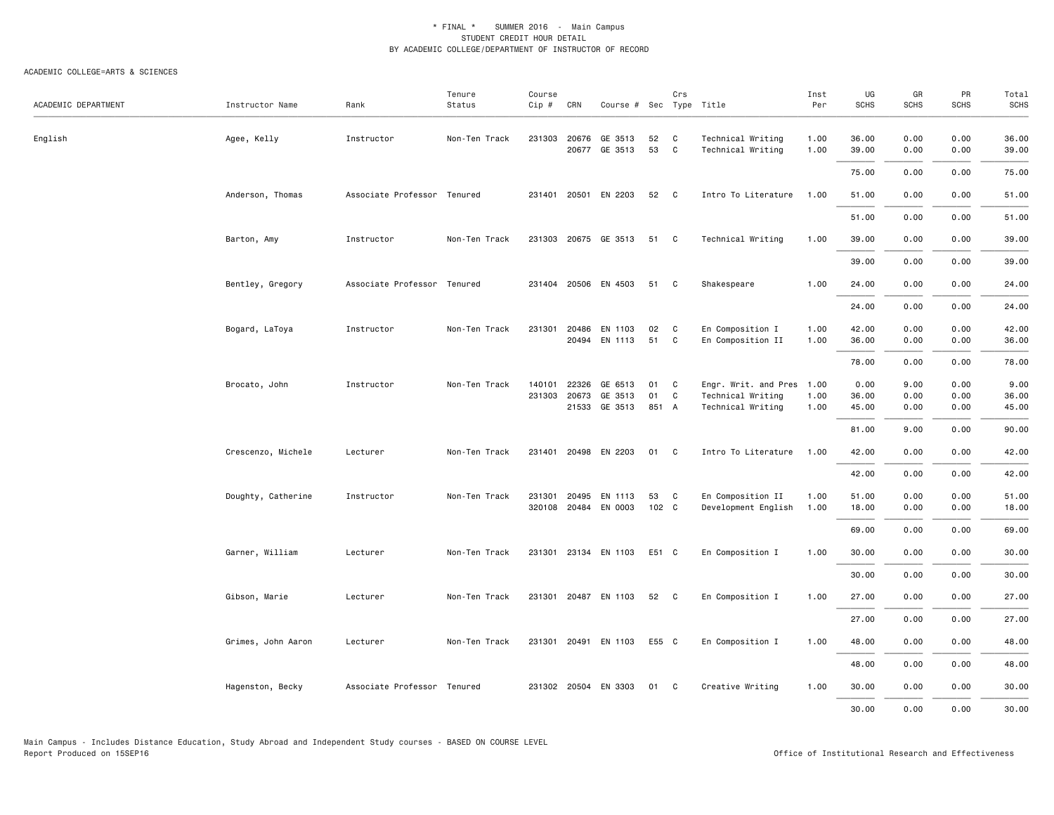\* FINAL \* SUMMER 2016 - Main Campus
STUDENT CREDIT HOUR DETAIL
BY ACADEMIC COLLEGE/DEPARTMENT OF INSTRUCTOR OF RECORD

ACADEMIC COLLEGE=ARTS & SCIENCES

| ACADEMIC DEPARTMENT | Instructor Name | Rank | Tenure Status | Course Cip # | CRN | Course # | Sec | Crs Type | Title | Inst Per | UG SCHS | GR SCHS | PR SCHS | Total SCHS |
|---|---|---|---|---|---|---|---|---|---|---|---|---|---|---|
| English | Agee, Kelly | Instructor | Non-Ten Track | 231303 | 20676 | GE 3513 | 52 | C | Technical Writing | 1.00 | 36.00 | 0.00 | 0.00 | 36.00 |
| | | | | | 20677 | GE 3513 | 53 | C | Technical Writing | 1.00 | 39.00 | 0.00 | 0.00 | 39.00 |
| | | | | | | | | | | | 75.00 | 0.00 | 0.00 | 75.00 |
| | Anderson, Thomas | Associate Professor | Tenured | 231401 | 20501 | EN 2203 | 52 | C | Intro To Literature | 1.00 | 51.00 | 0.00 | 0.00 | 51.00 |
| | | | | | | | | | | | 51.00 | 0.00 | 0.00 | 51.00 |
| | Barton, Amy | Instructor | Non-Ten Track | 231303 | 20675 | GE 3513 | 51 | C | Technical Writing | 1.00 | 39.00 | 0.00 | 0.00 | 39.00 |
| | | | | | | | | | | | 39.00 | 0.00 | 0.00 | 39.00 |
| | Bentley, Gregory | Associate Professor | Tenured | 231404 | 20506 | EN 4503 | 51 | C | Shakespeare | 1.00 | 24.00 | 0.00 | 0.00 | 24.00 |
| | | | | | | | | | | | 24.00 | 0.00 | 0.00 | 24.00 |
| | Bogard, LaToya | Instructor | Non-Ten Track | 231301 | 20486 | EN 1103 | 02 | C | En Composition I | 1.00 | 42.00 | 0.00 | 0.00 | 42.00 |
| | | | | | 20494 | EN 1113 | 51 | C | En Composition II | 1.00 | 36.00 | 0.00 | 0.00 | 36.00 |
| | | | | | | | | | | | 78.00 | 0.00 | 0.00 | 78.00 |
| | Brocato, John | Instructor | Non-Ten Track | 140101 | 22326 | GE 6513 | 01 | C | Engr. Writ. and Pres | 1.00 | 0.00 | 9.00 | 0.00 | 9.00 |
| | | | | 231303 | 20673 | GE 3513 | 01 | C | Technical Writing | 1.00 | 36.00 | 0.00 | 0.00 | 36.00 |
| | | | | | 21533 | GE 3513 | 851 | A | Technical Writing | 1.00 | 45.00 | 0.00 | 0.00 | 45.00 |
| | | | | | | | | | | | 81.00 | 9.00 | 0.00 | 90.00 |
| | Crescenzo, Michele | Lecturer | Non-Ten Track | 231401 | 20498 | EN 2203 | 01 | C | Intro To Literature | 1.00 | 42.00 | 0.00 | 0.00 | 42.00 |
| | | | | | | | | | | | 42.00 | 0.00 | 0.00 | 42.00 |
| | Doughty, Catherine | Instructor | Non-Ten Track | 231301 | 20495 | EN 1113 | 53 | C | En Composition II | 1.00 | 51.00 | 0.00 | 0.00 | 51.00 |
| | | | | 320108 | 20484 | EN 0003 | 102 | C | Development English | 1.00 | 18.00 | 0.00 | 0.00 | 18.00 |
| | | | | | | | | | | | 69.00 | 0.00 | 0.00 | 69.00 |
| | Garner, William | Lecturer | Non-Ten Track | 231301 | 23134 | EN 1103 | E51 | C | En Composition I | 1.00 | 30.00 | 0.00 | 0.00 | 30.00 |
| | | | | | | | | | | | 30.00 | 0.00 | 0.00 | 30.00 |
| | Gibson, Marie | Lecturer | Non-Ten Track | 231301 | 20487 | EN 1103 | 52 | C | En Composition I | 1.00 | 27.00 | 0.00 | 0.00 | 27.00 |
| | | | | | | | | | | | 27.00 | 0.00 | 0.00 | 27.00 |
| | Grimes, John Aaron | Lecturer | Non-Ten Track | 231301 | 20491 | EN 1103 | E55 | C | En Composition I | 1.00 | 48.00 | 0.00 | 0.00 | 48.00 |
| | | | | | | | | | | | 48.00 | 0.00 | 0.00 | 48.00 |
| | Hagenston, Becky | Associate Professor | Tenured | 231302 | 20504 | EN 3303 | 01 | C | Creative Writing | 1.00 | 30.00 | 0.00 | 0.00 | 30.00 |
| | | | | | | | | | | | 30.00 | 0.00 | 0.00 | 30.00 |

Main Campus - Includes Distance Education, Study Abroad and Independent Study courses - BASED ON COURSE LEVEL
Report Produced on 15SEP16

Office of Institutional Research and Effectiveness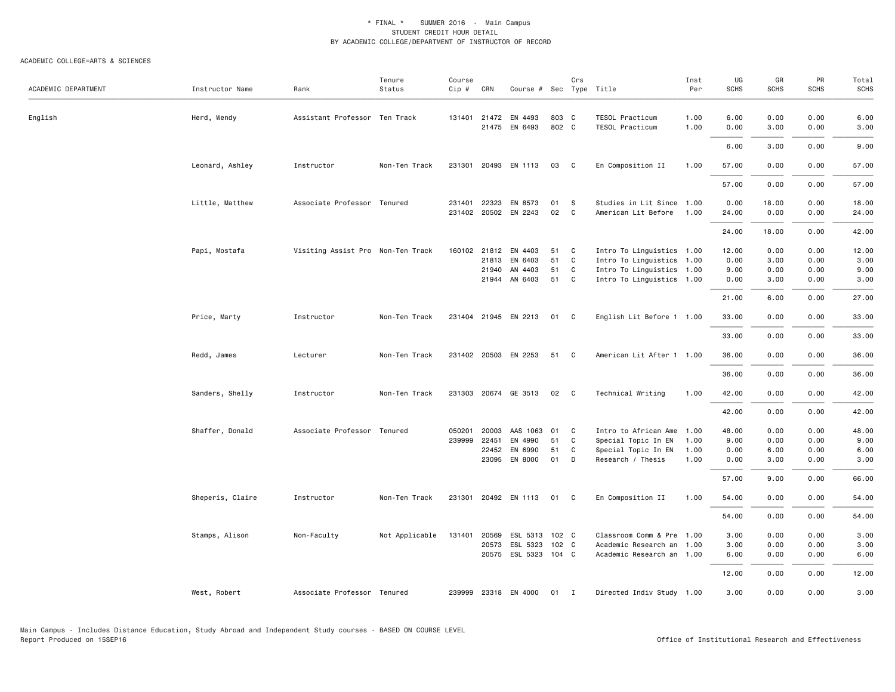\* FINAL \*    SUMMER 2016 - Main Campus
STUDENT CREDIT HOUR DETAIL
BY ACADEMIC COLLEGE/DEPARTMENT OF INSTRUCTOR OF RECORD

ACADEMIC COLLEGE=ARTS & SCIENCES

| ACADEMIC DEPARTMENT | Instructor Name | Rank | Tenure Status | Course Cip # | CRN | Course # | Sec | Crs Type | Title | Inst Per | UG SCHS | GR SCHS | PR SCHS | Total SCHS |
|---|---|---|---|---|---|---|---|---|---|---|---|---|---|---|
| English | Herd, Wendy | Assistant Professor | Ten Track | 131401 | 21472 | EN 4493 | 803 | C | TESOL Practicum | 1.00 | 6.00 | 0.00 | 0.00 | 6.00 |
| | | | | | 21475 | EN 6493 | 802 | C | TESOL Practicum | 1.00 | 0.00 | 3.00 | 0.00 | 3.00 |
| | | | | | | | | | | | 6.00 | 3.00 | 0.00 | 9.00 |
| | Leonard, Ashley | Instructor | Non-Ten Track | 231301 | 20493 | EN 1113 | 03 | C | En Composition II | 1.00 | 57.00 | 0.00 | 0.00 | 57.00 |
| | | | | | | | | | | | 57.00 | 0.00 | 0.00 | 57.00 |
| | Little, Matthew | Associate Professor | Tenured | 231401 | 22323 | EN 8573 | 01 | S | Studies in Lit Since | 1.00 | 0.00 | 18.00 | 0.00 | 18.00 |
| | | | | 231402 | 20502 | EN 2243 | 02 | C | American Lit Before | 1.00 | 24.00 | 0.00 | 0.00 | 24.00 |
| | | | | | | | | | | | 24.00 | 18.00 | 0.00 | 42.00 |
| | Papi, Mostafa | Visiting Assist Pro | Non-Ten Track | 160102 | 21812 | EN 4403 | 51 | C | Intro To Linguistics | 1.00 | 12.00 | 0.00 | 0.00 | 12.00 |
| | | | | | 21813 | EN 6403 | 51 | C | Intro To Linguistics | 1.00 | 0.00 | 3.00 | 0.00 | 3.00 |
| | | | | | 21940 | AN 4403 | 51 | C | Intro To Linguistics | 1.00 | 9.00 | 0.00 | 0.00 | 9.00 |
| | | | | | 21944 | AN 6403 | 51 | C | Intro To Linguistics | 1.00 | 0.00 | 3.00 | 0.00 | 3.00 |
| | | | | | | | | | | | 21.00 | 6.00 | 0.00 | 27.00 |
| | Price, Marty | Instructor | Non-Ten Track | 231404 | 21945 | EN 2213 | 01 | C | English Lit Before 1 | 1.00 | 33.00 | 0.00 | 0.00 | 33.00 |
| | | | | | | | | | | | 33.00 | 0.00 | 0.00 | 33.00 |
| | Redd, James | Lecturer | Non-Ten Track | 231402 | 20503 | EN 2253 | 51 | C | American Lit After 1 | 1.00 | 36.00 | 0.00 | 0.00 | 36.00 |
| | | | | | | | | | | | 36.00 | 0.00 | 0.00 | 36.00 |
| | Sanders, Shelly | Instructor | Non-Ten Track | 231303 | 20674 | GE 3513 | 02 | C | Technical Writing | 1.00 | 42.00 | 0.00 | 0.00 | 42.00 |
| | | | | | | | | | | | 42.00 | 0.00 | 0.00 | 42.00 |
| | Shaffer, Donald | Associate Professor | Tenured | 050201 | 20003 | AAS 1063 | 01 | C | Intro to African Ame | 1.00 | 48.00 | 0.00 | 0.00 | 48.00 |
| | | | | 239999 | 22451 | EN 4990 | 51 | C | Special Topic In EN | 1.00 | 9.00 | 0.00 | 0.00 | 9.00 |
| | | | | | 22452 | EN 6990 | 51 | C | Special Topic In EN | 1.00 | 0.00 | 6.00 | 0.00 | 6.00 |
| | | | | | 23095 | EN 8000 | 01 | D | Research / Thesis | 1.00 | 0.00 | 3.00 | 0.00 | 3.00 |
| | | | | | | | | | | | 57.00 | 9.00 | 0.00 | 66.00 |
| | Sheperis, Claire | Instructor | Non-Ten Track | 231301 | 20492 | EN 1113 | 01 | C | En Composition II | 1.00 | 54.00 | 0.00 | 0.00 | 54.00 |
| | | | | | | | | | | | 54.00 | 0.00 | 0.00 | 54.00 |
| | Stamps, Alison | Non-Faculty | Not Applicable | 131401 | 20569 | ESL 5313 | 102 | C | Classroom Comm & Pre | 1.00 | 3.00 | 0.00 | 0.00 | 3.00 |
| | | | | | 20573 | ESL 5323 | 102 | C | Academic Research an | 1.00 | 3.00 | 0.00 | 0.00 | 3.00 |
| | | | | | 20575 | ESL 5323 | 104 | C | Academic Research an | 1.00 | 6.00 | 0.00 | 0.00 | 6.00 |
| | | | | | | | | | | | 12.00 | 0.00 | 0.00 | 12.00 |
| | West, Robert | Associate Professor | Tenured | 239999 | 23318 | EN 4000 | 01 | I | Directed Indiv Study | 1.00 | 3.00 | 0.00 | 0.00 | 3.00 |

Main Campus - Includes Distance Education, Study Abroad and Independent Study courses - BASED ON COURSE LEVEL
Report Produced on 15SEP16    Office of Institutional Research and Effectiveness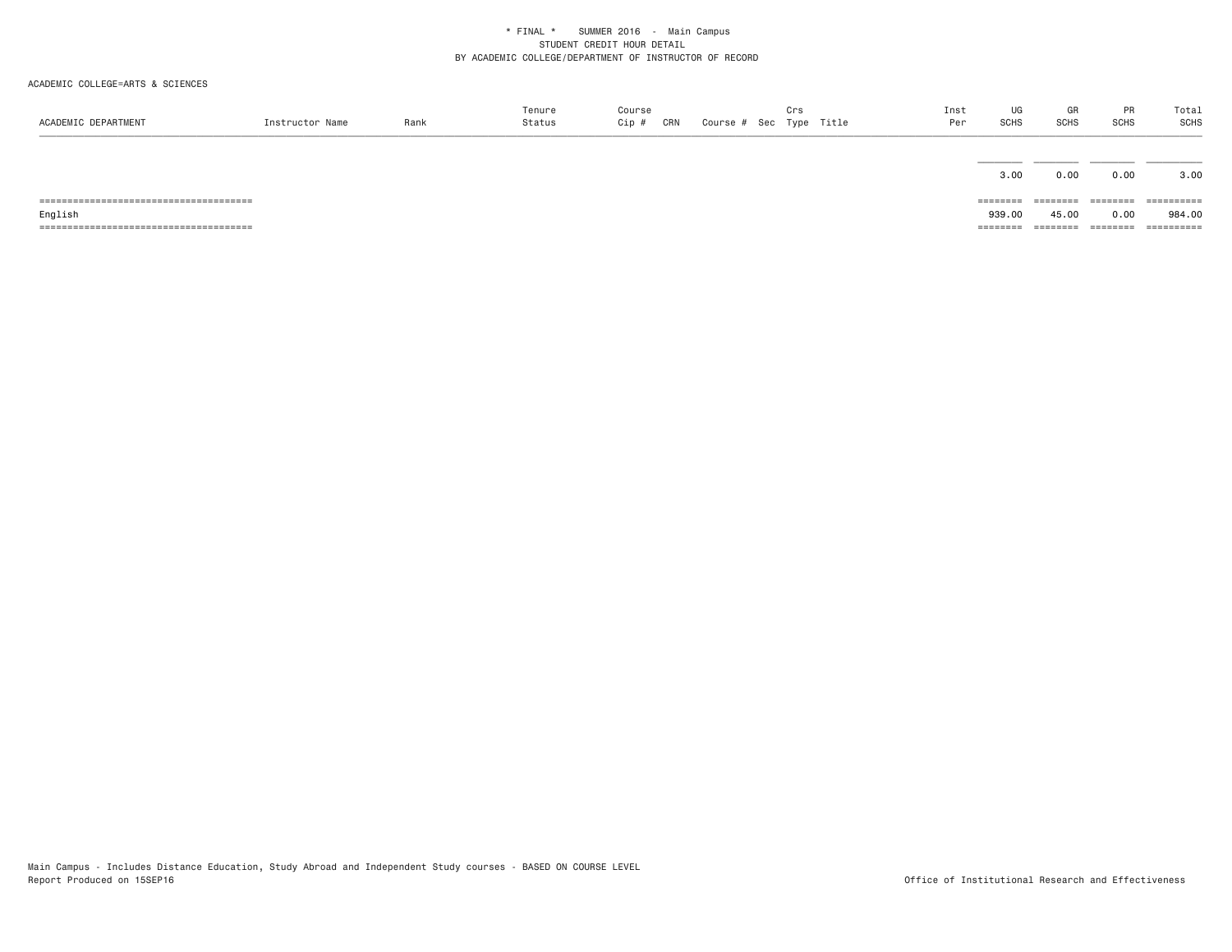\* FINAL \*    SUMMER 2016 - Main Campus
STUDENT CREDIT HOUR DETAIL
BY ACADEMIC COLLEGE/DEPARTMENT OF INSTRUCTOR OF RECORD

ACADEMIC COLLEGE=ARTS & SCIENCES

| ACADEMIC DEPARTMENT | Instructor Name | Rank | Tenure Status | Course Cip # | CRN | Course # | Sec | Crs Type | Title | Inst Per | UG SCHS | GR SCHS | PR SCHS | Total SCHS |
|---|---|---|---|---|---|---|---|---|---|---|---|---|---|---|
| | | | | | | | | | | | 3.00 | 0.00 | 0.00 | 3.00 |
| English | | | | | | | | | | | 939.00 | 45.00 | 0.00 | 984.00 |

Main Campus - Includes Distance Education, Study Abroad and Independent Study courses - BASED ON COURSE LEVEL
Report Produced on 15SEP16

Office of Institutional Research and Effectiveness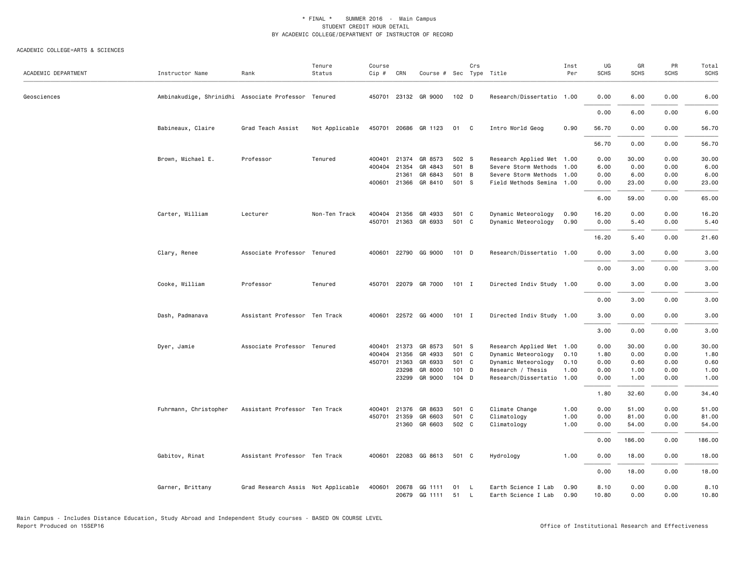\* FINAL \*    SUMMER 2016  -  Main Campus
STUDENT CREDIT HOUR DETAIL
BY ACADEMIC COLLEGE/DEPARTMENT OF INSTRUCTOR OF RECORD

ACADEMIC COLLEGE=ARTS & SCIENCES

| ACADEMIC DEPARTMENT | Instructor Name | Rank | Tenure Status | Course Cip # | CRN | Course # | Sec | Crs Type | Title | Inst Per | UG SCHS | GR SCHS | PR SCHS | Total SCHS |
|---|---|---|---|---|---|---|---|---|---|---|---|---|---|---|
| Geosciences | Ambinakudige, Shrinidhi | Associate Professor | Tenured | 450701 | 23132 | GR 9000 | 102 | D | Research/Dissertatio | 1.00 | 0.00 | 6.00 | 0.00 | 6.00 |
| | | | | | | | | | | | 0.00 | 6.00 | 0.00 | 6.00 |
| | Babineaux, Claire | Grad Teach Assist | Not Applicable | 450701 | 20686 | GR 1123 | 01 | C | Intro World Geog | 0.90 | 56.70 | 0.00 | 0.00 | 56.70 |
| | | | | | | | | | | | 56.70 | 0.00 | 0.00 | 56.70 |
| | Brown, Michael E. | Professor | Tenured | 400401 | 21374 | GR 8573 | 502 | S | Research Applied Met | 1.00 | 0.00 | 30.00 | 0.00 | 30.00 |
| | | | | 400404 | 21354 | GR 4843 | 501 | B | Severe Storm Methods | 1.00 | 6.00 | 0.00 | 0.00 | 6.00 |
| | | | | | 21361 | GR 6843 | 501 | B | Severe Storm Methods | 1.00 | 0.00 | 6.00 | 0.00 | 6.00 |
| | | | | 400601 | 21366 | GR 8410 | 501 | S | Field Methods Semina | 1.00 | 0.00 | 23.00 | 0.00 | 23.00 |
| | | | | | | | | | | | 6.00 | 59.00 | 0.00 | 65.00 |
| | Carter, William | Lecturer | Non-Ten Track | 400404 | 21356 | GR 4933 | 501 | C | Dynamic Meteorology | 0.90 | 16.20 | 0.00 | 0.00 | 16.20 |
| | | | | 450701 | 21363 | GR 6933 | 501 | C | Dynamic Meteorology | 0.90 | 0.00 | 5.40 | 0.00 | 5.40 |
| | | | | | | | | | | | 16.20 | 5.40 | 0.00 | 21.60 |
| | Clary, Renee | Associate Professor | Tenured | 400601 | 22790 | GG 9000 | 101 | D | Research/Dissertatio | 1.00 | 0.00 | 3.00 | 0.00 | 3.00 |
| | | | | | | | | | | | 0.00 | 3.00 | 0.00 | 3.00 |
| | Cooke, William | Professor | Tenured | 450701 | 22079 | GR 7000 | 101 | I | Directed Indiv Study | 1.00 | 0.00 | 3.00 | 0.00 | 3.00 |
| | | | | | | | | | | | 0.00 | 3.00 | 0.00 | 3.00 |
| | Dash, Padmanava | Assistant Professor | Ten Track | 400601 | 22572 | GG 4000 | 101 | I | Directed Indiv Study | 1.00 | 3.00 | 0.00 | 0.00 | 3.00 |
| | | | | | | | | | | | 3.00 | 0.00 | 0.00 | 3.00 |
| | Dyer, Jamie | Associate Professor | Tenured | 400401 | 21373 | GR 8573 | 501 | S | Research Applied Met | 1.00 | 0.00 | 30.00 | 0.00 | 30.00 |
| | | | | 400404 | 21356 | GR 4933 | 501 | C | Dynamic Meteorology | 0.10 | 1.80 | 0.00 | 0.00 | 1.80 |
| | | | | 450701 | 21363 | GR 6933 | 501 | C | Dynamic Meteorology | 0.10 | 0.00 | 0.60 | 0.00 | 0.60 |
| | | | | | 23298 | GR 8000 | 101 | D | Research / Thesis | 1.00 | 0.00 | 1.00 | 0.00 | 1.00 |
| | | | | | 23299 | GR 9000 | 104 | D | Research/Dissertatio | 1.00 | 0.00 | 1.00 | 0.00 | 1.00 |
| | | | | | | | | | | | 1.80 | 32.60 | 0.00 | 34.40 |
| | Fuhrmann, Christopher | Assistant Professor | Ten Track | 400401 | 21376 | GR 8633 | 501 | C | Climate Change | 1.00 | 0.00 | 51.00 | 0.00 | 51.00 |
| | | | | 450701 | 21359 | GR 6603 | 501 | C | Climatology | 1.00 | 0.00 | 81.00 | 0.00 | 81.00 |
| | | | | | 21360 | GR 6603 | 502 | C | Climatology | 1.00 | 0.00 | 54.00 | 0.00 | 54.00 |
| | | | | | | | | | | | 0.00 | 186.00 | 0.00 | 186.00 |
| | Gabitov, Rinat | Assistant Professor | Ten Track | 400601 | 22083 | GG 8613 | 501 | C | Hydrology | 1.00 | 0.00 | 18.00 | 0.00 | 18.00 |
| | | | | | | | | | | | 0.00 | 18.00 | 0.00 | 18.00 |
| | Garner, Brittany | Grad Research Assis | Not Applicable | 400601 | 20678 | GG 1111 | 01 | L | Earth Science I Lab | 0.90 | 8.10 | 0.00 | 0.00 | 8.10 |
| | | | | | 20679 | GG 1111 | 51 | L | Earth Science I Lab | 0.90 | 10.80 | 0.00 | 0.00 | 10.80 |

Main Campus - Includes Distance Education, Study Abroad and Independent Study courses - BASED ON COURSE LEVEL
Report Produced on 15SEP16    Office of Institutional Research and Effectiveness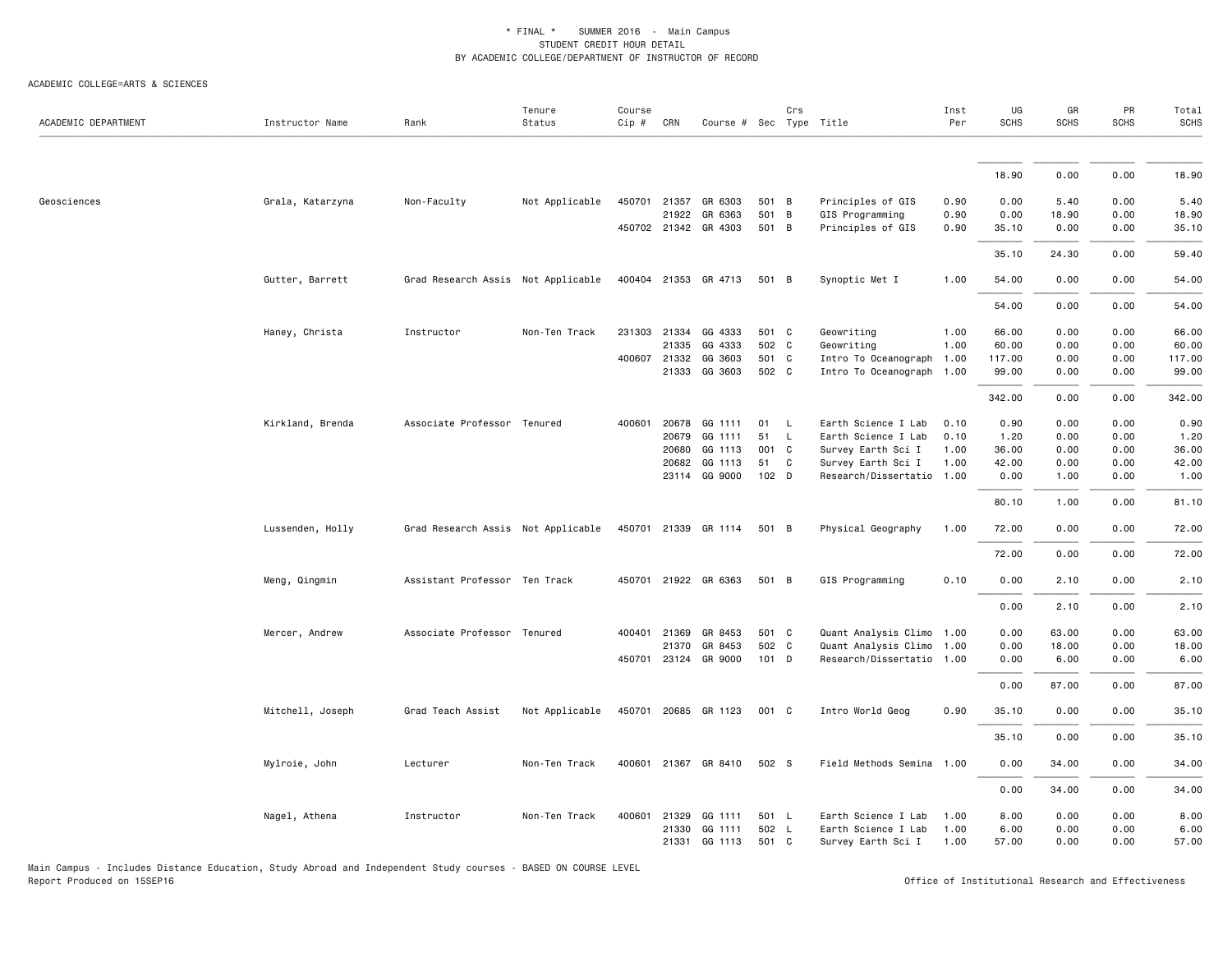\* FINAL \* SUMMER 2016 - Main Campus
STUDENT CREDIT HOUR DETAIL
BY ACADEMIC COLLEGE/DEPARTMENT OF INSTRUCTOR OF RECORD

ACADEMIC COLLEGE=ARTS & SCIENCES

| ACADEMIC DEPARTMENT | Instructor Name | Rank | Tenure Status | Course Cip # | CRN | Course # | Sec | Crs Type | Title | Inst Per | UG SCHS | GR SCHS | PR SCHS | Total SCHS |
|---|---|---|---|---|---|---|---|---|---|---|---|---|---|---|
| | | | | | | | | | | | 18.90 | 0.00 | 0.00 | 18.90 |
| Geosciences | Grala, Katarzyna | Non-Faculty | Not Applicable | 450701 | 21357 | GR 6303 | 501 | B | Principles of GIS | 0.90 | 0.00 | 5.40 | 0.00 | 5.40 |
| | | | | | 21922 | GR 6363 | 501 | B | GIS Programming | 0.90 | 0.00 | 18.90 | 0.00 | 18.90 |
| | | | | 450702 | 21342 | GR 4303 | 501 | B | Principles of GIS | 0.90 | 35.10 | 0.00 | 0.00 | 35.10 |
| | | | | | | | | | | | 35.10 | 24.30 | 0.00 | 59.40 |
| | Gutter, Barrett | Grad Research Assis | Not Applicable | 400404 | 21353 | GR 4713 | 501 | B | Synoptic Met I | 1.00 | 54.00 | 0.00 | 0.00 | 54.00 |
| | | | | | | | | | | | 54.00 | 0.00 | 0.00 | 54.00 |
| | Haney, Christa | Instructor | Non-Ten Track | 231303 | 21334 | GG 4333 | 501 | C | Geowriting | 1.00 | 66.00 | 0.00 | 0.00 | 66.00 |
| | | | | | 21335 | GG 4333 | 502 | C | Geowriting | 1.00 | 60.00 | 0.00 | 0.00 | 60.00 |
| | | | | 400607 | 21332 | GG 3603 | 501 | C | Intro To Oceanograph | 1.00 | 117.00 | 0.00 | 0.00 | 117.00 |
| | | | | | 21333 | GG 3603 | 502 | C | Intro To Oceanograph | 1.00 | 99.00 | 0.00 | 0.00 | 99.00 |
| | | | | | | | | | | | 342.00 | 0.00 | 0.00 | 342.00 |
| | Kirkland, Brenda | Associate Professor | Tenured | 400601 | 20678 | GG 1111 | 01 | L | Earth Science I Lab | 0.10 | 0.90 | 0.00 | 0.00 | 0.90 |
| | | | | | 20679 | GG 1111 | 51 | L | Earth Science I Lab | 0.10 | 1.20 | 0.00 | 0.00 | 1.20 |
| | | | | | 20680 | GG 1113 | 001 | C | Survey Earth Sci I | 1.00 | 36.00 | 0.00 | 0.00 | 36.00 |
| | | | | | 20682 | GG 1113 | 51 | C | Survey Earth Sci I | 1.00 | 42.00 | 0.00 | 0.00 | 42.00 |
| | | | | | 23114 | GG 9000 | 102 | D | Research/Dissertatio | 1.00 | 0.00 | 1.00 | 0.00 | 1.00 |
| | | | | | | | | | | | 80.10 | 1.00 | 0.00 | 81.10 |
| | Lussenden, Holly | Grad Research Assis | Not Applicable | 450701 | 21339 | GR 1114 | 501 | B | Physical Geography | 1.00 | 72.00 | 0.00 | 0.00 | 72.00 |
| | | | | | | | | | | | 72.00 | 0.00 | 0.00 | 72.00 |
| | Meng, Qingmin | Assistant Professor | Ten Track | 450701 | 21922 | GR 6363 | 501 | B | GIS Programming | 0.10 | 0.00 | 2.10 | 0.00 | 2.10 |
| | | | | | | | | | | | 0.00 | 2.10 | 0.00 | 2.10 |
| | Mercer, Andrew | Associate Professor | Tenured | 400401 | 21369 | GR 8453 | 501 | C | Quant Analysis Climo | 1.00 | 0.00 | 63.00 | 0.00 | 63.00 |
| | | | | | 21370 | GR 8453 | 502 | C | Quant Analysis Climo | 1.00 | 0.00 | 18.00 | 0.00 | 18.00 |
| | | | | 450701 | 23124 | GR 9000 | 101 | D | Research/Dissertatio | 1.00 | 0.00 | 6.00 | 0.00 | 6.00 |
| | | | | | | | | | | | 0.00 | 87.00 | 0.00 | 87.00 |
| | Mitchell, Joseph | Grad Teach Assist | Not Applicable | 450701 | 20685 | GR 1123 | 001 | C | Intro World Geog | 0.90 | 35.10 | 0.00 | 0.00 | 35.10 |
| | | | | | | | | | | | 35.10 | 0.00 | 0.00 | 35.10 |
| | Mylroie, John | Lecturer | Non-Ten Track | 400601 | 21367 | GR 8410 | 502 | S | Field Methods Semina | 1.00 | 0.00 | 34.00 | 0.00 | 34.00 |
| | | | | | | | | | | | 0.00 | 34.00 | 0.00 | 34.00 |
| | Nagel, Athena | Instructor | Non-Ten Track | 400601 | 21329 | GG 1111 | 501 | L | Earth Science I Lab | 1.00 | 8.00 | 0.00 | 0.00 | 8.00 |
| | | | | | 21330 | GG 1111 | 502 | L | Earth Science I Lab | 1.00 | 6.00 | 0.00 | 0.00 | 6.00 |
| | | | | | 21331 | GG 1113 | 501 | C | Survey Earth Sci I | 1.00 | 57.00 | 0.00 | 0.00 | 57.00 |

Main Campus - Includes Distance Education, Study Abroad and Independent Study courses - BASED ON COURSE LEVEL
Report Produced on 15SEP16

Office of Institutional Research and Effectiveness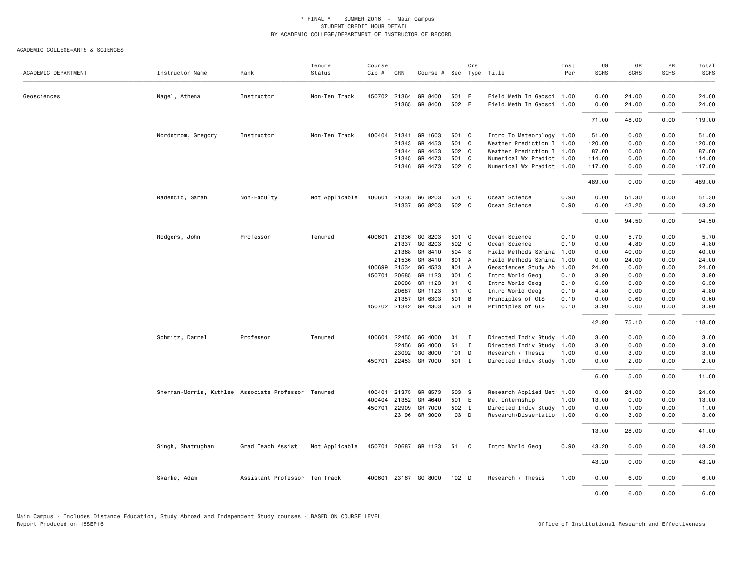\* FINAL \* SUMMER 2016 - Main Campus
STUDENT CREDIT HOUR DETAIL
BY ACADEMIC COLLEGE/DEPARTMENT OF INSTRUCTOR OF RECORD

ACADEMIC COLLEGE=ARTS & SCIENCES

| ACADEMIC DEPARTMENT | Instructor Name | Rank | Tenure Status | Course Cip # | CRN | Course # | Sec | Crs Type | Title | Inst Per | UG SCHS | GR SCHS | PR SCHS | Total SCHS |
|---|---|---|---|---|---|---|---|---|---|---|---|---|---|---|
| Geosciences | Nagel, Athena | Instructor | Non-Ten Track | 450702 | 21364 | GR 8400 | 501 | E | Field Meth In Geosci | 1.00 | 0.00 | 24.00 | 0.00 | 24.00 |
| | | | | | 21365 | GR 8400 | 502 | E | Field Meth In Geosci | 1.00 | 0.00 | 24.00 | 0.00 | 24.00 |
| | | | | | | | | | | | 71.00 | 48.00 | 0.00 | 119.00 |
| | Nordstrom, Gregory | Instructor | Non-Ten Track | 400404 | 21341 | GR 1603 | 501 | C | Intro To Meteorology | 1.00 | 51.00 | 0.00 | 0.00 | 51.00 |
| | | | | | 21343 | GR 4453 | 501 | C | Weather Prediction I | 1.00 | 120.00 | 0.00 | 0.00 | 120.00 |
| | | | | | 21344 | GR 4453 | 502 | C | Weather Prediction I | 1.00 | 87.00 | 0.00 | 0.00 | 87.00 |
| | | | | | 21345 | GR 4473 | 501 | C | Numerical Wx Predict | 1.00 | 114.00 | 0.00 | 0.00 | 114.00 |
| | | | | | 21346 | GR 4473 | 502 | C | Numerical Wx Predict | 1.00 | 117.00 | 0.00 | 0.00 | 117.00 |
| | | | | | | | | | | | 489.00 | 0.00 | 0.00 | 489.00 |
| | Radencic, Sarah | Non-Faculty | Not Applicable | 400601 | 21336 | GG 8203 | 501 | C | Ocean Science | 0.90 | 0.00 | 51.30 | 0.00 | 51.30 |
| | | | | | 21337 | GG 8203 | 502 | C | Ocean Science | 0.90 | 0.00 | 43.20 | 0.00 | 43.20 |
| | | | | | | | | | | | 0.00 | 94.50 | 0.00 | 94.50 |
| | Rodgers, John | Professor | Tenured | 400601 | 21336 | GG 8203 | 501 | C | Ocean Science | 0.10 | 0.00 | 5.70 | 0.00 | 5.70 |
| | | | | | 21337 | GG 8203 | 502 | C | Ocean Science | 0.10 | 0.00 | 4.80 | 0.00 | 4.80 |
| | | | | | 21368 | GR 8410 | 504 | S | Field Methods Semina | 1.00 | 0.00 | 40.00 | 0.00 | 40.00 |
| | | | | | 21536 | GR 8410 | 801 | A | Field Methods Semina | 1.00 | 0.00 | 24.00 | 0.00 | 24.00 |
| | | | | 400699 | 21534 | GG 4533 | 801 | A | Geosciences Study Ab | 1.00 | 24.00 | 0.00 | 0.00 | 24.00 |
| | | | | 450701 | 20685 | GR 1123 | 001 | C | Intro World Geog | 0.10 | 3.90 | 0.00 | 0.00 | 3.90 |
| | | | | | 20686 | GR 1123 | 01 | C | Intro World Geog | 0.10 | 6.30 | 0.00 | 0.00 | 6.30 |
| | | | | | 20687 | GR 1123 | 51 | C | Intro World Geog | 0.10 | 4.80 | 0.00 | 0.00 | 4.80 |
| | | | | | 21357 | GR 6303 | 501 | B | Principles of GIS | 0.10 | 0.00 | 0.60 | 0.00 | 0.60 |
| | | | | 450702 | 21342 | GR 4303 | 501 | B | Principles of GIS | 0.10 | 3.90 | 0.00 | 0.00 | 3.90 |
| | | | | | | | | | | | 42.90 | 75.10 | 0.00 | 118.00 |
| | Schmitz, Darrel | Professor | Tenured | 400601 | 22455 | GG 4000 | 01 | I | Directed Indiv Study | 1.00 | 3.00 | 0.00 | 0.00 | 3.00 |
| | | | | | 22456 | GG 4000 | 51 | I | Directed Indiv Study | 1.00 | 3.00 | 0.00 | 0.00 | 3.00 |
| | | | | | 23092 | GG 8000 | 101 | D | Research / Thesis | 1.00 | 0.00 | 3.00 | 0.00 | 3.00 |
| | | | | 450701 | 22453 | GR 7000 | 501 | I | Directed Indiv Study | 1.00 | 0.00 | 2.00 | 0.00 | 2.00 |
| | | | | | | | | | | | 6.00 | 5.00 | 0.00 | 11.00 |
| | Sherman-Morris, Kathlee | Associate Professor | Tenured | 400401 | 21375 | GR 8573 | 503 | S | Research Applied Met | 1.00 | 0.00 | 24.00 | 0.00 | 24.00 |
| | | | | 400404 | 21352 | GR 4640 | 501 | E | Met Internship | 1.00 | 13.00 | 0.00 | 0.00 | 13.00 |
| | | | | 450701 | 22909 | GR 7000 | 502 | I | Directed Indiv Study | 1.00 | 0.00 | 1.00 | 0.00 | 1.00 |
| | | | | | 23196 | GR 9000 | 103 | D | Research/Dissertatio | 1.00 | 0.00 | 3.00 | 0.00 | 3.00 |
| | | | | | | | | | | | 13.00 | 28.00 | 0.00 | 41.00 |
| | Singh, Shatrughan | Grad Teach Assist | Not Applicable | 450701 | 20687 | GR 1123 | 51 | C | Intro World Geog | 0.90 | 43.20 | 0.00 | 0.00 | 43.20 |
| | | | | | | | | | | | 43.20 | 0.00 | 0.00 | 43.20 |
| | Skarke, Adam | Assistant Professor | Ten Track | 400601 | 23167 | GG 8000 | 102 | D | Research / Thesis | 1.00 | 0.00 | 6.00 | 0.00 | 6.00 |
| | | | | | | | | | | | 0.00 | 6.00 | 0.00 | 6.00 |

Main Campus - Includes Distance Education, Study Abroad and Independent Study courses - BASED ON COURSE LEVEL
Report Produced on 15SEP16

Office of Institutional Research and Effectiveness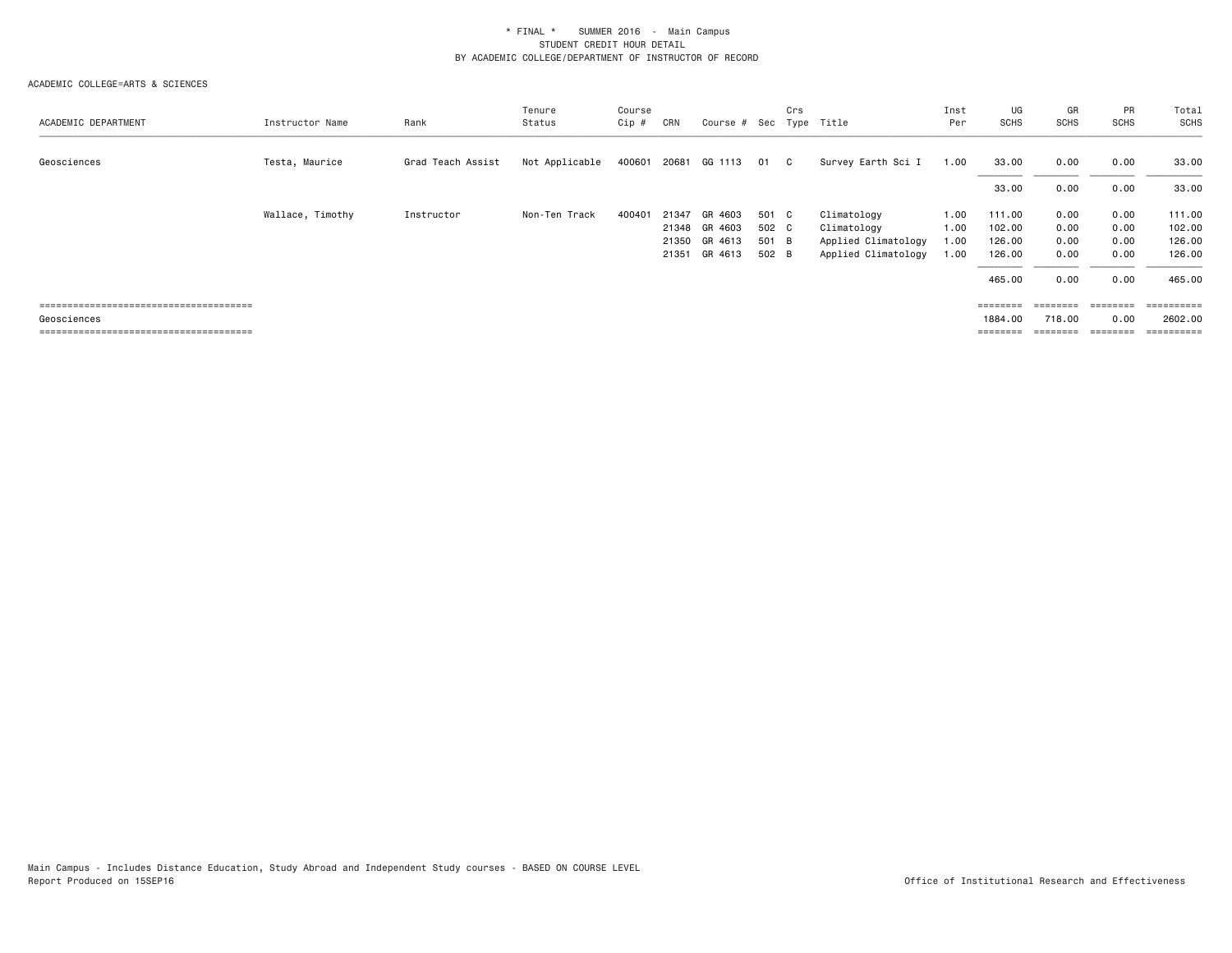\* FINAL \*    SUMMER 2016 - Main Campus
STUDENT CREDIT HOUR DETAIL
BY ACADEMIC COLLEGE/DEPARTMENT OF INSTRUCTOR OF RECORD

ACADEMIC COLLEGE=ARTS & SCIENCES

| ACADEMIC DEPARTMENT | Instructor Name | Rank | Tenure Status | Course Cip # | CRN | Course # | Sec | Crs Type | Title | Inst Per | UG SCHS | GR SCHS | PR SCHS | Total SCHS |
|---|---|---|---|---|---|---|---|---|---|---|---|---|---|---|
| Geosciences | Testa, Maurice | Grad Teach Assist | Not Applicable | 400601 | 20681 | GG 1113 | 01 | C | Survey Earth Sci I | 1.00 | 33.00 | 0.00 | 0.00 | 33.00 |
| | | | | | | | | | | | 33.00 | 0.00 | 0.00 | 33.00 |
| | Wallace, Timothy | Instructor | Non-Ten Track | 400401 | 21347 | GR 4603 | 501 | C | Climatology | 1.00 | 111.00 | 0.00 | 0.00 | 111.00 |
| | | | | | 21348 | GR 4603 | 502 | C | Climatology | 1.00 | 102.00 | 0.00 | 0.00 | 102.00 |
| | | | | | 21350 | GR 4613 | 501 | B | Applied Climatology | 1.00 | 126.00 | 0.00 | 0.00 | 126.00 |
| | | | | | 21351 | GR 4613 | 502 | B | Applied Climatology | 1.00 | 126.00 | 0.00 | 0.00 | 126.00 |
| | | | | | | | | | | | 465.00 | 0.00 | 0.00 | 465.00 |
| Geosciences | | | | | | | | | | | 1884.00 | 718.00 | 0.00 | 2602.00 |

Main Campus - Includes Distance Education, Study Abroad and Independent Study courses - BASED ON COURSE LEVEL
Report Produced on 15SEP16

Office of Institutional Research and Effectiveness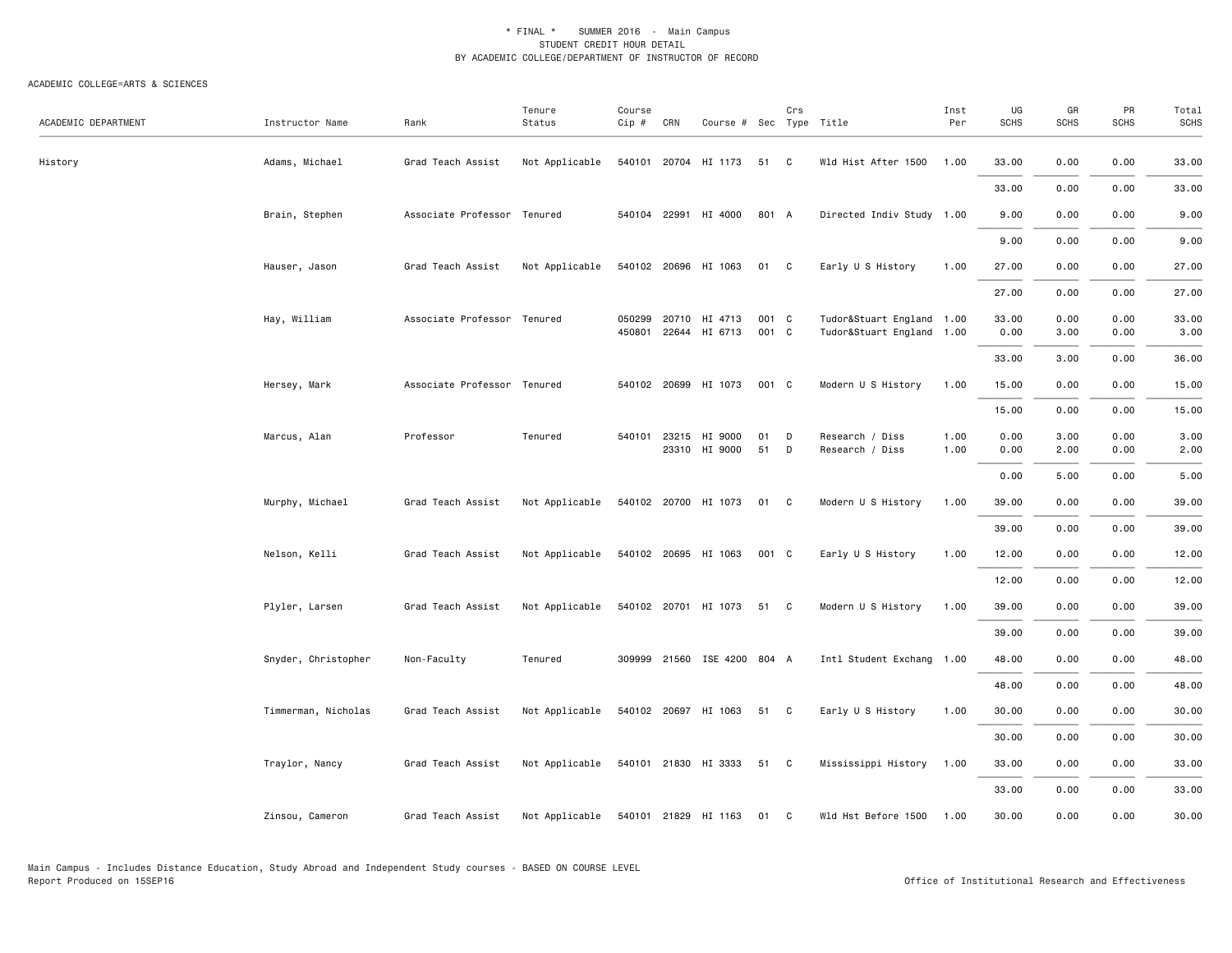\* FINAL \* SUMMER 2016 - Main Campus
STUDENT CREDIT HOUR DETAIL
BY ACADEMIC COLLEGE/DEPARTMENT OF INSTRUCTOR OF RECORD

ACADEMIC COLLEGE=ARTS & SCIENCES

| ACADEMIC DEPARTMENT | Instructor Name | Rank | Tenure Status | Course Cip # | CRN | Course # | Sec | Crs Type | Title | Inst Per | UG SCHS | GR SCHS | PR SCHS | Total SCHS |
|---|---|---|---|---|---|---|---|---|---|---|---|---|---|---|
| History | Adams, Michael | Grad Teach Assist | Not Applicable | 540101 | 20704 | HI 1173 | 51 | C | Wld Hist After 1500 | 1.00 | 33.00 | 0.00 | 0.00 | 33.00 |
| | | | | | | | | | | | 33.00 | 0.00 | 0.00 | 33.00 |
| | Brain, Stephen | Associate Professor | Tenured | 540104 | 22991 | HI 4000 | 801 | A | Directed Indiv Study | 1.00 | 9.00 | 0.00 | 0.00 | 9.00 |
| | | | | | | | | | | | 9.00 | 0.00 | 0.00 | 9.00 |
| | Hauser, Jason | Grad Teach Assist | Not Applicable | 540102 | 20696 | HI 1063 | 01 | C | Early U S History | 1.00 | 27.00 | 0.00 | 0.00 | 27.00 |
| | | | | | | | | | | | 27.00 | 0.00 | 0.00 | 27.00 |
| | Hay, William | Associate Professor | Tenured | 050299 | 20710 | HI 4713 | 001 | C | Tudor&Stuart England | 1.00 | 33.00 | 0.00 | 0.00 | 33.00 |
| | | | | 450801 | 22644 | HI 6713 | 001 | C | Tudor&Stuart England | 1.00 | 0.00 | 3.00 | 0.00 | 3.00 |
| | | | | | | | | | | | 33.00 | 3.00 | 0.00 | 36.00 |
| | Hersey, Mark | Associate Professor | Tenured | 540102 | 20699 | HI 1073 | 001 | C | Modern U S History | 1.00 | 15.00 | 0.00 | 0.00 | 15.00 |
| | | | | | | | | | | | 15.00 | 0.00 | 0.00 | 15.00 |
| | Marcus, Alan | Professor | Tenured | 540101 | 23215 | HI 9000 | 01 | D | Research / Diss | 1.00 | 0.00 | 3.00 | 0.00 | 3.00 |
| | | | | | 23310 | HI 9000 | 51 | D | Research / Diss | 1.00 | 0.00 | 2.00 | 0.00 | 2.00 |
| | | | | | | | | | | | 0.00 | 5.00 | 0.00 | 5.00 |
| | Murphy, Michael | Grad Teach Assist | Not Applicable | 540102 | 20700 | HI 1073 | 01 | C | Modern U S History | 1.00 | 39.00 | 0.00 | 0.00 | 39.00 |
| | | | | | | | | | | | 39.00 | 0.00 | 0.00 | 39.00 |
| | Nelson, Kelli | Grad Teach Assist | Not Applicable | 540102 | 20695 | HI 1063 | 001 | C | Early U S History | 1.00 | 12.00 | 0.00 | 0.00 | 12.00 |
| | | | | | | | | | | | 12.00 | 0.00 | 0.00 | 12.00 |
| | Plyler, Larsen | Grad Teach Assist | Not Applicable | 540102 | 20701 | HI 1073 | 51 | C | Modern U S History | 1.00 | 39.00 | 0.00 | 0.00 | 39.00 |
| | | | | | | | | | | | 39.00 | 0.00 | 0.00 | 39.00 |
| | Snyder, Christopher | Non-Faculty | Tenured | 309999 | 21560 | ISE 4200 | 804 | A | Intl Student Exchang | 1.00 | 48.00 | 0.00 | 0.00 | 48.00 |
| | | | | | | | | | | | 48.00 | 0.00 | 0.00 | 48.00 |
| | Timmerman, Nicholas | Grad Teach Assist | Not Applicable | 540102 | 20697 | HI 1063 | 51 | C | Early U S History | 1.00 | 30.00 | 0.00 | 0.00 | 30.00 |
| | | | | | | | | | | | 30.00 | 0.00 | 0.00 | 30.00 |
| | Traylor, Nancy | Grad Teach Assist | Not Applicable | 540101 | 21830 | HI 3333 | 51 | C | Mississippi History | 1.00 | 33.00 | 0.00 | 0.00 | 33.00 |
| | | | | | | | | | | | 33.00 | 0.00 | 0.00 | 33.00 |
| | Zinsou, Cameron | Grad Teach Assist | Not Applicable | 540101 | 21829 | HI 1163 | 01 | C | Wld Hst Before 1500 | 1.00 | 30.00 | 0.00 | 0.00 | 30.00 |

Main Campus - Includes Distance Education, Study Abroad and Independent Study courses - BASED ON COURSE LEVEL
Report Produced on 15SEP16 — Office of Institutional Research and Effectiveness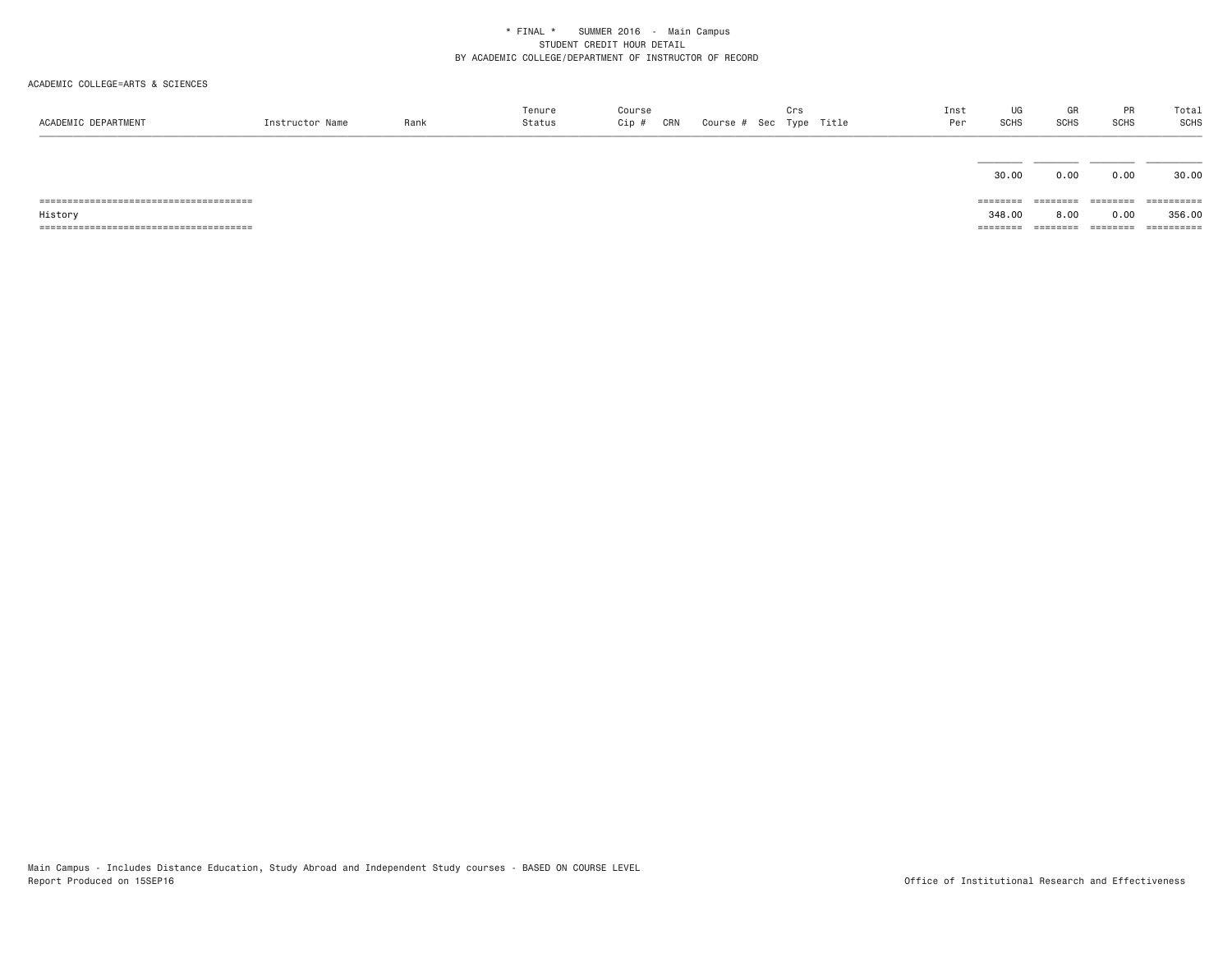* FINAL * SUMMER 2016 - Main Campus
STUDENT CREDIT HOUR DETAIL
BY ACADEMIC COLLEGE/DEPARTMENT OF INSTRUCTOR OF RECORD

ACADEMIC COLLEGE=ARTS & SCIENCES

| ACADEMIC DEPARTMENT | Instructor Name | Rank | Tenure Status | Course Cip # | CRN | Course # | Sec | Crs Type | Title | Inst Per | UG SCHS | GR SCHS | PR SCHS | Total SCHS |
|---|---|---|---|---|---|---|---|---|---|---|---|---|---|---|
| | | | | | | | | | | | 30.00 | 0.00 | 0.00 | 30.00 |
| History | | | | | | | | | | | 348.00 | 8.00 | 0.00 | 356.00 |

Main Campus - Includes Distance Education, Study Abroad and Independent Study courses - BASED ON COURSE LEVEL
Report Produced on 15SEP16

Office of Institutional Research and Effectiveness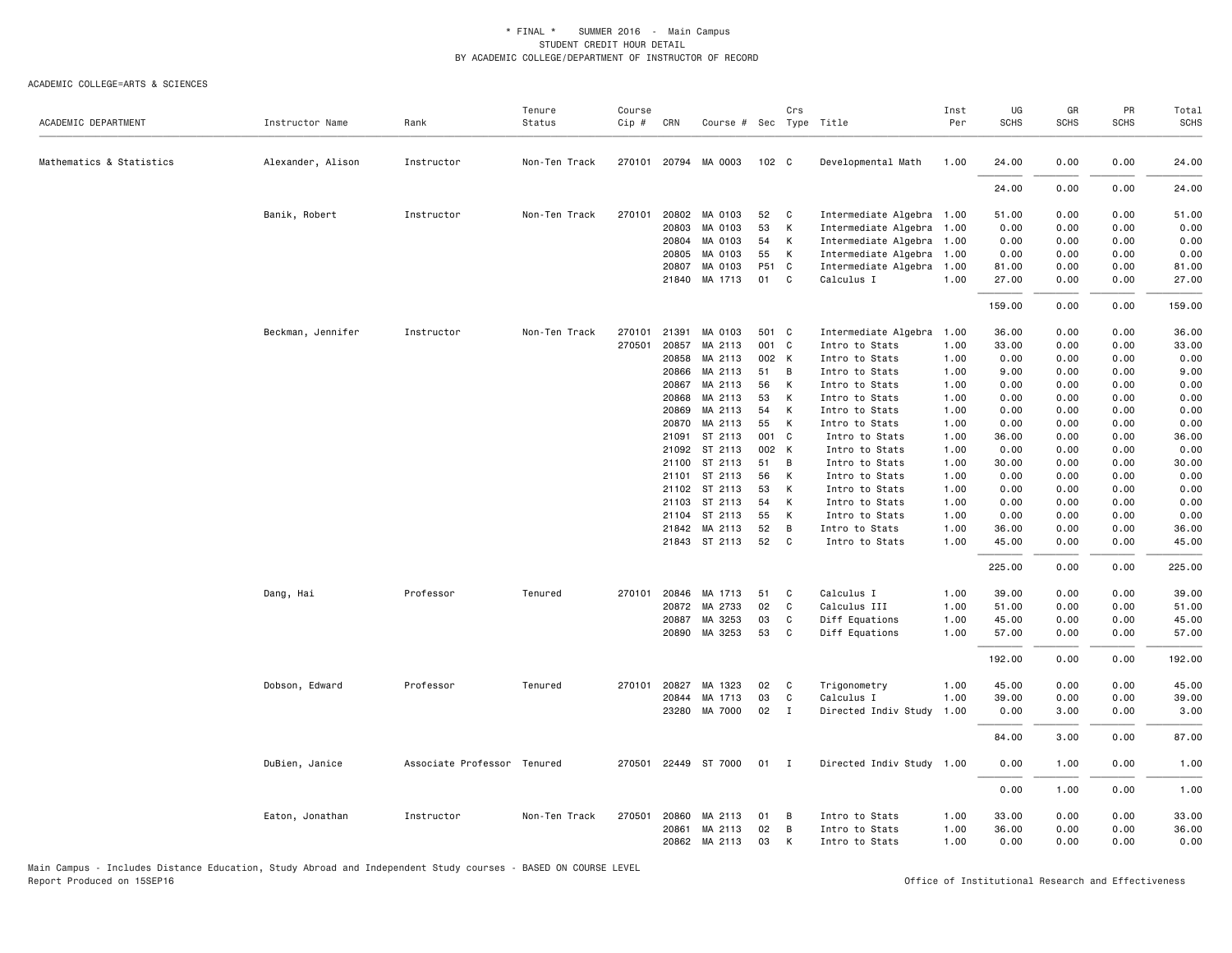\* FINAL \* SUMMER 2016 - Main Campus
STUDENT CREDIT HOUR DETAIL
BY ACADEMIC COLLEGE/DEPARTMENT OF INSTRUCTOR OF RECORD

ACADEMIC COLLEGE=ARTS & SCIENCES

| ACADEMIC DEPARTMENT | Instructor Name | Rank | Tenure Status | Course Cip # | CRN | Course # | Sec | Crs Type | Title | Inst Per | UG SCHS | GR SCHS | PR SCHS | Total SCHS |
|---|---|---|---|---|---|---|---|---|---|---|---|---|---|---|
| Mathematics & Statistics | Alexander, Alison | Instructor | Non-Ten Track | 270101 | 20794 | MA 0003 | 102 | C | Developmental Math | 1.00 | 24.00 | 0.00 | 0.00 | 24.00 |
| | | | | | | | | | | | 24.00 | 0.00 | 0.00 | 24.00 |
| | Banik, Robert | Instructor | Non-Ten Track | 270101 | 20802 | MA 0103 | 52 | C | Intermediate Algebra | 1.00 | 51.00 | 0.00 | 0.00 | 51.00 |
| | | | | | 20803 | MA 0103 | 53 | K | Intermediate Algebra | 1.00 | 0.00 | 0.00 | 0.00 | 0.00 |
| | | | | | 20804 | MA 0103 | 54 | K | Intermediate Algebra | 1.00 | 0.00 | 0.00 | 0.00 | 0.00 |
| | | | | | 20805 | MA 0103 | 55 | K | Intermediate Algebra | 1.00 | 0.00 | 0.00 | 0.00 | 0.00 |
| | | | | | 20807 | MA 0103 | P51 | C | Intermediate Algebra | 1.00 | 81.00 | 0.00 | 0.00 | 81.00 |
| | | | | | 21840 | MA 1713 | 01 | C | Calculus I | 1.00 | 27.00 | 0.00 | 0.00 | 27.00 |
| | | | | | | | | | | | 159.00 | 0.00 | 0.00 | 159.00 |
| | Beckman, Jennifer | Instructor | Non-Ten Track | 270101 | 21391 | MA 0103 | 501 | C | Intermediate Algebra | 1.00 | 36.00 | 0.00 | 0.00 | 36.00 |
| | | | | 270501 | 20857 | MA 2113 | 001 | C | Intro to Stats | 1.00 | 33.00 | 0.00 | 0.00 | 33.00 |
| | | | | | 20858 | MA 2113 | 002 | K | Intro to Stats | 1.00 | 0.00 | 0.00 | 0.00 | 0.00 |
| | | | | | 20866 | MA 2113 | 51 | B | Intro to Stats | 1.00 | 9.00 | 0.00 | 0.00 | 9.00 |
| | | | | | 20867 | MA 2113 | 56 | K | Intro to Stats | 1.00 | 0.00 | 0.00 | 0.00 | 0.00 |
| | | | | | 20868 | MA 2113 | 53 | K | Intro to Stats | 1.00 | 0.00 | 0.00 | 0.00 | 0.00 |
| | | | | | 20869 | MA 2113 | 54 | K | Intro to Stats | 1.00 | 0.00 | 0.00 | 0.00 | 0.00 |
| | | | | | 20870 | MA 2113 | 55 | K | Intro to Stats | 1.00 | 0.00 | 0.00 | 0.00 | 0.00 |
| | | | | | 21091 | ST 2113 | 001 | C | Intro to Stats | 1.00 | 36.00 | 0.00 | 0.00 | 36.00 |
| | | | | | 21092 | ST 2113 | 002 | K | Intro to Stats | 1.00 | 0.00 | 0.00 | 0.00 | 0.00 |
| | | | | | 21100 | ST 2113 | 51 | B | Intro to Stats | 1.00 | 30.00 | 0.00 | 0.00 | 30.00 |
| | | | | | 21101 | ST 2113 | 56 | K | Intro to Stats | 1.00 | 0.00 | 0.00 | 0.00 | 0.00 |
| | | | | | 21102 | ST 2113 | 53 | K | Intro to Stats | 1.00 | 0.00 | 0.00 | 0.00 | 0.00 |
| | | | | | 21103 | ST 2113 | 54 | K | Intro to Stats | 1.00 | 0.00 | 0.00 | 0.00 | 0.00 |
| | | | | | 21104 | ST 2113 | 55 | K | Intro to Stats | 1.00 | 0.00 | 0.00 | 0.00 | 0.00 |
| | | | | | 21842 | MA 2113 | 52 | B | Intro to Stats | 1.00 | 36.00 | 0.00 | 0.00 | 36.00 |
| | | | | | 21843 | ST 2113 | 52 | C | Intro to Stats | 1.00 | 45.00 | 0.00 | 0.00 | 45.00 |
| | | | | | | | | | | | 225.00 | 0.00 | 0.00 | 225.00 |
| | Dang, Hai | Professor | Tenured | 270101 | 20846 | MA 1713 | 51 | C | Calculus I | 1.00 | 39.00 | 0.00 | 0.00 | 39.00 |
| | | | | | 20872 | MA 2733 | 02 | C | Calculus III | 1.00 | 51.00 | 0.00 | 0.00 | 51.00 |
| | | | | | 20887 | MA 3253 | 03 | C | Diff Equations | 1.00 | 45.00 | 0.00 | 0.00 | 45.00 |
| | | | | | 20890 | MA 3253 | 53 | C | Diff Equations | 1.00 | 57.00 | 0.00 | 0.00 | 57.00 |
| | | | | | | | | | | | 192.00 | 0.00 | 0.00 | 192.00 |
| | Dobson, Edward | Professor | Tenured | 270101 | 20827 | MA 1323 | 02 | C | Trigonometry | 1.00 | 45.00 | 0.00 | 0.00 | 45.00 |
| | | | | | 20844 | MA 1713 | 03 | C | Calculus I | 1.00 | 39.00 | 0.00 | 0.00 | 39.00 |
| | | | | | 23280 | MA 7000 | 02 | I | Directed Indiv Study | 1.00 | 0.00 | 3.00 | 0.00 | 3.00 |
| | | | | | | | | | | | 84.00 | 3.00 | 0.00 | 87.00 |
| | DuBien, Janice | Associate Professor | Tenured | 270501 | 22449 | ST 7000 | 01 | I | Directed Indiv Study | 1.00 | 0.00 | 1.00 | 0.00 | 1.00 |
| | | | | | | | | | | | 0.00 | 1.00 | 0.00 | 1.00 |
| | Eaton, Jonathan | Instructor | Non-Ten Track | 270501 | 20860 | MA 2113 | 01 | B | Intro to Stats | 1.00 | 33.00 | 0.00 | 0.00 | 33.00 |
| | | | | | 20861 | MA 2113 | 02 | B | Intro to Stats | 1.00 | 36.00 | 0.00 | 0.00 | 36.00 |
| | | | | | 20862 | MA 2113 | 03 | K | Intro to Stats | 1.00 | 0.00 | 0.00 | 0.00 | 0.00 |

Main Campus - Includes Distance Education, Study Abroad and Independent Study courses - BASED ON COURSE LEVEL
Report Produced on 15SEP16

Office of Institutional Research and Effectiveness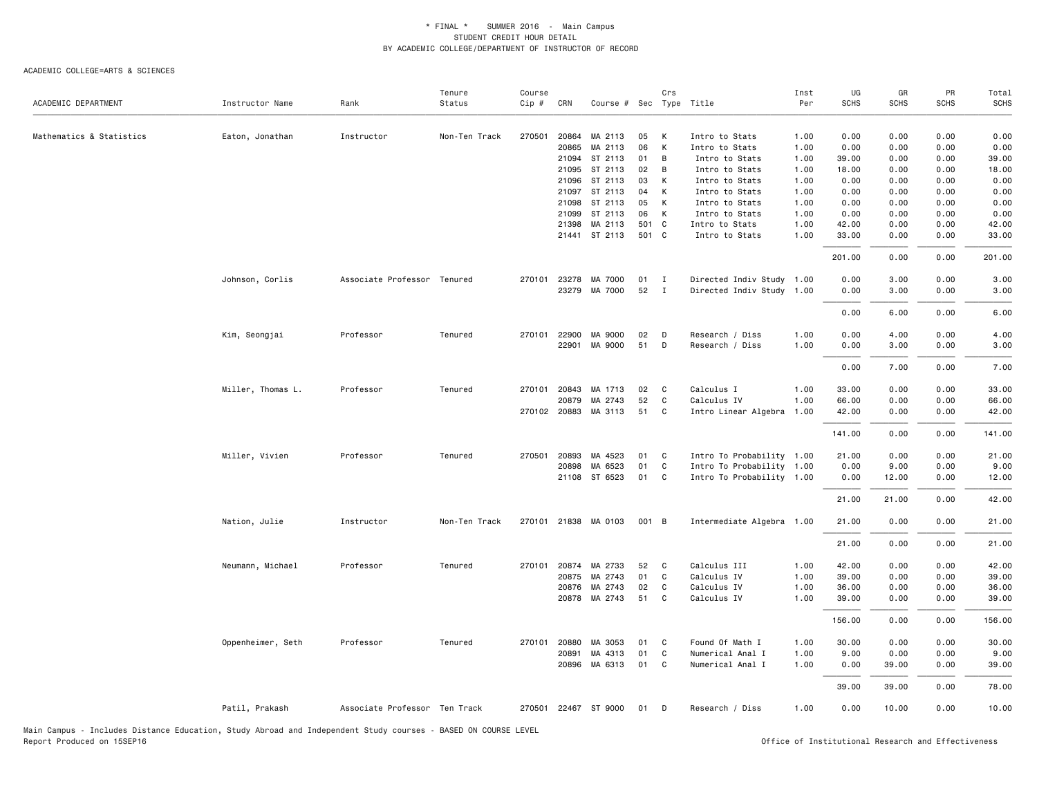\* FINAL \* SUMMER 2016 - Main Campus
STUDENT CREDIT HOUR DETAIL
BY ACADEMIC COLLEGE/DEPARTMENT OF INSTRUCTOR OF RECORD

ACADEMIC COLLEGE=ARTS & SCIENCES

| ACADEMIC DEPARTMENT | Instructor Name | Rank | Tenure Status | Course Cip # | CRN | Course # | Sec | Crs Type | Title | Inst Per | UG SCHS | GR SCHS | PR SCHS | Total SCHS |
|---|---|---|---|---|---|---|---|---|---|---|---|---|---|---|
| Mathematics & Statistics | Eaton, Jonathan | Instructor | Non-Ten Track | 270501 | 20864 | MA 2113 | 05 | K | Intro to Stats | 1.00 | 0.00 | 0.00 | 0.00 | 0.00 |
| | | | | | 20865 | MA 2113 | 06 | K | Intro to Stats | 1.00 | 0.00 | 0.00 | 0.00 | 0.00 |
| | | | | | 21094 | ST 2113 | 01 | B | Intro to Stats | 1.00 | 39.00 | 0.00 | 0.00 | 39.00 |
| | | | | | 21095 | ST 2113 | 02 | B | Intro to Stats | 1.00 | 18.00 | 0.00 | 0.00 | 18.00 |
| | | | | | 21096 | ST 2113 | 03 | K | Intro to Stats | 1.00 | 0.00 | 0.00 | 0.00 | 0.00 |
| | | | | | 21097 | ST 2113 | 04 | K | Intro to Stats | 1.00 | 0.00 | 0.00 | 0.00 | 0.00 |
| | | | | | 21098 | ST 2113 | 05 | K | Intro to Stats | 1.00 | 0.00 | 0.00 | 0.00 | 0.00 |
| | | | | | 21099 | ST 2113 | 06 | K | Intro to Stats | 1.00 | 0.00 | 0.00 | 0.00 | 0.00 |
| | | | | | 21398 | MA 2113 | 501 | C | Intro to Stats | 1.00 | 42.00 | 0.00 | 0.00 | 42.00 |
| | | | | | 21441 | ST 2113 | 501 | C | Intro to Stats | 1.00 | 33.00 | 0.00 | 0.00 | 33.00 |
| | | | | | | | | | | | 201.00 | 0.00 | 0.00 | 201.00 |
| | Johnson, Corlis | Associate Professor | Tenured | 270101 | 23278 | MA 7000 | 01 | I | Directed Indiv Study | 1.00 | 0.00 | 3.00 | 0.00 | 3.00 |
| | | | | | 23279 | MA 7000 | 52 | I | Directed Indiv Study | 1.00 | 0.00 | 3.00 | 0.00 | 3.00 |
| | | | | | | | | | | | 0.00 | 6.00 | 0.00 | 6.00 |
| | Kim, Seongjai | Professor | Tenured | 270101 | 22900 | MA 9000 | 02 | D | Research / Diss | 1.00 | 0.00 | 4.00 | 0.00 | 4.00 |
| | | | | | 22901 | MA 9000 | 51 | D | Research / Diss | 1.00 | 0.00 | 3.00 | 0.00 | 3.00 |
| | | | | | | | | | | | 0.00 | 7.00 | 0.00 | 7.00 |
| | Miller, Thomas L. | Professor | Tenured | 270101 | 20843 | MA 1713 | 02 | C | Calculus I | 1.00 | 33.00 | 0.00 | 0.00 | 33.00 |
| | | | | | 20879 | MA 2743 | 52 | C | Calculus IV | 1.00 | 66.00 | 0.00 | 0.00 | 66.00 |
| | | | | 270102 | 20883 | MA 3113 | 51 | C | Intro Linear Algebra | 1.00 | 42.00 | 0.00 | 0.00 | 42.00 |
| | | | | | | | | | | | 141.00 | 0.00 | 0.00 | 141.00 |
| | Miller, Vivien | Professor | Tenured | 270501 | 20893 | MA 4523 | 01 | C | Intro To Probability | 1.00 | 21.00 | 0.00 | 0.00 | 21.00 |
| | | | | | 20898 | MA 6523 | 01 | C | Intro To Probability | 1.00 | 0.00 | 9.00 | 0.00 | 9.00 |
| | | | | | 21108 | ST 6523 | 01 | C | Intro To Probability | 1.00 | 0.00 | 12.00 | 0.00 | 12.00 |
| | | | | | | | | | | | 21.00 | 21.00 | 0.00 | 42.00 |
| | Nation, Julie | Instructor | Non-Ten Track | 270101 | 21838 | MA 0103 | 001 | B | Intermediate Algebra | 1.00 | 21.00 | 0.00 | 0.00 | 21.00 |
| | | | | | | | | | | | 21.00 | 0.00 | 0.00 | 21.00 |
| | Neumann, Michael | Professor | Tenured | 270101 | 20874 | MA 2733 | 52 | C | Calculus III | 1.00 | 42.00 | 0.00 | 0.00 | 42.00 |
| | | | | | 20875 | MA 2743 | 01 | C | Calculus IV | 1.00 | 39.00 | 0.00 | 0.00 | 39.00 |
| | | | | | 20876 | MA 2743 | 02 | C | Calculus IV | 1.00 | 36.00 | 0.00 | 0.00 | 36.00 |
| | | | | | 20878 | MA 2743 | 51 | C | Calculus IV | 1.00 | 39.00 | 0.00 | 0.00 | 39.00 |
| | | | | | | | | | | | 156.00 | 0.00 | 0.00 | 156.00 |
| | Oppenheimer, Seth | Professor | Tenured | 270101 | 20880 | MA 3053 | 01 | C | Found Of Math I | 1.00 | 30.00 | 0.00 | 0.00 | 30.00 |
| | | | | | 20891 | MA 4313 | 01 | C | Numerical Anal I | 1.00 | 9.00 | 0.00 | 0.00 | 9.00 |
| | | | | | 20896 | MA 6313 | 01 | C | Numerical Anal I | 1.00 | 0.00 | 39.00 | 0.00 | 39.00 |
| | | | | | | | | | | | 39.00 | 39.00 | 0.00 | 78.00 |
| | Patil, Prakash | Associate Professor | Ten Track | 270501 | 22467 | ST 9000 | 01 | D | Research / Diss | 1.00 | 0.00 | 10.00 | 0.00 | 10.00 |

Main Campus - Includes Distance Education, Study Abroad and Independent Study courses - BASED ON COURSE LEVEL
Report Produced on 15SEP16

Office of Institutional Research and Effectiveness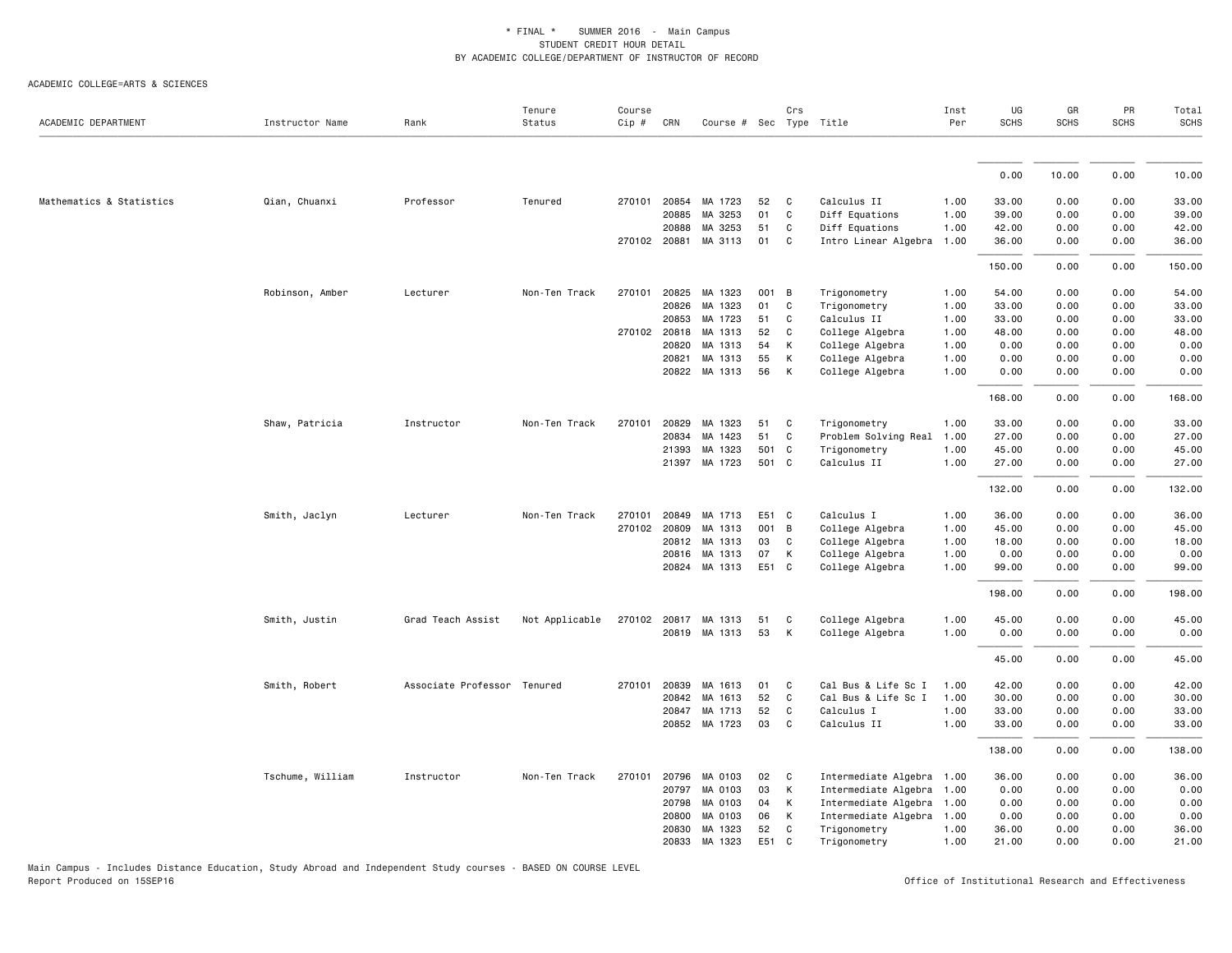\* FINAL \* SUMMER 2016 - Main Campus
STUDENT CREDIT HOUR DETAIL
BY ACADEMIC COLLEGE/DEPARTMENT OF INSTRUCTOR OF RECORD

ACADEMIC COLLEGE=ARTS & SCIENCES

| ACADEMIC DEPARTMENT | Instructor Name | Rank | Tenure Status | Course Cip # | CRN | Course # | Sec | Crs Type | Title | Inst Per | UG SCHS | GR SCHS | PR SCHS | Total SCHS |
|---|---|---|---|---|---|---|---|---|---|---|---|---|---|---|
| | | | | | | | | | | | 0.00 | 10.00 | 0.00 | 10.00 |
| Mathematics & Statistics | Qian, Chuanxi | Professor | Tenured | 270101 | 20854 | MA 1723 | 52 | C | Calculus II | 1.00 | 33.00 | 0.00 | 0.00 | 33.00 |
| | | | | | 20885 | MA 3253 | 01 | C | Diff Equations | 1.00 | 39.00 | 0.00 | 0.00 | 39.00 |
| | | | | | 20888 | MA 3253 | 51 | C | Diff Equations | 1.00 | 42.00 | 0.00 | 0.00 | 42.00 |
| | | | | 270102 | 20881 | MA 3113 | 01 | C | Intro Linear Algebra | 1.00 | 36.00 | 0.00 | 0.00 | 36.00 |
| | | | | | | | | | | | 150.00 | 0.00 | 0.00 | 150.00 |
| | Robinson, Amber | Lecturer | Non-Ten Track | 270101 | 20825 | MA 1323 | 001 | B | Trigonometry | 1.00 | 54.00 | 0.00 | 0.00 | 54.00 |
| | | | | | 20826 | MA 1323 | 01 | C | Trigonometry | 1.00 | 33.00 | 0.00 | 0.00 | 33.00 |
| | | | | | 20853 | MA 1723 | 51 | C | Calculus II | 1.00 | 33.00 | 0.00 | 0.00 | 33.00 |
| | | | | 270102 | 20818 | MA 1313 | 52 | C | College Algebra | 1.00 | 48.00 | 0.00 | 0.00 | 48.00 |
| | | | | | 20820 | MA 1313 | 54 | K | College Algebra | 1.00 | 0.00 | 0.00 | 0.00 | 0.00 |
| | | | | | 20821 | MA 1313 | 55 | K | College Algebra | 1.00 | 0.00 | 0.00 | 0.00 | 0.00 |
| | | | | | 20822 | MA 1313 | 56 | K | College Algebra | 1.00 | 0.00 | 0.00 | 0.00 | 0.00 |
| | | | | | | | | | | | 168.00 | 0.00 | 0.00 | 168.00 |
| | Shaw, Patricia | Instructor | Non-Ten Track | 270101 | 20829 | MA 1323 | 51 | C | Trigonometry | 1.00 | 33.00 | 0.00 | 0.00 | 33.00 |
| | | | | | 20834 | MA 1423 | 51 | C | Problem Solving Real | 1.00 | 27.00 | 0.00 | 0.00 | 27.00 |
| | | | | | 21393 | MA 1323 | 501 | C | Trigonometry | 1.00 | 45.00 | 0.00 | 0.00 | 45.00 |
| | | | | | 21397 | MA 1723 | 501 | C | Calculus II | 1.00 | 27.00 | 0.00 | 0.00 | 27.00 |
| | | | | | | | | | | | 132.00 | 0.00 | 0.00 | 132.00 |
| | Smith, Jaclyn | Lecturer | Non-Ten Track | 270101 | 20849 | MA 1713 | E51 | C | Calculus I | 1.00 | 36.00 | 0.00 | 0.00 | 36.00 |
| | | | | 270102 | 20809 | MA 1313 | 001 | B | College Algebra | 1.00 | 45.00 | 0.00 | 0.00 | 45.00 |
| | | | | | 20812 | MA 1313 | 03 | C | College Algebra | 1.00 | 18.00 | 0.00 | 0.00 | 18.00 |
| | | | | | 20816 | MA 1313 | 07 | K | College Algebra | 1.00 | 0.00 | 0.00 | 0.00 | 0.00 |
| | | | | | 20824 | MA 1313 | E51 | C | College Algebra | 1.00 | 99.00 | 0.00 | 0.00 | 99.00 |
| | | | | | | | | | | | 198.00 | 0.00 | 0.00 | 198.00 |
| | Smith, Justin | Grad Teach Assist | Not Applicable | 270102 | 20817 | MA 1313 | 51 | C | College Algebra | 1.00 | 45.00 | 0.00 | 0.00 | 45.00 |
| | | | | | 20819 | MA 1313 | 53 | K | College Algebra | 1.00 | 0.00 | 0.00 | 0.00 | 0.00 |
| | | | | | | | | | | | 45.00 | 0.00 | 0.00 | 45.00 |
| | Smith, Robert | Associate Professor | Tenured | 270101 | 20839 | MA 1613 | 01 | C | Cal Bus & Life Sc I | 1.00 | 42.00 | 0.00 | 0.00 | 42.00 |
| | | | | | 20842 | MA 1613 | 52 | C | Cal Bus & Life Sc I | 1.00 | 30.00 | 0.00 | 0.00 | 30.00 |
| | | | | | 20847 | MA 1713 | 52 | C | Calculus I | 1.00 | 33.00 | 0.00 | 0.00 | 33.00 |
| | | | | | 20852 | MA 1723 | 03 | C | Calculus II | 1.00 | 33.00 | 0.00 | 0.00 | 33.00 |
| | | | | | | | | | | | 138.00 | 0.00 | 0.00 | 138.00 |
| | Tschume, William | Instructor | Non-Ten Track | 270101 | 20796 | MA 0103 | 02 | C | Intermediate Algebra | 1.00 | 36.00 | 0.00 | 0.00 | 36.00 |
| | | | | | 20797 | MA 0103 | 03 | K | Intermediate Algebra | 1.00 | 0.00 | 0.00 | 0.00 | 0.00 |
| | | | | | 20798 | MA 0103 | 04 | K | Intermediate Algebra | 1.00 | 0.00 | 0.00 | 0.00 | 0.00 |
| | | | | | 20800 | MA 0103 | 06 | K | Intermediate Algebra | 1.00 | 0.00 | 0.00 | 0.00 | 0.00 |
| | | | | | 20830 | MA 1323 | 52 | C | Trigonometry | 1.00 | 36.00 | 0.00 | 0.00 | 36.00 |
| | | | | | 20833 | MA 1323 | E51 | C | Trigonometry | 1.00 | 21.00 | 0.00 | 0.00 | 21.00 |

Main Campus - Includes Distance Education, Study Abroad and Independent Study courses - BASED ON COURSE LEVEL
Report Produced on 15SEP16

Office of Institutional Research and Effectiveness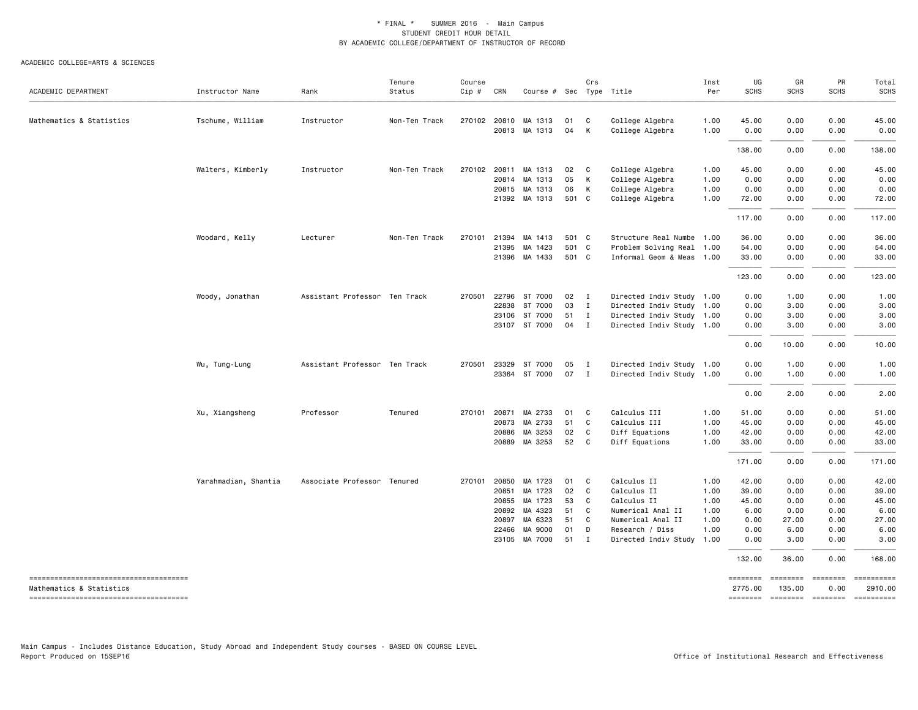\* FINAL \* SUMMER 2016 - Main Campus
STUDENT CREDIT HOUR DETAIL
BY ACADEMIC COLLEGE/DEPARTMENT OF INSTRUCTOR OF RECORD

ACADEMIC COLLEGE=ARTS & SCIENCES

| ACADEMIC DEPARTMENT | Instructor Name | Rank | Tenure Status | Course Cip # | CRN | Course # | Sec | Crs Type | Title | Inst Per | UG SCHS | GR SCHS | PR SCHS | Total SCHS |
|---|---|---|---|---|---|---|---|---|---|---|---|---|---|---|
| Mathematics & Statistics | Tschume, William | Instructor | Non-Ten Track | 270102 | 20810 | MA 1313 | 01 | C | College Algebra | 1.00 | 45.00 | 0.00 | 0.00 | 45.00 |
| | | | | | 20813 | MA 1313 | 04 | K | College Algebra | 1.00 | 0.00 | 0.00 | 0.00 | 0.00 |
| | | | | | | | | | | | 138.00 | 0.00 | 0.00 | 138.00 |
| | Walters, Kimberly | Instructor | Non-Ten Track | 270102 | 20811 | MA 1313 | 02 | C | College Algebra | 1.00 | 45.00 | 0.00 | 0.00 | 45.00 |
| | | | | | 20814 | MA 1313 | 05 | K | College Algebra | 1.00 | 0.00 | 0.00 | 0.00 | 0.00 |
| | | | | | 20815 | MA 1313 | 06 | K | College Algebra | 1.00 | 0.00 | 0.00 | 0.00 | 0.00 |
| | | | | | 21392 | MA 1313 | 501 | C | College Algebra | 1.00 | 72.00 | 0.00 | 0.00 | 72.00 |
| | | | | | | | | | | | 117.00 | 0.00 | 0.00 | 117.00 |
| | Woodard, Kelly | Lecturer | Non-Ten Track | 270101 | 21394 | MA 1413 | 501 | C | Structure Real Numbe | 1.00 | 36.00 | 0.00 | 0.00 | 36.00 |
| | | | | | 21395 | MA 1423 | 501 | C | Problem Solving Real | 1.00 | 54.00 | 0.00 | 0.00 | 54.00 |
| | | | | | 21396 | MA 1433 | 501 | C | Informal Geom & Meas | 1.00 | 33.00 | 0.00 | 0.00 | 33.00 |
| | | | | | | | | | | | 123.00 | 0.00 | 0.00 | 123.00 |
| | Woody, Jonathan | Assistant Professor | Ten Track | 270501 | 22796 | ST 7000 | 02 | I | Directed Indiv Study | 1.00 | 0.00 | 1.00 | 0.00 | 1.00 |
| | | | | | 22838 | ST 7000 | 03 | I | Directed Indiv Study | 1.00 | 0.00 | 3.00 | 0.00 | 3.00 |
| | | | | | 23106 | ST 7000 | 51 | I | Directed Indiv Study | 1.00 | 0.00 | 3.00 | 0.00 | 3.00 |
| | | | | | 23107 | ST 7000 | 04 | I | Directed Indiv Study | 1.00 | 0.00 | 3.00 | 0.00 | 3.00 |
| | | | | | | | | | | | 0.00 | 10.00 | 0.00 | 10.00 |
| | Wu, Tung-Lung | Assistant Professor | Ten Track | 270501 | 23329 | ST 7000 | 05 | I | Directed Indiv Study | 1.00 | 0.00 | 1.00 | 0.00 | 1.00 |
| | | | | | 23364 | ST 7000 | 07 | I | Directed Indiv Study | 1.00 | 0.00 | 1.00 | 0.00 | 1.00 |
| | | | | | | | | | | | 0.00 | 2.00 | 0.00 | 2.00 |
| | Xu, Xiangsheng | Professor | Tenured | 270101 | 20871 | MA 2733 | 01 | C | Calculus III | 1.00 | 51.00 | 0.00 | 0.00 | 51.00 |
| | | | | | 20873 | MA 2733 | 51 | C | Calculus III | 1.00 | 45.00 | 0.00 | 0.00 | 45.00 |
| | | | | | 20886 | MA 3253 | 02 | C | Diff Equations | 1.00 | 42.00 | 0.00 | 0.00 | 42.00 |
| | | | | | 20889 | MA 3253 | 52 | C | Diff Equations | 1.00 | 33.00 | 0.00 | 0.00 | 33.00 |
| | | | | | | | | | | | 171.00 | 0.00 | 0.00 | 171.00 |
| | Yarahmadian, Shantia | Associate Professor | Tenured | 270101 | 20850 | MA 1723 | 01 | C | Calculus II | 1.00 | 42.00 | 0.00 | 0.00 | 42.00 |
| | | | | | 20851 | MA 1723 | 02 | C | Calculus II | 1.00 | 39.00 | 0.00 | 0.00 | 39.00 |
| | | | | | 20855 | MA 1723 | 53 | C | Calculus II | 1.00 | 45.00 | 0.00 | 0.00 | 45.00 |
| | | | | | 20892 | MA 4323 | 51 | C | Numerical Anal II | 1.00 | 6.00 | 0.00 | 0.00 | 6.00 |
| | | | | | 20897 | MA 6323 | 51 | C | Numerical Anal II | 1.00 | 0.00 | 27.00 | 0.00 | 27.00 |
| | | | | | 22466 | MA 9000 | 01 | D | Research / Diss | 1.00 | 0.00 | 6.00 | 0.00 | 6.00 |
| | | | | | 23105 | MA 7000 | 51 | I | Directed Indiv Study | 1.00 | 0.00 | 3.00 | 0.00 | 3.00 |
| | | | | | | | | | | | 132.00 | 36.00 | 0.00 | 168.00 |
| Mathematics & Statistics | | | | | | | | | | | 2775.00 | 135.00 | 0.00 | 2910.00 |

Main Campus - Includes Distance Education, Study Abroad and Independent Study courses - BASED ON COURSE LEVEL
Report Produced on 15SEP16

Office of Institutional Research and Effectiveness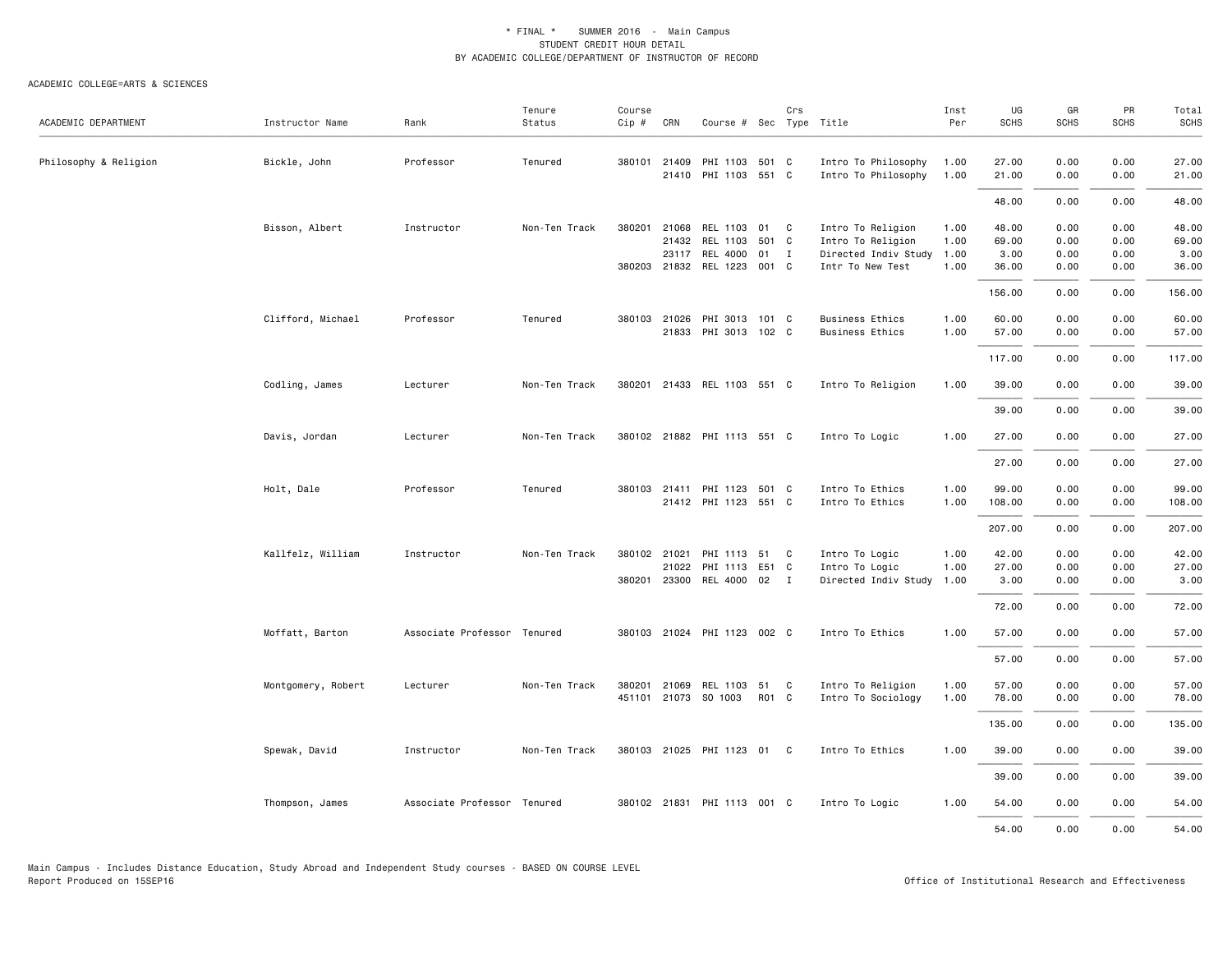\* FINAL \*    SUMMER 2016  -  Main Campus
STUDENT CREDIT HOUR DETAIL
BY ACADEMIC COLLEGE/DEPARTMENT OF INSTRUCTOR OF RECORD

ACADEMIC COLLEGE=ARTS & SCIENCES

| ACADEMIC DEPARTMENT | Instructor Name | Rank | Tenure Status | Course Cip # | CRN | Course # | Sec | Crs Type | Title | Inst Per | UG SCHS | GR SCHS | PR SCHS | Total SCHS |
|---|---|---|---|---|---|---|---|---|---|---|---|---|---|---|
| Philosophy & Religion | Bickle, John | Professor | Tenured | 380101 | 21409 | PHI 1103 | 501 | C | Intro To Philosophy | 1.00 | 27.00 | 0.00 | 0.00 | 27.00 |
| | | | | | 21410 | PHI 1103 | 551 | C | Intro To Philosophy | 1.00 | 21.00 | 0.00 | 0.00 | 21.00 |
| | | | | | | | | | | | 48.00 | 0.00 | 0.00 | 48.00 |
| | Bisson, Albert | Instructor | Non-Ten Track | 380201 | 21068 | REL 1103 | 01 | C | Intro To Religion | 1.00 | 48.00 | 0.00 | 0.00 | 48.00 |
| | | | | | 21432 | REL 1103 | 501 | C | Intro To Religion | 1.00 | 69.00 | 0.00 | 0.00 | 69.00 |
| | | | | | 23117 | REL 4000 | 01 | I | Directed Indiv Study | 1.00 | 3.00 | 0.00 | 0.00 | 3.00 |
| | | | | 380203 | 21832 | REL 1223 | 001 | C | Intr To New Test | 1.00 | 36.00 | 0.00 | 0.00 | 36.00 |
| | | | | | | | | | | | 156.00 | 0.00 | 0.00 | 156.00 |
| | Clifford, Michael | Professor | Tenured | 380103 | 21026 | PHI 3013 | 101 | C | Business Ethics | 1.00 | 60.00 | 0.00 | 0.00 | 60.00 |
| | | | | | 21833 | PHI 3013 | 102 | C | Business Ethics | 1.00 | 57.00 | 0.00 | 0.00 | 57.00 |
| | | | | | | | | | | | 117.00 | 0.00 | 0.00 | 117.00 |
| | Codling, James | Lecturer | Non-Ten Track | 380201 | 21433 | REL 1103 | 551 | C | Intro To Religion | 1.00 | 39.00 | 0.00 | 0.00 | 39.00 |
| | | | | | | | | | | | 39.00 | 0.00 | 0.00 | 39.00 |
| | Davis, Jordan | Lecturer | Non-Ten Track | 380102 | 21882 | PHI 1113 | 551 | C | Intro To Logic | 1.00 | 27.00 | 0.00 | 0.00 | 27.00 |
| | | | | | | | | | | | 27.00 | 0.00 | 0.00 | 27.00 |
| | Holt, Dale | Professor | Tenured | 380103 | 21411 | PHI 1123 | 501 | C | Intro To Ethics | 1.00 | 99.00 | 0.00 | 0.00 | 99.00 |
| | | | | | 21412 | PHI 1123 | 551 | C | Intro To Ethics | 1.00 | 108.00 | 0.00 | 0.00 | 108.00 |
| | | | | | | | | | | | 207.00 | 0.00 | 0.00 | 207.00 |
| | Kallfelz, William | Instructor | Non-Ten Track | 380102 | 21021 | PHI 1113 | 51 | C | Intro To Logic | 1.00 | 42.00 | 0.00 | 0.00 | 42.00 |
| | | | | | 21022 | PHI 1113 | E51 | C | Intro To Logic | 1.00 | 27.00 | 0.00 | 0.00 | 27.00 |
| | | | | 380201 | 23300 | REL 4000 | 02 | I | Directed Indiv Study | 1.00 | 3.00 | 0.00 | 0.00 | 3.00 |
| | | | | | | | | | | | 72.00 | 0.00 | 0.00 | 72.00 |
| | Moffatt, Barton | Associate Professor | Tenured | 380103 | 21024 | PHI 1123 | 002 | C | Intro To Ethics | 1.00 | 57.00 | 0.00 | 0.00 | 57.00 |
| | | | | | | | | | | | 57.00 | 0.00 | 0.00 | 57.00 |
| | Montgomery, Robert | Lecturer | Non-Ten Track | 380201 | 21069 | REL 1103 | 51 | C | Intro To Religion | 1.00 | 57.00 | 0.00 | 0.00 | 57.00 |
| | | | | 451101 | 21073 | SO 1003 | R01 | C | Intro To Sociology | 1.00 | 78.00 | 0.00 | 0.00 | 78.00 |
| | | | | | | | | | | | 135.00 | 0.00 | 0.00 | 135.00 |
| | Spewak, David | Instructor | Non-Ten Track | 380103 | 21025 | PHI 1123 | 01 | C | Intro To Ethics | 1.00 | 39.00 | 0.00 | 0.00 | 39.00 |
| | | | | | | | | | | | 39.00 | 0.00 | 0.00 | 39.00 |
| | Thompson, James | Associate Professor | Tenured | 380102 | 21831 | PHI 1113 | 001 | C | Intro To Logic | 1.00 | 54.00 | 0.00 | 0.00 | 54.00 |
| | | | | | | | | | | | 54.00 | 0.00 | 0.00 | 54.00 |

Main Campus - Includes Distance Education, Study Abroad and Independent Study courses - BASED ON COURSE LEVEL
Report Produced on 15SEP16

Office of Institutional Research and Effectiveness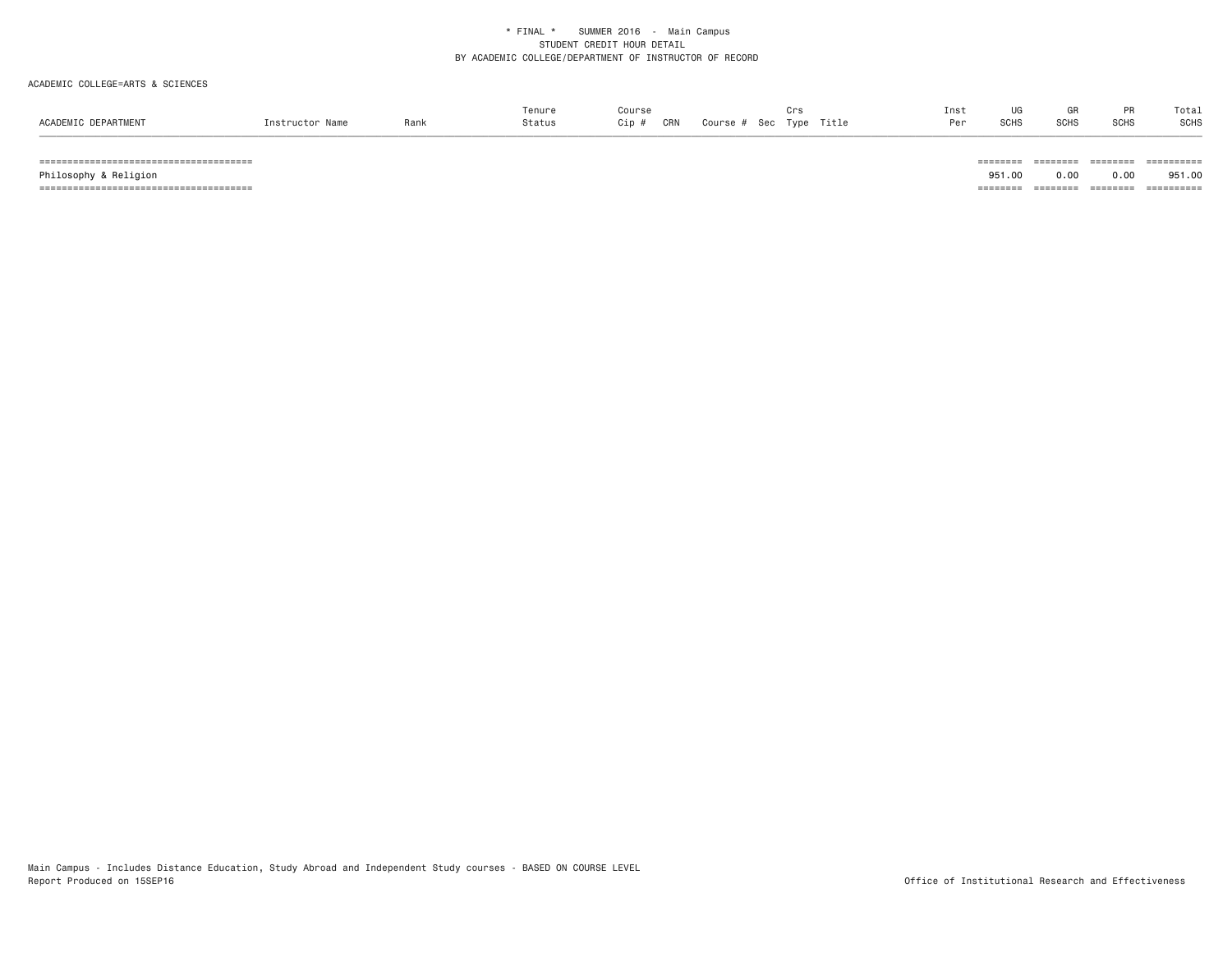\* FINAL \* SUMMER 2016 - Main Campus
STUDENT CREDIT HOUR DETAIL
BY ACADEMIC COLLEGE/DEPARTMENT OF INSTRUCTOR OF RECORD

ACADEMIC COLLEGE=ARTS & SCIENCES

| ACADEMIC DEPARTMENT | Instructor Name | Rank | Tenure Status | Course Cip # | CRN | Course # | Sec | Crs Type | Title | Inst Per | UG SCHS | GR SCHS | PR SCHS | Total SCHS |
|---|---|---|---|---|---|---|---|---|---|---|---|---|---|---|
| Philosophy & Religion | | | | | | | | | | | 951.00 | 0.00 | 0.00 | 951.00 |

Main Campus - Includes Distance Education, Study Abroad and Independent Study courses - BASED ON COURSE LEVEL
Report Produced on 15SEP16

Office of Institutional Research and Effectiveness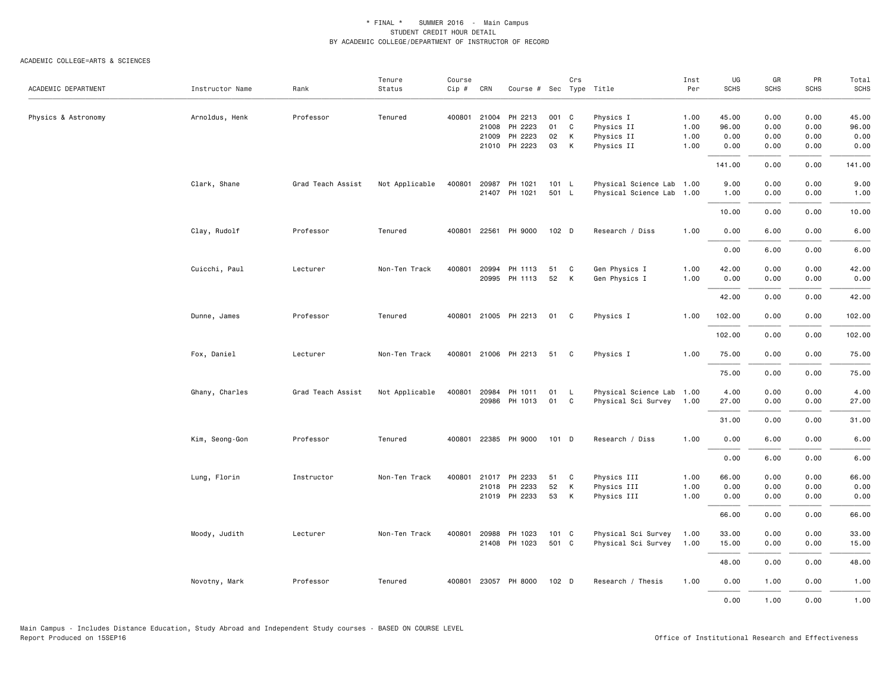\* FINAL \* SUMMER 2016 - Main Campus
STUDENT CREDIT HOUR DETAIL
BY ACADEMIC COLLEGE/DEPARTMENT OF INSTRUCTOR OF RECORD

ACADEMIC COLLEGE=ARTS & SCIENCES

| ACADEMIC DEPARTMENT | Instructor Name | Rank | Tenure Status | Course Cip # | CRN | Course # | Sec | Crs Type | Title | Inst Per | UG SCHS | GR SCHS | PR SCHS | Total SCHS |
|---|---|---|---|---|---|---|---|---|---|---|---|---|---|---|
| Physics & Astronomy | Arnoldus, Henk | Professor | Tenured | 400801 | 21004 | PH 2213 | 001 | C | Physics I | 1.00 | 45.00 | 0.00 | 0.00 | 45.00 |
| | | | | | 21008 | PH 2223 | 01 | C | Physics II | 1.00 | 96.00 | 0.00 | 0.00 | 96.00 |
| | | | | | 21009 | PH 2223 | 02 | K | Physics II | 1.00 | 0.00 | 0.00 | 0.00 | 0.00 |
| | | | | | 21010 | PH 2223 | 03 | K | Physics II | 1.00 | 0.00 | 0.00 | 0.00 | 0.00 |
| | | | | | | | | | | | 141.00 | 0.00 | 0.00 | 141.00 |
| | Clark, Shane | Grad Teach Assist | Not Applicable | 400801 | 20987 | PH 1021 | 101 | L | Physical Science Lab | 1.00 | 9.00 | 0.00 | 0.00 | 9.00 |
| | | | | | 21407 | PH 1021 | 501 | L | Physical Science Lab | 1.00 | 1.00 | 0.00 | 0.00 | 1.00 |
| | | | | | | | | | | | 10.00 | 0.00 | 0.00 | 10.00 |
| | Clay, Rudolf | Professor | Tenured | 400801 | 22561 | PH 9000 | 102 | D | Research / Diss | 1.00 | 0.00 | 6.00 | 0.00 | 6.00 |
| | | | | | | | | | | | 0.00 | 6.00 | 0.00 | 6.00 |
| | Cuicchi, Paul | Lecturer | Non-Ten Track | 400801 | 20994 | PH 1113 | 51 | C | Gen Physics I | 1.00 | 42.00 | 0.00 | 0.00 | 42.00 |
| | | | | | 20995 | PH 1113 | 52 | K | Gen Physics I | 1.00 | 0.00 | 0.00 | 0.00 | 0.00 |
| | | | | | | | | | | | 42.00 | 0.00 | 0.00 | 42.00 |
| | Dunne, James | Professor | Tenured | 400801 | 21005 | PH 2213 | 01 | C | Physics I | 1.00 | 102.00 | 0.00 | 0.00 | 102.00 |
| | | | | | | | | | | | 102.00 | 0.00 | 0.00 | 102.00 |
| | Fox, Daniel | Lecturer | Non-Ten Track | 400801 | 21006 | PH 2213 | 51 | C | Physics I | 1.00 | 75.00 | 0.00 | 0.00 | 75.00 |
| | | | | | | | | | | | 75.00 | 0.00 | 0.00 | 75.00 |
| | Ghany, Charles | Grad Teach Assist | Not Applicable | 400801 | 20984 | PH 1011 | 01 | L | Physical Science Lab | 1.00 | 4.00 | 0.00 | 0.00 | 4.00 |
| | | | | | 20986 | PH 1013 | 01 | C | Physical Sci Survey | 1.00 | 27.00 | 0.00 | 0.00 | 27.00 |
| | | | | | | | | | | | 31.00 | 0.00 | 0.00 | 31.00 |
| | Kim, Seong-Gon | Professor | Tenured | 400801 | 22385 | PH 9000 | 101 | D | Research / Diss | 1.00 | 0.00 | 6.00 | 0.00 | 6.00 |
| | | | | | | | | | | | 0.00 | 6.00 | 0.00 | 6.00 |
| | Lung, Florin | Instructor | Non-Ten Track | 400801 | 21017 | PH 2233 | 51 | C | Physics III | 1.00 | 66.00 | 0.00 | 0.00 | 66.00 |
| | | | | | 21018 | PH 2233 | 52 | K | Physics III | 1.00 | 0.00 | 0.00 | 0.00 | 0.00 |
| | | | | | 21019 | PH 2233 | 53 | K | Physics III | 1.00 | 0.00 | 0.00 | 0.00 | 0.00 |
| | | | | | | | | | | | 66.00 | 0.00 | 0.00 | 66.00 |
| | Moody, Judith | Lecturer | Non-Ten Track | 400801 | 20988 | PH 1023 | 101 | C | Physical Sci Survey | 1.00 | 33.00 | 0.00 | 0.00 | 33.00 |
| | | | | | 21408 | PH 1023 | 501 | C | Physical Sci Survey | 1.00 | 15.00 | 0.00 | 0.00 | 15.00 |
| | | | | | | | | | | | 48.00 | 0.00 | 0.00 | 48.00 |
| | Novotny, Mark | Professor | Tenured | 400801 | 23057 | PH 8000 | 102 | D | Research / Thesis | 1.00 | 0.00 | 1.00 | 0.00 | 1.00 |
| | | | | | | | | | | | 0.00 | 1.00 | 0.00 | 1.00 |

Main Campus - Includes Distance Education, Study Abroad and Independent Study courses - BASED ON COURSE LEVEL
Report Produced on 15SEP16

Office of Institutional Research and Effectiveness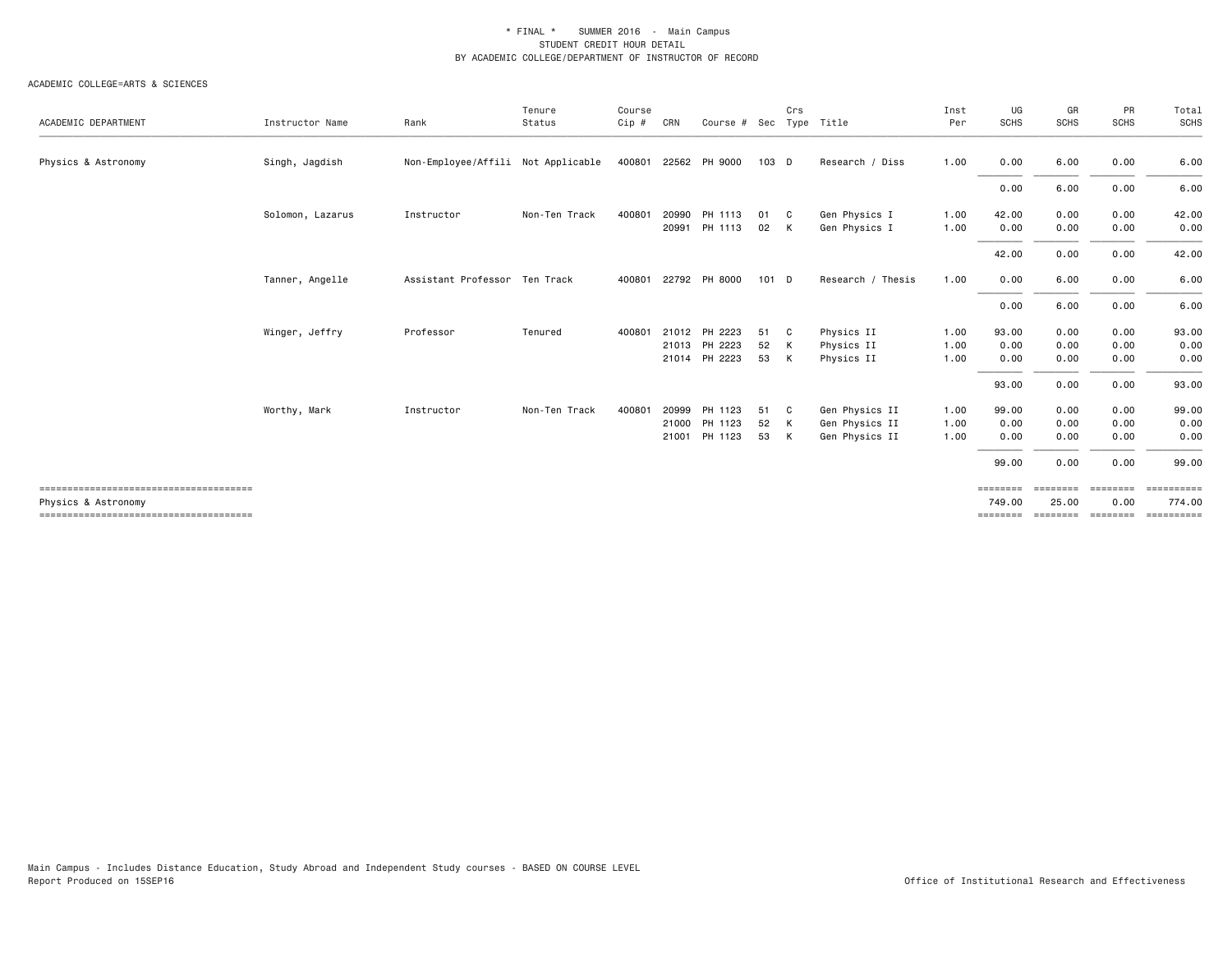\* FINAL \*    SUMMER 2016  -  Main Campus
STUDENT CREDIT HOUR DETAIL
BY ACADEMIC COLLEGE/DEPARTMENT OF INSTRUCTOR OF RECORD

ACADEMIC COLLEGE=ARTS & SCIENCES

| ACADEMIC DEPARTMENT | Instructor Name | Rank | Tenure Status | Course Cip # | CRN | Course # | Sec | Crs Type | Title | Inst Per | UG SCHS | GR SCHS | PR SCHS | Total SCHS |
|---|---|---|---|---|---|---|---|---|---|---|---|---|---|---|
| Physics & Astronomy | Singh, Jagdish | Non-Employee/Affili | Not Applicable | 400801 | 22562 | PH 9000 | 103 | D | Research / Diss | 1.00 | 0.00 | 6.00 | 0.00 | 6.00 |
| | | | | | | | | | | | 0.00 | 6.00 | 0.00 | 6.00 |
| | Solomon, Lazarus | Instructor | Non-Ten Track | 400801 | 20990 | PH 1113 | 01 | C | Gen Physics I | 1.00 | 42.00 | 0.00 | 0.00 | 42.00 |
| | | | | | 20991 | PH 1113 | 02 | K | Gen Physics I | 1.00 | 0.00 | 0.00 | 0.00 | 0.00 |
| | | | | | | | | | | | 42.00 | 0.00 | 0.00 | 42.00 |
| | Tanner, Angelle | Assistant Professor | Ten Track | 400801 | 22792 | PH 8000 | 101 | D | Research / Thesis | 1.00 | 0.00 | 6.00 | 0.00 | 6.00 |
| | | | | | | | | | | | 0.00 | 6.00 | 0.00 | 6.00 |
| | Winger, Jeffry | Professor | Tenured | 400801 | 21012 | PH 2223 | 51 | C | Physics II | 1.00 | 93.00 | 0.00 | 0.00 | 93.00 |
| | | | | | 21013 | PH 2223 | 52 | K | Physics II | 1.00 | 0.00 | 0.00 | 0.00 | 0.00 |
| | | | | | 21014 | PH 2223 | 53 | K | Physics II | 1.00 | 0.00 | 0.00 | 0.00 | 0.00 |
| | | | | | | | | | | | 93.00 | 0.00 | 0.00 | 93.00 |
| | Worthy, Mark | Instructor | Non-Ten Track | 400801 | 20999 | PH 1123 | 51 | C | Gen Physics II | 1.00 | 99.00 | 0.00 | 0.00 | 99.00 |
| | | | | | 21000 | PH 1123 | 52 | K | Gen Physics II | 1.00 | 0.00 | 0.00 | 0.00 | 0.00 |
| | | | | | 21001 | PH 1123 | 53 | K | Gen Physics II | 1.00 | 0.00 | 0.00 | 0.00 | 0.00 |
| | | | | | | | | | | | 99.00 | 0.00 | 0.00 | 99.00 |
| Physics & Astronomy | | | | | | | | | | | 749.00 | 25.00 | 0.00 | 774.00 |

Main Campus - Includes Distance Education, Study Abroad and Independent Study courses - BASED ON COURSE LEVEL
Report Produced on 15SEP16

Office of Institutional Research and Effectiveness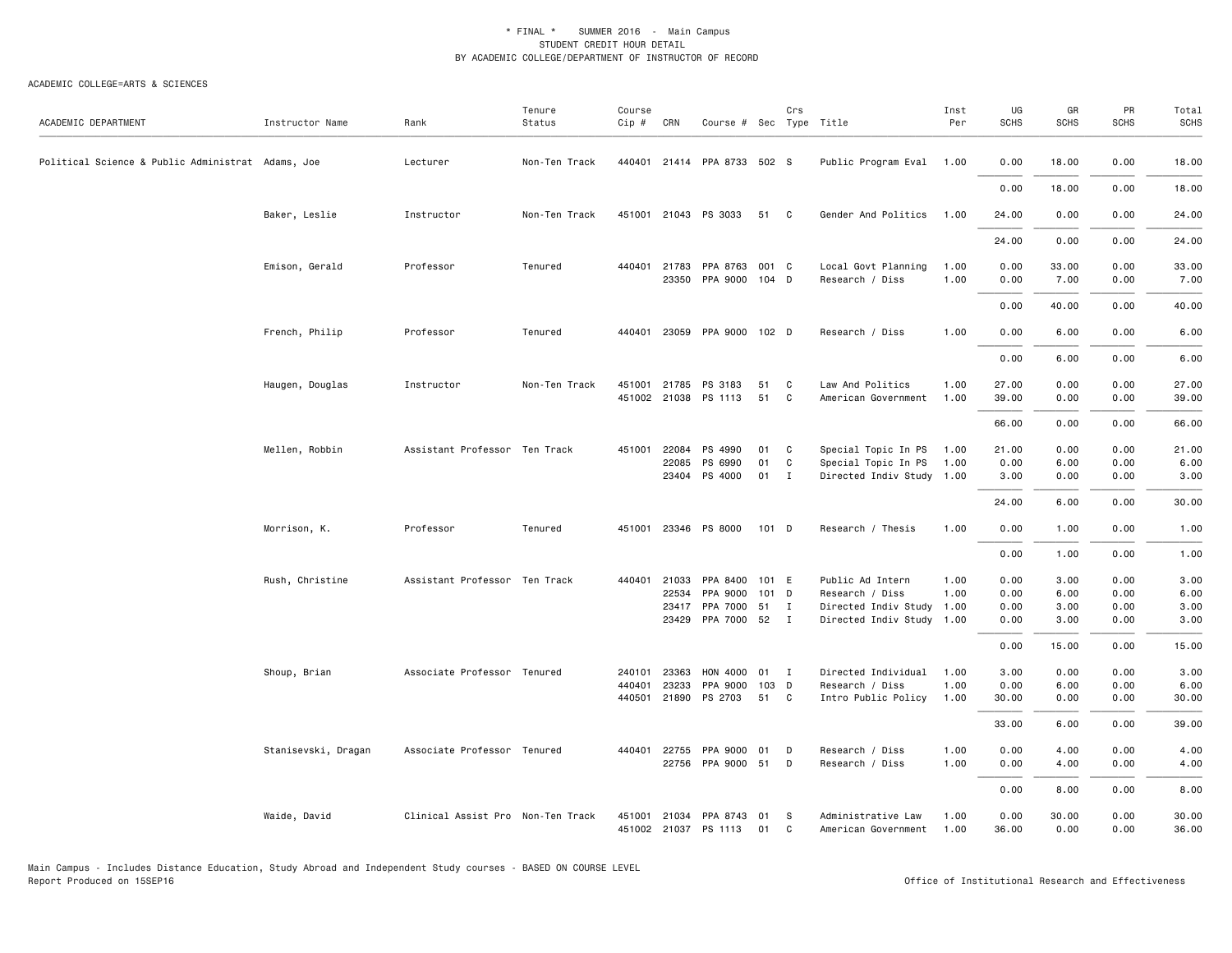\* FINAL \*   SUMMER 2016 - Main Campus
STUDENT CREDIT HOUR DETAIL
BY ACADEMIC COLLEGE/DEPARTMENT OF INSTRUCTOR OF RECORD

ACADEMIC COLLEGE=ARTS & SCIENCES

| ACADEMIC DEPARTMENT | Instructor Name | Rank | Tenure Status | Course Cip # | CRN | Course # | Sec | Crs Type | Title | Inst Per | UG SCHS | GR SCHS | PR SCHS | Total SCHS |
|---|---|---|---|---|---|---|---|---|---|---|---|---|---|---|
| Political Science & Public Administrat | Adams, Joe | Lecturer | Non-Ten Track | 440401 | 21414 | PPA 8733 | 502 | S | Public Program Eval | 1.00 | 0.00 | 18.00 | 0.00 | 18.00 |
| | | | | | | | | | | | 0.00 | 18.00 | 0.00 | 18.00 |
| | Baker, Leslie | Instructor | Non-Ten Track | 451001 | 21043 | PS 3033 | 51 | C | Gender And Politics | 1.00 | 24.00 | 0.00 | 0.00 | 24.00 |
| | | | | | | | | | | | 24.00 | 0.00 | 0.00 | 24.00 |
| | Emison, Gerald | Professor | Tenured | 440401 | 21783 | PPA 8763 | 001 | C | Local Govt Planning | 1.00 | 0.00 | 33.00 | 0.00 | 33.00 |
| | | | | | 23350 | PPA 9000 | 104 | D | Research / Diss | 1.00 | 0.00 | 7.00 | 0.00 | 7.00 |
| | | | | | | | | | | | 0.00 | 40.00 | 0.00 | 40.00 |
| | French, Philip | Professor | Tenured | 440401 | 23059 | PPA 9000 | 102 | D | Research / Diss | 1.00 | 0.00 | 6.00 | 0.00 | 6.00 |
| | | | | | | | | | | | 0.00 | 6.00 | 0.00 | 6.00 |
| | Haugen, Douglas | Instructor | Non-Ten Track | 451001 | 21785 | PS 3183 | 51 | C | Law And Politics | 1.00 | 27.00 | 0.00 | 0.00 | 27.00 |
| | | | | 451002 | 21038 | PS 1113 | 51 | C | American Government | 1.00 | 39.00 | 0.00 | 0.00 | 39.00 |
| | | | | | | | | | | | 66.00 | 0.00 | 0.00 | 66.00 |
| | Mellen, Robbin | Assistant Professor | Ten Track | 451001 | 22084 | PS 4990 | 01 | C | Special Topic In PS | 1.00 | 21.00 | 0.00 | 0.00 | 21.00 |
| | | | | | 22085 | PS 6990 | 01 | C | Special Topic In PS | 1.00 | 0.00 | 6.00 | 0.00 | 6.00 |
| | | | | | 23404 | PS 4000 | 01 | I | Directed Indiv Study | 1.00 | 3.00 | 0.00 | 0.00 | 3.00 |
| | | | | | | | | | | | 24.00 | 6.00 | 0.00 | 30.00 |
| | Morrison, K. | Professor | Tenured | 451001 | 23346 | PS 8000 | 101 | D | Research / Thesis | 1.00 | 0.00 | 1.00 | 0.00 | 1.00 |
| | | | | | | | | | | | 0.00 | 1.00 | 0.00 | 1.00 |
| | Rush, Christine | Assistant Professor | Ten Track | 440401 | 21033 | PPA 8400 | 101 | E | Public Ad Intern | 1.00 | 0.00 | 3.00 | 0.00 | 3.00 |
| | | | | | 22534 | PPA 9000 | 101 | D | Research / Diss | 1.00 | 0.00 | 6.00 | 0.00 | 6.00 |
| | | | | | 23417 | PPA 7000 | 51 | I | Directed Indiv Study | 1.00 | 0.00 | 3.00 | 0.00 | 3.00 |
| | | | | | 23429 | PPA 7000 | 52 | I | Directed Indiv Study | 1.00 | 0.00 | 3.00 | 0.00 | 3.00 |
| | | | | | | | | | | | 0.00 | 15.00 | 0.00 | 15.00 |
| | Shoup, Brian | Associate Professor | Tenured | 240101 | 23363 | HON 4000 | 01 | I | Directed Individual | 1.00 | 3.00 | 0.00 | 0.00 | 3.00 |
| | | | | 440401 | 23233 | PPA 9000 | 103 | D | Research / Diss | 1.00 | 0.00 | 6.00 | 0.00 | 6.00 |
| | | | | 440501 | 21890 | PS 2703 | 51 | C | Intro Public Policy | 1.00 | 30.00 | 0.00 | 0.00 | 30.00 |
| | | | | | | | | | | | 33.00 | 6.00 | 0.00 | 39.00 |
| | Stanisevski, Dragan | Associate Professor | Tenured | 440401 | 22755 | PPA 9000 | 01 | D | Research / Diss | 1.00 | 0.00 | 4.00 | 0.00 | 4.00 |
| | | | | | 22756 | PPA 9000 | 51 | D | Research / Diss | 1.00 | 0.00 | 4.00 | 0.00 | 4.00 |
| | | | | | | | | | | | 0.00 | 8.00 | 0.00 | 8.00 |
| | Waide, David | Clinical Assist Pro | Non-Ten Track | 451001 | 21034 | PPA 8743 | 01 | S | Administrative Law | 1.00 | 0.00 | 30.00 | 0.00 | 30.00 |
| | | | | 451002 | 21037 | PS 1113 | 01 | C | American Government | 1.00 | 36.00 | 0.00 | 0.00 | 36.00 |

Main Campus - Includes Distance Education, Study Abroad and Independent Study courses - BASED ON COURSE LEVEL
Report Produced on 15SEP16

Office of Institutional Research and Effectiveness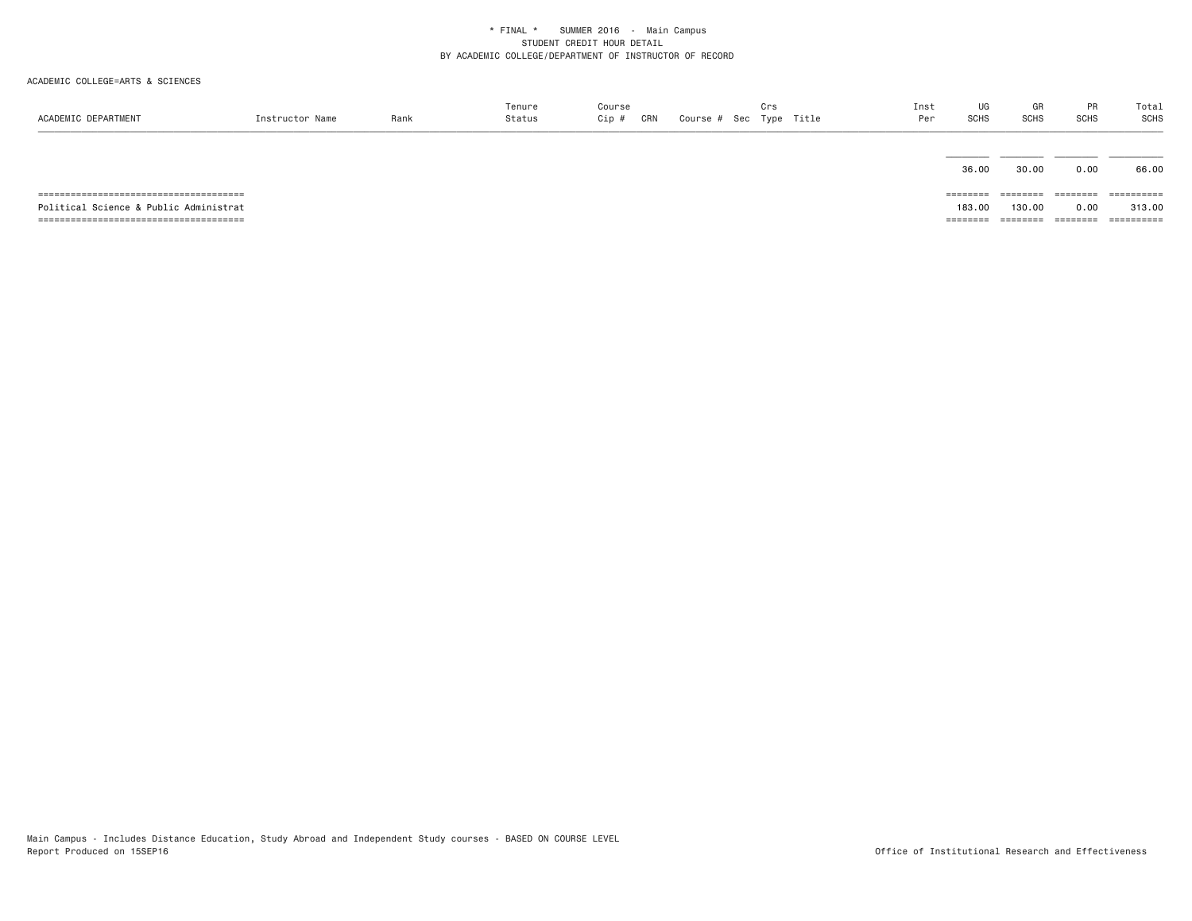\* FINAL \*    SUMMER 2016 - Main Campus
STUDENT CREDIT HOUR DETAIL
BY ACADEMIC COLLEGE/DEPARTMENT OF INSTRUCTOR OF RECORD

ACADEMIC COLLEGE=ARTS & SCIENCES

| ACADEMIC DEPARTMENT | Instructor Name | Rank | Tenure Status | Course Cip # | CRN | Course # | Sec | Crs Type | Title | Inst Per | UG SCHS | GR SCHS | PR SCHS | Total SCHS |
|---|---|---|---|---|---|---|---|---|---|---|---|---|---|---|
| | | | | | | | | | | | 36.00 | 30.00 | 0.00 | 66.00 |
| Political Science & Public Administrat | | | | | | | | | | | 183.00 | 130.00 | 0.00 | 313.00 |

Main Campus - Includes Distance Education, Study Abroad and Independent Study courses - BASED ON COURSE LEVEL
Report Produced on 15SEP16

Office of Institutional Research and Effectiveness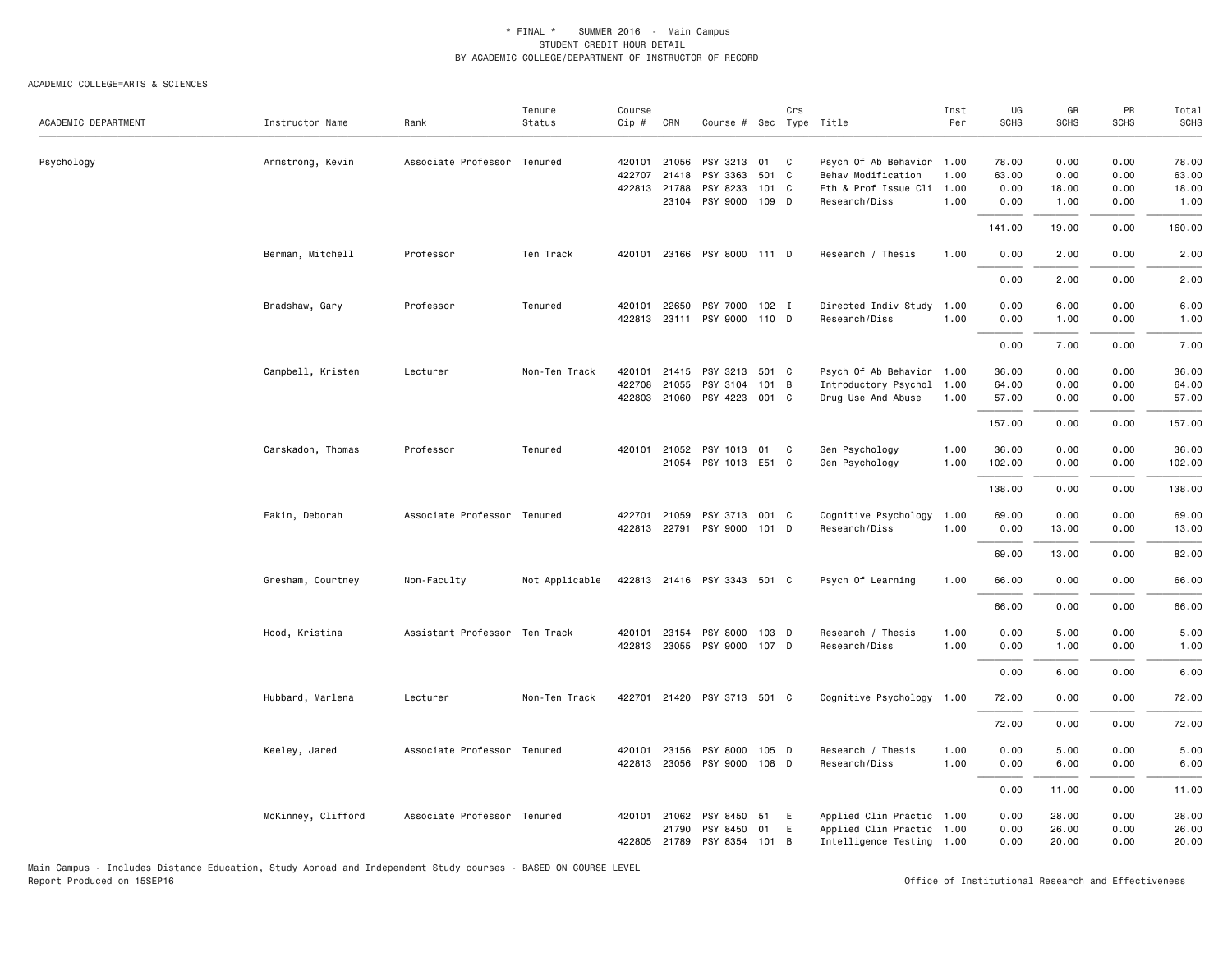\* FINAL \* SUMMER 2016 - Main Campus
STUDENT CREDIT HOUR DETAIL
BY ACADEMIC COLLEGE/DEPARTMENT OF INSTRUCTOR OF RECORD

ACADEMIC COLLEGE=ARTS & SCIENCES

| ACADEMIC DEPARTMENT | Instructor Name | Rank | Tenure Status | Course Cip # | CRN | Course # | Sec | Crs Type | Title | Inst Per | UG SCHS | GR SCHS | PR SCHS | Total SCHS |
|---|---|---|---|---|---|---|---|---|---|---|---|---|---|---|
| Psychology | Armstrong, Kevin | Associate Professor | Tenured | 420101 | 21056 | PSY 3213 | 01 | C | Psych Of Ab Behavior | 1.00 | 78.00 | 0.00 | 0.00 | 78.00 |
| | | | | 422707 | 21418 | PSY 3363 | 501 | C | Behav Modification | 1.00 | 63.00 | 0.00 | 0.00 | 63.00 |
| | | | | 422813 | 21788 | PSY 8233 | 101 | C | Eth & Prof Issue Cli | 1.00 | 0.00 | 18.00 | 0.00 | 18.00 |
| | | | | | 23104 | PSY 9000 | 109 | D | Research/Diss | 1.00 | 0.00 | 1.00 | 0.00 | 1.00 |
| | | | | | | | | | | | 141.00 | 19.00 | 0.00 | 160.00 |
| | Berman, Mitchell | Professor | Ten Track | 420101 | 23166 | PSY 8000 | 111 | D | Research / Thesis | 1.00 | 0.00 | 2.00 | 0.00 | 2.00 |
| | | | | | | | | | | | 0.00 | 2.00 | 0.00 | 2.00 |
| | Bradshaw, Gary | Professor | Tenured | 420101 | 22650 | PSY 7000 | 102 | I | Directed Indiv Study | 1.00 | 0.00 | 6.00 | 0.00 | 6.00 |
| | | | | 422813 | 23111 | PSY 9000 | 110 | D | Research/Diss | 1.00 | 0.00 | 1.00 | 0.00 | 1.00 |
| | | | | | | | | | | | 0.00 | 7.00 | 0.00 | 7.00 |
| | Campbell, Kristen | Lecturer | Non-Ten Track | 420101 | 21415 | PSY 3213 | 501 | C | Psych Of Ab Behavior | 1.00 | 36.00 | 0.00 | 0.00 | 36.00 |
| | | | | 422708 | 21055 | PSY 3104 | 101 | B | Introductory Psychol | 1.00 | 64.00 | 0.00 | 0.00 | 64.00 |
| | | | | 422803 | 21060 | PSY 4223 | 001 | C | Drug Use And Abuse | 1.00 | 57.00 | 0.00 | 0.00 | 57.00 |
| | | | | | | | | | | | 157.00 | 0.00 | 0.00 | 157.00 |
| | Carskadon, Thomas | Professor | Tenured | 420101 | 21052 | PSY 1013 | 01 | C | Gen Psychology | 1.00 | 36.00 | 0.00 | 0.00 | 36.00 |
| | | | | | 21054 | PSY 1013 | E51 | C | Gen Psychology | 1.00 | 102.00 | 0.00 | 0.00 | 102.00 |
| | | | | | | | | | | | 138.00 | 0.00 | 0.00 | 138.00 |
| | Eakin, Deborah | Associate Professor | Tenured | 422701 | 21059 | PSY 3713 | 001 | C | Cognitive Psychology | 1.00 | 69.00 | 0.00 | 0.00 | 69.00 |
| | | | | 422813 | 22791 | PSY 9000 | 101 | D | Research/Diss | 1.00 | 0.00 | 13.00 | 0.00 | 13.00 |
| | | | | | | | | | | | 69.00 | 13.00 | 0.00 | 82.00 |
| | Gresham, Courtney | Non-Faculty | Not Applicable | 422813 | 21416 | PSY 3343 | 501 | C | Psych Of Learning | 1.00 | 66.00 | 0.00 | 0.00 | 66.00 |
| | | | | | | | | | | | 66.00 | 0.00 | 0.00 | 66.00 |
| | Hood, Kristina | Assistant Professor | Ten Track | 420101 | 23154 | PSY 8000 | 103 | D | Research / Thesis | 1.00 | 0.00 | 5.00 | 0.00 | 5.00 |
| | | | | 422813 | 23055 | PSY 9000 | 107 | D | Research/Diss | 1.00 | 0.00 | 1.00 | 0.00 | 1.00 |
| | | | | | | | | | | | 0.00 | 6.00 | 0.00 | 6.00 |
| | Hubbard, Marlena | Lecturer | Non-Ten Track | 422701 | 21420 | PSY 3713 | 501 | C | Cognitive Psychology | 1.00 | 72.00 | 0.00 | 0.00 | 72.00 |
| | | | | | | | | | | | 72.00 | 0.00 | 0.00 | 72.00 |
| | Keeley, Jared | Associate Professor | Tenured | 420101 | 23156 | PSY 8000 | 105 | D | Research / Thesis | 1.00 | 0.00 | 5.00 | 0.00 | 5.00 |
| | | | | 422813 | 23056 | PSY 9000 | 108 | D | Research/Diss | 1.00 | 0.00 | 6.00 | 0.00 | 6.00 |
| | | | | | | | | | | | 0.00 | 11.00 | 0.00 | 11.00 |
| | McKinney, Clifford | Associate Professor | Tenured | 420101 | 21062 | PSY 8450 | 51 | E | Applied Clin Practic | 1.00 | 0.00 | 28.00 | 0.00 | 28.00 |
| | | | | | 21790 | PSY 8450 | 01 | E | Applied Clin Practic | 1.00 | 0.00 | 26.00 | 0.00 | 26.00 |
| | | | | 422805 | 21789 | PSY 8354 | 101 | B | Intelligence Testing | 1.00 | 0.00 | 20.00 | 0.00 | 20.00 |

Main Campus - Includes Distance Education, Study Abroad and Independent Study courses - BASED ON COURSE LEVEL
Report Produced on 15SEP16

Office of Institutional Research and Effectiveness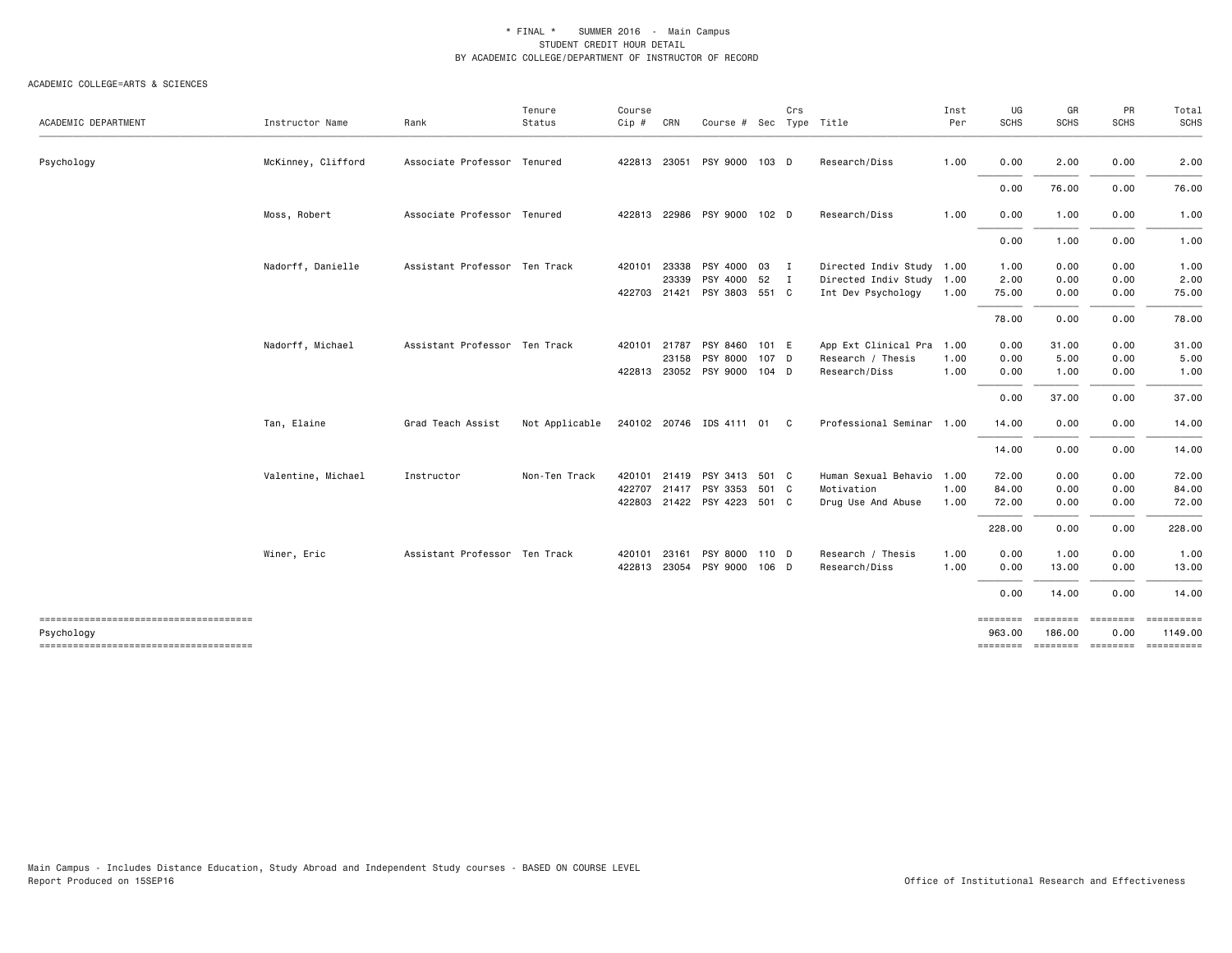\* FINAL \*    SUMMER 2016  -  Main Campus
STUDENT CREDIT HOUR DETAIL
BY ACADEMIC COLLEGE/DEPARTMENT OF INSTRUCTOR OF RECORD

ACADEMIC COLLEGE=ARTS & SCIENCES

| ACADEMIC DEPARTMENT | Instructor Name | Rank | Tenure Status | Course Cip # | CRN | Course # | Sec | Crs Type | Title | Inst Per | UG SCHS | GR SCHS | PR SCHS | Total SCHS |
|---|---|---|---|---|---|---|---|---|---|---|---|---|---|---|
| Psychology | McKinney, Clifford | Associate Professor | Tenured | 422813 | 23051 | PSY 9000 | 103 | D | Research/Diss | 1.00 | 0.00 | 2.00 | 0.00 | 2.00 |
| | | | | | | | | | | | 0.00 | 76.00 | 0.00 | 76.00 |
| | Moss, Robert | Associate Professor | Tenured | 422813 | 22986 | PSY 9000 | 102 | D | Research/Diss | 1.00 | 0.00 | 1.00 | 0.00 | 1.00 |
| | | | | | | | | | | | 0.00 | 1.00 | 0.00 | 1.00 |
| | Nadorff, Danielle | Assistant Professor | Ten Track | 420101 | 23338 | PSY 4000 | 03 | I | Directed Indiv Study | 1.00 | 1.00 | 0.00 | 0.00 | 1.00 |
| | | | | | 23339 | PSY 4000 | 52 | I | Directed Indiv Study | 1.00 | 2.00 | 0.00 | 0.00 | 2.00 |
| | | | | 422703 | 21421 | PSY 3803 | 551 | C | Int Dev Psychology | 1.00 | 75.00 | 0.00 | 0.00 | 75.00 |
| | | | | | | | | | | | 78.00 | 0.00 | 0.00 | 78.00 |
| | Nadorff, Michael | Assistant Professor | Ten Track | 420101 | 21787 | PSY 8460 | 101 | E | App Ext Clinical Pra | 1.00 | 0.00 | 31.00 | 0.00 | 31.00 |
| | | | | | 23158 | PSY 8000 | 107 | D | Research / Thesis | 1.00 | 0.00 | 5.00 | 0.00 | 5.00 |
| | | | | 422813 | 23052 | PSY 9000 | 104 | D | Research/Diss | 1.00 | 0.00 | 1.00 | 0.00 | 1.00 |
| | | | | | | | | | | | 0.00 | 37.00 | 0.00 | 37.00 |
| | Tan, Elaine | Grad Teach Assist | Not Applicable | 240102 | 20746 | IDS 4111 | 01 | C | Professional Seminar | 1.00 | 14.00 | 0.00 | 0.00 | 14.00 |
| | | | | | | | | | | | 14.00 | 0.00 | 0.00 | 14.00 |
| | Valentine, Michael | Instructor | Non-Ten Track | 420101 | 21419 | PSY 3413 | 501 | C | Human Sexual Behavio | 1.00 | 72.00 | 0.00 | 0.00 | 72.00 |
| | | | | 422707 | 21417 | PSY 3353 | 501 | C | Motivation | 1.00 | 84.00 | 0.00 | 0.00 | 84.00 |
| | | | | 422803 | 21422 | PSY 4223 | 501 | C | Drug Use And Abuse | 1.00 | 72.00 | 0.00 | 0.00 | 72.00 |
| | | | | | | | | | | | 228.00 | 0.00 | 0.00 | 228.00 |
| | Winer, Eric | Assistant Professor | Ten Track | 420101 | 23161 | PSY 8000 | 110 | D | Research / Thesis | 1.00 | 0.00 | 1.00 | 0.00 | 1.00 |
| | | | | 422813 | 23054 | PSY 9000 | 106 | D | Research/Diss | 1.00 | 0.00 | 13.00 | 0.00 | 13.00 |
| | | | | | | | | | | | 0.00 | 14.00 | 0.00 | 14.00 |
| Psychology | | | | | | | | | | | 963.00 | 186.00 | 0.00 | 1149.00 |

Main Campus - Includes Distance Education, Study Abroad and Independent Study courses - BASED ON COURSE LEVEL
Report Produced on 15SEP16

Office of Institutional Research and Effectiveness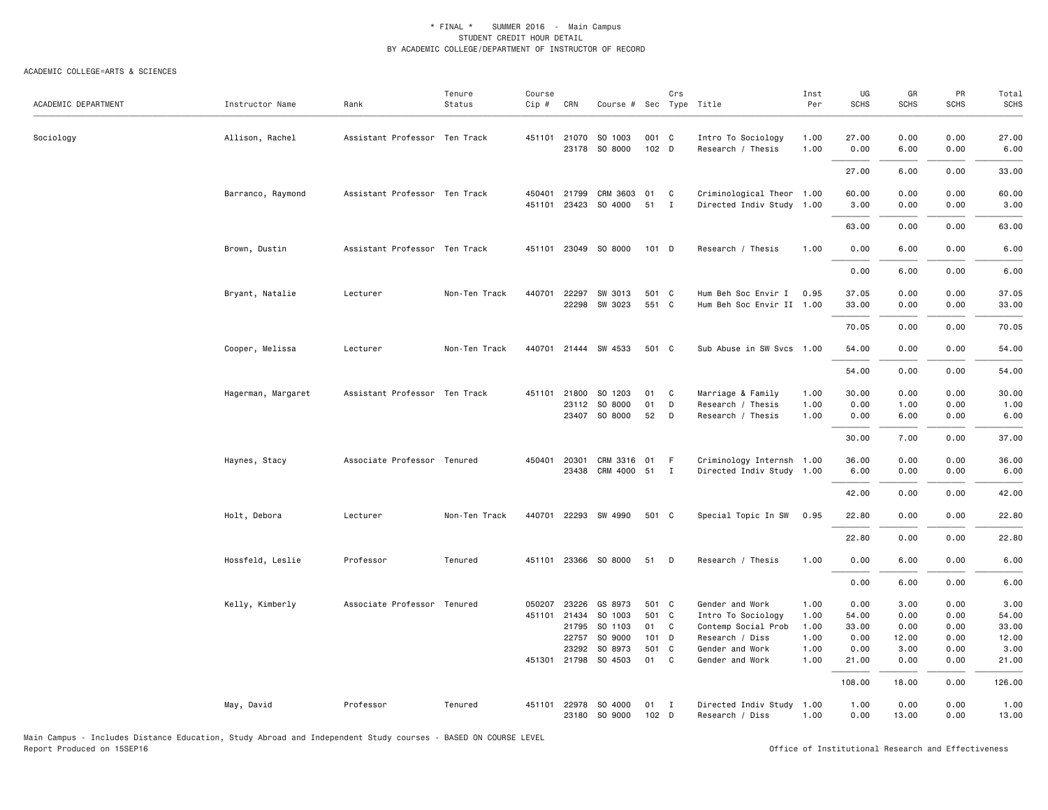\* FINAL \*    SUMMER 2016  -  Main Campus
STUDENT CREDIT HOUR DETAIL
BY ACADEMIC COLLEGE/DEPARTMENT OF INSTRUCTOR OF RECORD

ACADEMIC COLLEGE=ARTS & SCIENCES

| ACADEMIC DEPARTMENT | Instructor Name | Rank | Tenure Status | Course Cip # | CRN | Course # | Sec | Crs Type | Title | Inst Per | UG SCHS | GR SCHS | PR SCHS | Total SCHS |
|---|---|---|---|---|---|---|---|---|---|---|---|---|---|---|
| Sociology | Allison, Rachel | Assistant Professor | Ten Track | 451101 | 21070 | SO 1003 | 001 | C | Intro To Sociology | 1.00 | 27.00 | 0.00 | 0.00 | 27.00 |
| | | | | | 23178 | SO 8000 | 102 | D | Research / Thesis | 1.00 | 0.00 | 6.00 | 0.00 | 6.00 |
| | | | | | | | | | | | 27.00 | 6.00 | 0.00 | 33.00 |
| | Barranco, Raymond | Assistant Professor | Ten Track | 450401 | 21799 | CRM 3603 | 01 | C | Criminological Theor | 1.00 | 60.00 | 0.00 | 0.00 | 60.00 |
| | | | | 451101 | 23423 | SO 4000 | 51 | I | Directed Indiv Study | 1.00 | 3.00 | 0.00 | 0.00 | 3.00 |
| | | | | | | | | | | | 63.00 | 0.00 | 0.00 | 63.00 |
| | Brown, Dustin | Assistant Professor | Ten Track | 451101 | 23049 | SO 8000 | 101 | D | Research / Thesis | 1.00 | 0.00 | 6.00 | 0.00 | 6.00 |
| | | | | | | | | | | | 0.00 | 6.00 | 0.00 | 6.00 |
| | Bryant, Natalie | Lecturer | Non-Ten Track | 440701 | 22297 | SW 3013 | 501 | C | Hum Beh Soc Envir I | 0.95 | 37.05 | 0.00 | 0.00 | 37.05 |
| | | | | | 22298 | SW 3023 | 551 | C | Hum Beh Soc Envir II | 1.00 | 33.00 | 0.00 | 0.00 | 33.00 |
| | | | | | | | | | | | 70.05 | 0.00 | 0.00 | 70.05 |
| | Cooper, Melissa | Lecturer | Non-Ten Track | 440701 | 21444 | SW 4533 | 501 | C | Sub Abuse in SW Svcs | 1.00 | 54.00 | 0.00 | 0.00 | 54.00 |
| | | | | | | | | | | | 54.00 | 0.00 | 0.00 | 54.00 |
| | Hagerman, Margaret | Assistant Professor | Ten Track | 451101 | 21800 | SO 1203 | 01 | C | Marriage & Family | 1.00 | 30.00 | 0.00 | 0.00 | 30.00 |
| | | | | | 23112 | SO 8000 | 01 | D | Research / Thesis | 1.00 | 0.00 | 1.00 | 0.00 | 1.00 |
| | | | | | 23407 | SO 8000 | 52 | D | Research / Thesis | 1.00 | 0.00 | 6.00 | 0.00 | 6.00 |
| | | | | | | | | | | | 30.00 | 7.00 | 0.00 | 37.00 |
| | Haynes, Stacy | Associate Professor | Tenured | 450401 | 20301 | CRM 3316 | 01 | F | Criminology Internsh | 1.00 | 36.00 | 0.00 | 0.00 | 36.00 |
| | | | | | 23438 | CRM 4000 | 51 | I | Directed Indiv Study | 1.00 | 6.00 | 0.00 | 0.00 | 6.00 |
| | | | | | | | | | | | 42.00 | 0.00 | 0.00 | 42.00 |
| | Holt, Debora | Lecturer | Non-Ten Track | 440701 | 22293 | SW 4990 | 501 | C | Special Topic In SW | 0.95 | 22.80 | 0.00 | 0.00 | 22.80 |
| | | | | | | | | | | | 22.80 | 0.00 | 0.00 | 22.80 |
| | Hossfeld, Leslie | Professor | Tenured | 451101 | 23366 | SO 8000 | 51 | D | Research / Thesis | 1.00 | 0.00 | 6.00 | 0.00 | 6.00 |
| | | | | | | | | | | | 0.00 | 6.00 | 0.00 | 6.00 |
| | Kelly, Kimberly | Associate Professor | Tenured | 050207 | 23226 | GS 8973 | 501 | C | Gender and Work | 1.00 | 0.00 | 3.00 | 0.00 | 3.00 |
| | | | | 451101 | 21434 | SO 1003 | 501 | C | Intro To Sociology | 1.00 | 54.00 | 0.00 | 0.00 | 54.00 |
| | | | | | 21795 | SO 1103 | 01 | C | Contemp Social Prob | 1.00 | 33.00 | 0.00 | 0.00 | 33.00 |
| | | | | | 22757 | SO 9000 | 101 | D | Research / Diss | 1.00 | 0.00 | 12.00 | 0.00 | 12.00 |
| | | | | | 23292 | SO 8973 | 501 | C | Gender and Work | 1.00 | 0.00 | 3.00 | 0.00 | 3.00 |
| | | | | 451301 | 21798 | SO 4503 | 01 | C | Gender and Work | 1.00 | 21.00 | 0.00 | 0.00 | 21.00 |
| | | | | | | | | | | | 108.00 | 18.00 | 0.00 | 126.00 |
| | May, David | Professor | Tenured | 451101 | 22978 | SO 4000 | 01 | I | Directed Indiv Study | 1.00 | 1.00 | 0.00 | 0.00 | 1.00 |
| | | | | | 23180 | SO 9000 | 102 | D | Research / Diss | 1.00 | 0.00 | 13.00 | 0.00 | 13.00 |

Main Campus - Includes Distance Education, Study Abroad and Independent Study courses - BASED ON COURSE LEVEL
Report Produced on 15SEP16

Office of Institutional Research and Effectiveness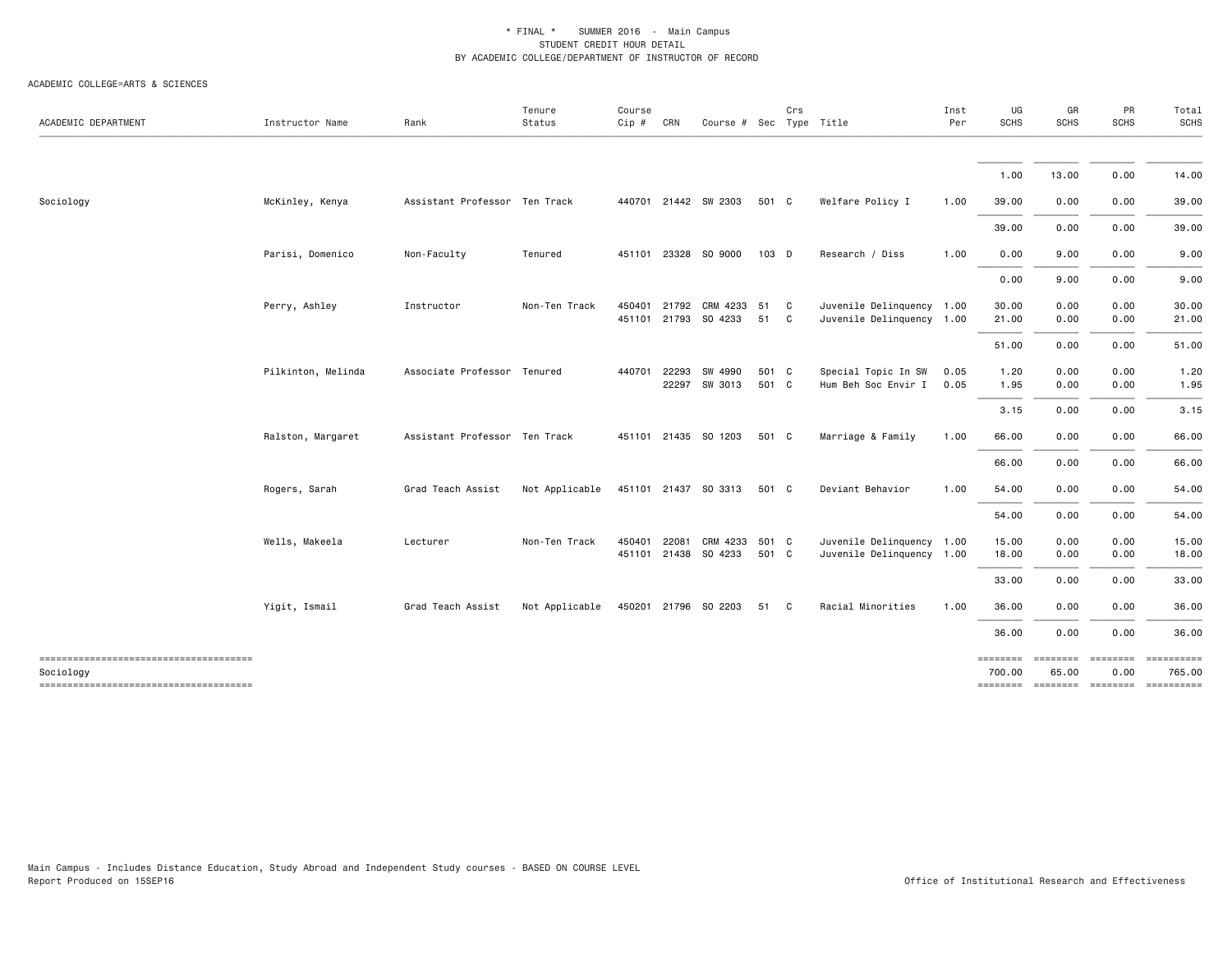\* FINAL \* SUMMER 2016 - Main Campus
STUDENT CREDIT HOUR DETAIL
BY ACADEMIC COLLEGE/DEPARTMENT OF INSTRUCTOR OF RECORD

ACADEMIC COLLEGE=ARTS & SCIENCES

| ACADEMIC DEPARTMENT | Instructor Name | Rank | Tenure Status | Course Cip # | CRN | Course # | Sec | Crs Type | Title | Inst Per | UG SCHS | GR SCHS | PR SCHS | Total SCHS |
|---|---|---|---|---|---|---|---|---|---|---|---|---|---|---|
| | | | | | | | | | | | 1.00 | 13.00 | 0.00 | 14.00 |
| Sociology | McKinley, Kenya | Assistant Professor | Ten Track | 440701 | 21442 | SW 2303 | 501 | C | Welfare Policy I | 1.00 | 39.00 | 0.00 | 0.00 | 39.00 |
| | | | | | | | | | | | 39.00 | 0.00 | 0.00 | 39.00 |
| | Parisi, Domenico | Non-Faculty | Tenured | 451101 | 23328 | SO 9000 | 103 | D | Research / Diss | 1.00 | 0.00 | 9.00 | 0.00 | 9.00 |
| | | | | | | | | | | | 0.00 | 9.00 | 0.00 | 9.00 |
| | Perry, Ashley | Instructor | Non-Ten Track | 450401 | 21792 | CRM 4233 | 51 | C | Juvenile Delinquency | 1.00 | 30.00 | 0.00 | 0.00 | 30.00 |
| | | | | 451101 | 21793 | SO 4233 | 51 | C | Juvenile Delinquency | 1.00 | 21.00 | 0.00 | 0.00 | 21.00 |
| | | | | | | | | | | | 51.00 | 0.00 | 0.00 | 51.00 |
| | Pilkinton, Melinda | Associate Professor | Tenured | 440701 | 22293 | SW 4990 | 501 | C | Special Topic In SW | 0.05 | 1.20 | 0.00 | 0.00 | 1.20 |
| | | | | | 22297 | SW 3013 | 501 | C | Hum Beh Soc Envir I | 0.05 | 1.95 | 0.00 | 0.00 | 1.95 |
| | | | | | | | | | | | 3.15 | 0.00 | 0.00 | 3.15 |
| | Ralston, Margaret | Assistant Professor | Ten Track | 451101 | 21435 | SO 1203 | 501 | C | Marriage & Family | 1.00 | 66.00 | 0.00 | 0.00 | 66.00 |
| | | | | | | | | | | | 66.00 | 0.00 | 0.00 | 66.00 |
| | Rogers, Sarah | Grad Teach Assist | Not Applicable | 451101 | 21437 | SO 3313 | 501 | C | Deviant Behavior | 1.00 | 54.00 | 0.00 | 0.00 | 54.00 |
| | | | | | | | | | | | 54.00 | 0.00 | 0.00 | 54.00 |
| | Wells, Makeela | Lecturer | Non-Ten Track | 450401 | 22081 | CRM 4233 | 501 | C | Juvenile Delinquency | 1.00 | 15.00 | 0.00 | 0.00 | 15.00 |
| | | | | 451101 | 21438 | SO 4233 | 501 | C | Juvenile Delinquency | 1.00 | 18.00 | 0.00 | 0.00 | 18.00 |
| | | | | | | | | | | | 33.00 | 0.00 | 0.00 | 33.00 |
| | Yigit, Ismail | Grad Teach Assist | Not Applicable | 450201 | 21796 | SO 2203 | 51 | C | Racial Minorities | 1.00 | 36.00 | 0.00 | 0.00 | 36.00 |
| | | | | | | | | | | | 36.00 | 0.00 | 0.00 | 36.00 |
| Sociology | | | | | | | | | | | 700.00 | 65.00 | 0.00 | 765.00 |

Main Campus - Includes Distance Education, Study Abroad and Independent Study courses - BASED ON COURSE LEVEL
Report Produced on 15SEP16

Office of Institutional Research and Effectiveness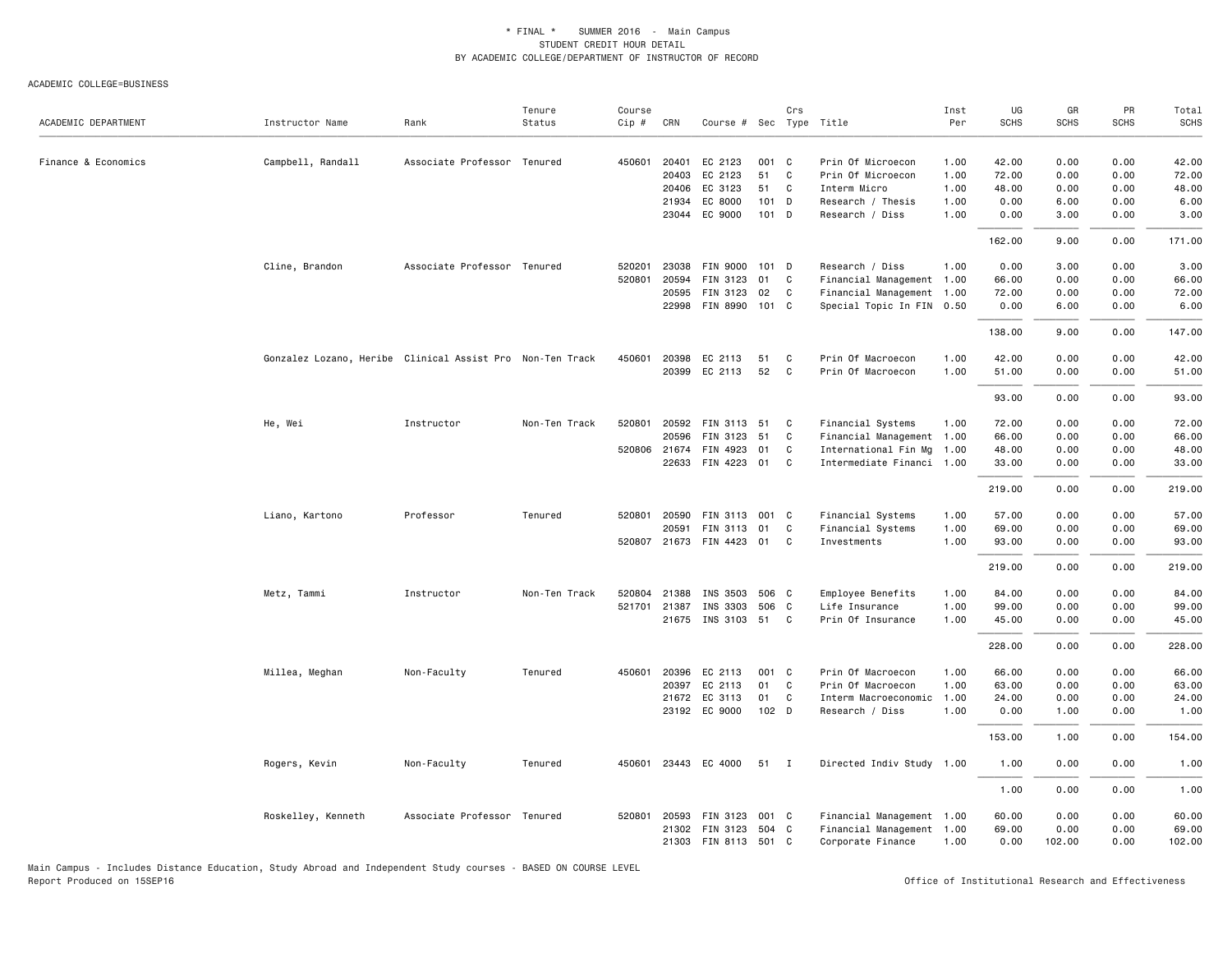\* FINAL \* SUMMER 2016 - Main Campus
STUDENT CREDIT HOUR DETAIL
BY ACADEMIC COLLEGE/DEPARTMENT OF INSTRUCTOR OF RECORD

ACADEMIC COLLEGE=BUSINESS

| ACADEMIC DEPARTMENT | Instructor Name | Rank | Tenure Status | Course Cip # | CRN | Course # | Sec | Crs Type | Title | Inst Per | UG SCHS | GR SCHS | PR SCHS | Total SCHS |
|---|---|---|---|---|---|---|---|---|---|---|---|---|---|---|
| Finance & Economics | Campbell, Randall | Associate Professor | Tenured | 450601 | 20401 | EC 2123 | 001 | C | Prin Of Microecon | 1.00 | 42.00 | 0.00 | 0.00 | 42.00 |
| | | | | | 20403 | EC 2123 | 51 | C | Prin Of Microecon | 1.00 | 72.00 | 0.00 | 0.00 | 72.00 |
| | | | | | 20406 | EC 3123 | 51 | C | Interm Micro | 1.00 | 48.00 | 0.00 | 0.00 | 48.00 |
| | | | | | 21934 | EC 8000 | 101 | D | Research / Thesis | 1.00 | 0.00 | 6.00 | 0.00 | 6.00 |
| | | | | | 23044 | EC 9000 | 101 | D | Research / Diss | 1.00 | 0.00 | 3.00 | 0.00 | 3.00 |
| | | | | | | | | | | | 162.00 | 9.00 | 0.00 | 171.00 |
| | Cline, Brandon | Associate Professor | Tenured | 520201 | 23038 | FIN 9000 | 101 | D | Research / Diss | 1.00 | 0.00 | 3.00 | 0.00 | 3.00 |
| | | | | 520801 | 20594 | FIN 3123 | 01 | C | Financial Management | 1.00 | 66.00 | 0.00 | 0.00 | 66.00 |
| | | | | | 20595 | FIN 3123 | 02 | C | Financial Management | 1.00 | 72.00 | 0.00 | 0.00 | 72.00 |
| | | | | | 22998 | FIN 8990 | 101 | C | Special Topic In FIN | 0.50 | 0.00 | 6.00 | 0.00 | 6.00 |
| | | | | | | | | | | | 138.00 | 9.00 | 0.00 | 147.00 |
| | Gonzalez Lozano, Heribe | Clinical Assist Pro | Non-Ten Track | 450601 | 20398 | EC 2113 | 51 | C | Prin Of Macroecon | 1.00 | 42.00 | 0.00 | 0.00 | 42.00 |
| | | | | | 20399 | EC 2113 | 52 | C | Prin Of Macroecon | 1.00 | 51.00 | 0.00 | 0.00 | 51.00 |
| | | | | | | | | | | | 93.00 | 0.00 | 0.00 | 93.00 |
| | He, Wei | Instructor | Non-Ten Track | 520801 | 20592 | FIN 3113 | 51 | C | Financial Systems | 1.00 | 72.00 | 0.00 | 0.00 | 72.00 |
| | | | | | 20596 | FIN 3123 | 51 | C | Financial Management | 1.00 | 66.00 | 0.00 | 0.00 | 66.00 |
| | | | | 520806 | 21674 | FIN 4923 | 01 | C | International Fin Mg | 1.00 | 48.00 | 0.00 | 0.00 | 48.00 |
| | | | | | 22633 | FIN 4223 | 01 | C | Intermediate Financi | 1.00 | 33.00 | 0.00 | 0.00 | 33.00 |
| | | | | | | | | | | | 219.00 | 0.00 | 0.00 | 219.00 |
| | Liano, Kartono | Professor | Tenured | 520801 | 20590 | FIN 3113 | 001 | C | Financial Systems | 1.00 | 57.00 | 0.00 | 0.00 | 57.00 |
| | | | | | 20591 | FIN 3113 | 01 | C | Financial Systems | 1.00 | 69.00 | 0.00 | 0.00 | 69.00 |
| | | | | 520807 | 21673 | FIN 4423 | 01 | C | Investments | 1.00 | 93.00 | 0.00 | 0.00 | 93.00 |
| | | | | | | | | | | | 219.00 | 0.00 | 0.00 | 219.00 |
| | Metz, Tammi | Instructor | Non-Ten Track | 520804 | 21388 | INS 3503 | 506 | C | Employee Benefits | 1.00 | 84.00 | 0.00 | 0.00 | 84.00 |
| | | | | 521701 | 21387 | INS 3303 | 506 | C | Life Insurance | 1.00 | 99.00 | 0.00 | 0.00 | 99.00 |
| | | | | | 21675 | INS 3103 | 51 | C | Prin Of Insurance | 1.00 | 45.00 | 0.00 | 0.00 | 45.00 |
| | | | | | | | | | | | 228.00 | 0.00 | 0.00 | 228.00 |
| | Millea, Meghan | Non-Faculty | Tenured | 450601 | 20396 | EC 2113 | 001 | C | Prin Of Macroecon | 1.00 | 66.00 | 0.00 | 0.00 | 66.00 |
| | | | | | 20397 | EC 2113 | 01 | C | Prin Of Macroecon | 1.00 | 63.00 | 0.00 | 0.00 | 63.00 |
| | | | | | 21672 | EC 3113 | 01 | C | Interm Macroeconomic | 1.00 | 24.00 | 0.00 | 0.00 | 24.00 |
| | | | | | 23192 | EC 9000 | 102 | D | Research / Diss | 1.00 | 0.00 | 1.00 | 0.00 | 1.00 |
| | | | | | | | | | | | 153.00 | 1.00 | 0.00 | 154.00 |
| | Rogers, Kevin | Non-Faculty | Tenured | 450601 | 23443 | EC 4000 | 51 | I | Directed Indiv Study | 1.00 | 1.00 | 0.00 | 0.00 | 1.00 |
| | | | | | | | | | | | 1.00 | 0.00 | 0.00 | 1.00 |
| | Roskelley, Kenneth | Associate Professor | Tenured | 520801 | 20593 | FIN 3123 | 001 | C | Financial Management | 1.00 | 60.00 | 0.00 | 0.00 | 60.00 |
| | | | | | 21302 | FIN 3123 | 504 | C | Financial Management | 1.00 | 69.00 | 0.00 | 0.00 | 69.00 |
| | | | | | 21303 | FIN 8113 | 501 | C | Corporate Finance | 1.00 | 0.00 | 102.00 | 0.00 | 102.00 |

Main Campus - Includes Distance Education, Study Abroad and Independent Study courses - BASED ON COURSE LEVEL
Report Produced on 15SEP16

Office of Institutional Research and Effectiveness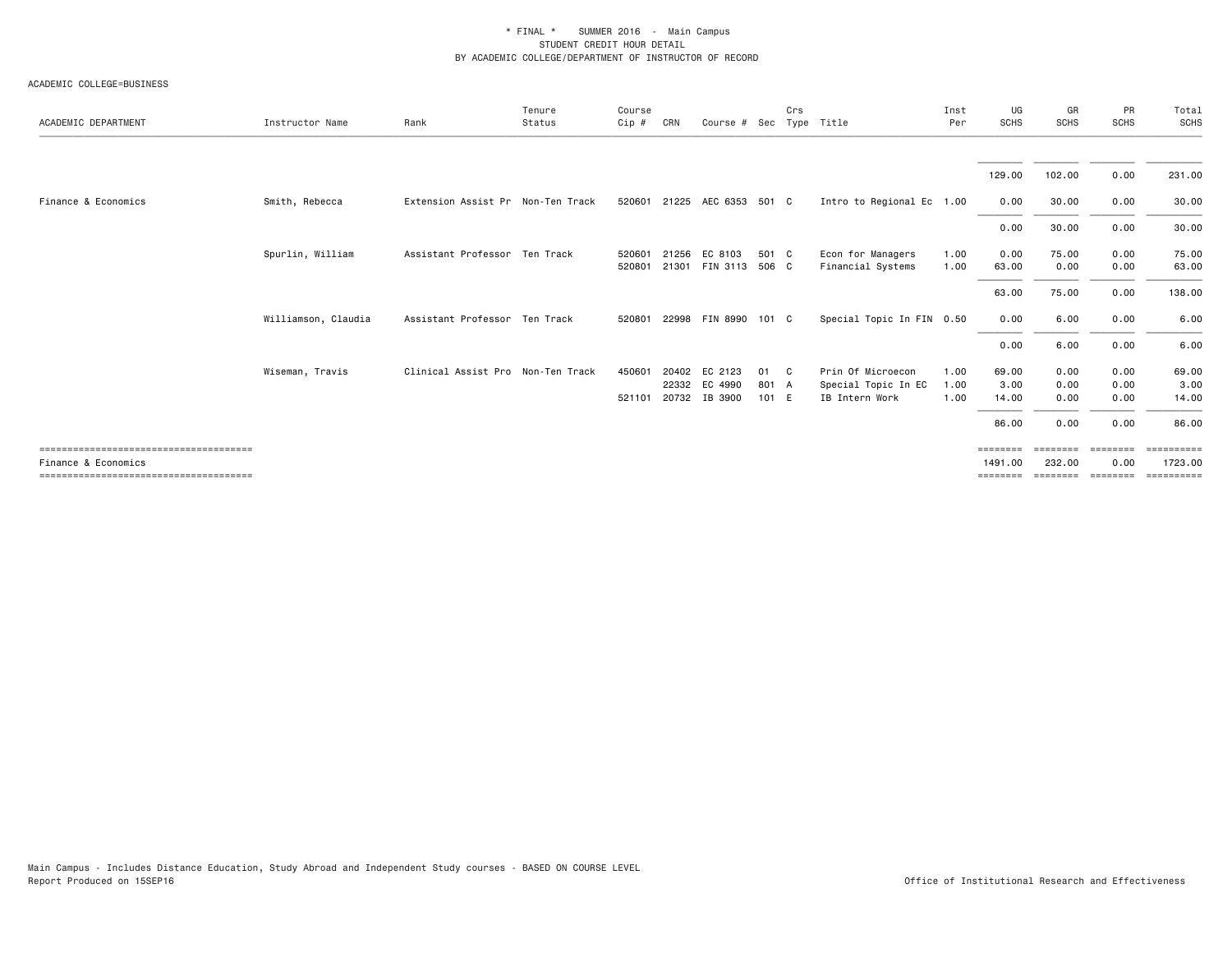\* FINAL \*    SUMMER 2016  -  Main Campus
STUDENT CREDIT HOUR DETAIL
BY ACADEMIC COLLEGE/DEPARTMENT OF INSTRUCTOR OF RECORD

ACADEMIC COLLEGE=BUSINESS

| ACADEMIC DEPARTMENT | Instructor Name | Rank | Tenure Status | Course Cip # | CRN | Course # | Sec | Crs Type | Title | Inst Per | UG SCHS | GR SCHS | PR SCHS | Total SCHS |
|---|---|---|---|---|---|---|---|---|---|---|---|---|---|---|
| | | | | | | | | | | | 129.00 | 102.00 | 0.00 | 231.00 |
| Finance & Economics | Smith, Rebecca | Extension Assist Pr | Non-Ten Track | 520601 | 21225 | AEC 6353 | 501 | C | Intro to Regional Ec | 1.00 | 0.00 | 30.00 | 0.00 | 30.00 |
| | | | | | | | | | | | 0.00 | 30.00 | 0.00 | 30.00 |
| | Spurlin, William | Assistant Professor | Ten Track | 520601 | 21256 | EC 8103 | 501 | C | Econ for Managers | 1.00 | 0.00 | 75.00 | 0.00 | 75.00 |
| | | | | 520801 | 21301 | FIN 3113 | 506 | C | Financial Systems | 1.00 | 63.00 | 0.00 | 0.00 | 63.00 |
| | | | | | | | | | | | 63.00 | 75.00 | 0.00 | 138.00 |
| | Williamson, Claudia | Assistant Professor | Ten Track | 520801 | 22998 | FIN 8990 | 101 | C | Special Topic In FIN | 0.50 | 0.00 | 6.00 | 0.00 | 6.00 |
| | | | | | | | | | | | 0.00 | 6.00 | 0.00 | 6.00 |
| | Wiseman, Travis | Clinical Assist Pro | Non-Ten Track | 450601 | 20402 | EC 2123 | 01 | C | Prin Of Microecon | 1.00 | 69.00 | 0.00 | 0.00 | 69.00 |
| | | | | | 22332 | EC 4990 | 801 | A | Special Topic In EC | 1.00 | 3.00 | 0.00 | 0.00 | 3.00 |
| | | | | 521101 | 20732 | IB 3900 | 101 | E | IB Intern Work | 1.00 | 14.00 | 0.00 | 0.00 | 14.00 |
| | | | | | | | | | | | 86.00 | 0.00 | 0.00 | 86.00 |
| Finance & Economics | | | | | | | | | | | 1491.00 | 232.00 | 0.00 | 1723.00 |

Main Campus - Includes Distance Education, Study Abroad and Independent Study courses - BASED ON COURSE LEVEL
Report Produced on 15SEP16

Office of Institutional Research and Effectiveness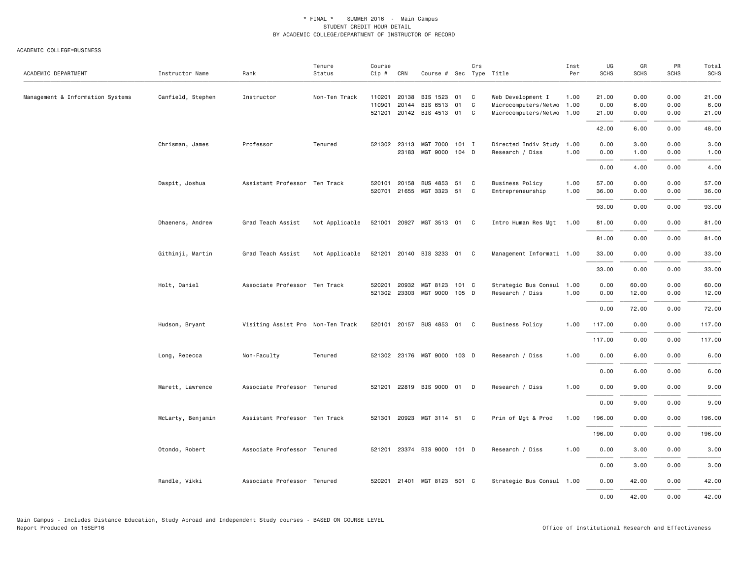\* FINAL \* SUMMER 2016 - Main Campus
STUDENT CREDIT HOUR DETAIL
BY ACADEMIC COLLEGE/DEPARTMENT OF INSTRUCTOR OF RECORD

ACADEMIC COLLEGE=BUSINESS

| ACADEMIC DEPARTMENT | Instructor Name | Rank | Tenure Status | Course Cip # | CRN | Course # | Sec | Crs Type | Title | Inst Per | UG SCHS | GR SCHS | PR SCHS | Total SCHS |
|---|---|---|---|---|---|---|---|---|---|---|---|---|---|---|
| Management & Information Systems | Canfield, Stephen | Instructor | Non-Ten Track | 110201 | 20138 | BIS 1523 | 01 | C | Web Development I | 1.00 | 21.00 | 0.00 | 0.00 | 21.00 |
| | | | | 110901 | 20144 | BIS 6513 | 01 | C | Microcomputers/Netwo | 1.00 | 0.00 | 6.00 | 0.00 | 6.00 |
| | | | | 521201 | 20142 | BIS 4513 | 01 | C | Microcomputers/Netwo | 1.00 | 21.00 | 0.00 | 0.00 | 21.00 |
| | | | | | | | | | | | 42.00 | 6.00 | 0.00 | 48.00 |
| | Chrisman, James | Professor | Tenured | 521302 | 23113 | MGT 7000 | 101 | I | Directed Indiv Study | 1.00 | 0.00 | 3.00 | 0.00 | 3.00 |
| | | | | | 23183 | MGT 9000 | 104 | D | Research / Diss | 1.00 | 0.00 | 1.00 | 0.00 | 1.00 |
| | | | | | | | | | | | 0.00 | 4.00 | 0.00 | 4.00 |
| | Daspit, Joshua | Assistant Professor | Ten Track | 520101 | 20158 | BUS 4853 | 51 | C | Business Policy | 1.00 | 57.00 | 0.00 | 0.00 | 57.00 |
| | | | | 520701 | 21655 | MGT 3323 | 51 | C | Entrepreneurship | 1.00 | 36.00 | 0.00 | 0.00 | 36.00 |
| | | | | | | | | | | | 93.00 | 0.00 | 0.00 | 93.00 |
| | Dhaenens, Andrew | Grad Teach Assist | Not Applicable | 521001 | 20927 | MGT 3513 | 01 | C | Intro Human Res Mgt | 1.00 | 81.00 | 0.00 | 0.00 | 81.00 |
| | | | | | | | | | | | 81.00 | 0.00 | 0.00 | 81.00 |
| | Githinji, Martin | Grad Teach Assist | Not Applicable | 521201 | 20140 | BIS 3233 | 01 | C | Management Informati | 1.00 | 33.00 | 0.00 | 0.00 | 33.00 |
| | | | | | | | | | | | 33.00 | 0.00 | 0.00 | 33.00 |
| | Holt, Daniel | Associate Professor | Ten Track | 520201 | 20932 | MGT 8123 | 101 | C | Strategic Bus Consul | 1.00 | 0.00 | 60.00 | 0.00 | 60.00 |
| | | | | 521302 | 23303 | MGT 9000 | 105 | D | Research / Diss | 1.00 | 0.00 | 12.00 | 0.00 | 12.00 |
| | | | | | | | | | | | 0.00 | 72.00 | 0.00 | 72.00 |
| | Hudson, Bryant | Visiting Assist Pro | Non-Ten Track | 520101 | 20157 | BUS 4853 | 01 | C | Business Policy | 1.00 | 117.00 | 0.00 | 0.00 | 117.00 |
| | | | | | | | | | | | 117.00 | 0.00 | 0.00 | 117.00 |
| | Long, Rebecca | Non-Faculty | Tenured | 521302 | 23176 | MGT 9000 | 103 | D | Research / Diss | 1.00 | 0.00 | 6.00 | 0.00 | 6.00 |
| | | | | | | | | | | | 0.00 | 6.00 | 0.00 | 6.00 |
| | Marett, Lawrence | Associate Professor | Tenured | 521201 | 22819 | BIS 9000 | 01 | D | Research / Diss | 1.00 | 0.00 | 9.00 | 0.00 | 9.00 |
| | | | | | | | | | | | 0.00 | 9.00 | 0.00 | 9.00 |
| | McLarty, Benjamin | Assistant Professor | Ten Track | 521301 | 20923 | MGT 3114 | 51 | C | Prin of Mgt & Prod | 1.00 | 196.00 | 0.00 | 0.00 | 196.00 |
| | | | | | | | | | | | 196.00 | 0.00 | 0.00 | 196.00 |
| | Otondo, Robert | Associate Professor | Tenured | 521201 | 23374 | BIS 9000 | 101 | D | Research / Diss | 1.00 | 0.00 | 3.00 | 0.00 | 3.00 |
| | | | | | | | | | | | 0.00 | 3.00 | 0.00 | 3.00 |
| | Randle, Vikki | Associate Professor | Tenured | 520201 | 21401 | MGT 8123 | 501 | C | Strategic Bus Consul | 1.00 | 0.00 | 42.00 | 0.00 | 42.00 |
| | | | | | | | | | | | 0.00 | 42.00 | 0.00 | 42.00 |

Main Campus - Includes Distance Education, Study Abroad and Independent Study courses - BASED ON COURSE LEVEL
Report Produced on 15SEP16

Office of Institutional Research and Effectiveness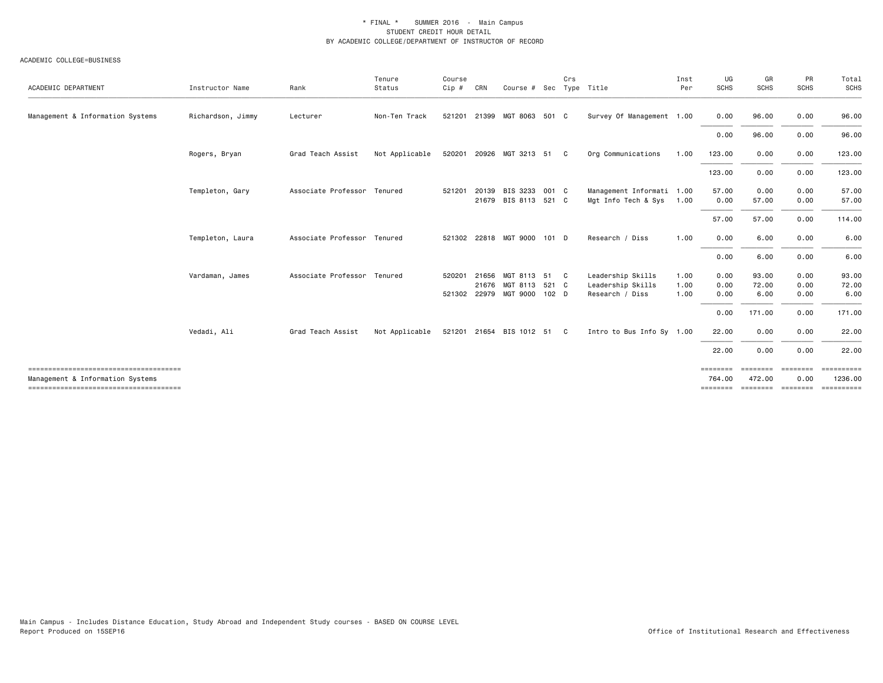\* FINAL \* SUMMER 2016 - Main Campus
STUDENT CREDIT HOUR DETAIL
BY ACADEMIC COLLEGE/DEPARTMENT OF INSTRUCTOR OF RECORD

ACADEMIC COLLEGE=BUSINESS

| ACADEMIC DEPARTMENT | Instructor Name | Rank | Tenure Status | Course Cip # | CRN | Course # | Sec | Crs Type | Title | Inst Per | UG SCHS | GR SCHS | PR SCHS | Total SCHS |
|---|---|---|---|---|---|---|---|---|---|---|---|---|---|---|
| Management & Information Systems | Richardson, Jimmy | Lecturer | Non-Ten Track | 521201 | 21399 | MGT 8063 | 501 | C | Survey Of Management | 1.00 | 0.00 | 96.00 | 0.00 | 96.00 |
| | | | | | | | | | | | 0.00 | 96.00 | 0.00 | 96.00 |
| | Rogers, Bryan | Grad Teach Assist | Not Applicable | 520201 | 20926 | MGT 3213 | 51 | C | Org Communications | 1.00 | 123.00 | 0.00 | 0.00 | 123.00 |
| | | | | | | | | | | | 123.00 | 0.00 | 0.00 | 123.00 |
| | Templeton, Gary | Associate Professor | Tenured | 521201 | 20139 | BIS 3233 | 001 | C | Management Informati | 1.00 | 57.00 | 0.00 | 0.00 | 57.00 |
| | | | | | 21679 | BIS 8113 | 521 | C | Mgt Info Tech & Sys | 1.00 | 0.00 | 57.00 | 0.00 | 57.00 |
| | | | | | | | | | | | 57.00 | 57.00 | 0.00 | 114.00 |
| | Templeton, Laura | Associate Professor | Tenured | 521302 | 22818 | MGT 9000 | 101 | D | Research / Diss | 1.00 | 0.00 | 6.00 | 0.00 | 6.00 |
| | | | | | | | | | | | 0.00 | 6.00 | 0.00 | 6.00 |
| | Vardaman, James | Associate Professor | Tenured | 520201 | 21656 | MGT 8113 | 51 | C | Leadership Skills | 1.00 | 0.00 | 93.00 | 0.00 | 93.00 |
| | | | | | 21676 | MGT 8113 | 521 | C | Leadership Skills | 1.00 | 0.00 | 72.00 | 0.00 | 72.00 |
| | | | | 521302 | 22979 | MGT 9000 | 102 | D | Research / Diss | 1.00 | 0.00 | 6.00 | 0.00 | 6.00 |
| | | | | | | | | | | | 0.00 | 171.00 | 0.00 | 171.00 |
| | Vedadi, Ali | Grad Teach Assist | Not Applicable | 521201 | 21654 | BIS 1012 | 51 | C | Intro to Bus Info Sy | 1.00 | 22.00 | 0.00 | 0.00 | 22.00 |
| | | | | | | | | | | | 22.00 | 0.00 | 0.00 | 22.00 |
| Management & Information Systems | | | | | | | | | | | 764.00 | 472.00 | 0.00 | 1236.00 |

Main Campus - Includes Distance Education, Study Abroad and Independent Study courses - BASED ON COURSE LEVEL
Report Produced on 15SEP16

Office of Institutional Research and Effectiveness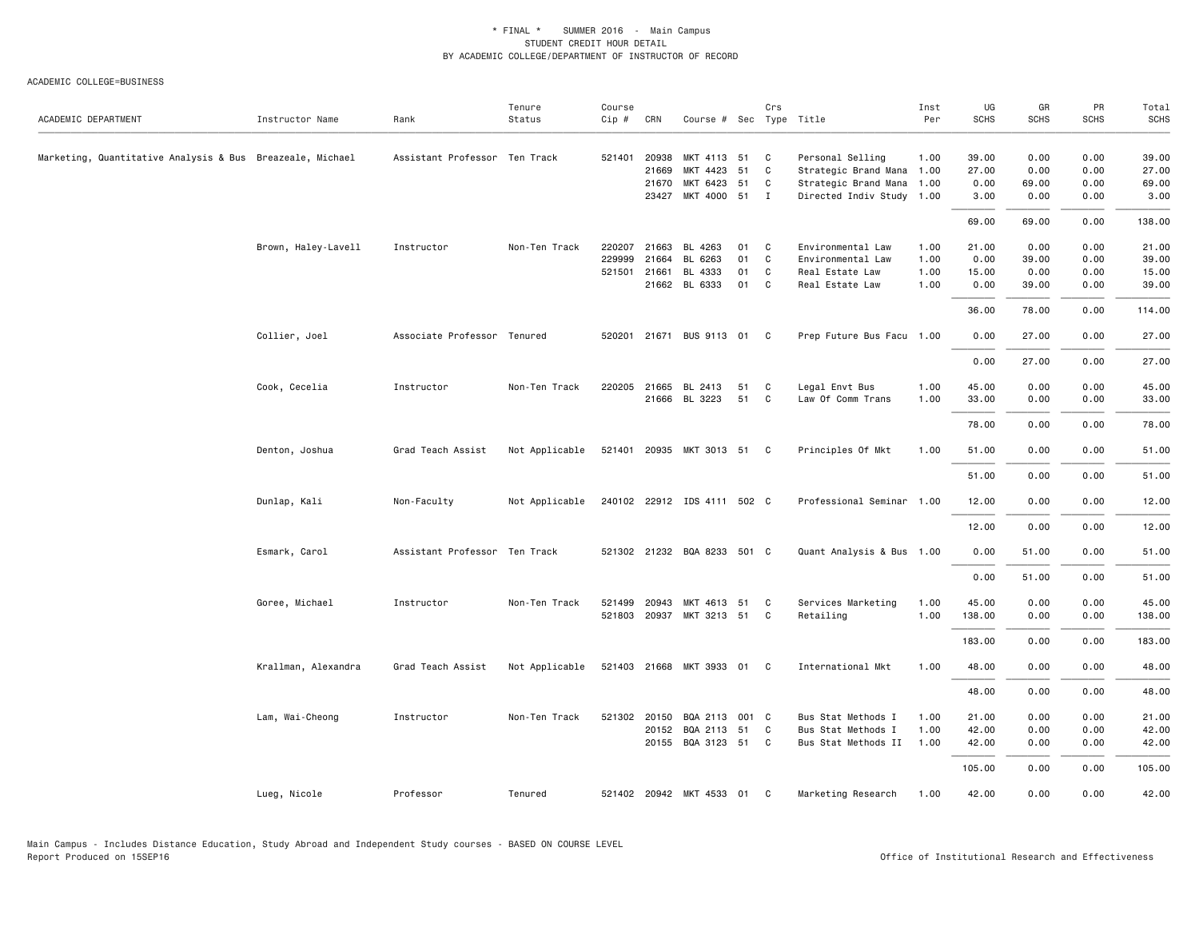\* FINAL \* SUMMER 2016 - Main Campus
STUDENT CREDIT HOUR DETAIL
BY ACADEMIC COLLEGE/DEPARTMENT OF INSTRUCTOR OF RECORD

ACADEMIC COLLEGE=BUSINESS

| ACADEMIC DEPARTMENT | Instructor Name | Rank | Tenure Status | Course Cip # | CRN | Course # | Sec | Crs Type | Title | Inst Per | UG SCHS | GR SCHS | PR SCHS | Total SCHS |
|---|---|---|---|---|---|---|---|---|---|---|---|---|---|---|
| Marketing, Quantitative Analysis & Bus | Breazeale, Michael | Assistant Professor | Ten Track | 521401 | 20938 | MKT 4113 | 51 | C | Personal Selling | 1.00 | 39.00 | 0.00 | 0.00 | 39.00 |
| | | | | | 21669 | MKT 4423 | 51 | C | Strategic Brand Mana | 1.00 | 27.00 | 0.00 | 0.00 | 27.00 |
| | | | | | 21670 | MKT 6423 | 51 | C | Strategic Brand Mana | 1.00 | 0.00 | 69.00 | 0.00 | 69.00 |
| | | | | | 23427 | MKT 4000 | 51 | I | Directed Indiv Study | 1.00 | 3.00 | 0.00 | 0.00 | 3.00 |
| | | | | | | | | | | | 69.00 | 69.00 | 0.00 | 138.00 |
| | Brown, Haley-Lavell | Instructor | Non-Ten Track | 220207 | 21663 | BL 4263 | 01 | C | Environmental Law | 1.00 | 21.00 | 0.00 | 0.00 | 21.00 |
| | | | | 229999 | 21664 | BL 6263 | 01 | C | Environmental Law | 1.00 | 0.00 | 39.00 | 0.00 | 39.00 |
| | | | | 521501 | 21661 | BL 4333 | 01 | C | Real Estate Law | 1.00 | 15.00 | 0.00 | 0.00 | 15.00 |
| | | | | | 21662 | BL 6333 | 01 | C | Real Estate Law | 1.00 | 0.00 | 39.00 | 0.00 | 39.00 |
| | | | | | | | | | | | 36.00 | 78.00 | 0.00 | 114.00 |
| | Collier, Joel | Associate Professor | Tenured | 520201 | 21671 | BUS 9113 | 01 | C | Prep Future Bus Facu | 1.00 | 0.00 | 27.00 | 0.00 | 27.00 |
| | | | | | | | | | | | 0.00 | 27.00 | 0.00 | 27.00 |
| | Cook, Cecelia | Instructor | Non-Ten Track | 220205 | 21665 | BL 2413 | 51 | C | Legal Envt Bus | 1.00 | 45.00 | 0.00 | 0.00 | 45.00 |
| | | | | | 21666 | BL 3223 | 51 | C | Law Of Comm Trans | 1.00 | 33.00 | 0.00 | 0.00 | 33.00 |
| | | | | | | | | | | | 78.00 | 0.00 | 0.00 | 78.00 |
| | Denton, Joshua | Grad Teach Assist | Not Applicable | 521401 | 20935 | MKT 3013 | 51 | C | Principles Of Mkt | 1.00 | 51.00 | 0.00 | 0.00 | 51.00 |
| | | | | | | | | | | | 51.00 | 0.00 | 0.00 | 51.00 |
| | Dunlap, Kali | Non-Faculty | Not Applicable | 240102 | 22912 | IDS 4111 | 502 | C | Professional Seminar | 1.00 | 12.00 | 0.00 | 0.00 | 12.00 |
| | | | | | | | | | | | 12.00 | 0.00 | 0.00 | 12.00 |
| | Esmark, Carol | Assistant Professor | Ten Track | 521302 | 21232 | BQA 8233 | 501 | C | Quant Analysis & Bus | 1.00 | 0.00 | 51.00 | 0.00 | 51.00 |
| | | | | | | | | | | | 0.00 | 51.00 | 0.00 | 51.00 |
| | Goree, Michael | Instructor | Non-Ten Track | 521499 | 20943 | MKT 4613 | 51 | C | Services Marketing | 1.00 | 45.00 | 0.00 | 0.00 | 45.00 |
| | | | | 521803 | 20937 | MKT 3213 | 51 | C | Retailing | 1.00 | 138.00 | 0.00 | 0.00 | 138.00 |
| | | | | | | | | | | | 183.00 | 0.00 | 0.00 | 183.00 |
| | Krallman, Alexandra | Grad Teach Assist | Not Applicable | 521403 | 21668 | MKT 3933 | 01 | C | International Mkt | 1.00 | 48.00 | 0.00 | 0.00 | 48.00 |
| | | | | | | | | | | | 48.00 | 0.00 | 0.00 | 48.00 |
| | Lam, Wai-Cheong | Instructor | Non-Ten Track | 521302 | 20150 | BQA 2113 | 001 | C | Bus Stat Methods I | 1.00 | 21.00 | 0.00 | 0.00 | 21.00 |
| | | | | | 20152 | BQA 2113 | 51 | C | Bus Stat Methods I | 1.00 | 42.00 | 0.00 | 0.00 | 42.00 |
| | | | | | 20155 | BQA 3123 | 51 | C | Bus Stat Methods II | 1.00 | 42.00 | 0.00 | 0.00 | 42.00 |
| | | | | | | | | | | | 105.00 | 0.00 | 0.00 | 105.00 |
| | Lueg, Nicole | Professor | Tenured | 521402 | 20942 | MKT 4533 | 01 | C | Marketing Research | 1.00 | 42.00 | 0.00 | 0.00 | 42.00 |

Main Campus - Includes Distance Education, Study Abroad and Independent Study courses - BASED ON COURSE LEVEL
Report Produced on 15SEP16

Office of Institutional Research and Effectiveness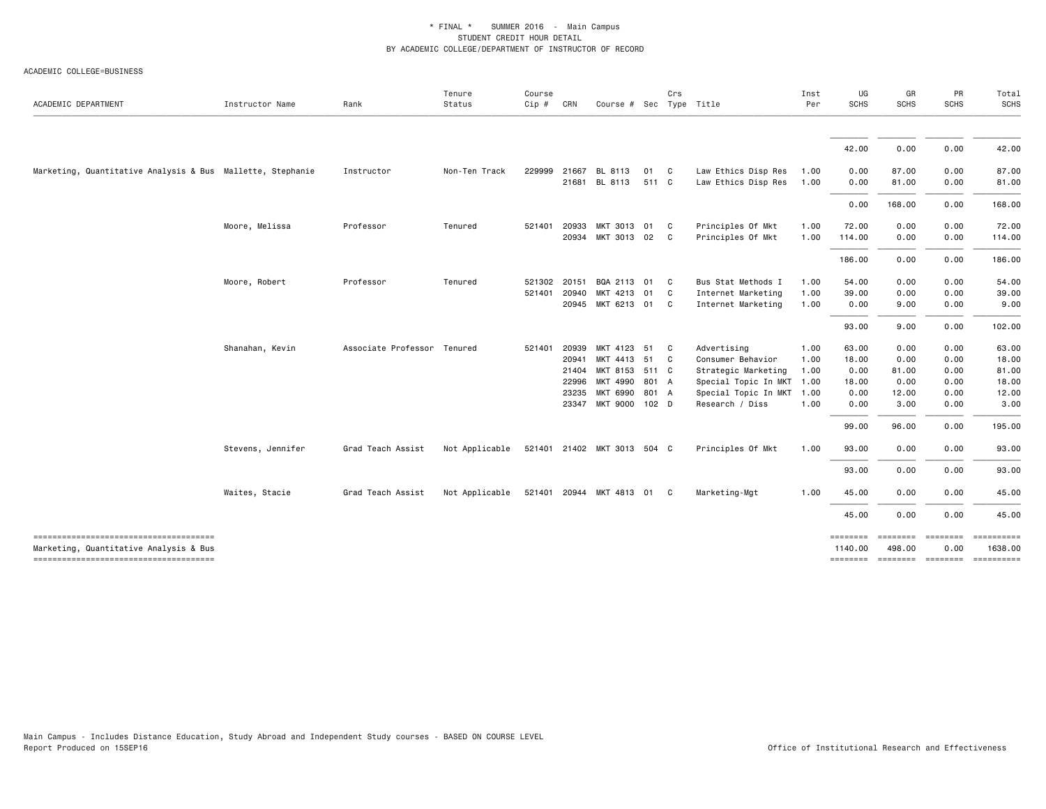\* FINAL \*    SUMMER 2016 - Main Campus
STUDENT CREDIT HOUR DETAIL
BY ACADEMIC COLLEGE/DEPARTMENT OF INSTRUCTOR OF RECORD

ACADEMIC COLLEGE=BUSINESS

| ACADEMIC DEPARTMENT | Instructor Name | Rank | Tenure Status | Course Cip # | CRN | Course # | Sec | Crs Type | Title | Inst Per | UG SCHS | GR SCHS | PR SCHS | Total SCHS |
|---|---|---|---|---|---|---|---|---|---|---|---|---|---|---|
| | | | | | | | | | | | 42.00 | 0.00 | 0.00 | 42.00 |
| Marketing, Quantitative Analysis & Bus | Mallette, Stephanie | Instructor | Non-Ten Track | 229999 | 21667 | BL 8113 | 01 | C | Law Ethics Disp Res | 1.00 | 0.00 | 87.00 | 0.00 | 87.00 |
| | | | | | 21681 | BL 8113 | 511 | C | Law Ethics Disp Res | 1.00 | 0.00 | 81.00 | 0.00 | 81.00 |
| | | | | | | | | | | | 0.00 | 168.00 | 0.00 | 168.00 |
| | Moore, Melissa | Professor | Tenured | 521401 | 20933 | MKT 3013 | 01 | C | Principles Of Mkt | 1.00 | 72.00 | 0.00 | 0.00 | 72.00 |
| | | | | | 20934 | MKT 3013 | 02 | C | Principles Of Mkt | 1.00 | 114.00 | 0.00 | 0.00 | 114.00 |
| | | | | | | | | | | | 186.00 | 0.00 | 0.00 | 186.00 |
| | Moore, Robert | Professor | Tenured | 521302 | 20151 | BQA 2113 | 01 | C | Bus Stat Methods I | 1.00 | 54.00 | 0.00 | 0.00 | 54.00 |
| | | | | 521401 | 20940 | MKT 4213 | 01 | C | Internet Marketing | 1.00 | 39.00 | 0.00 | 0.00 | 39.00 |
| | | | | | 20945 | MKT 6213 | 01 | C | Internet Marketing | 1.00 | 0.00 | 9.00 | 0.00 | 9.00 |
| | | | | | | | | | | | 93.00 | 9.00 | 0.00 | 102.00 |
| | Shanahan, Kevin | Associate Professor | Tenured | 521401 | 20939 | MKT 4123 | 51 | C | Advertising | 1.00 | 63.00 | 0.00 | 0.00 | 63.00 |
| | | | | | 20941 | MKT 4413 | 51 | C | Consumer Behavior | 1.00 | 18.00 | 0.00 | 0.00 | 18.00 |
| | | | | | 21404 | MKT 8153 | 511 | C | Strategic Marketing | 1.00 | 0.00 | 81.00 | 0.00 | 81.00 |
| | | | | | 22996 | MKT 4990 | 801 | A | Special Topic In MKT | 1.00 | 18.00 | 0.00 | 0.00 | 18.00 |
| | | | | | 23235 | MKT 6990 | 801 | A | Special Topic In MKT | 1.00 | 0.00 | 12.00 | 0.00 | 12.00 |
| | | | | | 23347 | MKT 9000 | 102 | D | Research / Diss | 1.00 | 0.00 | 3.00 | 0.00 | 3.00 |
| | | | | | | | | | | | 99.00 | 96.00 | 0.00 | 195.00 |
| | Stevens, Jennifer | Grad Teach Assist | Not Applicable | 521401 | 21402 | MKT 3013 | 504 | C | Principles Of Mkt | 1.00 | 93.00 | 0.00 | 0.00 | 93.00 |
| | | | | | | | | | | | 93.00 | 0.00 | 0.00 | 93.00 |
| | Waites, Stacie | Grad Teach Assist | Not Applicable | 521401 | 20944 | MKT 4813 | 01 | C | Marketing-Mgt | 1.00 | 45.00 | 0.00 | 0.00 | 45.00 |
| | | | | | | | | | | | 45.00 | 0.00 | 0.00 | 45.00 |
| Marketing, Quantitative Analysis & Bus | | | | | | | | | | | 1140.00 | 498.00 | 0.00 | 1638.00 |

Main Campus - Includes Distance Education, Study Abroad and Independent Study courses - BASED ON COURSE LEVEL
Report Produced on 15SEP16

Office of Institutional Research and Effectiveness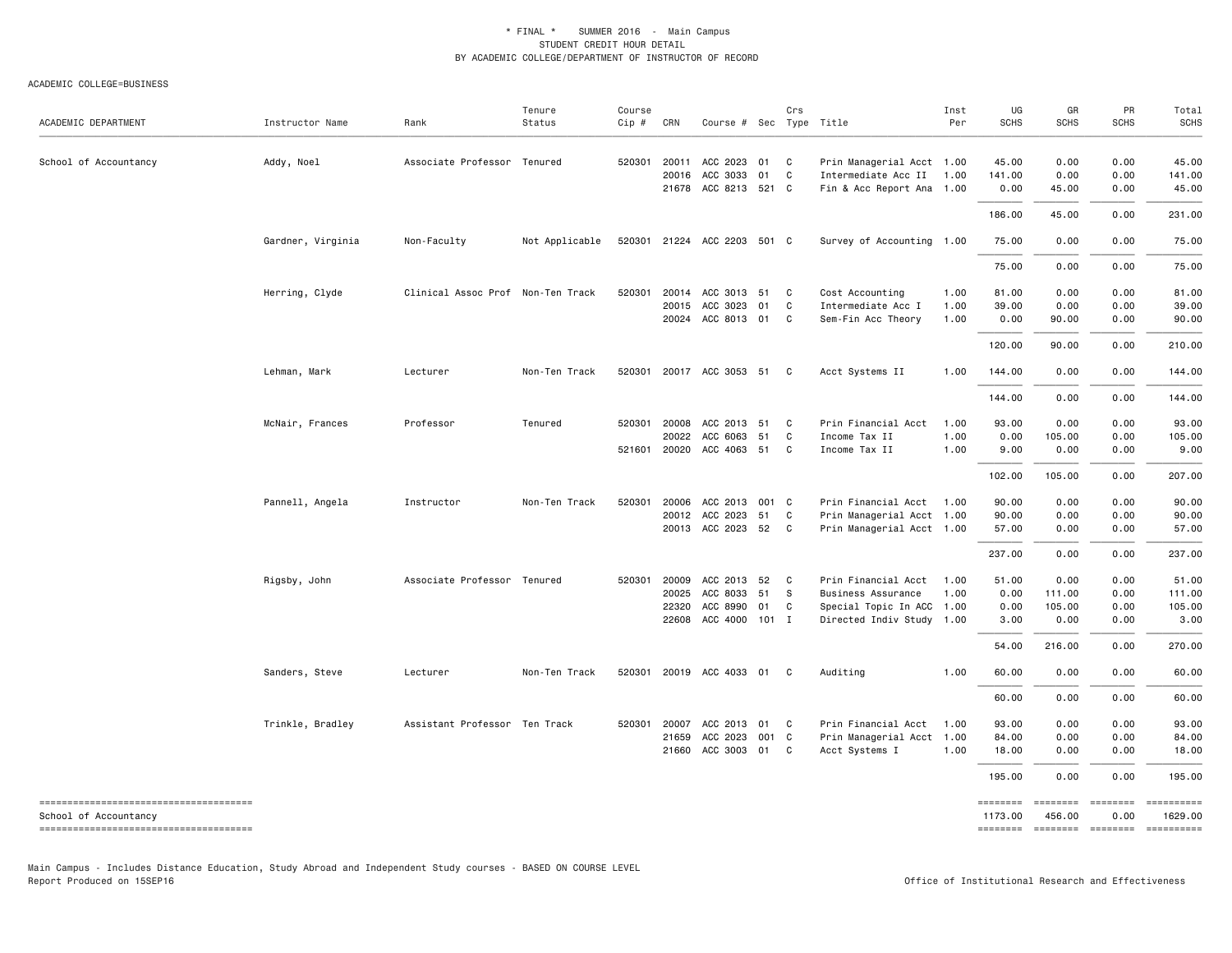\* FINAL \* SUMMER 2016 - Main Campus
STUDENT CREDIT HOUR DETAIL
BY ACADEMIC COLLEGE/DEPARTMENT OF INSTRUCTOR OF RECORD

ACADEMIC COLLEGE=BUSINESS

| ACADEMIC DEPARTMENT | Instructor Name | Rank | Tenure Status | Course Cip # | CRN | Course # | Sec | Crs Type | Title | Inst Per | UG SCHS | GR SCHS | PR SCHS | Total SCHS |
|---|---|---|---|---|---|---|---|---|---|---|---|---|---|---|
| School of Accountancy | Addy, Noel | Associate Professor | Tenured | 520301 | 20011 | ACC 2023 | 01 | C | Prin Managerial Acct | 1.00 | 45.00 | 0.00 | 0.00 | 45.00 |
| | | | | | 20016 | ACC 3033 | 01 | C | Intermediate Acc II | 1.00 | 141.00 | 0.00 | 0.00 | 141.00 |
| | | | | | 21678 | ACC 8213 | 521 | C | Fin & Acc Report Ana | 1.00 | 0.00 | 45.00 | 0.00 | 45.00 |
| | | | | | | | | | | | 186.00 | 45.00 | 0.00 | 231.00 |
| | Gardner, Virginia | Non-Faculty | Not Applicable | 520301 | 21224 | ACC 2203 | 501 | C | Survey of Accounting | 1.00 | 75.00 | 0.00 | 0.00 | 75.00 |
| | | | | | | | | | | | 75.00 | 0.00 | 0.00 | 75.00 |
| | Herring, Clyde | Clinical Assoc Prof | Non-Ten Track | 520301 | 20014 | ACC 3013 | 51 | C | Cost Accounting | 1.00 | 81.00 | 0.00 | 0.00 | 81.00 |
| | | | | | 20015 | ACC 3023 | 01 | C | Intermediate Acc I | 1.00 | 39.00 | 0.00 | 0.00 | 39.00 |
| | | | | | 20024 | ACC 8013 | 01 | C | Sem-Fin Acc Theory | 1.00 | 0.00 | 90.00 | 0.00 | 90.00 |
| | | | | | | | | | | | 120.00 | 90.00 | 0.00 | 210.00 |
| | Lehman, Mark | Lecturer | Non-Ten Track | 520301 | 20017 | ACC 3053 | 51 | C | Acct Systems II | 1.00 | 144.00 | 0.00 | 0.00 | 144.00 |
| | | | | | | | | | | | 144.00 | 0.00 | 0.00 | 144.00 |
| | McNair, Frances | Professor | Tenured | 520301 | 20008 | ACC 2013 | 51 | C | Prin Financial Acct | 1.00 | 93.00 | 0.00 | 0.00 | 93.00 |
| | | | | | 20022 | ACC 6063 | 51 | C | Income Tax II | 1.00 | 0.00 | 105.00 | 0.00 | 105.00 |
| | | | | 521601 | 20020 | ACC 4063 | 51 | C | Income Tax II | 1.00 | 9.00 | 0.00 | 0.00 | 9.00 |
| | | | | | | | | | | | 102.00 | 105.00 | 0.00 | 207.00 |
| | Pannell, Angela | Instructor | Non-Ten Track | 520301 | 20006 | ACC 2013 | 001 | C | Prin Financial Acct | 1.00 | 90.00 | 0.00 | 0.00 | 90.00 |
| | | | | | 20012 | ACC 2023 | 51 | C | Prin Managerial Acct | 1.00 | 90.00 | 0.00 | 0.00 | 90.00 |
| | | | | | 20013 | ACC 2023 | 52 | C | Prin Managerial Acct | 1.00 | 57.00 | 0.00 | 0.00 | 57.00 |
| | | | | | | | | | | | 237.00 | 0.00 | 0.00 | 237.00 |
| | Rigsby, John | Associate Professor | Tenured | 520301 | 20009 | ACC 2013 | 52 | C | Prin Financial Acct | 1.00 | 51.00 | 0.00 | 0.00 | 51.00 |
| | | | | | 20025 | ACC 8033 | 51 | S | Business Assurance | 1.00 | 0.00 | 111.00 | 0.00 | 111.00 |
| | | | | | 22320 | ACC 8990 | 01 | C | Special Topic In ACC | 1.00 | 0.00 | 105.00 | 0.00 | 105.00 |
| | | | | | 22608 | ACC 4000 | 101 | I | Directed Indiv Study | 1.00 | 3.00 | 0.00 | 0.00 | 3.00 |
| | | | | | | | | | | | 54.00 | 216.00 | 0.00 | 270.00 |
| | Sanders, Steve | Lecturer | Non-Ten Track | 520301 | 20019 | ACC 4033 | 01 | C | Auditing | 1.00 | 60.00 | 0.00 | 0.00 | 60.00 |
| | | | | | | | | | | | 60.00 | 0.00 | 0.00 | 60.00 |
| | Trinkle, Bradley | Assistant Professor | Ten Track | 520301 | 20007 | ACC 2013 | 01 | C | Prin Financial Acct | 1.00 | 93.00 | 0.00 | 0.00 | 93.00 |
| | | | | | 21659 | ACC 2023 | 001 | C | Prin Managerial Acct | 1.00 | 84.00 | 0.00 | 0.00 | 84.00 |
| | | | | | 21660 | ACC 3003 | 01 | C | Acct Systems I | 1.00 | 18.00 | 0.00 | 0.00 | 18.00 |
| | | | | | | | | | | | 195.00 | 0.00 | 0.00 | 195.00 |
| School of Accountancy | | | | | | | | | | | 1173.00 | 456.00 | 0.00 | 1629.00 |

Main Campus - Includes Distance Education, Study Abroad and Independent Study courses - BASED ON COURSE LEVEL
Report Produced on 15SEP16

Office of Institutional Research and Effectiveness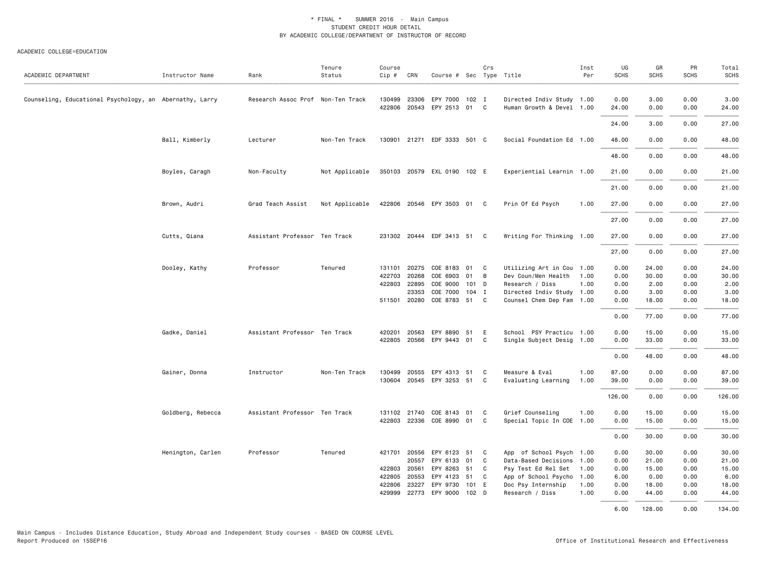\* FINAL \* SUMMER 2016 - Main Campus
STUDENT CREDIT HOUR DETAIL
BY ACADEMIC COLLEGE/DEPARTMENT OF INSTRUCTOR OF RECORD

ACADEMIC COLLEGE=EDUCATION

| ACADEMIC DEPARTMENT | Instructor Name | Rank | Tenure Status | Course Cip # | CRN | Course # | Sec | Crs Type | Title | Inst Per | UG SCHS | GR SCHS | PR SCHS | Total SCHS |
|---|---|---|---|---|---|---|---|---|---|---|---|---|---|---|
| Counseling, Educational Psychology, an | Abernathy, Larry | Research Assoc Prof | Non-Ten Track | 130499 | 23306 | EPY 7000 | 102 | I | Directed Indiv Study | 1.00 | 0.00 | 3.00 | 0.00 | 3.00 |
| | | | | 422806 | 20543 | EPY 2513 | 01 | C | Human Growth & Devel | 1.00 | 24.00 | 0.00 | 0.00 | 24.00 |
| | | | | | | | | | | | 24.00 | 3.00 | 0.00 | 27.00 |
| | Ball, Kimberly | Lecturer | Non-Ten Track | 130901 | 21271 | EDF 3333 | 501 | C | Social Foundation Ed | 1.00 | 48.00 | 0.00 | 0.00 | 48.00 |
| | | | | | | | | | | | 48.00 | 0.00 | 0.00 | 48.00 |
| | Boyles, Caragh | Non-Faculty | Not Applicable | 350103 | 20579 | EXL 0190 | 102 | E | Experiential Learnin | 1.00 | 21.00 | 0.00 | 0.00 | 21.00 |
| | | | | | | | | | | | 21.00 | 0.00 | 0.00 | 21.00 |
| | Brown, Audri | Grad Teach Assist | Not Applicable | 422806 | 20546 | EPY 3503 | 01 | C | Prin Of Ed Psych | 1.00 | 27.00 | 0.00 | 0.00 | 27.00 |
| | | | | | | | | | | | 27.00 | 0.00 | 0.00 | 27.00 |
| | Cutts, Qiana | Assistant Professor | Ten Track | 231302 | 20444 | EDF 3413 | 51 | C | Writing For Thinking | 1.00 | 27.00 | 0.00 | 0.00 | 27.00 |
| | | | | | | | | | | | 27.00 | 0.00 | 0.00 | 27.00 |
| | Dooley, Kathy | Professor | Tenured | 131101 | 20275 | COE 8183 | 01 | C | Utilizing Art in Cou | 1.00 | 0.00 | 24.00 | 0.00 | 24.00 |
| | | | | 422703 | 20268 | COE 6903 | 01 | B | Dev Coun/Men Health | 1.00 | 0.00 | 30.00 | 0.00 | 30.00 |
| | | | | 422803 | 22895 | COE 9000 | 101 | D | Research / Diss | 1.00 | 0.00 | 2.00 | 0.00 | 2.00 |
| | | | | | 23353 | COE 7000 | 104 | I | Directed Indiv Study | 1.00 | 0.00 | 3.00 | 0.00 | 3.00 |
| | | | | 511501 | 20280 | COE 8783 | 51 | C | Counsel Chem Dep Fam | 1.00 | 0.00 | 18.00 | 0.00 | 18.00 |
| | | | | | | | | | | | 0.00 | 77.00 | 0.00 | 77.00 |
| | Gadke, Daniel | Assistant Professor | Ten Track | 420201 | 20563 | EPY 8890 | 51 | E | School PSY Practicu | 1.00 | 0.00 | 15.00 | 0.00 | 15.00 |
| | | | | 422805 | 20566 | EPY 9443 | 01 | C | Single Subject Desig | 1.00 | 0.00 | 33.00 | 0.00 | 33.00 |
| | | | | | | | | | | | 0.00 | 48.00 | 0.00 | 48.00 |
| | Gainer, Donna | Instructor | Non-Ten Track | 130499 | 20555 | EPY 4313 | 51 | C | Measure & Eval | 1.00 | 87.00 | 0.00 | 0.00 | 87.00 |
| | | | | 130604 | 20545 | EPY 3253 | 51 | C | Evaluating Learning | 1.00 | 39.00 | 0.00 | 0.00 | 39.00 |
| | | | | | | | | | | | 126.00 | 0.00 | 0.00 | 126.00 |
| | Goldberg, Rebecca | Assistant Professor | Ten Track | 131102 | 21740 | COE 8143 | 01 | C | Grief Counseling | 1.00 | 0.00 | 15.00 | 0.00 | 15.00 |
| | | | | 422803 | 22336 | COE 8990 | 01 | C | Special Topic In COE | 1.00 | 0.00 | 15.00 | 0.00 | 15.00 |
| | | | | | | | | | | | 0.00 | 30.00 | 0.00 | 30.00 |
| | Henington, Carlen | Professor | Tenured | 421701 | 20556 | EPY 6123 | 51 | C | App of School Psych | 1.00 | 0.00 | 30.00 | 0.00 | 30.00 |
| | | | | | 20557 | EPY 6133 | 01 | C | Data-Based Decisions | 1.00 | 0.00 | 21.00 | 0.00 | 21.00 |
| | | | | 422803 | 20561 | EPY 8263 | 51 | C | Psy Test Ed Rel Set | 1.00 | 0.00 | 15.00 | 0.00 | 15.00 |
| | | | | 422805 | 20553 | EPY 4123 | 51 | C | App of School Psycho | 1.00 | 6.00 | 0.00 | 0.00 | 6.00 |
| | | | | 422806 | 23227 | EPY 9730 | 101 | E | Doc Psy Internship | 1.00 | 0.00 | 18.00 | 0.00 | 18.00 |
| | | | | 429999 | 22773 | EPY 9000 | 102 | D | Research / Diss | 1.00 | 0.00 | 44.00 | 0.00 | 44.00 |
| | | | | | | | | | | | 6.00 | 128.00 | 0.00 | 134.00 |

Main Campus - Includes Distance Education, Study Abroad and Independent Study courses - BASED ON COURSE LEVEL
Report Produced on 15SEP16

Office of Institutional Research and Effectiveness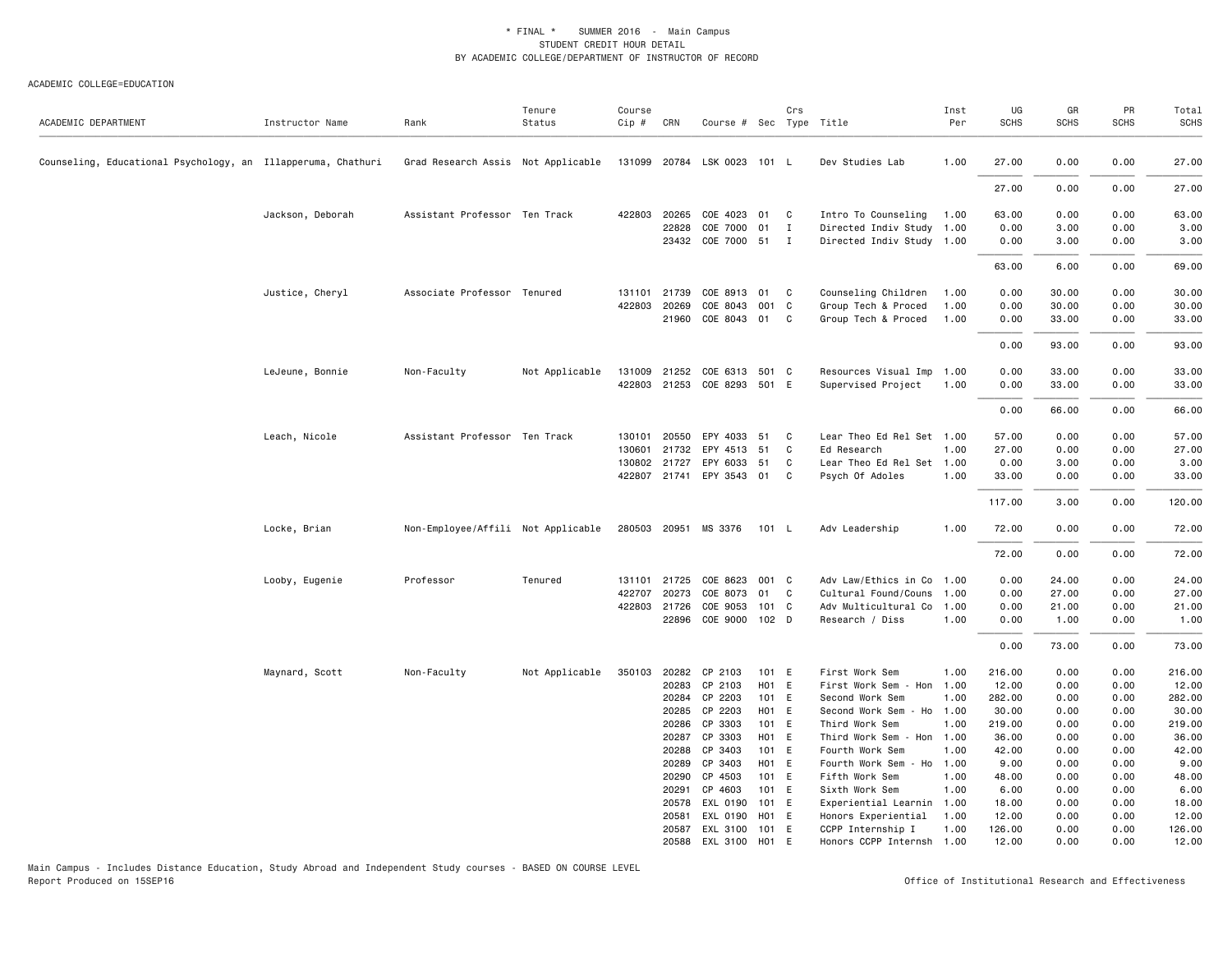\* FINAL \*    SUMMER 2016  -  Main Campus
STUDENT CREDIT HOUR DETAIL
BY ACADEMIC COLLEGE/DEPARTMENT OF INSTRUCTOR OF RECORD

ACADEMIC COLLEGE=EDUCATION

| ACADEMIC DEPARTMENT | Instructor Name | Rank | Tenure Status | Course Cip # | CRN | Course # | Sec | Crs Type | Title | Inst Per | UG SCHS | GR SCHS | PR SCHS | Total SCHS |
|---|---|---|---|---|---|---|---|---|---|---|---|---|---|---|
| Counseling, Educational Psychology, an | Illapperuma, Chathuri | Grad Research Assis | Not Applicable | 131099 | 20784 | LSK 0023 | 101 | L | Dev Studies Lab | 1.00 | 27.00 | 0.00 | 0.00 | 27.00 |
| | | | | | | | | | | | 27.00 | 0.00 | 0.00 | 27.00 |
| | Jackson, Deborah | Assistant Professor | Ten Track | 422803 | 20265 | COE 4023 | 01 | C | Intro To Counseling | 1.00 | 63.00 | 0.00 | 0.00 | 63.00 |
| | | | | | 22828 | COE 7000 | 01 | I | Directed Indiv Study | 1.00 | 0.00 | 3.00 | 0.00 | 3.00 |
| | | | | | 23432 | COE 7000 | 51 | I | Directed Indiv Study | 1.00 | 0.00 | 3.00 | 0.00 | 3.00 |
| | | | | | | | | | | | 63.00 | 6.00 | 0.00 | 69.00 |
| | Justice, Cheryl | Associate Professor | Tenured | 131101 | 21739 | COE 8913 | 01 | C | Counseling Children | 1.00 | 0.00 | 30.00 | 0.00 | 30.00 |
| | | | | 422803 | 20269 | COE 8043 | 001 | C | Group Tech & Proced | 1.00 | 0.00 | 30.00 | 0.00 | 30.00 |
| | | | | | 21960 | COE 8043 | 01 | C | Group Tech & Proced | 1.00 | 0.00 | 33.00 | 0.00 | 33.00 |
| | | | | | | | | | | | 0.00 | 93.00 | 0.00 | 93.00 |
| | LeJeune, Bonnie | Non-Faculty | Not Applicable | 131009 | 21252 | COE 6313 | 501 | C | Resources Visual Imp | 1.00 | 0.00 | 33.00 | 0.00 | 33.00 |
| | | | | 422803 | 21253 | COE 8293 | 501 | E | Supervised Project | 1.00 | 0.00 | 33.00 | 0.00 | 33.00 |
| | | | | | | | | | | | 0.00 | 66.00 | 0.00 | 66.00 |
| | Leach, Nicole | Assistant Professor | Ten Track | 130101 | 20550 | EPY 4033 | 51 | C | Lear Theo Ed Rel Set | 1.00 | 57.00 | 0.00 | 0.00 | 57.00 |
| | | | | 130601 | 21732 | EPY 4513 | 51 | C | Ed Research | 1.00 | 27.00 | 0.00 | 0.00 | 27.00 |
| | | | | 130802 | 21727 | EPY 6033 | 51 | C | Lear Theo Ed Rel Set | 1.00 | 0.00 | 3.00 | 0.00 | 3.00 |
| | | | | 422807 | 21741 | EPY 3543 | 01 | C | Psych Of Adoles | 1.00 | 33.00 | 0.00 | 0.00 | 33.00 |
| | | | | | | | | | | | 117.00 | 3.00 | 0.00 | 120.00 |
| | Locke, Brian | Non-Employee/Affili | Not Applicable | 280503 | 20951 | MS 3376 | 101 | L | Adv Leadership | 1.00 | 72.00 | 0.00 | 0.00 | 72.00 |
| | | | | | | | | | | | 72.00 | 0.00 | 0.00 | 72.00 |
| | Looby, Eugenie | Professor | Tenured | 131101 | 21725 | COE 8623 | 001 | C | Adv Law/Ethics in Co | 1.00 | 0.00 | 24.00 | 0.00 | 24.00 |
| | | | | 422707 | 20273 | COE 8073 | 01 | C | Cultural Found/Couns | 1.00 | 0.00 | 27.00 | 0.00 | 27.00 |
| | | | | 422803 | 21726 | COE 9053 | 101 | C | Adv Multicultural Co | 1.00 | 0.00 | 21.00 | 0.00 | 21.00 |
| | | | | | 22896 | COE 9000 | 102 | D | Research / Diss | 1.00 | 0.00 | 1.00 | 0.00 | 1.00 |
| | | | | | | | | | | | 0.00 | 73.00 | 0.00 | 73.00 |
| | Maynard, Scott | Non-Faculty | Not Applicable | 350103 | 20282 | CP 2103 | 101 | E | First Work Sem | 1.00 | 216.00 | 0.00 | 0.00 | 216.00 |
| | | | | | 20283 | CP 2103 | H01 | E | First Work Sem - Hon | 1.00 | 12.00 | 0.00 | 0.00 | 12.00 |
| | | | | | 20284 | CP 2203 | 101 | E | Second Work Sem | 1.00 | 282.00 | 0.00 | 0.00 | 282.00 |
| | | | | | 20285 | CP 2203 | H01 | E | Second Work Sem - Ho | 1.00 | 30.00 | 0.00 | 0.00 | 30.00 |
| | | | | | 20286 | CP 3303 | 101 | E | Third Work Sem | 1.00 | 219.00 | 0.00 | 0.00 | 219.00 |
| | | | | | 20287 | CP 3303 | H01 | E | Third Work Sem - Hon | 1.00 | 36.00 | 0.00 | 0.00 | 36.00 |
| | | | | | 20288 | CP 3403 | 101 | E | Fourth Work Sem | 1.00 | 42.00 | 0.00 | 0.00 | 42.00 |
| | | | | | 20289 | CP 3403 | H01 | E | Fourth Work Sem - Ho | 1.00 | 9.00 | 0.00 | 0.00 | 9.00 |
| | | | | | 20290 | CP 4503 | 101 | E | Fifth Work Sem | 1.00 | 48.00 | 0.00 | 0.00 | 48.00 |
| | | | | | 20291 | CP 4603 | 101 | E | Sixth Work Sem | 1.00 | 6.00 | 0.00 | 0.00 | 6.00 |
| | | | | | 20578 | EXL 0190 | 101 | E | Experiential Learnin | 1.00 | 18.00 | 0.00 | 0.00 | 18.00 |
| | | | | | 20581 | EXL 0190 | H01 | E | Honors Experiential | 1.00 | 12.00 | 0.00 | 0.00 | 12.00 |
| | | | | | 20587 | EXL 3100 | 101 | E | CCPP Internship I | 1.00 | 126.00 | 0.00 | 0.00 | 126.00 |
| | | | | | 20588 | EXL 3100 | H01 | E | Honors CCPP Internsh | 1.00 | 12.00 | 0.00 | 0.00 | 12.00 |

Main Campus - Includes Distance Education, Study Abroad and Independent Study courses - BASED ON COURSE LEVEL
Report Produced on 15SEP16    Office of Institutional Research and Effectiveness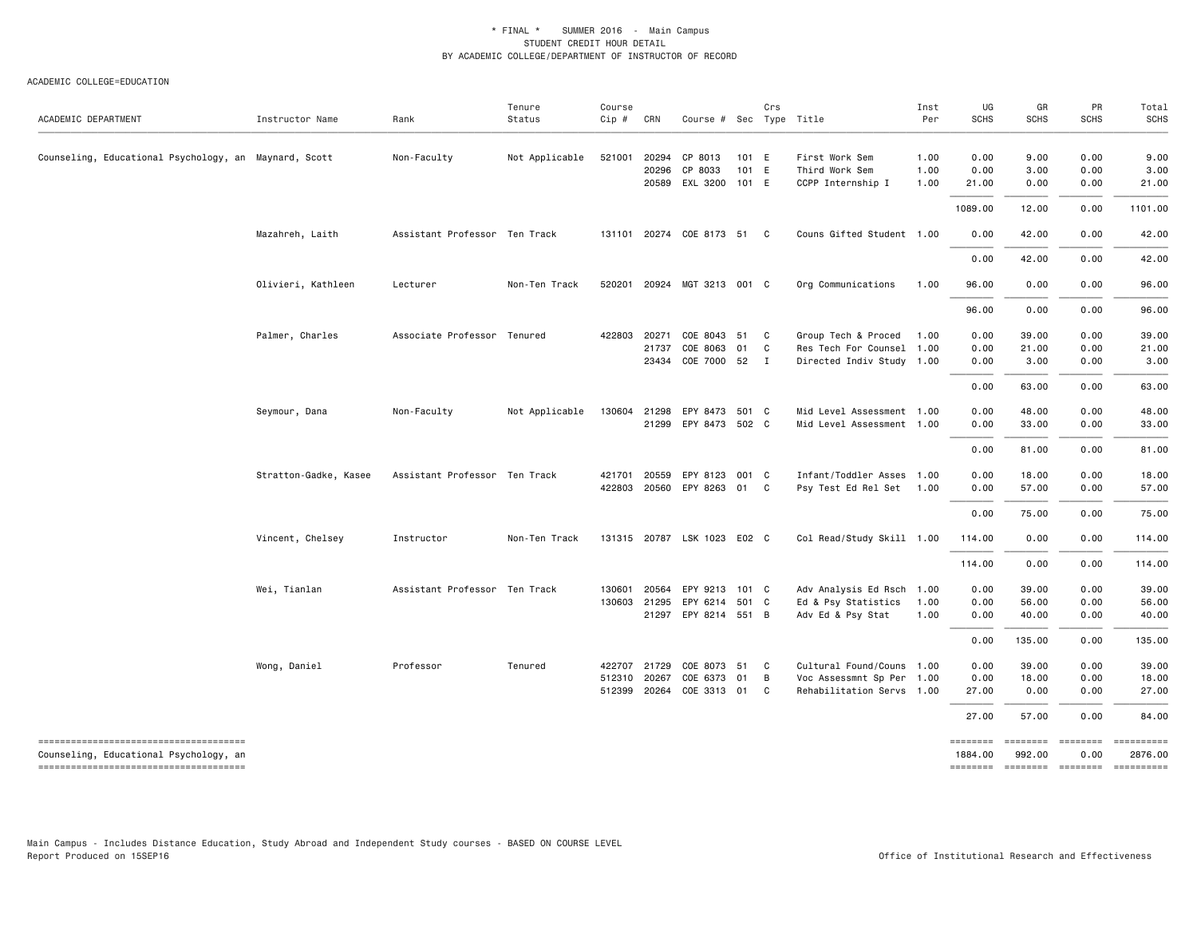\* FINAL \*  SUMMER 2016 - Main Campus
STUDENT CREDIT HOUR DETAIL
BY ACADEMIC COLLEGE/DEPARTMENT OF INSTRUCTOR OF RECORD

ACADEMIC COLLEGE=EDUCATION

| ACADEMIC DEPARTMENT | Instructor Name | Rank | Tenure Status | Course Cip # | CRN | Course # | Sec | Crs Type | Title | Inst Per | UG SCHS | GR SCHS | PR SCHS | Total SCHS |
|---|---|---|---|---|---|---|---|---|---|---|---|---|---|---|
| Counseling, Educational Psychology, an | Maynard, Scott | Non-Faculty | Not Applicable | 521001 | 20294 | CP 8013 | 101 | E | First Work Sem | 1.00 | 0.00 | 9.00 | 0.00 | 9.00 |
| | | | | | 20296 | CP 8033 | 101 | E | Third Work Sem | 1.00 | 0.00 | 3.00 | 0.00 | 3.00 |
| | | | | | 20589 | EXL 3200 | 101 | E | CCPP Internship I | 1.00 | 21.00 | 0.00 | 0.00 | 21.00 |
| | | | | | | | | | | | 1089.00 | 12.00 | 0.00 | 1101.00 |
| | Mazahreh, Laith | Assistant Professor | Ten Track | 131101 | 20274 | COE 8173 | 51 | C | Couns Gifted Student | 1.00 | 0.00 | 42.00 | 0.00 | 42.00 |
| | | | | | | | | | | | 0.00 | 42.00 | 0.00 | 42.00 |
| | Olivieri, Kathleen | Lecturer | Non-Ten Track | 520201 | 20924 | MGT 3213 | 001 | C | Org Communications | 1.00 | 96.00 | 0.00 | 0.00 | 96.00 |
| | | | | | | | | | | | 96.00 | 0.00 | 0.00 | 96.00 |
| | Palmer, Charles | Associate Professor | Tenured | 422803 | 20271 | COE 8043 | 51 | C | Group Tech & Proced | 1.00 | 0.00 | 39.00 | 0.00 | 39.00 |
| | | | | | 21737 | COE 8063 | 01 | C | Res Tech For Counsel | 1.00 | 0.00 | 21.00 | 0.00 | 21.00 |
| | | | | | 23434 | COE 7000 | 52 | I | Directed Indiv Study | 1.00 | 0.00 | 3.00 | 0.00 | 3.00 |
| | | | | | | | | | | | 0.00 | 63.00 | 0.00 | 63.00 |
| | Seymour, Dana | Non-Faculty | Not Applicable | 130604 | 21298 | EPY 8473 | 501 | C | Mid Level Assessment | 1.00 | 0.00 | 48.00 | 0.00 | 48.00 |
| | | | | | 21299 | EPY 8473 | 502 | C | Mid Level Assessment | 1.00 | 0.00 | 33.00 | 0.00 | 33.00 |
| | | | | | | | | | | | 0.00 | 81.00 | 0.00 | 81.00 |
| | Stratton-Gadke, Kasee | Assistant Professor | Ten Track | 421701 | 20559 | EPY 8123 | 001 | C | Infant/Toddler Asses | 1.00 | 0.00 | 18.00 | 0.00 | 18.00 |
| | | | | 422803 | 20560 | EPY 8263 | 01 | C | Psy Test Ed Rel Set | 1.00 | 0.00 | 57.00 | 0.00 | 57.00 |
| | | | | | | | | | | | 0.00 | 75.00 | 0.00 | 75.00 |
| | Vincent, Chelsey | Instructor | Non-Ten Track | 131315 | 20787 | LSK 1023 | E02 | C | Col Read/Study Skill | 1.00 | 114.00 | 0.00 | 0.00 | 114.00 |
| | | | | | | | | | | | 114.00 | 0.00 | 0.00 | 114.00 |
| | Wei, Tianlan | Assistant Professor | Ten Track | 130601 | 20564 | EPY 9213 | 101 | C | Adv Analysis Ed Rsch | 1.00 | 0.00 | 39.00 | 0.00 | 39.00 |
| | | | | 130603 | 21295 | EPY 6214 | 501 | C | Ed & Psy Statistics | 1.00 | 0.00 | 56.00 | 0.00 | 56.00 |
| | | | | | 21297 | EPY 8214 | 551 | B | Adv Ed & Psy Stat | 1.00 | 0.00 | 40.00 | 0.00 | 40.00 |
| | | | | | | | | | | | 0.00 | 135.00 | 0.00 | 135.00 |
| | Wong, Daniel | Professor | Tenured | 422707 | 21729 | COE 8073 | 51 | C | Cultural Found/Couns | 1.00 | 0.00 | 39.00 | 0.00 | 39.00 |
| | | | | 512310 | 20267 | COE 6373 | 01 | B | Voc Assessmnt Sp Per | 1.00 | 0.00 | 18.00 | 0.00 | 18.00 |
| | | | | 512399 | 20264 | COE 3313 | 01 | C | Rehabilitation Servs | 1.00 | 27.00 | 0.00 | 0.00 | 27.00 |
| | | | | | | | | | | | 27.00 | 57.00 | 0.00 | 84.00 |
| Counseling, Educational Psychology, an | | | | | | | | | | | 1884.00 | 992.00 | 0.00 | 2876.00 |

Main Campus - Includes Distance Education, Study Abroad and Independent Study courses - BASED ON COURSE LEVEL
Report Produced on 15SEP16

Office of Institutional Research and Effectiveness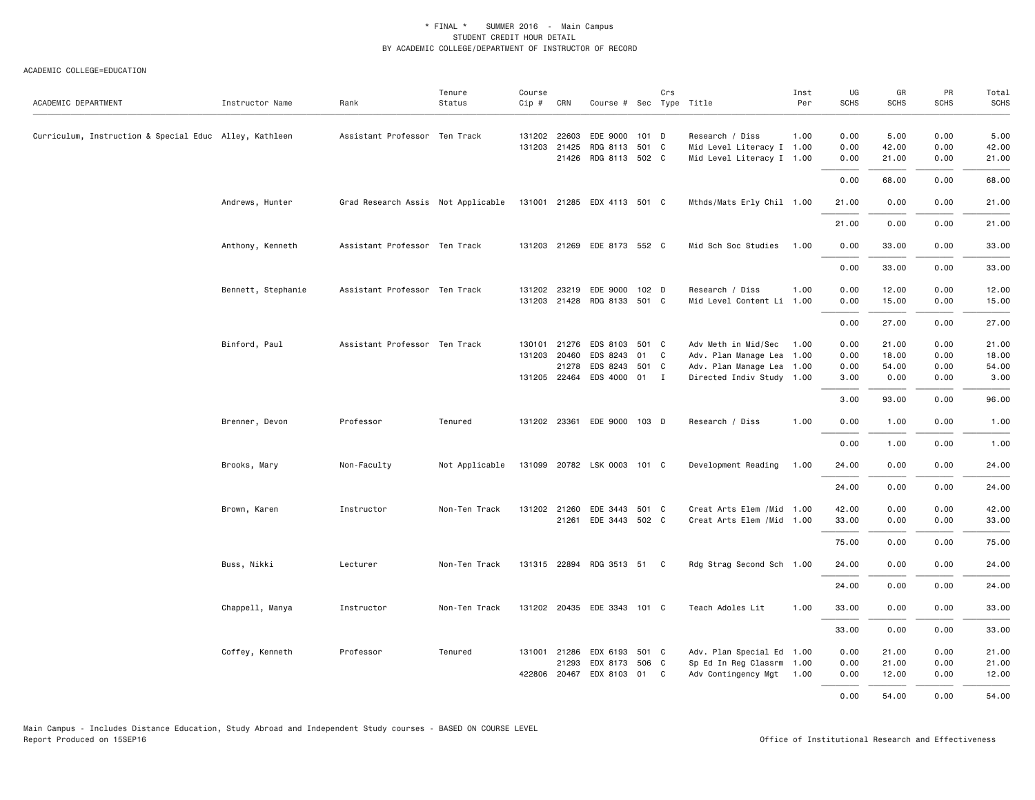\* FINAL \*    SUMMER 2016  -  Main Campus
STUDENT CREDIT HOUR DETAIL
BY ACADEMIC COLLEGE/DEPARTMENT OF INSTRUCTOR OF RECORD

ACADEMIC COLLEGE=EDUCATION

| ACADEMIC DEPARTMENT | Instructor Name | Rank | Tenure Status | Course Cip # | CRN | Course # | Sec | Crs Type | Title | Inst Per | UG SCHS | GR SCHS | PR SCHS | Total SCHS |
|---|---|---|---|---|---|---|---|---|---|---|---|---|---|---|
| Curriculum, Instruction & Special Educ | Alley, Kathleen | Assistant Professor | Ten Track | 131202 | 22603 | EDE 9000 | 101 | D | Research / Diss | 1.00 | 0.00 | 5.00 | 0.00 | 5.00 |
| | | | | 131203 | 21425 | RDG 8113 | 501 | C | Mid Level Literacy I | 1.00 | 0.00 | 42.00 | 0.00 | 42.00 |
| | | | | | 21426 | RDG 8113 | 502 | C | Mid Level Literacy I | 1.00 | 0.00 | 21.00 | 0.00 | 21.00 |
| | | | | | | | | | | | 0.00 | 68.00 | 0.00 | 68.00 |
| | Andrews, Hunter | Grad Research Assis | Not Applicable | 131001 | 21285 | EDX 4113 | 501 | C | Mthds/Mats Erly Chil | 1.00 | 21.00 | 0.00 | 0.00 | 21.00 |
| | | | | | | | | | | | 21.00 | 0.00 | 0.00 | 21.00 |
| | Anthony, Kenneth | Assistant Professor | Ten Track | 131203 | 21269 | EDE 8173 | 552 | C | Mid Sch Soc Studies | 1.00 | 0.00 | 33.00 | 0.00 | 33.00 |
| | | | | | | | | | | | 0.00 | 33.00 | 0.00 | 33.00 |
| | Bennett, Stephanie | Assistant Professor | Ten Track | 131202 | 23219 | EDE 9000 | 102 | D | Research / Diss | 1.00 | 0.00 | 12.00 | 0.00 | 12.00 |
| | | | | 131203 | 21428 | RDG 8133 | 501 | C | Mid Level Content Li | 1.00 | 0.00 | 15.00 | 0.00 | 15.00 |
| | | | | | | | | | | | 0.00 | 27.00 | 0.00 | 27.00 |
| | Binford, Paul | Assistant Professor | Ten Track | 130101 | 21276 | EDS 8103 | 501 | C | Adv Meth in Mid/Sec | 1.00 | 0.00 | 21.00 | 0.00 | 21.00 |
| | | | | 131203 | 20460 | EDS 8243 | 01 | C | Adv. Plan Manage Lea | 1.00 | 0.00 | 18.00 | 0.00 | 18.00 |
| | | | | | 21278 | EDS 8243 | 501 | C | Adv. Plan Manage Lea | 1.00 | 0.00 | 54.00 | 0.00 | 54.00 |
| | | | | 131205 | 22464 | EDS 4000 | 01 | I | Directed Indiv Study | 1.00 | 3.00 | 0.00 | 0.00 | 3.00 |
| | | | | | | | | | | | 3.00 | 93.00 | 0.00 | 96.00 |
| | Brenner, Devon | Professor | Tenured | 131202 | 23361 | EDE 9000 | 103 | D | Research / Diss | 1.00 | 0.00 | 1.00 | 0.00 | 1.00 |
| | | | | | | | | | | | 0.00 | 1.00 | 0.00 | 1.00 |
| | Brooks, Mary | Non-Faculty | Not Applicable | 131099 | 20782 | LSK 0003 | 101 | C | Development Reading | 1.00 | 24.00 | 0.00 | 0.00 | 24.00 |
| | | | | | | | | | | | 24.00 | 0.00 | 0.00 | 24.00 |
| | Brown, Karen | Instructor | Non-Ten Track | 131202 | 21260 | EDE 3443 | 501 | C | Creat Arts Elem /Mid | 1.00 | 42.00 | 0.00 | 0.00 | 42.00 |
| | | | | | 21261 | EDE 3443 | 502 | C | Creat Arts Elem /Mid | 1.00 | 33.00 | 0.00 | 0.00 | 33.00 |
| | | | | | | | | | | | 75.00 | 0.00 | 0.00 | 75.00 |
| | Buss, Nikki | Lecturer | Non-Ten Track | 131315 | 22894 | RDG 3513 | 51 | C | Rdg Strag Second Sch | 1.00 | 24.00 | 0.00 | 0.00 | 24.00 |
| | | | | | | | | | | | 24.00 | 0.00 | 0.00 | 24.00 |
| | Chappell, Manya | Instructor | Non-Ten Track | 131202 | 20435 | EDE 3343 | 101 | C | Teach Adoles Lit | 1.00 | 33.00 | 0.00 | 0.00 | 33.00 |
| | | | | | | | | | | | 33.00 | 0.00 | 0.00 | 33.00 |
| | Coffey, Kenneth | Professor | Tenured | 131001 | 21286 | EDX 6193 | 501 | C | Adv. Plan Special Ed | 1.00 | 0.00 | 21.00 | 0.00 | 21.00 |
| | | | | | 21293 | EDX 8173 | 506 | C | Sp Ed In Reg Classrm | 1.00 | 0.00 | 21.00 | 0.00 | 21.00 |
| | | | | 422806 | 20467 | EDX 8103 | 01 | C | Adv Contingency Mgt | 1.00 | 0.00 | 12.00 | 0.00 | 12.00 |
| | | | | | | | | | | | 0.00 | 54.00 | 0.00 | 54.00 |

Main Campus - Includes Distance Education, Study Abroad and Independent Study courses - BASED ON COURSE LEVEL
Report Produced on 15SEP16

Office of Institutional Research and Effectiveness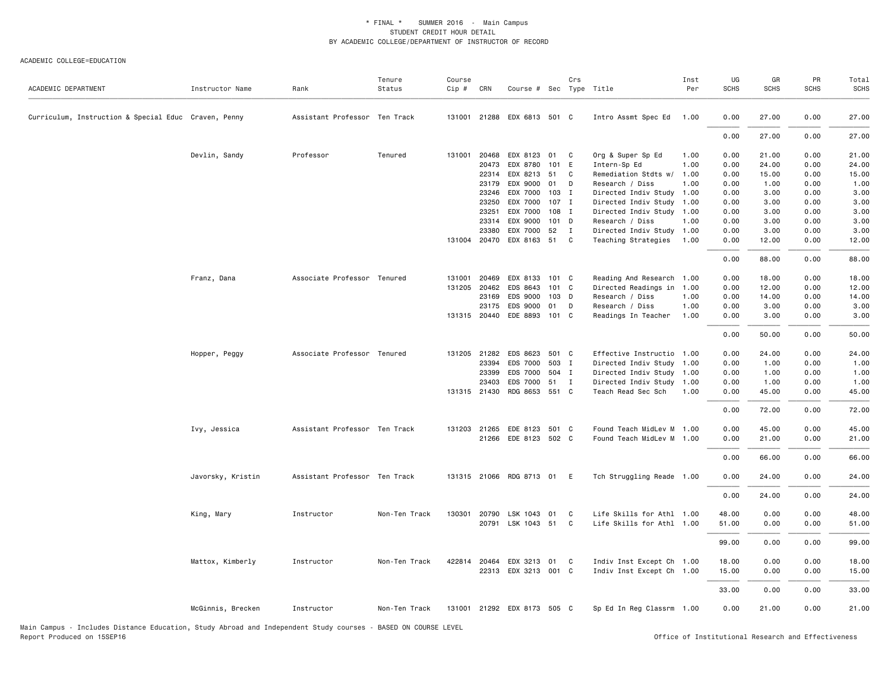\* FINAL \* SUMMER 2016 - Main Campus
STUDENT CREDIT HOUR DETAIL
BY ACADEMIC COLLEGE/DEPARTMENT OF INSTRUCTOR OF RECORD

ACADEMIC COLLEGE=EDUCATION

| ACADEMIC DEPARTMENT | Instructor Name | Rank | Tenure Status | Course Cip # | CRN | Course # | Sec | Crs Type | Title | Inst Per | UG SCHS | GR SCHS | PR SCHS | Total SCHS |
|---|---|---|---|---|---|---|---|---|---|---|---|---|---|---|
| Curriculum, Instruction & Special Educ | Craven, Penny | Assistant Professor | Ten Track | 131001 | 21288 | EDX 6813 | 501 | C | Intro Assmt Spec Ed | 1.00 | 0.00 | 27.00 | 0.00 | 27.00 |
| | | | | | | | | | | | 0.00 | 27.00 | 0.00 | 27.00 |
| | Devlin, Sandy | Professor | Tenured | 131001 | 20468 | EDX 8123 | 01 | C | Org & Super Sp Ed | 1.00 | 0.00 | 21.00 | 0.00 | 21.00 |
| | | | | | 20473 | EDX 8780 | 101 | E | Intern-Sp Ed | 1.00 | 0.00 | 24.00 | 0.00 | 24.00 |
| | | | | | 22314 | EDX 8213 | 51 | C | Remediation Stdts w/ | 1.00 | 0.00 | 15.00 | 0.00 | 15.00 |
| | | | | | 23179 | EDX 9000 | 01 | D | Research / Diss | 1.00 | 0.00 | 1.00 | 0.00 | 1.00 |
| | | | | | 23246 | EDX 7000 | 103 | I | Directed Indiv Study | 1.00 | 0.00 | 3.00 | 0.00 | 3.00 |
| | | | | | 23250 | EDX 7000 | 107 | I | Directed Indiv Study | 1.00 | 0.00 | 3.00 | 0.00 | 3.00 |
| | | | | | 23251 | EDX 7000 | 108 | I | Directed Indiv Study | 1.00 | 0.00 | 3.00 | 0.00 | 3.00 |
| | | | | | 23314 | EDX 9000 | 101 | D | Research / Diss | 1.00 | 0.00 | 3.00 | 0.00 | 3.00 |
| | | | | | 23380 | EDX 7000 | 52 | I | Directed Indiv Study | 1.00 | 0.00 | 3.00 | 0.00 | 3.00 |
| | | | | 131004 | 20470 | EDX 8163 | 51 | C | Teaching Strategies | 1.00 | 0.00 | 12.00 | 0.00 | 12.00 |
| | | | | | | | | | | | 0.00 | 88.00 | 0.00 | 88.00 |
| | Franz, Dana | Associate Professor | Tenured | 131001 | 20469 | EDX 8133 | 101 | C | Reading And Research | 1.00 | 0.00 | 18.00 | 0.00 | 18.00 |
| | | | | 131205 | 20462 | EDS 8643 | 101 | C | Directed Readings in | 1.00 | 0.00 | 12.00 | 0.00 | 12.00 |
| | | | | | 23169 | EDS 9000 | 103 | D | Research / Diss | 1.00 | 0.00 | 14.00 | 0.00 | 14.00 |
| | | | | | 23175 | EDS 9000 | 01 | D | Research / Diss | 1.00 | 0.00 | 3.00 | 0.00 | 3.00 |
| | | | | 131315 | 20440 | EDE 8893 | 101 | C | Readings In Teacher | 1.00 | 0.00 | 3.00 | 0.00 | 3.00 |
| | | | | | | | | | | | 0.00 | 50.00 | 0.00 | 50.00 |
| | Hopper, Peggy | Associate Professor | Tenured | 131205 | 21282 | EDS 8623 | 501 | C | Effective Instructio | 1.00 | 0.00 | 24.00 | 0.00 | 24.00 |
| | | | | | 23394 | EDS 7000 | 503 | I | Directed Indiv Study | 1.00 | 0.00 | 1.00 | 0.00 | 1.00 |
| | | | | | 23399 | EDS 7000 | 504 | I | Directed Indiv Study | 1.00 | 0.00 | 1.00 | 0.00 | 1.00 |
| | | | | | 23403 | EDS 7000 | 51 | I | Directed Indiv Study | 1.00 | 0.00 | 1.00 | 0.00 | 1.00 |
| | | | | 131315 | 21430 | RDG 8653 | 551 | C | Teach Read Sec Sch | 1.00 | 0.00 | 45.00 | 0.00 | 45.00 |
| | | | | | | | | | | | 0.00 | 72.00 | 0.00 | 72.00 |
| | Ivy, Jessica | Assistant Professor | Ten Track | 131203 | 21265 | EDE 8123 | 501 | C | Found Teach MidLev M | 1.00 | 0.00 | 45.00 | 0.00 | 45.00 |
| | | | | | 21266 | EDE 8123 | 502 | C | Found Teach MidLev M | 1.00 | 0.00 | 21.00 | 0.00 | 21.00 |
| | | | | | | | | | | | 0.00 | 66.00 | 0.00 | 66.00 |
| | Javorsky, Kristin | Assistant Professor | Ten Track | 131315 | 21066 | RDG 8713 | 01 | E | Tch Struggling Reade | 1.00 | 0.00 | 24.00 | 0.00 | 24.00 |
| | | | | | | | | | | | 0.00 | 24.00 | 0.00 | 24.00 |
| | King, Mary | Instructor | Non-Ten Track | 130301 | 20790 | LSK 1043 | 01 | C | Life Skills for Athl | 1.00 | 48.00 | 0.00 | 0.00 | 48.00 |
| | | | | | 20791 | LSK 1043 | 51 | C | Life Skills for Athl | 1.00 | 51.00 | 0.00 | 0.00 | 51.00 |
| | | | | | | | | | | | 99.00 | 0.00 | 0.00 | 99.00 |
| | Mattox, Kimberly | Instructor | Non-Ten Track | 422814 | 20464 | EDX 3213 | 01 | C | Indiv Inst Except Ch | 1.00 | 18.00 | 0.00 | 0.00 | 18.00 |
| | | | | | 22313 | EDX 3213 | 001 | C | Indiv Inst Except Ch | 1.00 | 15.00 | 0.00 | 0.00 | 15.00 |
| | | | | | | | | | | | 33.00 | 0.00 | 0.00 | 33.00 |
| | McGinnis, Brecken | Instructor | Non-Ten Track | 131001 | 21292 | EDX 8173 | 505 | C | Sp Ed In Reg Classrm | 1.00 | 0.00 | 21.00 | 0.00 | 21.00 |

Main Campus - Includes Distance Education, Study Abroad and Independent Study courses - BASED ON COURSE LEVEL
Report Produced on 15SEP16 Office of Institutional Research and Effectiveness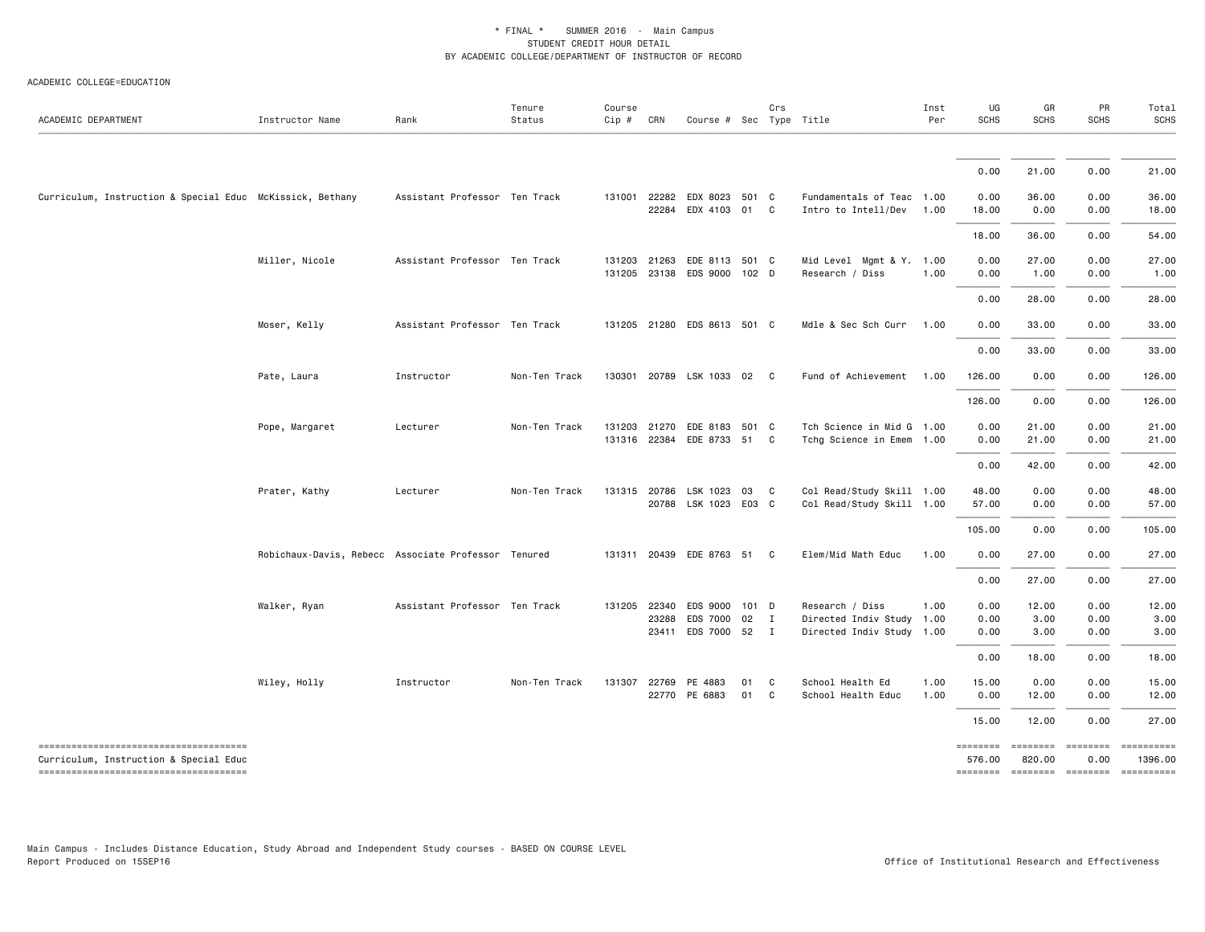\* FINAL \* SUMMER 2016 - Main Campus
STUDENT CREDIT HOUR DETAIL
BY ACADEMIC COLLEGE/DEPARTMENT OF INSTRUCTOR OF RECORD

ACADEMIC COLLEGE=EDUCATION

| ACADEMIC DEPARTMENT | Instructor Name | Rank | Tenure Status | Course Cip # | CRN | Course # | Sec | Crs Type | Title | Inst Per | UG SCHS | GR SCHS | PR SCHS | Total SCHS |
|---|---|---|---|---|---|---|---|---|---|---|---|---|---|---|
| | | | | | | | | | | | 0.00 | 21.00 | 0.00 | 21.00 |
| Curriculum, Instruction & Special Educ | McKissick, Bethany | Assistant Professor | Ten Track | 131001 | 22282 | EDX 8023 | 501 | C | Fundamentals of Teac | 1.00 | 0.00 | 36.00 | 0.00 | 36.00 |
| | | | | | 22284 | EDX 4103 | 01 | C | Intro to Intell/Dev | 1.00 | 18.00 | 0.00 | 0.00 | 18.00 |
| | | | | | | | | | | | 18.00 | 36.00 | 0.00 | 54.00 |
| | Miller, Nicole | Assistant Professor | Ten Track | 131203 | 21263 | EDE 8113 | 501 | C | Mid Level Mgmt & Y. | 1.00 | 0.00 | 27.00 | 0.00 | 27.00 |
| | | | | 131205 | 23138 | EDS 9000 | 102 | D | Research / Diss | 1.00 | 0.00 | 1.00 | 0.00 | 1.00 |
| | | | | | | | | | | | 0.00 | 28.00 | 0.00 | 28.00 |
| | Moser, Kelly | Assistant Professor | Ten Track | 131205 | 21280 | EDS 8613 | 501 | C | Mdle & Sec Sch Curr | 1.00 | 0.00 | 33.00 | 0.00 | 33.00 |
| | | | | | | | | | | | 0.00 | 33.00 | 0.00 | 33.00 |
| | Pate, Laura | Instructor | Non-Ten Track | 130301 | 20789 | LSK 1033 | 02 | C | Fund of Achievement | 1.00 | 126.00 | 0.00 | 0.00 | 126.00 |
| | | | | | | | | | | | 126.00 | 0.00 | 0.00 | 126.00 |
| | Pope, Margaret | Lecturer | Non-Ten Track | 131203 | 21270 | EDE 8183 | 501 | C | Tch Science in Mid G | 1.00 | 0.00 | 21.00 | 0.00 | 21.00 |
| | | | | 131316 | 22384 | EDE 8733 | 51 | C | Tchg Science in Emem | 1.00 | 0.00 | 21.00 | 0.00 | 21.00 |
| | | | | | | | | | | | 0.00 | 42.00 | 0.00 | 42.00 |
| | Prater, Kathy | Lecturer | Non-Ten Track | 131315 | 20786 | LSK 1023 | 03 | C | Col Read/Study Skill | 1.00 | 48.00 | 0.00 | 0.00 | 48.00 |
| | | | | | 20788 | LSK 1023 | E03 | C | Col Read/Study Skill | 1.00 | 57.00 | 0.00 | 0.00 | 57.00 |
| | | | | | | | | | | | 105.00 | 0.00 | 0.00 | 105.00 |
| | Robichaux-Davis, Rebecc | Associate Professor | Tenured | 131311 | 20439 | EDE 8763 | 51 | C | Elem/Mid Math Educ | 1.00 | 0.00 | 27.00 | 0.00 | 27.00 |
| | | | | | | | | | | | 0.00 | 27.00 | 0.00 | 27.00 |
| | Walker, Ryan | Assistant Professor | Ten Track | 131205 | 22340 | EDS 9000 | 101 | D | Research / Diss | 1.00 | 0.00 | 12.00 | 0.00 | 12.00 |
| | | | | | 23288 | EDS 7000 | 02 | I | Directed Indiv Study | 1.00 | 0.00 | 3.00 | 0.00 | 3.00 |
| | | | | | 23411 | EDS 7000 | 52 | I | Directed Indiv Study | 1.00 | 0.00 | 3.00 | 0.00 | 3.00 |
| | | | | | | | | | | | 0.00 | 18.00 | 0.00 | 18.00 |
| | Wiley, Holly | Instructor | Non-Ten Track | 131307 | 22769 | PE 4883 | 01 | C | School Health Ed | 1.00 | 15.00 | 0.00 | 0.00 | 15.00 |
| | | | | | 22770 | PE 6883 | 01 | C | School Health Educ | 1.00 | 0.00 | 12.00 | 0.00 | 12.00 |
| | | | | | | | | | | | 15.00 | 12.00 | 0.00 | 27.00 |
| Curriculum, Instruction & Special Educ | | | | | | | | | | | 576.00 | 820.00 | 0.00 | 1396.00 |

Main Campus - Includes Distance Education, Study Abroad and Independent Study courses - BASED ON COURSE LEVEL
Report Produced on 15SEP16

Office of Institutional Research and Effectiveness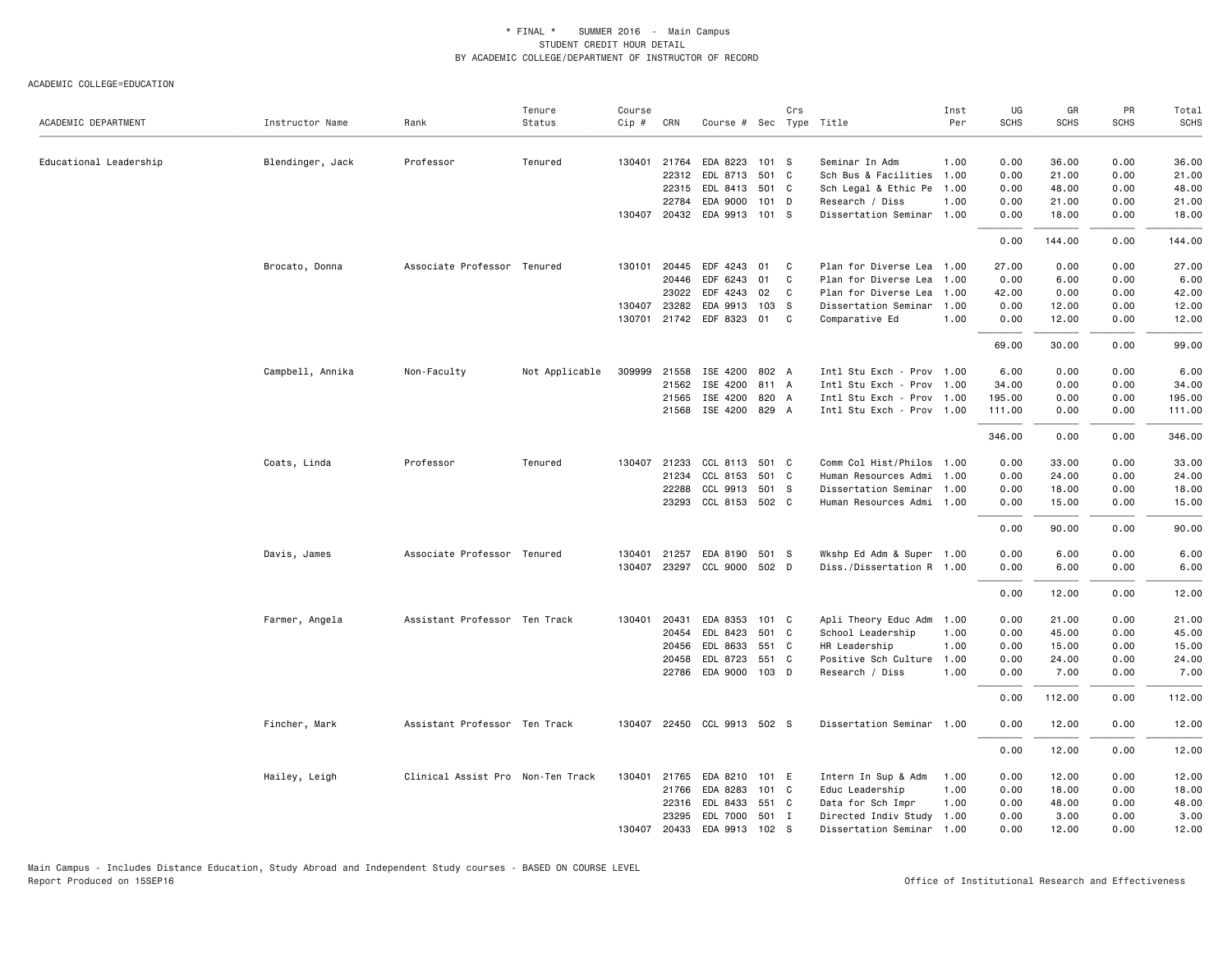\* FINAL \* SUMMER 2016 - Main Campus
STUDENT CREDIT HOUR DETAIL
BY ACADEMIC COLLEGE/DEPARTMENT OF INSTRUCTOR OF RECORD

ACADEMIC COLLEGE=EDUCATION

| ACADEMIC DEPARTMENT | Instructor Name | Rank | Tenure Status | Course Cip # | CRN | Course # | Sec | Crs Type | Title | Inst Per | UG SCHS | GR SCHS | PR SCHS | Total SCHS |
|---|---|---|---|---|---|---|---|---|---|---|---|---|---|---|
| Educational Leadership | Blendinger, Jack | Professor | Tenured | 130401 | 21764 | EDA 8223 | 101 | S | Seminar In Adm | 1.00 | 0.00 | 36.00 | 0.00 | 36.00 |
| | | | | | 22312 | EDL 8713 | 501 | C | Sch Bus & Facilities | 1.00 | 0.00 | 21.00 | 0.00 | 21.00 |
| | | | | | 22315 | EDL 8413 | 501 | C | Sch Legal & Ethic Pe | 1.00 | 0.00 | 48.00 | 0.00 | 48.00 |
| | | | | | 22784 | EDA 9000 | 101 | D | Research / Diss | 1.00 | 0.00 | 21.00 | 0.00 | 21.00 |
| | | | | 130407 | 20432 | EDA 9913 | 101 | S | Dissertation Seminar | 1.00 | 0.00 | 18.00 | 0.00 | 18.00 |
| | | | | | | | | | | | 0.00 | 144.00 | 0.00 | 144.00 |
| | Brocato, Donna | Associate Professor | Tenured | 130101 | 20445 | EDF 4243 | 01 | C | Plan for Diverse Lea | 1.00 | 27.00 | 0.00 | 0.00 | 27.00 |
| | | | | | 20446 | EDF 6243 | 01 | C | Plan for Diverse Lea | 1.00 | 0.00 | 6.00 | 0.00 | 6.00 |
| | | | | | 23022 | EDF 4243 | 02 | C | Plan for Diverse Lea | 1.00 | 42.00 | 0.00 | 0.00 | 42.00 |
| | | | | 130407 | 23282 | EDA 9913 | 103 | S | Dissertation Seminar | 1.00 | 0.00 | 12.00 | 0.00 | 12.00 |
| | | | | 130701 | 21742 | EDF 8323 | 01 | C | Comparative Ed | 1.00 | 0.00 | 12.00 | 0.00 | 12.00 |
| | | | | | | | | | | | 69.00 | 30.00 | 0.00 | 99.00 |
| | Campbell, Annika | Non-Faculty | Not Applicable | 309999 | 21558 | ISE 4200 | 802 | A | Intl Stu Exch - Prov | 1.00 | 6.00 | 0.00 | 0.00 | 6.00 |
| | | | | | 21562 | ISE 4200 | 811 | A | Intl Stu Exch - Prov | 1.00 | 34.00 | 0.00 | 0.00 | 34.00 |
| | | | | | 21565 | ISE 4200 | 820 | A | Intl Stu Exch - Prov | 1.00 | 195.00 | 0.00 | 0.00 | 195.00 |
| | | | | | 21568 | ISE 4200 | 829 | A | Intl Stu Exch - Prov | 1.00 | 111.00 | 0.00 | 0.00 | 111.00 |
| | | | | | | | | | | | 346.00 | 0.00 | 0.00 | 346.00 |
| | Coats, Linda | Professor | Tenured | 130407 | 21233 | CCL 8113 | 501 | C | Comm Col Hist/Philos | 1.00 | 0.00 | 33.00 | 0.00 | 33.00 |
| | | | | | 21234 | CCL 8153 | 501 | C | Human Resources Admi | 1.00 | 0.00 | 24.00 | 0.00 | 24.00 |
| | | | | | 22288 | CCL 9913 | 501 | S | Dissertation Seminar | 1.00 | 0.00 | 18.00 | 0.00 | 18.00 |
| | | | | | 23293 | CCL 8153 | 502 | C | Human Resources Admi | 1.00 | 0.00 | 15.00 | 0.00 | 15.00 |
| | | | | | | | | | | | 0.00 | 90.00 | 0.00 | 90.00 |
| | Davis, James | Associate Professor | Tenured | 130401 | 21257 | EDA 8190 | 501 | S | Wkshp Ed Adm & Super | 1.00 | 0.00 | 6.00 | 0.00 | 6.00 |
| | | | | 130407 | 23297 | CCL 9000 | 502 | D | Diss./Dissertation R | 1.00 | 0.00 | 6.00 | 0.00 | 6.00 |
| | | | | | | | | | | | 0.00 | 12.00 | 0.00 | 12.00 |
| | Farmer, Angela | Assistant Professor | Ten Track | 130401 | 20431 | EDA 8353 | 101 | C | Apli Theory Educ Adm | 1.00 | 0.00 | 21.00 | 0.00 | 21.00 |
| | | | | | 20454 | EDL 8423 | 501 | C | School Leadership | 1.00 | 0.00 | 45.00 | 0.00 | 45.00 |
| | | | | | 20456 | EDL 8633 | 551 | C | HR Leadership | 1.00 | 0.00 | 15.00 | 0.00 | 15.00 |
| | | | | | 20458 | EDL 8723 | 551 | C | Positive Sch Culture | 1.00 | 0.00 | 24.00 | 0.00 | 24.00 |
| | | | | | 22786 | EDA 9000 | 103 | D | Research / Diss | 1.00 | 0.00 | 7.00 | 0.00 | 7.00 |
| | | | | | | | | | | | 0.00 | 112.00 | 0.00 | 112.00 |
| | Fincher, Mark | Assistant Professor | Ten Track | 130407 | 22450 | CCL 9913 | 502 | S | Dissertation Seminar | 1.00 | 0.00 | 12.00 | 0.00 | 12.00 |
| | | | | | | | | | | | 0.00 | 12.00 | 0.00 | 12.00 |
| | Hailey, Leigh | Clinical Assist Pro | Non-Ten Track | 130401 | 21765 | EDA 8210 | 101 | E | Intern In Sup & Adm | 1.00 | 0.00 | 12.00 | 0.00 | 12.00 |
| | | | | | 21766 | EDA 8283 | 101 | C | Educ Leadership | 1.00 | 0.00 | 18.00 | 0.00 | 18.00 |
| | | | | | 22316 | EDL 8433 | 551 | C | Data for Sch Impr | 1.00 | 0.00 | 48.00 | 0.00 | 48.00 |
| | | | | | 23295 | EDL 7000 | 501 | I | Directed Indiv Study | 1.00 | 0.00 | 3.00 | 0.00 | 3.00 |
| | | | | 130407 | 20433 | EDA 9913 | 102 | S | Dissertation Seminar | 1.00 | 0.00 | 12.00 | 0.00 | 12.00 |

Main Campus - Includes Distance Education, Study Abroad and Independent Study courses - BASED ON COURSE LEVEL
Report Produced on 15SEP16

Office of Institutional Research and Effectiveness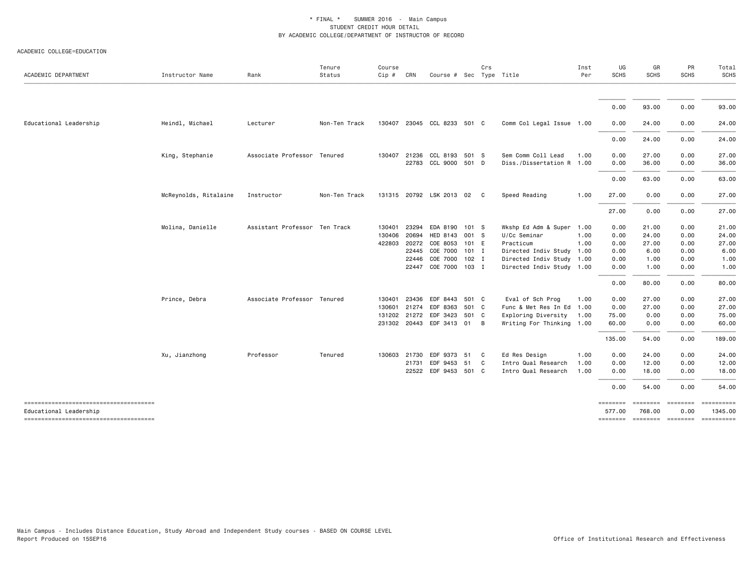\* FINAL \*    SUMMER 2016 - Main Campus
STUDENT CREDIT HOUR DETAIL
BY ACADEMIC COLLEGE/DEPARTMENT OF INSTRUCTOR OF RECORD

ACADEMIC COLLEGE=EDUCATION

| ACADEMIC DEPARTMENT | Instructor Name | Rank | Tenure Status | Course Cip # | CRN | Course # | Sec | Crs Type | Title | Inst Per | UG SCHS | GR SCHS | PR SCHS | Total SCHS |
|---|---|---|---|---|---|---|---|---|---|---|---|---|---|---|
| | | | | | | | | | | | 0.00 | 93.00 | 0.00 | 93.00 |
| Educational Leadership | Heindl, Michael | Lecturer | Non-Ten Track | 130407 | 23045 | CCL 8233 | 501 | C | Comm Col Legal Issue | 1.00 | 0.00 | 24.00 | 0.00 | 24.00 |
| | | | | | | | | | | | 0.00 | 24.00 | 0.00 | 24.00 |
| | King, Stephanie | Associate Professor | Tenured | 130407 | 21236 | CCL 8193 | 501 | S | Sem Comm Coll Lead | 1.00 | 0.00 | 27.00 | 0.00 | 27.00 |
| | | | | | 22783 | CCL 9000 | 501 | D | Diss./Dissertation R | 1.00 | 0.00 | 36.00 | 0.00 | 36.00 |
| | | | | | | | | | | | 0.00 | 63.00 | 0.00 | 63.00 |
| | McReynolds, Ritalaine | Instructor | Non-Ten Track | 131315 | 20792 | LSK 2013 | 02 | C | Speed Reading | 1.00 | 27.00 | 0.00 | 0.00 | 27.00 |
| | | | | | | | | | | | 27.00 | 0.00 | 0.00 | 27.00 |
| | Molina, Danielle | Assistant Professor | Ten Track | 130401 | 23294 | EDA 8190 | 101 | S | Wkshp Ed Adm & Super | 1.00 | 0.00 | 21.00 | 0.00 | 21.00 |
| | | | | 130406 | 20694 | HED 8143 | 001 | S | U/Cc Seminar | 1.00 | 0.00 | 24.00 | 0.00 | 24.00 |
| | | | | 422803 | 20272 | COE 8053 | 101 | E | Practicum | 1.00 | 0.00 | 27.00 | 0.00 | 27.00 |
| | | | | | 22445 | COE 7000 | 101 | I | Directed Indiv Study | 1.00 | 0.00 | 6.00 | 0.00 | 6.00 |
| | | | | | 22446 | COE 7000 | 102 | I | Directed Indiv Study | 1.00 | 0.00 | 1.00 | 0.00 | 1.00 |
| | | | | | 22447 | COE 7000 | 103 | I | Directed Indiv Study | 1.00 | 0.00 | 1.00 | 0.00 | 1.00 |
| | | | | | | | | | | | 0.00 | 80.00 | 0.00 | 80.00 |
| | Prince, Debra | Associate Professor | Tenured | 130401 | 23436 | EDF 8443 | 501 | C | Eval of Sch Prog | 1.00 | 0.00 | 27.00 | 0.00 | 27.00 |
| | | | | 130601 | 21274 | EDF 8363 | 501 | C | Func & Met Res In Ed | 1.00 | 0.00 | 27.00 | 0.00 | 27.00 |
| | | | | 131202 | 21272 | EDF 3423 | 501 | C | Exploring Diversity | 1.00 | 75.00 | 0.00 | 0.00 | 75.00 |
| | | | | 231302 | 20443 | EDF 3413 | 01 | B | Writing For Thinking | 1.00 | 60.00 | 0.00 | 0.00 | 60.00 |
| | | | | | | | | | | | 135.00 | 54.00 | 0.00 | 189.00 |
| | Xu, Jianzhong | Professor | Tenured | 130603 | 21730 | EDF 9373 | 51 | C | Ed Res Design | 1.00 | 0.00 | 24.00 | 0.00 | 24.00 |
| | | | | | 21731 | EDF 9453 | 51 | C | Intro Qual Research | 1.00 | 0.00 | 12.00 | 0.00 | 12.00 |
| | | | | | 22522 | EDF 9453 | 501 | C | Intro Qual Research | 1.00 | 0.00 | 18.00 | 0.00 | 18.00 |
| | | | | | | | | | | | 0.00 | 54.00 | 0.00 | 54.00 |
| Educational Leadership | | | | | | | | | | | 577.00 | 768.00 | 0.00 | 1345.00 |

Main Campus - Includes Distance Education, Study Abroad and Independent Study courses - BASED ON COURSE LEVEL
Report Produced on 15SEP16
Office of Institutional Research and Effectiveness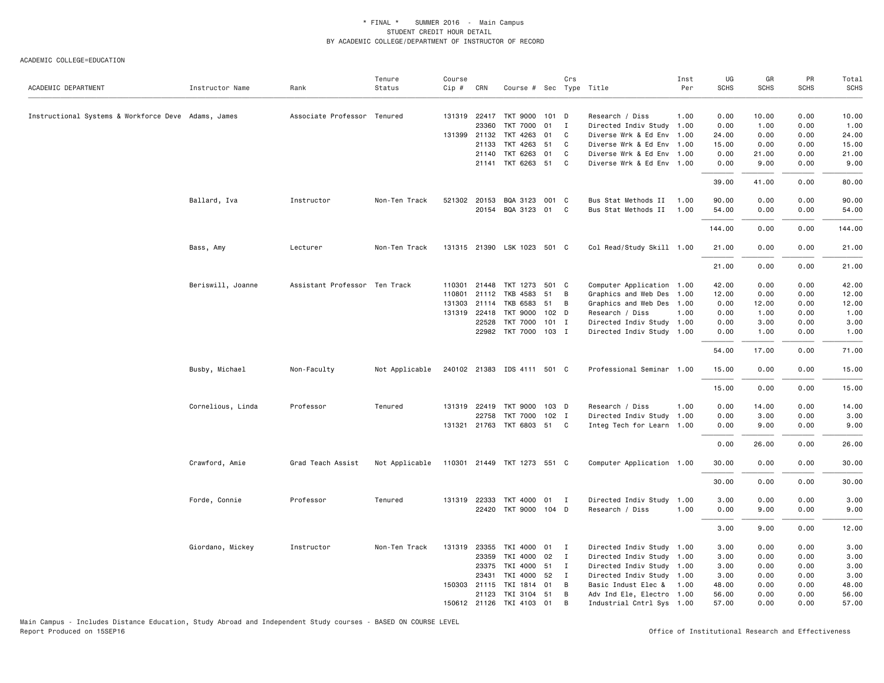\* FINAL \*    SUMMER 2016  -  Main Campus
STUDENT CREDIT HOUR DETAIL
BY ACADEMIC COLLEGE/DEPARTMENT OF INSTRUCTOR OF RECORD

ACADEMIC COLLEGE=EDUCATION

| ACADEMIC DEPARTMENT | Instructor Name | Rank | Tenure Status | Course Cip # | CRN | Course # | Sec | Crs Type | Title | Inst Per | UG SCHS | GR SCHS | PR SCHS | Total SCHS |
|---|---|---|---|---|---|---|---|---|---|---|---|---|---|---|
| Instructional Systems & Workforce Deve | Adams, James | Associate Professor | Tenured | 131319 | 22417 | TKT 9000 | 101 | D | Research / Diss | 1.00 | 0.00 | 10.00 | 0.00 | 10.00 |
| | | | | | 23360 | TKT 7000 | 01 | I | Directed Indiv Study | 1.00 | 0.00 | 1.00 | 0.00 | 1.00 |
| | | | | 131399 | 21132 | TKT 4263 | 01 | C | Diverse Wrk & Ed Env | 1.00 | 24.00 | 0.00 | 0.00 | 24.00 |
| | | | | | 21133 | TKT 4263 | 51 | C | Diverse Wrk & Ed Env | 1.00 | 15.00 | 0.00 | 0.00 | 15.00 |
| | | | | | 21140 | TKT 6263 | 01 | C | Diverse Wrk & Ed Env | 1.00 | 0.00 | 21.00 | 0.00 | 21.00 |
| | | | | | 21141 | TKT 6263 | 51 | C | Diverse Wrk & Ed Env | 1.00 | 0.00 | 9.00 | 0.00 | 9.00 |
| | | | | | | | | | | | 39.00 | 41.00 | 0.00 | 80.00 |
| | Ballard, Iva | Instructor | Non-Ten Track | 521302 | 20153 | BQA 3123 | 001 | C | Bus Stat Methods II | 1.00 | 90.00 | 0.00 | 0.00 | 90.00 |
| | | | | | 20154 | BQA 3123 | 01 | C | Bus Stat Methods II | 1.00 | 54.00 | 0.00 | 0.00 | 54.00 |
| | | | | | | | | | | | 144.00 | 0.00 | 0.00 | 144.00 |
| | Bass, Amy | Lecturer | Non-Ten Track | 131315 | 21390 | LSK 1023 | 501 | C | Col Read/Study Skill | 1.00 | 21.00 | 0.00 | 0.00 | 21.00 |
| | | | | | | | | | | | 21.00 | 0.00 | 0.00 | 21.00 |
| | Beriswill, Joanne | Assistant Professor | Ten Track | 110301 | 21448 | TKT 1273 | 501 | C | Computer Application | 1.00 | 42.00 | 0.00 | 0.00 | 42.00 |
| | | | | 110801 | 21112 | TKB 4583 | 51 | B | Graphics and Web Des | 1.00 | 12.00 | 0.00 | 0.00 | 12.00 |
| | | | | 131303 | 21114 | TKB 6583 | 51 | B | Graphics and Web Des | 1.00 | 0.00 | 12.00 | 0.00 | 12.00 |
| | | | | 131319 | 22418 | TKT 9000 | 102 | D | Research / Diss | 1.00 | 0.00 | 1.00 | 0.00 | 1.00 |
| | | | | | 22528 | TKT 7000 | 101 | I | Directed Indiv Study | 1.00 | 0.00 | 3.00 | 0.00 | 3.00 |
| | | | | | 22982 | TKT 7000 | 103 | I | Directed Indiv Study | 1.00 | 0.00 | 1.00 | 0.00 | 1.00 |
| | | | | | | | | | | | 54.00 | 17.00 | 0.00 | 71.00 |
| | Busby, Michael | Non-Faculty | Not Applicable | 240102 | 21383 | IDS 4111 | 501 | C | Professional Seminar | 1.00 | 15.00 | 0.00 | 0.00 | 15.00 |
| | | | | | | | | | | | 15.00 | 0.00 | 0.00 | 15.00 |
| | Cornelious, Linda | Professor | Tenured | 131319 | 22419 | TKT 9000 | 103 | D | Research / Diss | 1.00 | 0.00 | 14.00 | 0.00 | 14.00 |
| | | | | | 22758 | TKT 7000 | 102 | I | Directed Indiv Study | 1.00 | 0.00 | 3.00 | 0.00 | 3.00 |
| | | | | 131321 | 21763 | TKT 6803 | 51 | C | Integ Tech for Learn | 1.00 | 0.00 | 9.00 | 0.00 | 9.00 |
| | | | | | | | | | | | 0.00 | 26.00 | 0.00 | 26.00 |
| | Crawford, Amie | Grad Teach Assist | Not Applicable | 110301 | 21449 | TKT 1273 | 551 | C | Computer Application | 1.00 | 30.00 | 0.00 | 0.00 | 30.00 |
| | | | | | | | | | | | 30.00 | 0.00 | 0.00 | 30.00 |
| | Forde, Connie | Professor | Tenured | 131319 | 22333 | TKT 4000 | 01 | I | Directed Indiv Study | 1.00 | 3.00 | 0.00 | 0.00 | 3.00 |
| | | | | | 22420 | TKT 9000 | 104 | D | Research / Diss | 1.00 | 0.00 | 9.00 | 0.00 | 9.00 |
| | | | | | | | | | | | 3.00 | 9.00 | 0.00 | 12.00 |
| | Giordano, Mickey | Instructor | Non-Ten Track | 131319 | 23355 | TKI 4000 | 01 | I | Directed Indiv Study | 1.00 | 3.00 | 0.00 | 0.00 | 3.00 |
| | | | | | 23359 | TKI 4000 | 02 | I | Directed Indiv Study | 1.00 | 3.00 | 0.00 | 0.00 | 3.00 |
| | | | | | 23375 | TKI 4000 | 51 | I | Directed Indiv Study | 1.00 | 3.00 | 0.00 | 0.00 | 3.00 |
| | | | | | 23431 | TKI 4000 | 52 | I | Directed Indiv Study | 1.00 | 3.00 | 0.00 | 0.00 | 3.00 |
| | | | | 150303 | 21115 | TKI 1814 | 01 | B | Basic Indust Elec & | 1.00 | 48.00 | 0.00 | 0.00 | 48.00 |
| | | | | | 21123 | TKI 3104 | 51 | B | Adv Ind Ele, Electro | 1.00 | 56.00 | 0.00 | 0.00 | 56.00 |
| | | | | 150612 | 21126 | TKI 4103 | 01 | B | Industrial Cntrl Sys | 1.00 | 57.00 | 0.00 | 0.00 | 57.00 |

Main Campus - Includes Distance Education, Study Abroad and Independent Study courses - BASED ON COURSE LEVEL
Report Produced on 15SEP16

Office of Institutional Research and Effectiveness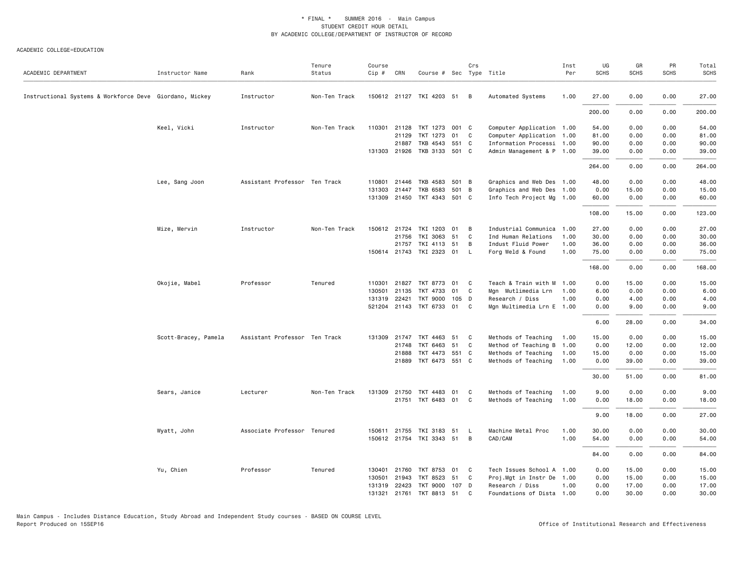\* FINAL \*    SUMMER 2016 - Main Campus
STUDENT CREDIT HOUR DETAIL
BY ACADEMIC COLLEGE/DEPARTMENT OF INSTRUCTOR OF RECORD

ACADEMIC COLLEGE=EDUCATION

| ACADEMIC DEPARTMENT | Instructor Name | Rank | Tenure Status | Course Cip # | CRN | Course # | Sec | Crs Type | Title | Inst Per | UG SCHS | GR SCHS | PR SCHS | Total SCHS |
|---|---|---|---|---|---|---|---|---|---|---|---|---|---|---|
| Instructional Systems & Workforce Deve | Giordano, Mickey | Instructor | Non-Ten Track | 150612 | 21127 | TKI 4203 | 51 | B | Automated Systems | 1.00 | 27.00 | 0.00 | 0.00 | 27.00 |
| | | | | | | | | | | | 200.00 | 0.00 | 0.00 | 200.00 |
| | Keel, Vicki | Instructor | Non-Ten Track | 110301 | 21128 | TKT 1273 | 001 | C | Computer Application | 1.00 | 54.00 | 0.00 | 0.00 | 54.00 |
| | | | | | 21129 | TKT 1273 | 01 | C | Computer Application | 1.00 | 81.00 | 0.00 | 0.00 | 81.00 |
| | | | | | 21887 | TKB 4543 | 551 | C | Information Processi | 1.00 | 90.00 | 0.00 | 0.00 | 90.00 |
| | | | | 131303 | 21926 | TKB 3133 | 501 | C | Admin Management & P | 1.00 | 39.00 | 0.00 | 0.00 | 39.00 |
| | | | | | | | | | | | 264.00 | 0.00 | 0.00 | 264.00 |
| | Lee, Sang Joon | Assistant Professor | Ten Track | 110801 | 21446 | TKB 4583 | 501 | B | Graphics and Web Des | 1.00 | 48.00 | 0.00 | 0.00 | 48.00 |
| | | | | 131303 | 21447 | TKB 6583 | 501 | B | Graphics and Web Des | 1.00 | 0.00 | 15.00 | 0.00 | 15.00 |
| | | | | 131309 | 21450 | TKT 4343 | 501 | C | Info Tech Project Mg | 1.00 | 60.00 | 0.00 | 0.00 | 60.00 |
| | | | | | | | | | | | 108.00 | 15.00 | 0.00 | 123.00 |
| | Mize, Mervin | Instructor | Non-Ten Track | 150612 | 21724 | TKI 1203 | 01 | B | Industrial Communica | 1.00 | 27.00 | 0.00 | 0.00 | 27.00 |
| | | | | | 21756 | TKI 3063 | 51 | C | Ind Human Relations | 1.00 | 30.00 | 0.00 | 0.00 | 30.00 |
| | | | | | 21757 | TKI 4113 | 51 | B | Indust Fluid Power | 1.00 | 36.00 | 0.00 | 0.00 | 36.00 |
| | | | | 150614 | 21743 | TKI 2323 | 01 | L | Forg Weld & Found | 1.00 | 75.00 | 0.00 | 0.00 | 75.00 |
| | | | | | | | | | | | 168.00 | 0.00 | 0.00 | 168.00 |
| | Okojie, Mabel | Professor | Tenured | 110301 | 21827 | TKT 8773 | 01 | C | Teach & Train with M | 1.00 | 0.00 | 15.00 | 0.00 | 15.00 |
| | | | | 130501 | 21135 | TKT 4733 | 01 | C | Mgn Mutlimedia Lrn | 1.00 | 6.00 | 0.00 | 0.00 | 6.00 |
| | | | | 131319 | 22421 | TKT 9000 | 105 | D | Research / Diss | 1.00 | 0.00 | 4.00 | 0.00 | 4.00 |
| | | | | 521204 | 21143 | TKT 6733 | 01 | C | Mgn Multimedia Lrn E | 1.00 | 0.00 | 9.00 | 0.00 | 9.00 |
| | | | | | | | | | | | 6.00 | 28.00 | 0.00 | 34.00 |
| | Scott-Bracey, Pamela | Assistant Professor | Ten Track | 131309 | 21747 | TKT 4463 | 51 | C | Methods of Teaching | 1.00 | 15.00 | 0.00 | 0.00 | 15.00 |
| | | | | | 21748 | TKT 6463 | 51 | C | Method of Teaching B | 1.00 | 0.00 | 12.00 | 0.00 | 12.00 |
| | | | | | 21888 | TKT 4473 | 551 | C | Methods of Teaching | 1.00 | 15.00 | 0.00 | 0.00 | 15.00 |
| | | | | | 21889 | TKT 6473 | 551 | C | Methods of Teaching | 1.00 | 0.00 | 39.00 | 0.00 | 39.00 |
| | | | | | | | | | | | 30.00 | 51.00 | 0.00 | 81.00 |
| | Sears, Janice | Lecturer | Non-Ten Track | 131309 | 21750 | TKT 4483 | 01 | C | Methods of Teaching | 1.00 | 9.00 | 0.00 | 0.00 | 9.00 |
| | | | | | 21751 | TKT 6483 | 01 | C | Methods of Teaching | 1.00 | 0.00 | 18.00 | 0.00 | 18.00 |
| | | | | | | | | | | | 9.00 | 18.00 | 0.00 | 27.00 |
| | Wyatt, John | Associate Professor | Tenured | 150611 | 21755 | TKI 3183 | 51 | L | Machine Metal Proc | 1.00 | 30.00 | 0.00 | 0.00 | 30.00 |
| | | | | 150612 | 21754 | TKI 3343 | 51 | B | CAD/CAM | 1.00 | 54.00 | 0.00 | 0.00 | 54.00 |
| | | | | | | | | | | | 84.00 | 0.00 | 0.00 | 84.00 |
| | Yu, Chien | Professor | Tenured | 130401 | 21760 | TKT 8753 | 01 | C | Tech Issues School A | 1.00 | 0.00 | 15.00 | 0.00 | 15.00 |
| | | | | 130501 | 21943 | TKT 8523 | 51 | C | Proj.Mgt in Instr De | 1.00 | 0.00 | 15.00 | 0.00 | 15.00 |
| | | | | 131319 | 22423 | TKT 9000 | 107 | D | Research / Diss | 1.00 | 0.00 | 17.00 | 0.00 | 17.00 |
| | | | | 131321 | 21761 | TKT 8813 | 51 | C | Foundations of Dista | 1.00 | 0.00 | 30.00 | 0.00 | 30.00 |

Main Campus - Includes Distance Education, Study Abroad and Independent Study courses - BASED ON COURSE LEVEL
Report Produced on 15SEP16    Office of Institutional Research and Effectiveness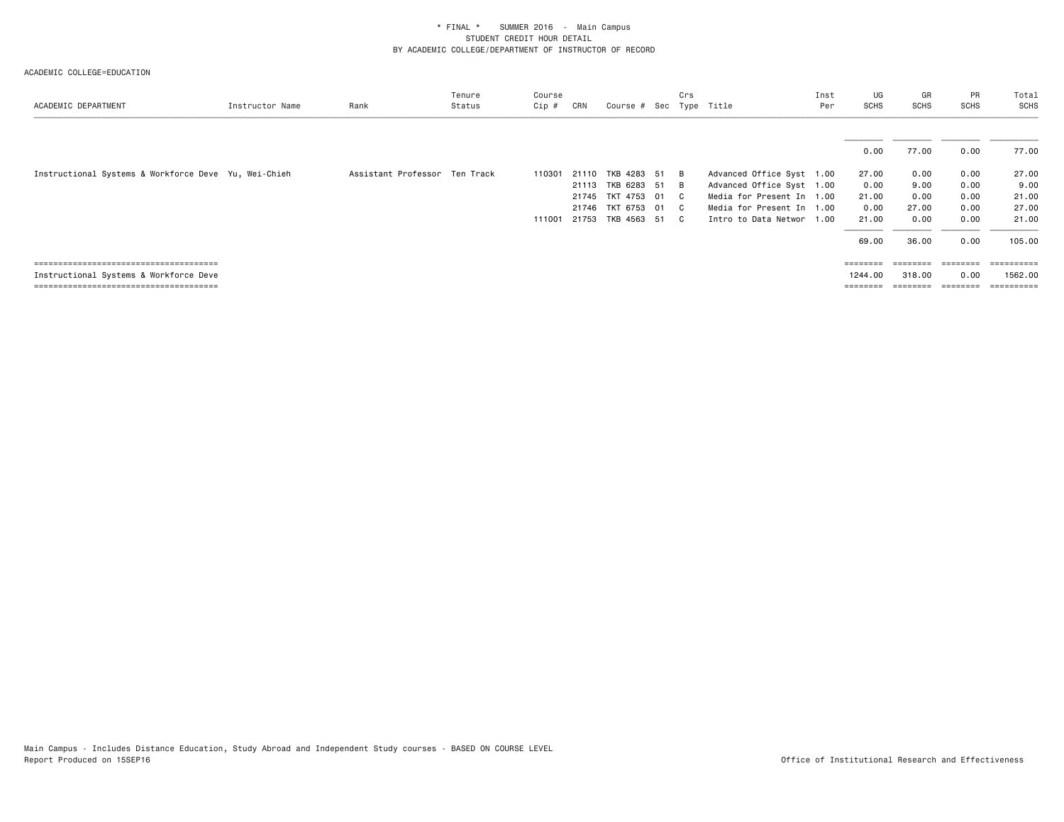\* FINAL \* SUMMER 2016 - Main Campus
STUDENT CREDIT HOUR DETAIL
BY ACADEMIC COLLEGE/DEPARTMENT OF INSTRUCTOR OF RECORD

ACADEMIC COLLEGE=EDUCATION

| ACADEMIC DEPARTMENT | Instructor Name | Rank | Tenure Status | Course Cip # | CRN | Course # | Sec | Crs Type | Title | Inst Per | UG SCHS | GR SCHS | PR SCHS | Total SCHS |
|---|---|---|---|---|---|---|---|---|---|---|---|---|---|---|
| | | | | | | | | | | | 0.00 | 77.00 | 0.00 | 77.00 |
| Instructional Systems & Workforce Deve | Yu, Wei-Chieh | Assistant Professor | Ten Track | 110301 | 21110 | TKB 4283 | 51 | B | Advanced Office Syst | 1.00 | 27.00 | 0.00 | 0.00 | 27.00 |
| | | | | | 21113 | TKB 6283 | 51 | B | Advanced Office Syst | 1.00 | 0.00 | 9.00 | 0.00 | 9.00 |
| | | | | | 21745 | TKT 4753 | 01 | C | Media for Present In | 1.00 | 21.00 | 0.00 | 0.00 | 21.00 |
| | | | | | 21746 | TKT 6753 | 01 | C | Media for Present In | 1.00 | 0.00 | 27.00 | 0.00 | 27.00 |
| | | | | 111001 | 21753 | TKB 4563 | 51 | C | Intro to Data Networ | 1.00 | 21.00 | 0.00 | 0.00 | 21.00 |
| | | | | | | | | | | | 69.00 | 36.00 | 0.00 | 105.00 |
| Instructional Systems & Workforce Deve | | | | | | | | | | | 1244.00 | 318.00 | 0.00 | 1562.00 |

Main Campus - Includes Distance Education, Study Abroad and Independent Study courses - BASED ON COURSE LEVEL
Report Produced on 15SEP16

Office of Institutional Research and Effectiveness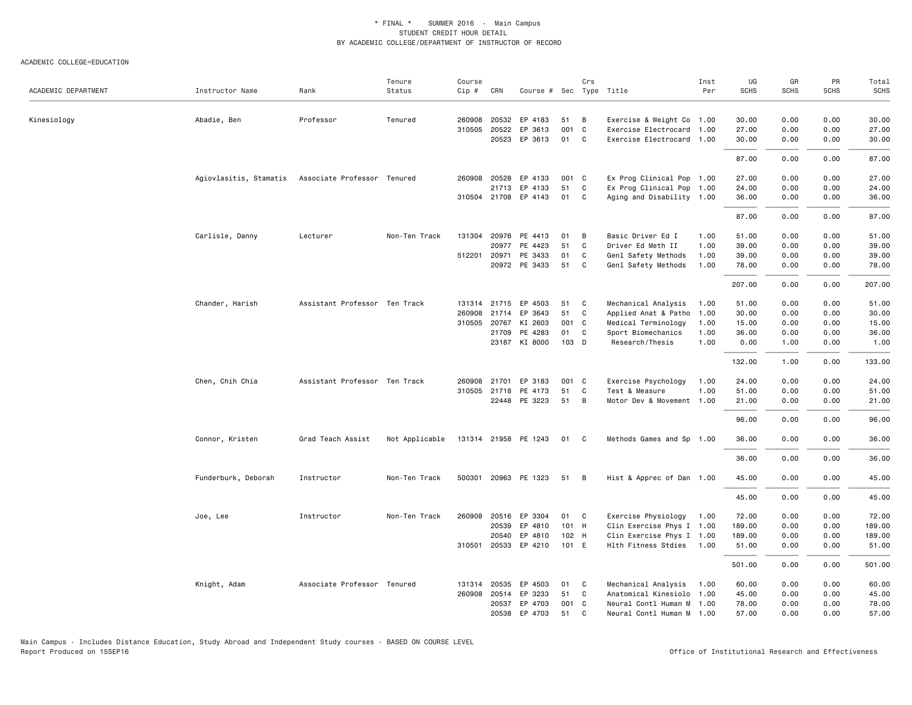\* FINAL \* SUMMER 2016 - Main Campus
STUDENT CREDIT HOUR DETAIL
BY ACADEMIC COLLEGE/DEPARTMENT OF INSTRUCTOR OF RECORD

ACADEMIC COLLEGE=EDUCATION

| ACADEMIC DEPARTMENT | Instructor Name | Rank | Tenure Status | Course Cip # | CRN | Course # | Sec | Crs Type | Title | Inst Per | UG SCHS | GR SCHS | PR SCHS | Total SCHS |
|---|---|---|---|---|---|---|---|---|---|---|---|---|---|---|
| Kinesiology | Abadie, Ben | Professor | Tenured | 260908 | 20532 | EP 4183 | 51 | B | Exercise & Weight Co | 1.00 | 30.00 | 0.00 | 0.00 | 30.00 |
| | | | | 310505 | 20522 | EP 3613 | 001 | C | Exercise Electrocard | 1.00 | 27.00 | 0.00 | 0.00 | 27.00 |
| | | | | | 20523 | EP 3613 | 01 | C | Exercise Electrocard | 1.00 | 30.00 | 0.00 | 0.00 | 30.00 |
| | | | | | | | | | | | 87.00 | 0.00 | 0.00 | 87.00 |
| | Agiovlasitis, Stamatis | Associate Professor | Tenured | 260908 | 20528 | EP 4133 | 001 | C | Ex Prog Clinical Pop | 1.00 | 27.00 | 0.00 | 0.00 | 27.00 |
| | | | | | 21713 | EP 4133 | 51 | C | Ex Prog Clinical Pop | 1.00 | 24.00 | 0.00 | 0.00 | 24.00 |
| | | | | 310504 | 21708 | EP 4143 | 01 | C | Aging and Disability | 1.00 | 36.00 | 0.00 | 0.00 | 36.00 |
| | | | | | | | | | | | 87.00 | 0.00 | 0.00 | 87.00 |
| | Carlisle, Danny | Lecturer | Non-Ten Track | 131304 | 20976 | PE 4413 | 01 | B | Basic Driver Ed I | 1.00 | 51.00 | 0.00 | 0.00 | 51.00 |
| | | | | | 20977 | PE 4423 | 51 | C | Driver Ed Meth II | 1.00 | 39.00 | 0.00 | 0.00 | 39.00 |
| | | | | 512201 | 20971 | PE 3433 | 01 | C | Genl Safety Methods | 1.00 | 39.00 | 0.00 | 0.00 | 39.00 |
| | | | | | 20972 | PE 3433 | 51 | C | Genl Safety Methods | 1.00 | 78.00 | 0.00 | 0.00 | 78.00 |
| | | | | | | | | | | | 207.00 | 0.00 | 0.00 | 207.00 |
| | Chander, Harish | Assistant Professor | Ten Track | 131314 | 21715 | EP 4503 | 51 | C | Mechanical Analysis | 1.00 | 51.00 | 0.00 | 0.00 | 51.00 |
| | | | | 260908 | 21714 | EP 3643 | 51 | C | Applied Anat & Patho | 1.00 | 30.00 | 0.00 | 0.00 | 30.00 |
| | | | | 310505 | 20767 | KI 2603 | 001 | C | Medical Terminology | 1.00 | 15.00 | 0.00 | 0.00 | 15.00 |
| | | | | | 21709 | PE 4283 | 01 | C | Sport Biomechanics | 1.00 | 36.00 | 0.00 | 0.00 | 36.00 |
| | | | | | 23187 | KI 8000 | 103 | D | Research/Thesis | 1.00 | 0.00 | 1.00 | 0.00 | 1.00 |
| | | | | | | | | | | | 132.00 | 1.00 | 0.00 | 133.00 |
| | Chen, Chih Chia | Assistant Professor | Ten Track | 260908 | 21701 | EP 3183 | 001 | C | Exercise Psychology | 1.00 | 24.00 | 0.00 | 0.00 | 24.00 |
| | | | | 310505 | 21718 | PE 4173 | 51 | C | Test & Measure | 1.00 | 51.00 | 0.00 | 0.00 | 51.00 |
| | | | | | 22448 | PE 3223 | 51 | B | Motor Dev & Movement | 1.00 | 21.00 | 0.00 | 0.00 | 21.00 |
| | | | | | | | | | | | 96.00 | 0.00 | 0.00 | 96.00 |
| | Connor, Kristen | Grad Teach Assist | Not Applicable | 131314 | 21958 | PE 1243 | 01 | C | Methods Games and Sp | 1.00 | 36.00 | 0.00 | 0.00 | 36.00 |
| | | | | | | | | | | | 36.00 | 0.00 | 0.00 | 36.00 |
| | Funderburk, Deborah | Instructor | Non-Ten Track | 500301 | 20963 | PE 1323 | 51 | B | Hist & Apprec of Dan | 1.00 | 45.00 | 0.00 | 0.00 | 45.00 |
| | | | | | | | | | | | 45.00 | 0.00 | 0.00 | 45.00 |
| | Joe, Lee | Instructor | Non-Ten Track | 260908 | 20516 | EP 3304 | 01 | C | Exercise Physiology | 1.00 | 72.00 | 0.00 | 0.00 | 72.00 |
| | | | | | 20539 | EP 4810 | 101 | H | Clin Exercise Phys I | 1.00 | 189.00 | 0.00 | 0.00 | 189.00 |
| | | | | | 20540 | EP 4810 | 102 | H | Clin Exercise Phys I | 1.00 | 189.00 | 0.00 | 0.00 | 189.00 |
| | | | | 310501 | 20533 | EP 4210 | 101 | E | Hlth Fitness Stdies | 1.00 | 51.00 | 0.00 | 0.00 | 51.00 |
| | | | | | | | | | | | 501.00 | 0.00 | 0.00 | 501.00 |
| | Knight, Adam | Associate Professor | Tenured | 131314 | 20535 | EP 4503 | 01 | C | Mechanical Analysis | 1.00 | 60.00 | 0.00 | 0.00 | 60.00 |
| | | | | 260908 | 20514 | EP 3233 | 51 | C | Anatomical Kinesiolo | 1.00 | 45.00 | 0.00 | 0.00 | 45.00 |
| | | | | | 20537 | EP 4703 | 001 | C | Neural Contl Human M | 1.00 | 78.00 | 0.00 | 0.00 | 78.00 |
| | | | | | 20538 | EP 4703 | 51 | C | Neural Contl Human M | 1.00 | 57.00 | 0.00 | 0.00 | 57.00 |

Main Campus - Includes Distance Education, Study Abroad and Independent Study courses - BASED ON COURSE LEVEL
Report Produced on 15SEP16

Office of Institutional Research and Effectiveness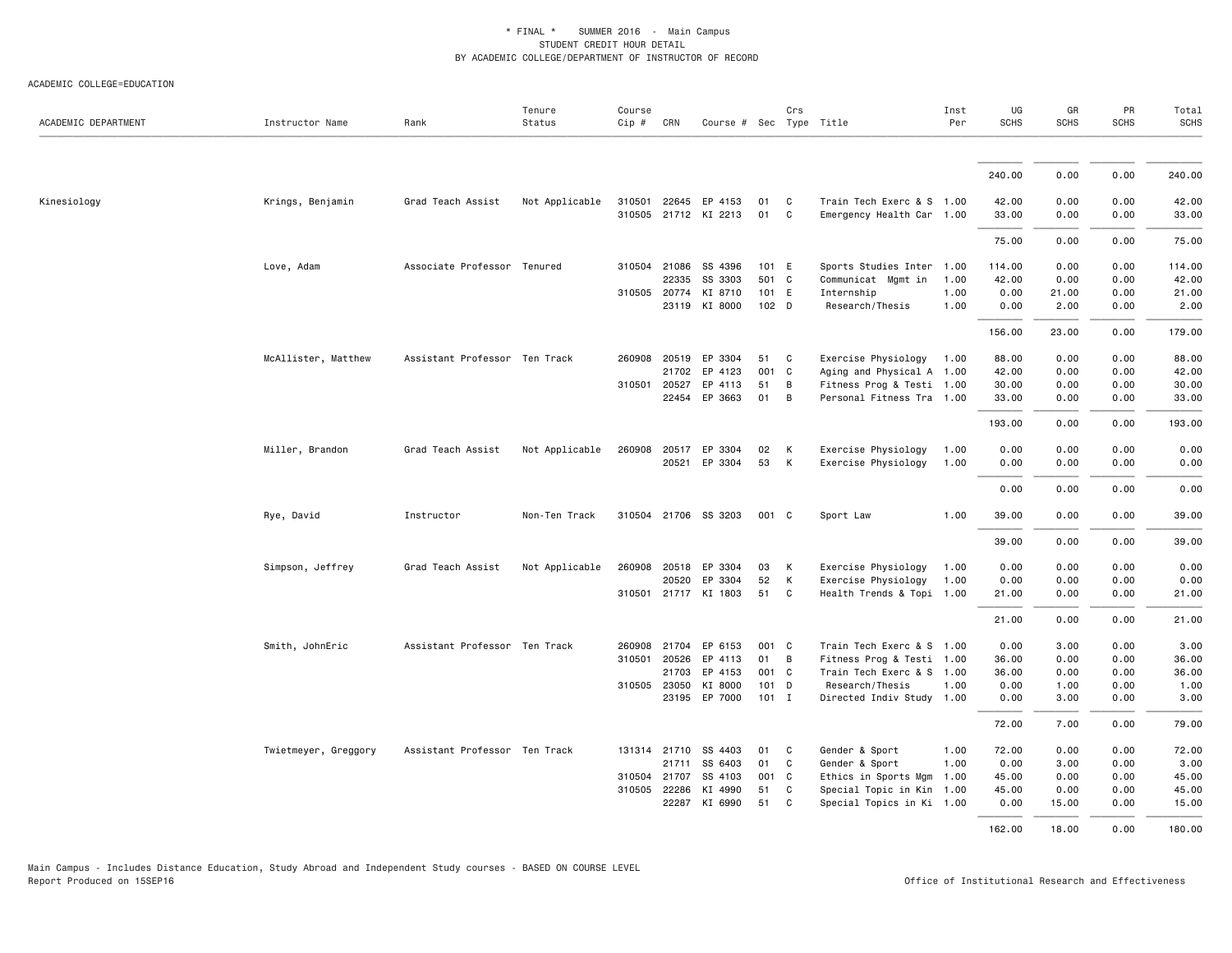\* FINAL \*    SUMMER 2016 - Main Campus
STUDENT CREDIT HOUR DETAIL
BY ACADEMIC COLLEGE/DEPARTMENT OF INSTRUCTOR OF RECORD

ACADEMIC COLLEGE=EDUCATION

| ACADEMIC DEPARTMENT | Instructor Name | Rank | Tenure Status | Course Cip # | CRN | Course # | Sec | Crs Type | Title | Inst Per | UG SCHS | GR SCHS | PR SCHS | Total SCHS |
|---|---|---|---|---|---|---|---|---|---|---|---|---|---|---|
| | | | | | | | | | | | 240.00 | 0.00 | 0.00 | 240.00 |
| Kinesiology | Krings, Benjamin | Grad Teach Assist | Not Applicable | 310501 | 22645 | EP 4153 | 01 | C | Train Tech Exerc & S | 1.00 | 42.00 | 0.00 | 0.00 | 42.00 |
| | | | | 310505 | 21712 | KI 2213 | 01 | C | Emergency Health Car | 1.00 | 33.00 | 0.00 | 0.00 | 33.00 |
| | | | | | | | | | | | 75.00 | 0.00 | 0.00 | 75.00 |
| | Love, Adam | Associate Professor | Tenured | 310504 | 21086 | SS 4396 | 101 | E | Sports Studies Inter | 1.00 | 114.00 | 0.00 | 0.00 | 114.00 |
| | | | | | 22335 | SS 3303 | 501 | C | Communicat Mgmt in | 1.00 | 42.00 | 0.00 | 0.00 | 42.00 |
| | | | | 310505 | 20774 | KI 8710 | 101 | E | Internship | 1.00 | 0.00 | 21.00 | 0.00 | 21.00 |
| | | | | | 23119 | KI 8000 | 102 | D | Research/Thesis | 1.00 | 0.00 | 2.00 | 0.00 | 2.00 |
| | | | | | | | | | | | 156.00 | 23.00 | 0.00 | 179.00 |
| | McAllister, Matthew | Assistant Professor | Ten Track | 260908 | 20519 | EP 3304 | 51 | C | Exercise Physiology | 1.00 | 88.00 | 0.00 | 0.00 | 88.00 |
| | | | | | 21702 | EP 4123 | 001 | C | Aging and Physical A | 1.00 | 42.00 | 0.00 | 0.00 | 42.00 |
| | | | | 310501 | 20527 | EP 4113 | 51 | B | Fitness Prog & Testi | 1.00 | 30.00 | 0.00 | 0.00 | 30.00 |
| | | | | | 22454 | EP 3663 | 01 | B | Personal Fitness Tra | 1.00 | 33.00 | 0.00 | 0.00 | 33.00 |
| | | | | | | | | | | | 193.00 | 0.00 | 0.00 | 193.00 |
| | Miller, Brandon | Grad Teach Assist | Not Applicable | 260908 | 20517 | EP 3304 | 02 | K | Exercise Physiology | 1.00 | 0.00 | 0.00 | 0.00 | 0.00 |
| | | | | | 20521 | EP 3304 | 53 | K | Exercise Physiology | 1.00 | 0.00 | 0.00 | 0.00 | 0.00 |
| | | | | | | | | | | | 0.00 | 0.00 | 0.00 | 0.00 |
| | Rye, David | Instructor | Non-Ten Track | 310504 | 21706 | SS 3203 | 001 | C | Sport Law | 1.00 | 39.00 | 0.00 | 0.00 | 39.00 |
| | | | | | | | | | | | 39.00 | 0.00 | 0.00 | 39.00 |
| | Simpson, Jeffrey | Grad Teach Assist | Not Applicable | 260908 | 20518 | EP 3304 | 03 | K | Exercise Physiology | 1.00 | 0.00 | 0.00 | 0.00 | 0.00 |
| | | | | | 20520 | EP 3304 | 52 | K | Exercise Physiology | 1.00 | 0.00 | 0.00 | 0.00 | 0.00 |
| | | | | 310501 | 21717 | KI 1803 | 51 | C | Health Trends & Topi | 1.00 | 21.00 | 0.00 | 0.00 | 21.00 |
| | | | | | | | | | | | 21.00 | 0.00 | 0.00 | 21.00 |
| | Smith, JohnEric | Assistant Professor | Ten Track | 260908 | 21704 | EP 6153 | 001 | C | Train Tech Exerc & S | 1.00 | 0.00 | 3.00 | 0.00 | 3.00 |
| | | | | 310501 | 20526 | EP 4113 | 01 | B | Fitness Prog & Testi | 1.00 | 36.00 | 0.00 | 0.00 | 36.00 |
| | | | | | 21703 | EP 4153 | 001 | C | Train Tech Exerc & S | 1.00 | 36.00 | 0.00 | 0.00 | 36.00 |
| | | | | 310505 | 23050 | KI 8000 | 101 | D | Research/Thesis | 1.00 | 0.00 | 1.00 | 0.00 | 1.00 |
| | | | | | 23195 | EP 7000 | 101 | I | Directed Indiv Study | 1.00 | 0.00 | 3.00 | 0.00 | 3.00 |
| | | | | | | | | | | | 72.00 | 7.00 | 0.00 | 79.00 |
| | Twietmeyer, Greggory | Assistant Professor | Ten Track | 131314 | 21710 | SS 4403 | 01 | C | Gender & Sport | 1.00 | 72.00 | 0.00 | 0.00 | 72.00 |
| | | | | | 21711 | SS 6403 | 01 | C | Gender & Sport | 1.00 | 0.00 | 3.00 | 0.00 | 3.00 |
| | | | | 310504 | 21707 | SS 4103 | 001 | C | Ethics in Sports Mgm | 1.00 | 45.00 | 0.00 | 0.00 | 45.00 |
| | | | | 310505 | 22286 | KI 4990 | 51 | C | Special Topic in Kin | 1.00 | 45.00 | 0.00 | 0.00 | 45.00 |
| | | | | | 22287 | KI 6990 | 51 | C | Special Topics in Ki | 1.00 | 0.00 | 15.00 | 0.00 | 15.00 |
| | | | | | | | | | | | 162.00 | 18.00 | 0.00 | 180.00 |

Main Campus - Includes Distance Education, Study Abroad and Independent Study courses - BASED ON COURSE LEVEL
Report Produced on 15SEP16

Office of Institutional Research and Effectiveness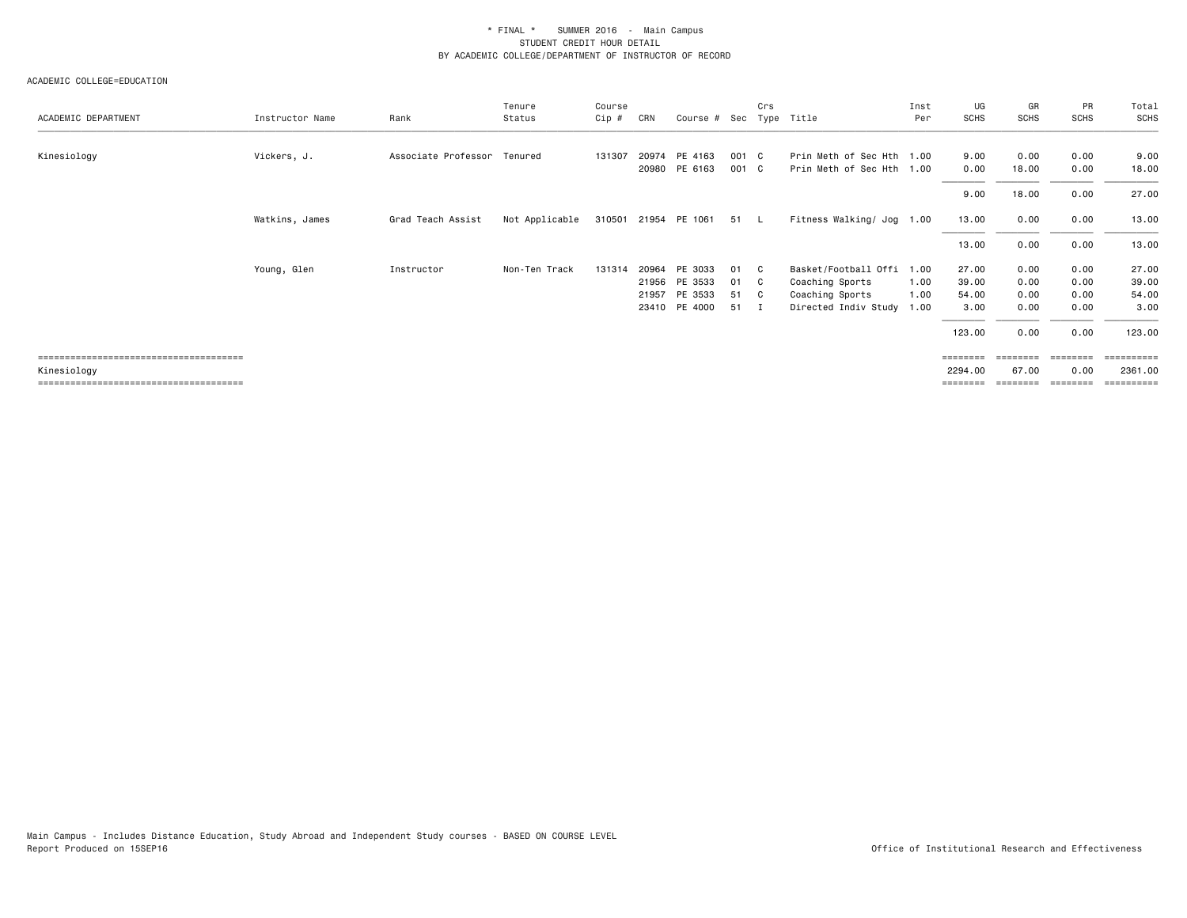\* FINAL \*    SUMMER 2016  -  Main Campus
STUDENT CREDIT HOUR DETAIL
BY ACADEMIC COLLEGE/DEPARTMENT OF INSTRUCTOR OF RECORD

ACADEMIC COLLEGE=EDUCATION

| ACADEMIC DEPARTMENT | Instructor Name | Rank | Tenure Status | Course Cip # | CRN | Course # | Sec | Crs Type | Title | Inst Per | UG SCHS | GR SCHS | PR SCHS | Total SCHS |
|---|---|---|---|---|---|---|---|---|---|---|---|---|---|---|
| Kinesiology | Vickers, J. | Associate Professor | Tenured | 131307 | 20974 | PE 4163 | 001 | C | Prin Meth of Sec Hth | 1.00 | 9.00 | 0.00 | 0.00 | 9.00 |
| | | | | | 20980 | PE 6163 | 001 | C | Prin Meth of Sec Hth | 1.00 | 0.00 | 18.00 | 0.00 | 18.00 |
| | | | | | | | | | | | 9.00 | 18.00 | 0.00 | 27.00 |
| | Watkins, James | Grad Teach Assist | Not Applicable | 310501 | 21954 | PE 1061 | 51 | L | Fitness Walking/ Jog | 1.00 | 13.00 | 0.00 | 0.00 | 13.00 |
| | | | | | | | | | | | 13.00 | 0.00 | 0.00 | 13.00 |
| | Young, Glen | Instructor | Non-Ten Track | 131314 | 20964 | PE 3033 | 01 | C | Basket/Football Offi | 1.00 | 27.00 | 0.00 | 0.00 | 27.00 |
| | | | | | 21956 | PE 3533 | 01 | C | Coaching Sports | 1.00 | 39.00 | 0.00 | 0.00 | 39.00 |
| | | | | | 21957 | PE 3533 | 51 | C | Coaching Sports | 1.00 | 54.00 | 0.00 | 0.00 | 54.00 |
| | | | | | 23410 | PE 4000 | 51 | I | Directed Indiv Study | 1.00 | 3.00 | 0.00 | 0.00 | 3.00 |
| | | | | | | | | | | | 123.00 | 0.00 | 0.00 | 123.00 |
| Kinesiology | | | | | | | | | | | 2294.00 | 67.00 | 0.00 | 2361.00 |

Main Campus - Includes Distance Education, Study Abroad and Independent Study courses - BASED ON COURSE LEVEL
Report Produced on 15SEP16

Office of Institutional Research and Effectiveness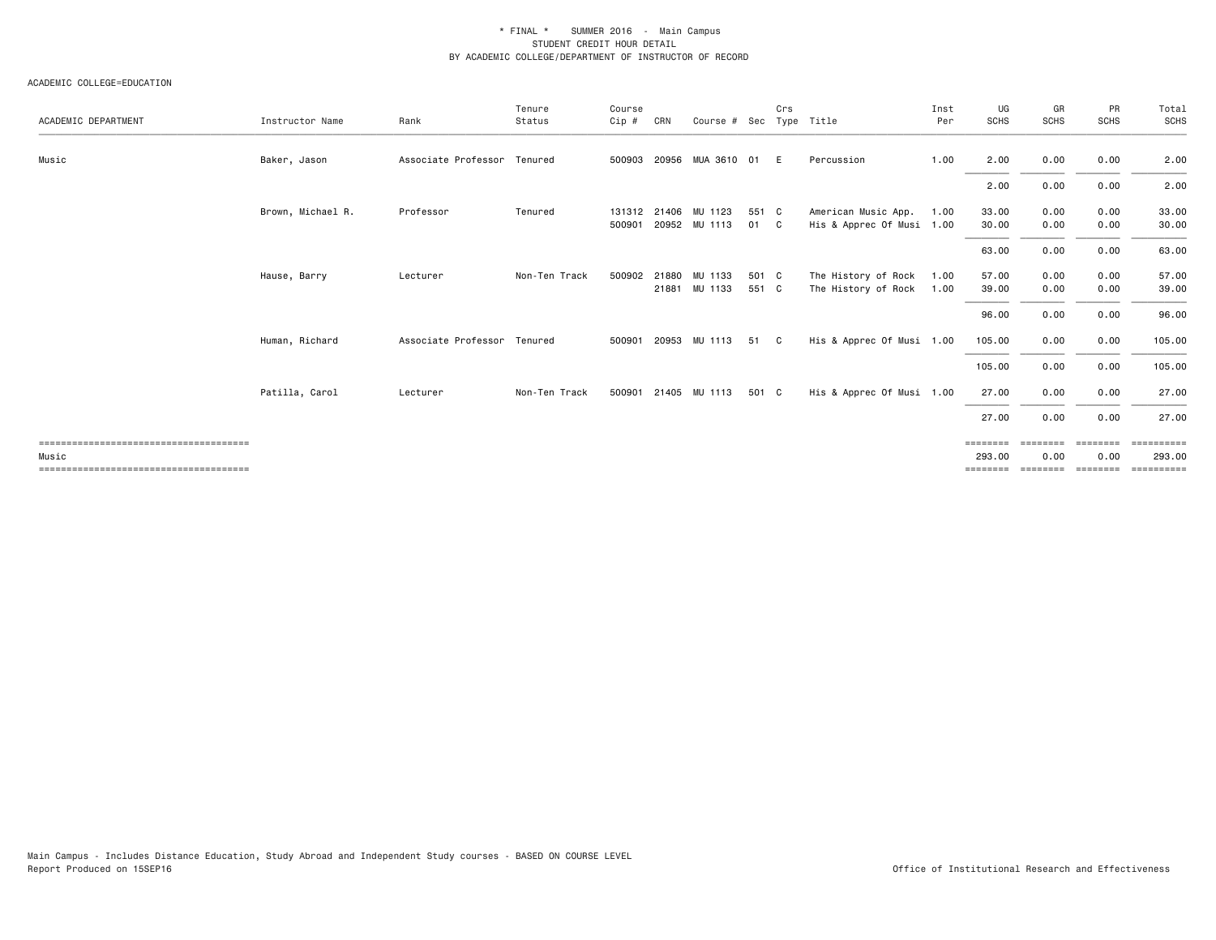\* FINAL \*    SUMMER 2016  -  Main Campus
STUDENT CREDIT HOUR DETAIL
BY ACADEMIC COLLEGE/DEPARTMENT OF INSTRUCTOR OF RECORD

ACADEMIC COLLEGE=EDUCATION

| ACADEMIC DEPARTMENT | Instructor Name | Rank | Tenure Status | Course Cip # | CRN | Course # | Sec | Crs Type | Title | Inst Per | UG SCHS | GR SCHS | PR SCHS | Total SCHS |
|---|---|---|---|---|---|---|---|---|---|---|---|---|---|---|
| Music | Baker, Jason | Associate Professor | Tenured | 500903 | 20956 | MUA 3610 | 01 | E | Percussion | 1.00 | 2.00 | 0.00 | 0.00 | 2.00 |
| | | | | | | | | | | | 2.00 | 0.00 | 0.00 | 2.00 |
| | Brown, Michael R. | Professor | Tenured | 131312 | 21406 | MU 1123 | 551 | C | American Music App. | 1.00 | 33.00 | 0.00 | 0.00 | 33.00 |
| | | | | 500901 | 20952 | MU 1113 | 01 | C | His & Apprec Of Musi | 1.00 | 30.00 | 0.00 | 0.00 | 30.00 |
| | | | | | | | | | | | 63.00 | 0.00 | 0.00 | 63.00 |
| | Hause, Barry | Lecturer | Non-Ten Track | 500902 | 21880 | MU 1133 | 501 | C | The History of Rock | 1.00 | 57.00 | 0.00 | 0.00 | 57.00 |
| | | | | | 21881 | MU 1133 | 551 | C | The History of Rock | 1.00 | 39.00 | 0.00 | 0.00 | 39.00 |
| | | | | | | | | | | | 96.00 | 0.00 | 0.00 | 96.00 |
| | Human, Richard | Associate Professor | Tenured | 500901 | 20953 | MU 1113 | 51 | C | His & Apprec Of Musi | 1.00 | 105.00 | 0.00 | 0.00 | 105.00 |
| | | | | | | | | | | | 105.00 | 0.00 | 0.00 | 105.00 |
| | Patilla, Carol | Lecturer | Non-Ten Track | 500901 | 21405 | MU 1113 | 501 | C | His & Apprec Of Musi | 1.00 | 27.00 | 0.00 | 0.00 | 27.00 |
| | | | | | | | | | | | 27.00 | 0.00 | 0.00 | 27.00 |
| Music | | | | | | | | | | | 293.00 | 0.00 | 0.00 | 293.00 |

Main Campus - Includes Distance Education, Study Abroad and Independent Study courses - BASED ON COURSE LEVEL
Report Produced on 15SEP16

Office of Institutional Research and Effectiveness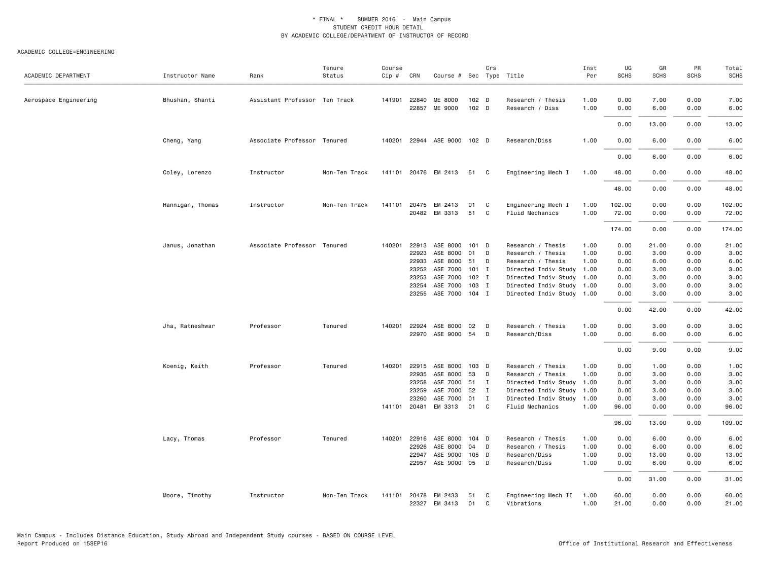\* FINAL \*    SUMMER 2016 - Main Campus
STUDENT CREDIT HOUR DETAIL
BY ACADEMIC COLLEGE/DEPARTMENT OF INSTRUCTOR OF RECORD

ACADEMIC COLLEGE=ENGINEERING

| ACADEMIC DEPARTMENT | Instructor Name | Rank | Tenure Status | Course Cip # | CRN | Course # | Sec | Crs Type | Title | Inst Per | UG SCHS | GR SCHS | PR SCHS | Total SCHS |
|---|---|---|---|---|---|---|---|---|---|---|---|---|---|---|
| Aerospace Engineering | Bhushan, Shanti | Assistant Professor | Ten Track | 141901 | 22840 | ME 8000 | 102 | D | Research / Thesis | 1.00 | 0.00 | 7.00 | 0.00 | 7.00 |
| | | | | | 22857 | ME 9000 | 102 | D | Research / Diss | 1.00 | 0.00 | 6.00 | 0.00 | 6.00 |
| | | | | | | | | | | | 0.00 | 13.00 | 0.00 | 13.00 |
| | Cheng, Yang | Associate Professor | Tenured | 140201 | 22944 | ASE 9000 | 102 | D | Research/Diss | 1.00 | 0.00 | 6.00 | 0.00 | 6.00 |
| | | | | | | | | | | | 0.00 | 6.00 | 0.00 | 6.00 |
| | Coley, Lorenzo | Instructor | Non-Ten Track | 141101 | 20476 | EM 2413 | 51 | C | Engineering Mech I | 1.00 | 48.00 | 0.00 | 0.00 | 48.00 |
| | | | | | | | | | | | 48.00 | 0.00 | 0.00 | 48.00 |
| | Hannigan, Thomas | Instructor | Non-Ten Track | 141101 | 20475 | EM 2413 | 01 | C | Engineering Mech I | 1.00 | 102.00 | 0.00 | 0.00 | 102.00 |
| | | | | | 20482 | EM 3313 | 51 | C | Fluid Mechanics | 1.00 | 72.00 | 0.00 | 0.00 | 72.00 |
| | | | | | | | | | | | 174.00 | 0.00 | 0.00 | 174.00 |
| | Janus, Jonathan | Associate Professor | Tenured | 140201 | 22913 | ASE 8000 | 101 | D | Research / Thesis | 1.00 | 0.00 | 21.00 | 0.00 | 21.00 |
| | | | | | 22923 | ASE 8000 | 01 | D | Research / Thesis | 1.00 | 0.00 | 3.00 | 0.00 | 3.00 |
| | | | | | 22933 | ASE 8000 | 51 | D | Research / Thesis | 1.00 | 0.00 | 6.00 | 0.00 | 6.00 |
| | | | | | 23252 | ASE 7000 | 101 | I | Directed Indiv Study | 1.00 | 0.00 | 3.00 | 0.00 | 3.00 |
| | | | | | 23253 | ASE 7000 | 102 | I | Directed Indiv Study | 1.00 | 0.00 | 3.00 | 0.00 | 3.00 |
| | | | | | 23254 | ASE 7000 | 103 | I | Directed Indiv Study | 1.00 | 0.00 | 3.00 | 0.00 | 3.00 |
| | | | | | 23255 | ASE 7000 | 104 | I | Directed Indiv Study | 1.00 | 0.00 | 3.00 | 0.00 | 3.00 |
| | | | | | | | | | | | 0.00 | 42.00 | 0.00 | 42.00 |
| | Jha, Ratneshwar | Professor | Tenured | 140201 | 22924 | ASE 8000 | 02 | D | Research / Thesis | 1.00 | 0.00 | 3.00 | 0.00 | 3.00 |
| | | | | | 22970 | ASE 9000 | 54 | D | Research/Diss | 1.00 | 0.00 | 6.00 | 0.00 | 6.00 |
| | | | | | | | | | | | 0.00 | 9.00 | 0.00 | 9.00 |
| | Koenig, Keith | Professor | Tenured | 140201 | 22915 | ASE 8000 | 103 | D | Research / Thesis | 1.00 | 0.00 | 1.00 | 0.00 | 1.00 |
| | | | | | 22935 | ASE 8000 | 53 | D | Research / Thesis | 1.00 | 0.00 | 3.00 | 0.00 | 3.00 |
| | | | | | 23258 | ASE 7000 | 51 | I | Directed Indiv Study | 1.00 | 0.00 | 3.00 | 0.00 | 3.00 |
| | | | | | 23259 | ASE 7000 | 52 | I | Directed Indiv Study | 1.00 | 0.00 | 3.00 | 0.00 | 3.00 |
| | | | | | 23260 | ASE 7000 | 01 | I | Directed Indiv Study | 1.00 | 0.00 | 3.00 | 0.00 | 3.00 |
| | | | | 141101 | 20481 | EM 3313 | 01 | C | Fluid Mechanics | 1.00 | 96.00 | 0.00 | 0.00 | 96.00 |
| | | | | | | | | | | | 96.00 | 13.00 | 0.00 | 109.00 |
| | Lacy, Thomas | Professor | Tenured | 140201 | 22916 | ASE 8000 | 104 | D | Research / Thesis | 1.00 | 0.00 | 6.00 | 0.00 | 6.00 |
| | | | | | 22926 | ASE 8000 | 04 | D | Research / Thesis | 1.00 | 0.00 | 6.00 | 0.00 | 6.00 |
| | | | | | 22947 | ASE 9000 | 105 | D | Research/Diss | 1.00 | 0.00 | 13.00 | 0.00 | 13.00 |
| | | | | | 22957 | ASE 9000 | 05 | D | Research/Diss | 1.00 | 0.00 | 6.00 | 0.00 | 6.00 |
| | | | | | | | | | | | 0.00 | 31.00 | 0.00 | 31.00 |
| | Moore, Timothy | Instructor | Non-Ten Track | 141101 | 20478 | EM 2433 | 51 | C | Engineering Mech II | 1.00 | 60.00 | 0.00 | 0.00 | 60.00 |
| | | | | | 22327 | EM 3413 | 01 | C | Vibrations | 1.00 | 21.00 | 0.00 | 0.00 | 21.00 |

Main Campus - Includes Distance Education, Study Abroad and Independent Study courses - BASED ON COURSE LEVEL
Report Produced on 15SEP16    Office of Institutional Research and Effectiveness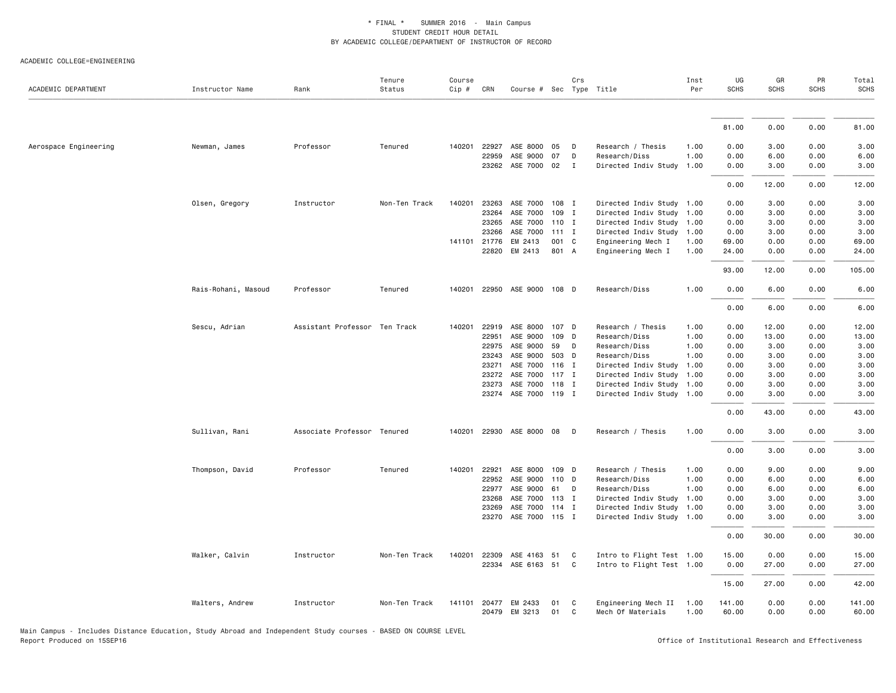\* FINAL \* SUMMER 2016 - Main Campus
STUDENT CREDIT HOUR DETAIL
BY ACADEMIC COLLEGE/DEPARTMENT OF INSTRUCTOR OF RECORD

ACADEMIC COLLEGE=ENGINEERING

| ACADEMIC DEPARTMENT | Instructor Name | Rank | Tenure Status | Course Cip # | CRN | Course # | Sec | Crs Type | Title | Inst Per | UG SCHS | GR SCHS | PR SCHS | Total SCHS |
|---|---|---|---|---|---|---|---|---|---|---|---|---|---|---|
| | | | | | | | | | | | 81.00 | 0.00 | 0.00 | 81.00 |
| Aerospace Engineering | Newman, James | Professor | Tenured | 140201 | 22927 | ASE 8000 | 05 | D | Research / Thesis | 1.00 | 0.00 | 3.00 | 0.00 | 3.00 |
| | | | | | 22959 | ASE 9000 | 07 | D | Research/Diss | 1.00 | 0.00 | 6.00 | 0.00 | 6.00 |
| | | | | | 23262 | ASE 7000 | 02 | I | Directed Indiv Study | 1.00 | 0.00 | 3.00 | 0.00 | 3.00 |
| | | | | | | | | | | | 0.00 | 12.00 | 0.00 | 12.00 |
| | Olsen, Gregory | Instructor | Non-Ten Track | 140201 | 23263 | ASE 7000 | 108 | I | Directed Indiv Study | 1.00 | 0.00 | 3.00 | 0.00 | 3.00 |
| | | | | | 23264 | ASE 7000 | 109 | I | Directed Indiv Study | 1.00 | 0.00 | 3.00 | 0.00 | 3.00 |
| | | | | | 23265 | ASE 7000 | 110 | I | Directed Indiv Study | 1.00 | 0.00 | 3.00 | 0.00 | 3.00 |
| | | | | | 23266 | ASE 7000 | 111 | I | Directed Indiv Study | 1.00 | 0.00 | 3.00 | 0.00 | 3.00 |
| | | | | 141101 | 21776 | EM 2413 | 001 | C | Engineering Mech I | 1.00 | 69.00 | 0.00 | 0.00 | 69.00 |
| | | | | | 22820 | EM 2413 | 801 | A | Engineering Mech I | 1.00 | 24.00 | 0.00 | 0.00 | 24.00 |
| | | | | | | | | | | | 93.00 | 12.00 | 0.00 | 105.00 |
| | Rais-Rohani, Masoud | Professor | Tenured | 140201 | 22950 | ASE 9000 | 108 | D | Research/Diss | 1.00 | 0.00 | 6.00 | 0.00 | 6.00 |
| | | | | | | | | | | | 0.00 | 6.00 | 0.00 | 6.00 |
| | Sescu, Adrian | Assistant Professor | Ten Track | 140201 | 22919 | ASE 8000 | 107 | D | Research / Thesis | 1.00 | 0.00 | 12.00 | 0.00 | 12.00 |
| | | | | | 22951 | ASE 9000 | 109 | D | Research/Diss | 1.00 | 0.00 | 13.00 | 0.00 | 13.00 |
| | | | | | 22975 | ASE 9000 | 59 | D | Research/Diss | 1.00 | 0.00 | 3.00 | 0.00 | 3.00 |
| | | | | | 23243 | ASE 9000 | 503 | D | Research/Diss | 1.00 | 0.00 | 3.00 | 0.00 | 3.00 |
| | | | | | 23271 | ASE 7000 | 116 | I | Directed Indiv Study | 1.00 | 0.00 | 3.00 | 0.00 | 3.00 |
| | | | | | 23272 | ASE 7000 | 117 | I | Directed Indiv Study | 1.00 | 0.00 | 3.00 | 0.00 | 3.00 |
| | | | | | 23273 | ASE 7000 | 118 | I | Directed Indiv Study | 1.00 | 0.00 | 3.00 | 0.00 | 3.00 |
| | | | | | 23274 | ASE 7000 | 119 | I | Directed Indiv Study | 1.00 | 0.00 | 3.00 | 0.00 | 3.00 |
| | | | | | | | | | | | 0.00 | 43.00 | 0.00 | 43.00 |
| | Sullivan, Rani | Associate Professor | Tenured | 140201 | 22930 | ASE 8000 | 08 | D | Research / Thesis | 1.00 | 0.00 | 3.00 | 0.00 | 3.00 |
| | | | | | | | | | | | 0.00 | 3.00 | 0.00 | 3.00 |
| | Thompson, David | Professor | Tenured | 140201 | 22921 | ASE 8000 | 109 | D | Research / Thesis | 1.00 | 0.00 | 9.00 | 0.00 | 9.00 |
| | | | | | 22952 | ASE 9000 | 110 | D | Research/Diss | 1.00 | 0.00 | 6.00 | 0.00 | 6.00 |
| | | | | | 22977 | ASE 9000 | 61 | D | Research/Diss | 1.00 | 0.00 | 6.00 | 0.00 | 6.00 |
| | | | | | 23268 | ASE 7000 | 113 | I | Directed Indiv Study | 1.00 | 0.00 | 3.00 | 0.00 | 3.00 |
| | | | | | 23269 | ASE 7000 | 114 | I | Directed Indiv Study | 1.00 | 0.00 | 3.00 | 0.00 | 3.00 |
| | | | | | 23270 | ASE 7000 | 115 | I | Directed Indiv Study | 1.00 | 0.00 | 3.00 | 0.00 | 3.00 |
| | | | | | | | | | | | 0.00 | 30.00 | 0.00 | 30.00 |
| | Walker, Calvin | Instructor | Non-Ten Track | 140201 | 22309 | ASE 4163 | 51 | C | Intro to Flight Test | 1.00 | 15.00 | 0.00 | 0.00 | 15.00 |
| | | | | | 22334 | ASE 6163 | 51 | C | Intro to Flight Test | 1.00 | 0.00 | 27.00 | 0.00 | 27.00 |
| | | | | | | | | | | | 15.00 | 27.00 | 0.00 | 42.00 |
| | Walters, Andrew | Instructor | Non-Ten Track | 141101 | 20477 | EM 2433 | 01 | C | Engineering Mech II | 1.00 | 141.00 | 0.00 | 0.00 | 141.00 |
| | | | | | 20479 | EM 3213 | 01 | C | Mech Of Materials | 1.00 | 60.00 | 0.00 | 0.00 | 60.00 |

Main Campus - Includes Distance Education, Study Abroad and Independent Study courses - BASED ON COURSE LEVEL
Report Produced on 15SEP16

Office of Institutional Research and Effectiveness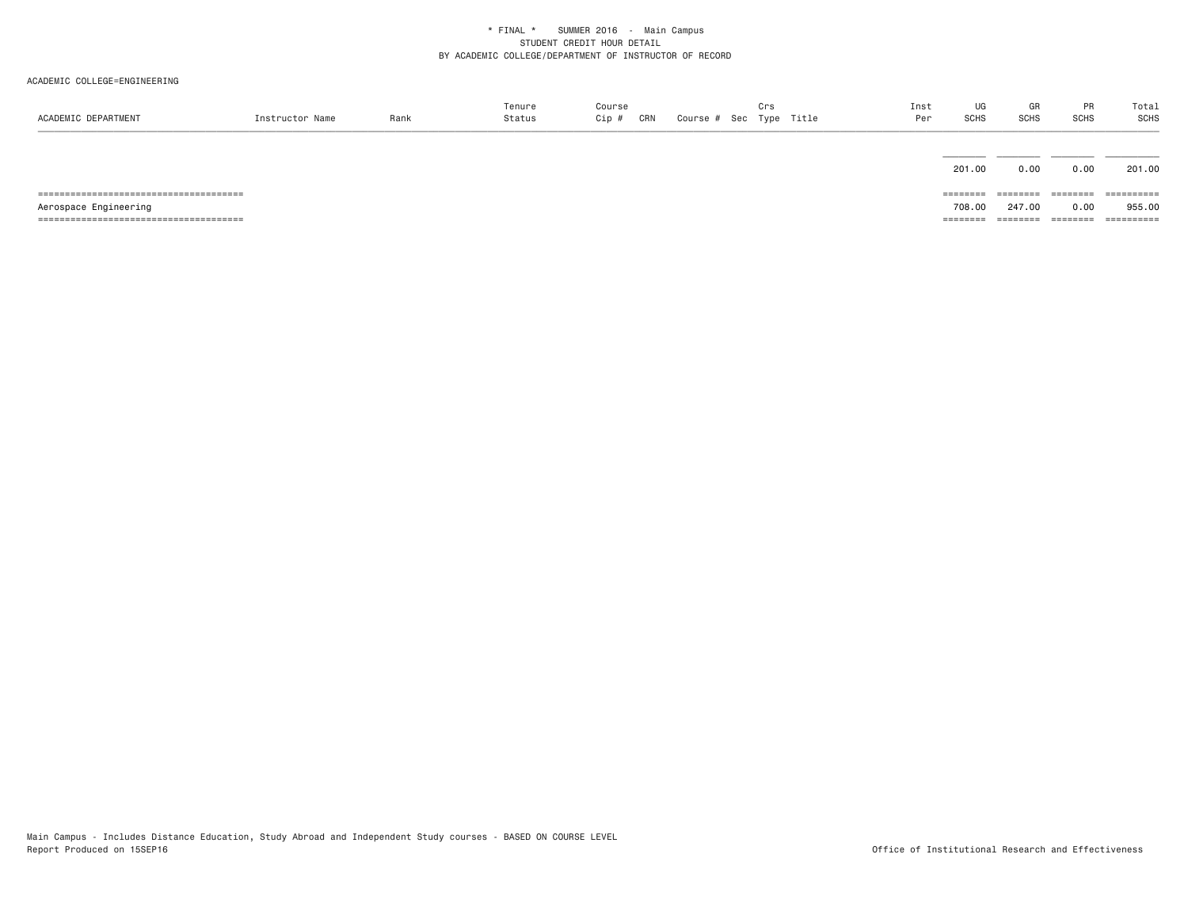* FINAL * SUMMER 2016 - Main Campus
STUDENT CREDIT HOUR DETAIL
BY ACADEMIC COLLEGE/DEPARTMENT OF INSTRUCTOR OF RECORD

ACADEMIC COLLEGE=ENGINEERING

| ACADEMIC DEPARTMENT | Instructor Name | Rank | Tenure Status | Course Cip # | CRN | Course # | Sec | Crs Type | Title | Inst Per | UG SCHS | GR SCHS | PR SCHS | Total SCHS |
|---|---|---|---|---|---|---|---|---|---|---|---|---|---|---|
| | | | | | | | | | | | 201.00 | 0.00 | 0.00 | 201.00 |
| Aerospace Engineering | | | | | | | | | | | 708.00 | 247.00 | 0.00 | 955.00 |

Main Campus - Includes Distance Education, Study Abroad and Independent Study courses - BASED ON COURSE LEVEL
Report Produced on 15SEP16

Office of Institutional Research and Effectiveness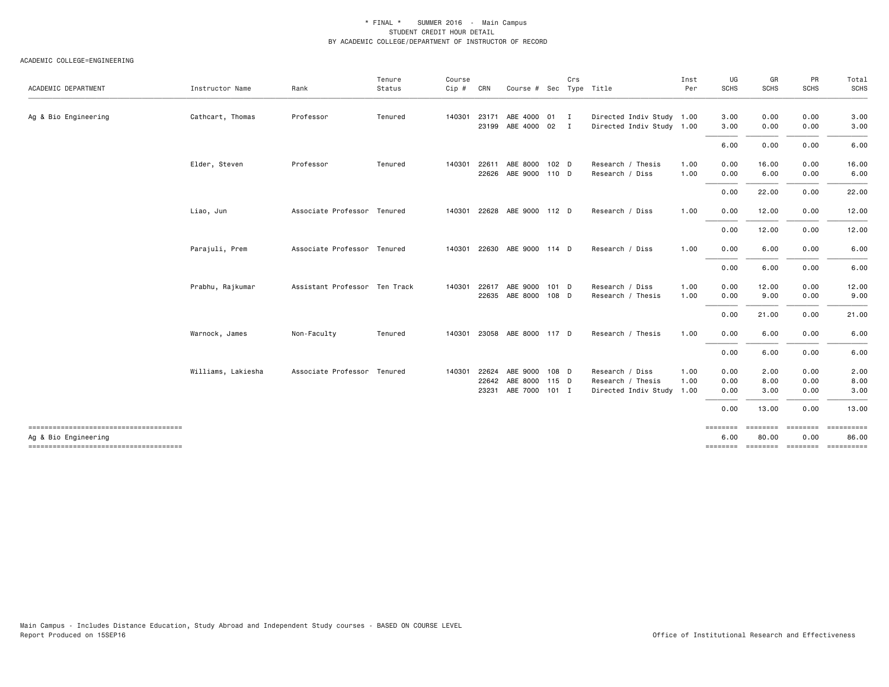\* FINAL \* SUMMER 2016 - Main Campus
STUDENT CREDIT HOUR DETAIL
BY ACADEMIC COLLEGE/DEPARTMENT OF INSTRUCTOR OF RECORD

ACADEMIC COLLEGE=ENGINEERING

| ACADEMIC DEPARTMENT | Instructor Name | Rank | Tenure Status | Course Cip # | CRN | Course # | Sec | Crs Type | Title | Inst Per | UG SCHS | GR SCHS | PR SCHS | Total SCHS |
|---|---|---|---|---|---|---|---|---|---|---|---|---|---|---|
| Ag & Bio Engineering | Cathcart, Thomas | Professor | Tenured | 140301 | 23171 | ABE 4000 | 01 | I | Directed Indiv Study | 1.00 | 3.00 | 0.00 | 0.00 | 3.00 |
| | | | | | 23199 | ABE 4000 | 02 | I | Directed Indiv Study | 1.00 | 3.00 | 0.00 | 0.00 | 3.00 |
| | | | | | | | | | | | 6.00 | 0.00 | 0.00 | 6.00 |
| | Elder, Steven | Professor | Tenured | 140301 | 22611 | ABE 8000 | 102 | D | Research / Thesis | 1.00 | 0.00 | 16.00 | 0.00 | 16.00 |
| | | | | | 22626 | ABE 9000 | 110 | D | Research / Diss | 1.00 | 0.00 | 6.00 | 0.00 | 6.00 |
| | | | | | | | | | | | 0.00 | 22.00 | 0.00 | 22.00 |
| | Liao, Jun | Associate Professor | Tenured | 140301 | 22628 | ABE 9000 | 112 | D | Research / Diss | 1.00 | 0.00 | 12.00 | 0.00 | 12.00 |
| | | | | | | | | | | | 0.00 | 12.00 | 0.00 | 12.00 |
| | Parajuli, Prem | Associate Professor | Tenured | 140301 | 22630 | ABE 9000 | 114 | D | Research / Diss | 1.00 | 0.00 | 6.00 | 0.00 | 6.00 |
| | | | | | | | | | | | 0.00 | 6.00 | 0.00 | 6.00 |
| | Prabhu, Rajkumar | Assistant Professor | Ten Track | 140301 | 22617 | ABE 9000 | 101 | D | Research / Diss | 1.00 | 0.00 | 12.00 | 0.00 | 12.00 |
| | | | | | 22635 | ABE 8000 | 108 | D | Research / Thesis | 1.00 | 0.00 | 9.00 | 0.00 | 9.00 |
| | | | | | | | | | | | 0.00 | 21.00 | 0.00 | 21.00 |
| | Warnock, James | Non-Faculty | Tenured | 140301 | 23058 | ABE 8000 | 117 | D | Research / Thesis | 1.00 | 0.00 | 6.00 | 0.00 | 6.00 |
| | | | | | | | | | | | 0.00 | 6.00 | 0.00 | 6.00 |
| | Williams, Lakiesha | Associate Professor | Tenured | 140301 | 22624 | ABE 9000 | 108 | D | Research / Diss | 1.00 | 0.00 | 2.00 | 0.00 | 2.00 |
| | | | | | 22642 | ABE 8000 | 115 | D | Research / Thesis | 1.00 | 0.00 | 8.00 | 0.00 | 8.00 |
| | | | | | 23231 | ABE 7000 | 101 | I | Directed Indiv Study | 1.00 | 0.00 | 3.00 | 0.00 | 3.00 |
| | | | | | | | | | | | 0.00 | 13.00 | 0.00 | 13.00 |
| Ag & Bio Engineering | | | | | | | | | | | 6.00 | 80.00 | 0.00 | 86.00 |

Main Campus - Includes Distance Education, Study Abroad and Independent Study courses - BASED ON COURSE LEVEL
Report Produced on 15SEP16

Office of Institutional Research and Effectiveness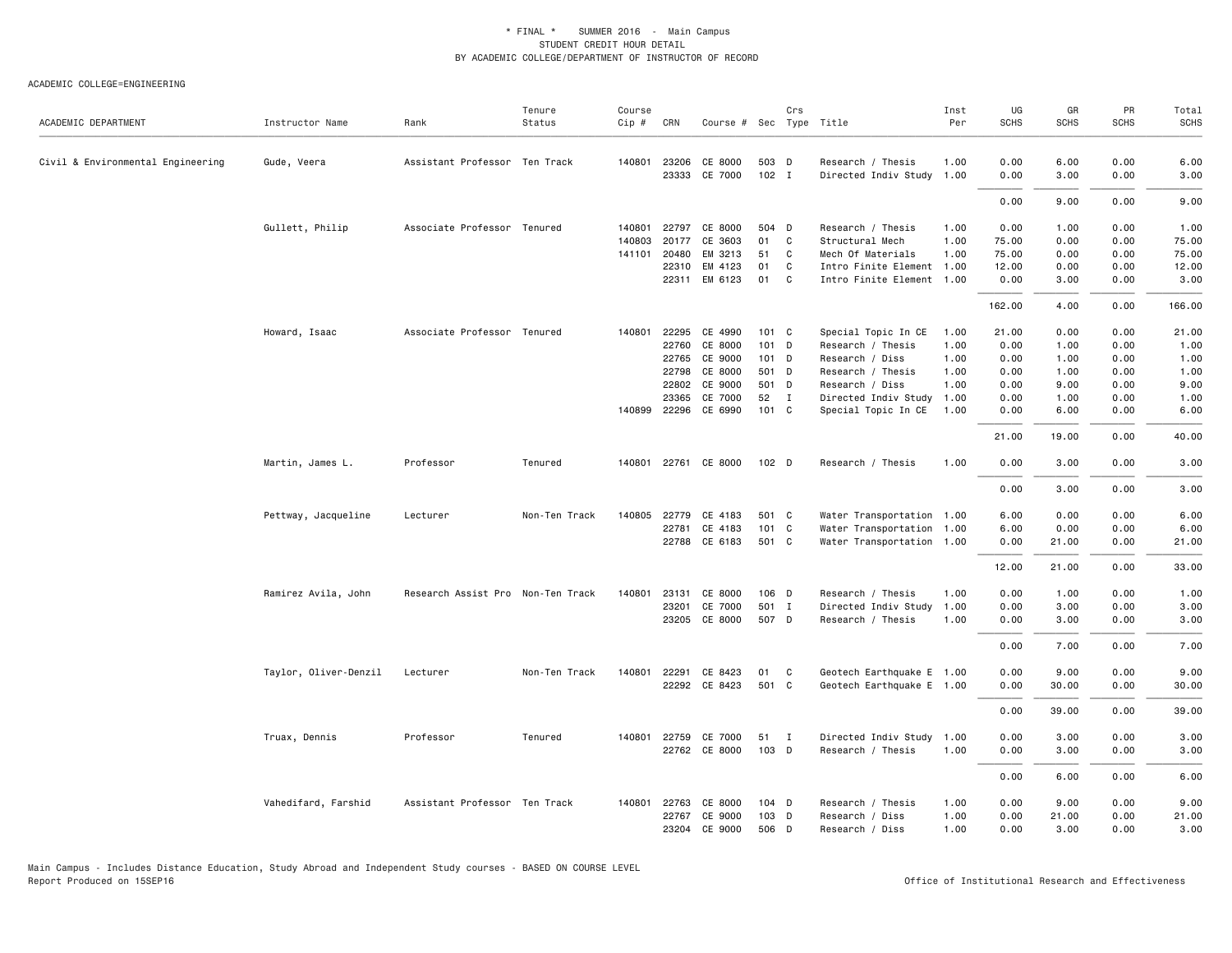\* FINAL \* SUMMER 2016 - Main Campus
STUDENT CREDIT HOUR DETAIL
BY ACADEMIC COLLEGE/DEPARTMENT OF INSTRUCTOR OF RECORD

ACADEMIC COLLEGE=ENGINEERING

| ACADEMIC DEPARTMENT | Instructor Name | Rank | Tenure Status | Course Cip # | CRN | Course # | Sec | Crs Type | Title | Inst Per | UG SCHS | GR SCHS | PR SCHS | Total SCHS |
|---|---|---|---|---|---|---|---|---|---|---|---|---|---|---|
| Civil & Environmental Engineering | Gude, Veera | Assistant Professor | Ten Track | 140801 | 23206 | CE 8000 | 503 | D | Research / Thesis | 1.00 | 0.00 | 6.00 | 0.00 | 6.00 |
| | | | | | 23333 | CE 7000 | 102 | I | Directed Indiv Study | 1.00 | 0.00 | 3.00 | 0.00 | 3.00 |
| | | | | | | | | | | | 0.00 | 9.00 | 0.00 | 9.00 |
| | Gullett, Philip | Associate Professor | Tenured | 140801 | 22797 | CE 8000 | 504 | D | Research / Thesis | 1.00 | 0.00 | 1.00 | 0.00 | 1.00 |
| | | | | 140803 | 20177 | CE 3603 | 01 | C | Structural Mech | 1.00 | 75.00 | 0.00 | 0.00 | 75.00 |
| | | | | 141101 | 20480 | EM 3213 | 51 | C | Mech Of Materials | 1.00 | 75.00 | 0.00 | 0.00 | 75.00 |
| | | | | | 22310 | EM 4123 | 01 | C | Intro Finite Element | 1.00 | 12.00 | 0.00 | 0.00 | 12.00 |
| | | | | | 22311 | EM 6123 | 01 | C | Intro Finite Element | 1.00 | 0.00 | 3.00 | 0.00 | 3.00 |
| | | | | | | | | | | | 162.00 | 4.00 | 0.00 | 166.00 |
| | Howard, Isaac | Associate Professor | Tenured | 140801 | 22295 | CE 4990 | 101 | C | Special Topic In CE | 1.00 | 21.00 | 0.00 | 0.00 | 21.00 |
| | | | | | 22760 | CE 8000 | 101 | D | Research / Thesis | 1.00 | 0.00 | 1.00 | 0.00 | 1.00 |
| | | | | | 22765 | CE 9000 | 101 | D | Research / Diss | 1.00 | 0.00 | 1.00 | 0.00 | 1.00 |
| | | | | | 22798 | CE 8000 | 501 | D | Research / Thesis | 1.00 | 0.00 | 1.00 | 0.00 | 1.00 |
| | | | | | 22802 | CE 9000 | 501 | D | Research / Diss | 1.00 | 0.00 | 9.00 | 0.00 | 9.00 |
| | | | | | 23365 | CE 7000 | 52 | I | Directed Indiv Study | 1.00 | 0.00 | 1.00 | 0.00 | 1.00 |
| | | | | 140899 | 22296 | CE 6990 | 101 | C | Special Topic In CE | 1.00 | 0.00 | 6.00 | 0.00 | 6.00 |
| | | | | | | | | | | | 21.00 | 19.00 | 0.00 | 40.00 |
| | Martin, James L. | Professor | Tenured | 140801 | 22761 | CE 8000 | 102 | D | Research / Thesis | 1.00 | 0.00 | 3.00 | 0.00 | 3.00 |
| | | | | | | | | | | | 0.00 | 3.00 | 0.00 | 3.00 |
| | Pettway, Jacqueline | Lecturer | Non-Ten Track | 140805 | 22779 | CE 4183 | 501 | C | Water Transportation | 1.00 | 6.00 | 0.00 | 0.00 | 6.00 |
| | | | | | 22781 | CE 4183 | 101 | C | Water Transportation | 1.00 | 6.00 | 0.00 | 0.00 | 6.00 |
| | | | | | 22788 | CE 6183 | 501 | C | Water Transportation | 1.00 | 0.00 | 21.00 | 0.00 | 21.00 |
| | | | | | | | | | | | 12.00 | 21.00 | 0.00 | 33.00 |
| | Ramirez Avila, John | Research Assist Pro | Non-Ten Track | 140801 | 23131 | CE 8000 | 106 | D | Research / Thesis | 1.00 | 0.00 | 1.00 | 0.00 | 1.00 |
| | | | | | 23201 | CE 7000 | 501 | I | Directed Indiv Study | 1.00 | 0.00 | 3.00 | 0.00 | 3.00 |
| | | | | | 23205 | CE 8000 | 507 | D | Research / Thesis | 1.00 | 0.00 | 3.00 | 0.00 | 3.00 |
| | | | | | | | | | | | 0.00 | 7.00 | 0.00 | 7.00 |
| | Taylor, Oliver-Denzil | Lecturer | Non-Ten Track | 140801 | 22291 | CE 8423 | 01 | C | Geotech Earthquake E | 1.00 | 0.00 | 9.00 | 0.00 | 9.00 |
| | | | | | 22292 | CE 8423 | 501 | C | Geotech Earthquake E | 1.00 | 0.00 | 30.00 | 0.00 | 30.00 |
| | | | | | | | | | | | 0.00 | 39.00 | 0.00 | 39.00 |
| | Truax, Dennis | Professor | Tenured | 140801 | 22759 | CE 7000 | 51 | I | Directed Indiv Study | 1.00 | 0.00 | 3.00 | 0.00 | 3.00 |
| | | | | | 22762 | CE 8000 | 103 | D | Research / Thesis | 1.00 | 0.00 | 3.00 | 0.00 | 3.00 |
| | | | | | | | | | | | 0.00 | 6.00 | 0.00 | 6.00 |
| | Vahedifard, Farshid | Assistant Professor | Ten Track | 140801 | 22763 | CE 8000 | 104 | D | Research / Thesis | 1.00 | 0.00 | 9.00 | 0.00 | 9.00 |
| | | | | | 22767 | CE 9000 | 103 | D | Research / Diss | 1.00 | 0.00 | 21.00 | 0.00 | 21.00 |
| | | | | | 23204 | CE 9000 | 506 | D | Research / Diss | 1.00 | 0.00 | 3.00 | 0.00 | 3.00 |

Main Campus - Includes Distance Education, Study Abroad and Independent Study courses - BASED ON COURSE LEVEL
Report Produced on 15SEP16

Office of Institutional Research and Effectiveness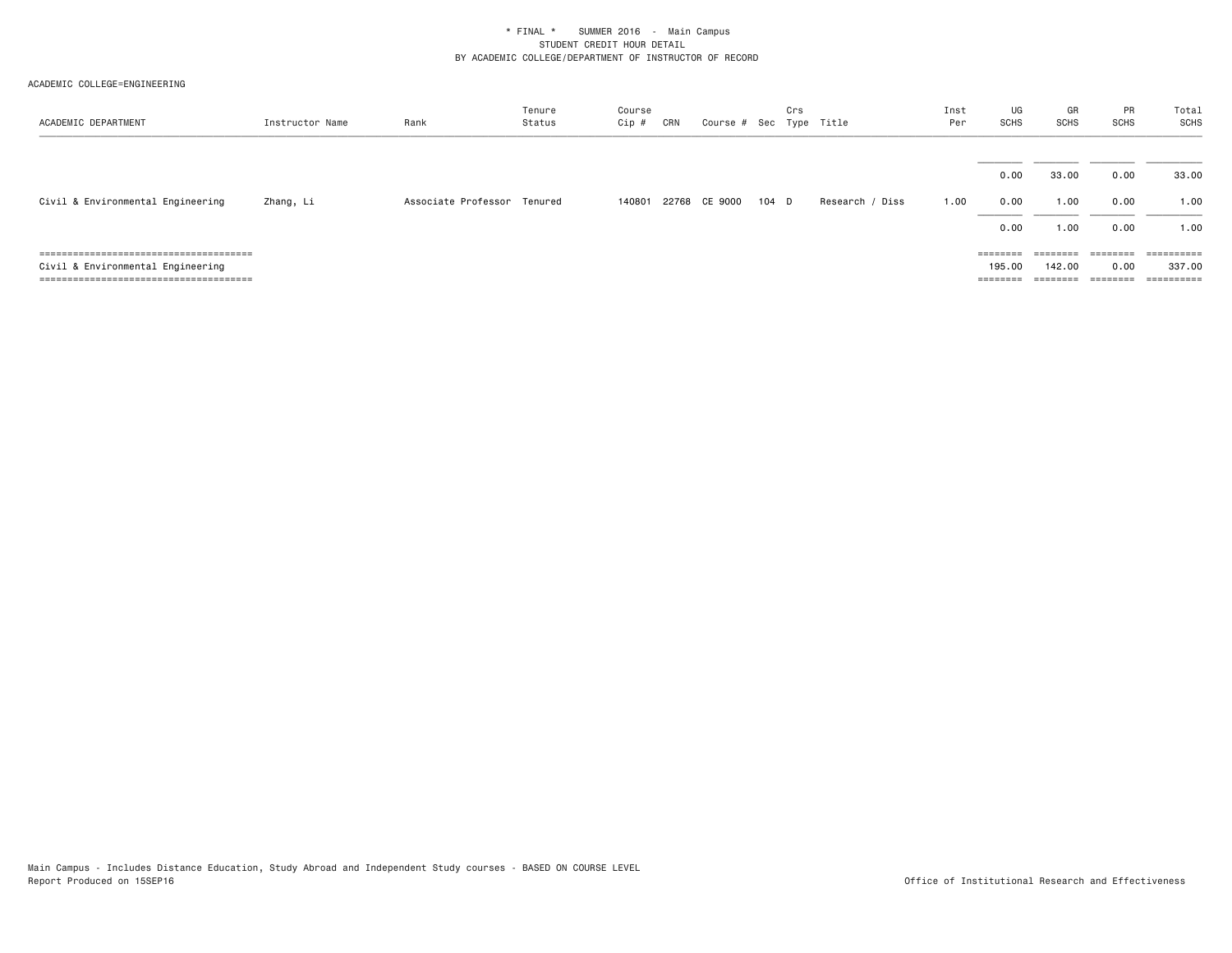\* FINAL \*    SUMMER 2016  -  Main Campus
STUDENT CREDIT HOUR DETAIL
BY ACADEMIC COLLEGE/DEPARTMENT OF INSTRUCTOR OF RECORD

ACADEMIC COLLEGE=ENGINEERING

| ACADEMIC DEPARTMENT | Instructor Name | Rank | Tenure Status | Course Cip # | CRN | Course # | Sec | Crs Type | Title | Inst Per | UG SCHS | GR SCHS | PR SCHS | Total SCHS |
|---|---|---|---|---|---|---|---|---|---|---|---|---|---|---|
| | | | | | | | | | | | 0.00 | 33.00 | 0.00 | 33.00 |
| Civil & Environmental Engineering | Zhang, Li | Associate Professor | Tenured | 140801 | 22768 | CE 9000 | 104 | D | Research / Diss | 1.00 | 0.00 | 1.00 | 0.00 | 1.00 |
| | | | | | | | | | | | 0.00 | 1.00 | 0.00 | 1.00 |
| Civil & Environmental Engineering | | | | | | | | | | | 195.00 | 142.00 | 0.00 | 337.00 |

Main Campus - Includes Distance Education, Study Abroad and Independent Study courses - BASED ON COURSE LEVEL
Report Produced on 15SEP16

Office of Institutional Research and Effectiveness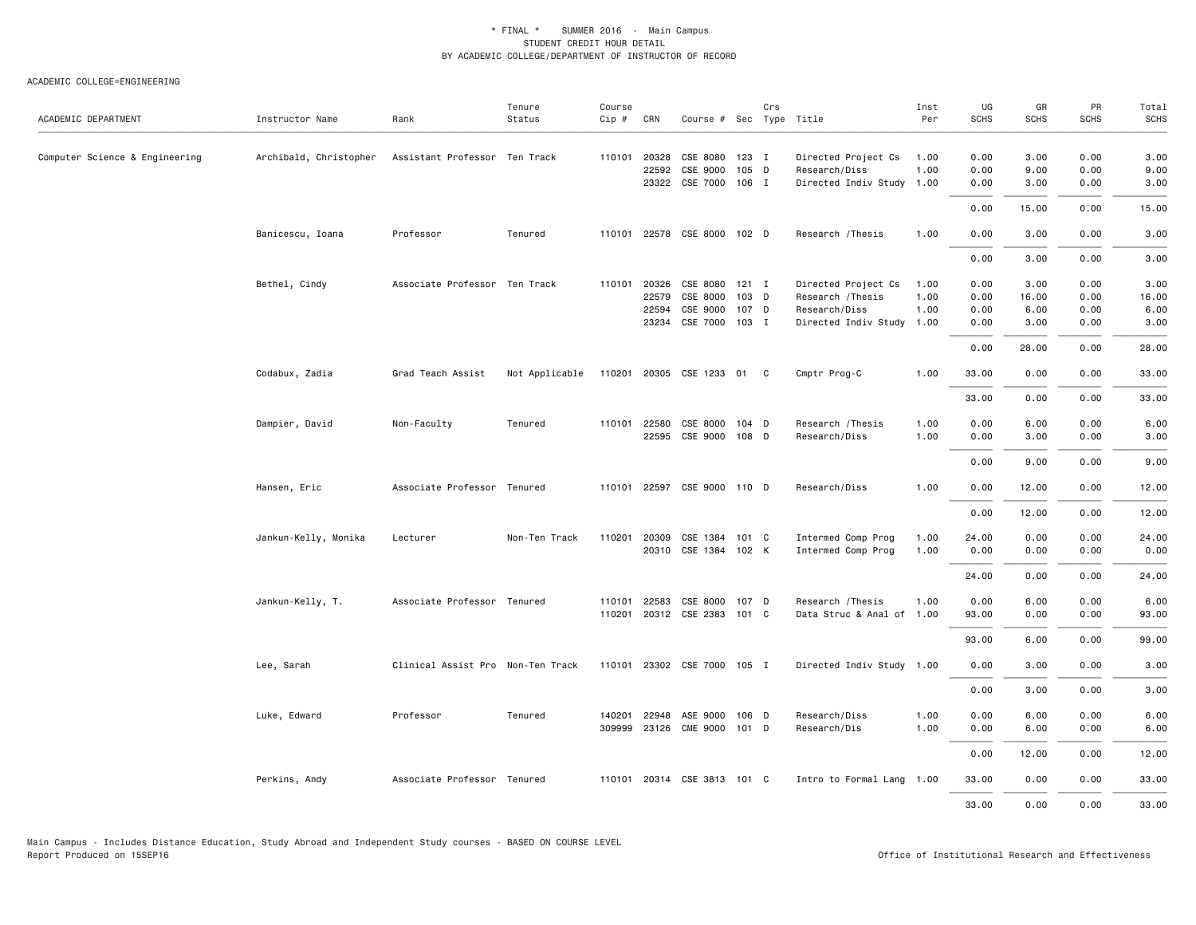\* FINAL \* SUMMER 2016 - Main Campus
STUDENT CREDIT HOUR DETAIL
BY ACADEMIC COLLEGE/DEPARTMENT OF INSTRUCTOR OF RECORD

ACADEMIC COLLEGE=ENGINEERING

| ACADEMIC DEPARTMENT | Instructor Name | Rank | Tenure Status | Course Cip # | CRN | Course # | Sec | Crs Type | Title | Inst Per | UG SCHS | GR SCHS | PR SCHS | Total SCHS |
|---|---|---|---|---|---|---|---|---|---|---|---|---|---|---|
| Computer Science & Engineering | Archibald, Christopher | Assistant Professor | Ten Track | 110101 | 20328 | CSE 8080 | 123 | I | Directed Project Cs | 1.00 | 0.00 | 3.00 | 0.00 | 3.00 |
| | | | | | 22592 | CSE 9000 | 105 | D | Research/Diss | 1.00 | 0.00 | 9.00 | 0.00 | 9.00 |
| | | | | | 23322 | CSE 7000 | 106 | I | Directed Indiv Study | 1.00 | 0.00 | 3.00 | 0.00 | 3.00 |
| | | | | | | | | | | | 0.00 | 15.00 | 0.00 | 15.00 |
| | Banicescu, Ioana | Professor | Tenured | 110101 | 22578 | CSE 8000 | 102 | D | Research /Thesis | 1.00 | 0.00 | 3.00 | 0.00 | 3.00 |
| | | | | | | | | | | | 0.00 | 3.00 | 0.00 | 3.00 |
| | Bethel, Cindy | Associate Professor | Ten Track | 110101 | 20326 | CSE 8080 | 121 | I | Directed Project Cs | 1.00 | 0.00 | 3.00 | 0.00 | 3.00 |
| | | | | | 22579 | CSE 8000 | 103 | D | Research /Thesis | 1.00 | 0.00 | 16.00 | 0.00 | 16.00 |
| | | | | | 22594 | CSE 9000 | 107 | D | Research/Diss | 1.00 | 0.00 | 6.00 | 0.00 | 6.00 |
| | | | | | 23234 | CSE 7000 | 103 | I | Directed Indiv Study | 1.00 | 0.00 | 3.00 | 0.00 | 3.00 |
| | | | | | | | | | | | 0.00 | 28.00 | 0.00 | 28.00 |
| | Codabux, Zadia | Grad Teach Assist | Not Applicable | 110201 | 20305 | CSE 1233 | 01 | C | Cmptr Prog-C | 1.00 | 33.00 | 0.00 | 0.00 | 33.00 |
| | | | | | | | | | | | 33.00 | 0.00 | 0.00 | 33.00 |
| | Dampier, David | Non-Faculty | Tenured | 110101 | 22580 | CSE 8000 | 104 | D | Research /Thesis | 1.00 | 0.00 | 6.00 | 0.00 | 6.00 |
| | | | | | 22595 | CSE 9000 | 108 | D | Research/Diss | 1.00 | 0.00 | 3.00 | 0.00 | 3.00 |
| | | | | | | | | | | | 0.00 | 9.00 | 0.00 | 9.00 |
| | Hansen, Eric | Associate Professor | Tenured | 110101 | 22597 | CSE 9000 | 110 | D | Research/Diss | 1.00 | 0.00 | 12.00 | 0.00 | 12.00 |
| | | | | | | | | | | | 0.00 | 12.00 | 0.00 | 12.00 |
| | Jankun-Kelly, Monika | Lecturer | Non-Ten Track | 110201 | 20309 | CSE 1384 | 101 | C | Intermed Comp Prog | 1.00 | 24.00 | 0.00 | 0.00 | 24.00 |
| | | | | | 20310 | CSE 1384 | 102 | K | Intermed Comp Prog | 1.00 | 0.00 | 0.00 | 0.00 | 0.00 |
| | | | | | | | | | | | 24.00 | 0.00 | 0.00 | 24.00 |
| | Jankun-Kelly, T. | Associate Professor | Tenured | 110101 | 22583 | CSE 8000 | 107 | D | Research /Thesis | 1.00 | 0.00 | 6.00 | 0.00 | 6.00 |
| | | | | 110201 | 20312 | CSE 2383 | 101 | C | Data Struc & Anal of | 1.00 | 93.00 | 0.00 | 0.00 | 93.00 |
| | | | | | | | | | | | 93.00 | 6.00 | 0.00 | 99.00 |
| | Lee, Sarah | Clinical Assist Pro | Non-Ten Track | 110101 | 23302 | CSE 7000 | 105 | I | Directed Indiv Study | 1.00 | 0.00 | 3.00 | 0.00 | 3.00 |
| | | | | | | | | | | | 0.00 | 3.00 | 0.00 | 3.00 |
| | Luke, Edward | Professor | Tenured | 140201 | 22948 | ASE 9000 | 106 | D | Research/Diss | 1.00 | 0.00 | 6.00 | 0.00 | 6.00 |
| | | | | 309999 | 23126 | CME 9000 | 101 | D | Research/Dis | 1.00 | 0.00 | 6.00 | 0.00 | 6.00 |
| | | | | | | | | | | | 0.00 | 12.00 | 0.00 | 12.00 |
| | Perkins, Andy | Associate Professor | Tenured | 110101 | 20314 | CSE 3813 | 101 | C | Intro to Formal Lang | 1.00 | 33.00 | 0.00 | 0.00 | 33.00 |
| | | | | | | | | | | | 33.00 | 0.00 | 0.00 | 33.00 |

Main Campus - Includes Distance Education, Study Abroad and Independent Study courses - BASED ON COURSE LEVEL
Report Produced on 15SEP16

Office of Institutional Research and Effectiveness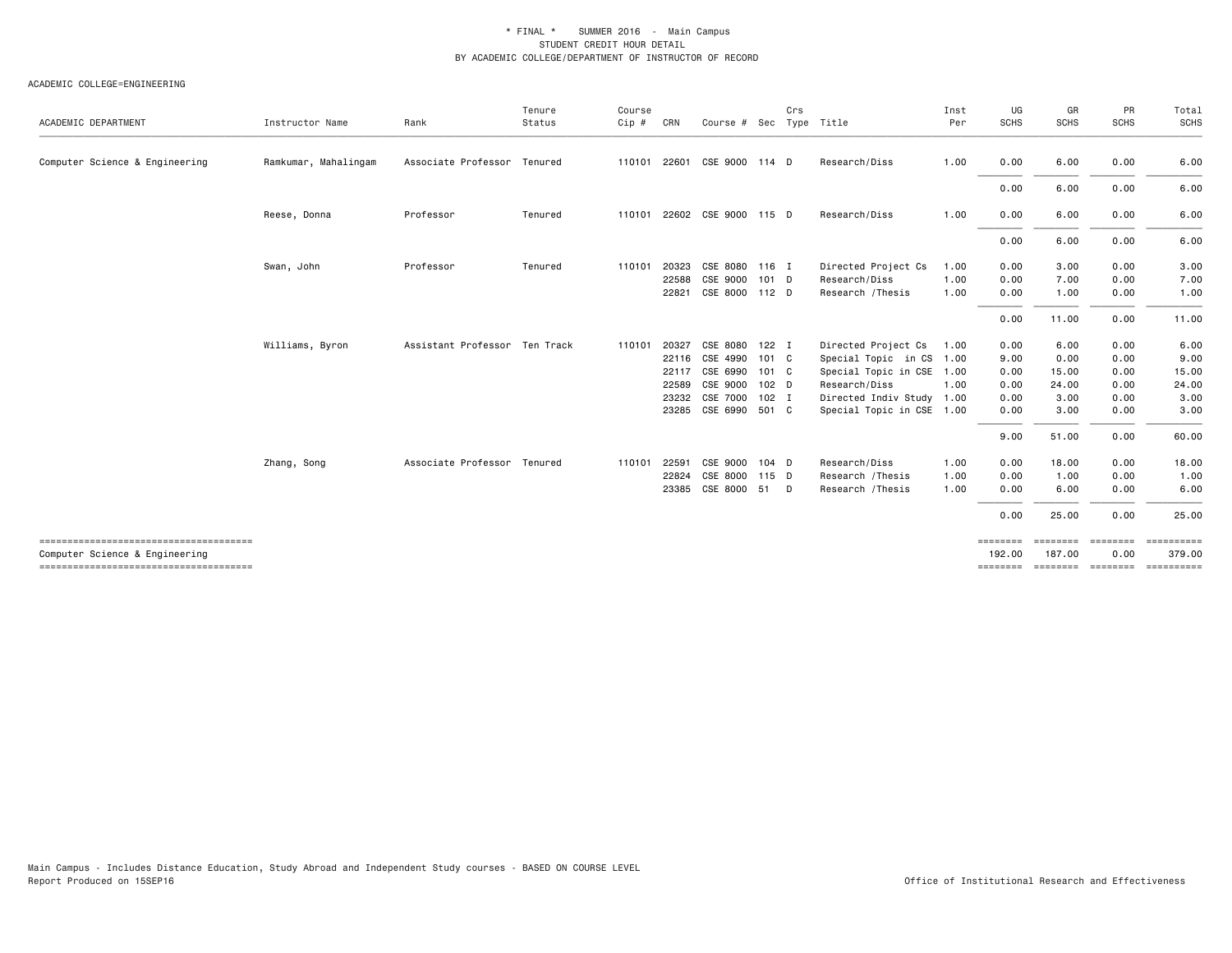\* FINAL \*    SUMMER 2016  -  Main Campus
STUDENT CREDIT HOUR DETAIL
BY ACADEMIC COLLEGE/DEPARTMENT OF INSTRUCTOR OF RECORD

ACADEMIC COLLEGE=ENGINEERING

| ACADEMIC DEPARTMENT | Instructor Name | Rank | Tenure Status | Course Cip # | CRN | Course # | Sec | Crs Type | Title | Inst Per | UG SCHS | GR SCHS | PR SCHS | Total SCHS |
|---|---|---|---|---|---|---|---|---|---|---|---|---|---|---|
| Computer Science & Engineering | Ramkumar, Mahalingam | Associate Professor | Tenured | 110101 | 22601 | CSE 9000 | 114 | D | Research/Diss | 1.00 | 0.00 | 6.00 | 0.00 | 6.00 |
| | | | | | | | | | | | 0.00 | 6.00 | 0.00 | 6.00 |
| | Reese, Donna | Professor | Tenured | 110101 | 22602 | CSE 9000 | 115 | D | Research/Diss | 1.00 | 0.00 | 6.00 | 0.00 | 6.00 |
| | | | | | | | | | | | 0.00 | 6.00 | 0.00 | 6.00 |
| | Swan, John | Professor | Tenured | 110101 | 20323 | CSE 8080 | 116 | I | Directed Project Cs | 1.00 | 0.00 | 3.00 | 0.00 | 3.00 |
| | | | | | 22588 | CSE 9000 | 101 | D | Research/Diss | 1.00 | 0.00 | 7.00 | 0.00 | 7.00 |
| | | | | | 22821 | CSE 8000 | 112 | D | Research /Thesis | 1.00 | 0.00 | 1.00 | 0.00 | 1.00 |
| | | | | | | | | | | | 0.00 | 11.00 | 0.00 | 11.00 |
| | Williams, Byron | Assistant Professor | Ten Track | 110101 | 20327 | CSE 8080 | 122 | I | Directed Project Cs | 1.00 | 0.00 | 6.00 | 0.00 | 6.00 |
| | | | | | 22116 | CSE 4990 | 101 | C | Special Topic in CS | 1.00 | 9.00 | 0.00 | 0.00 | 9.00 |
| | | | | | 22117 | CSE 6990 | 101 | C | Special Topic in CSE | 1.00 | 0.00 | 15.00 | 0.00 | 15.00 |
| | | | | | 22589 | CSE 9000 | 102 | D | Research/Diss | 1.00 | 0.00 | 24.00 | 0.00 | 24.00 |
| | | | | | 23232 | CSE 7000 | 102 | I | Directed Indiv Study | 1.00 | 0.00 | 3.00 | 0.00 | 3.00 |
| | | | | | 23285 | CSE 6990 | 501 | C | Special Topic in CSE | 1.00 | 0.00 | 3.00 | 0.00 | 3.00 |
| | | | | | | | | | | | 9.00 | 51.00 | 0.00 | 60.00 |
| | Zhang, Song | Associate Professor | Tenured | 110101 | 22591 | CSE 9000 | 104 | D | Research/Diss | 1.00 | 0.00 | 18.00 | 0.00 | 18.00 |
| | | | | | 22824 | CSE 8000 | 115 | D | Research /Thesis | 1.00 | 0.00 | 1.00 | 0.00 | 1.00 |
| | | | | | 23385 | CSE 8000 | 51 | D | Research /Thesis | 1.00 | 0.00 | 6.00 | 0.00 | 6.00 |
| | | | | | | | | | | | 0.00 | 25.00 | 0.00 | 25.00 |
| Computer Science & Engineering | | | | | | | | | | | 192.00 | 187.00 | 0.00 | 379.00 |

Main Campus - Includes Distance Education, Study Abroad and Independent Study courses - BASED ON COURSE LEVEL
Report Produced on 15SEP16

Office of Institutional Research and Effectiveness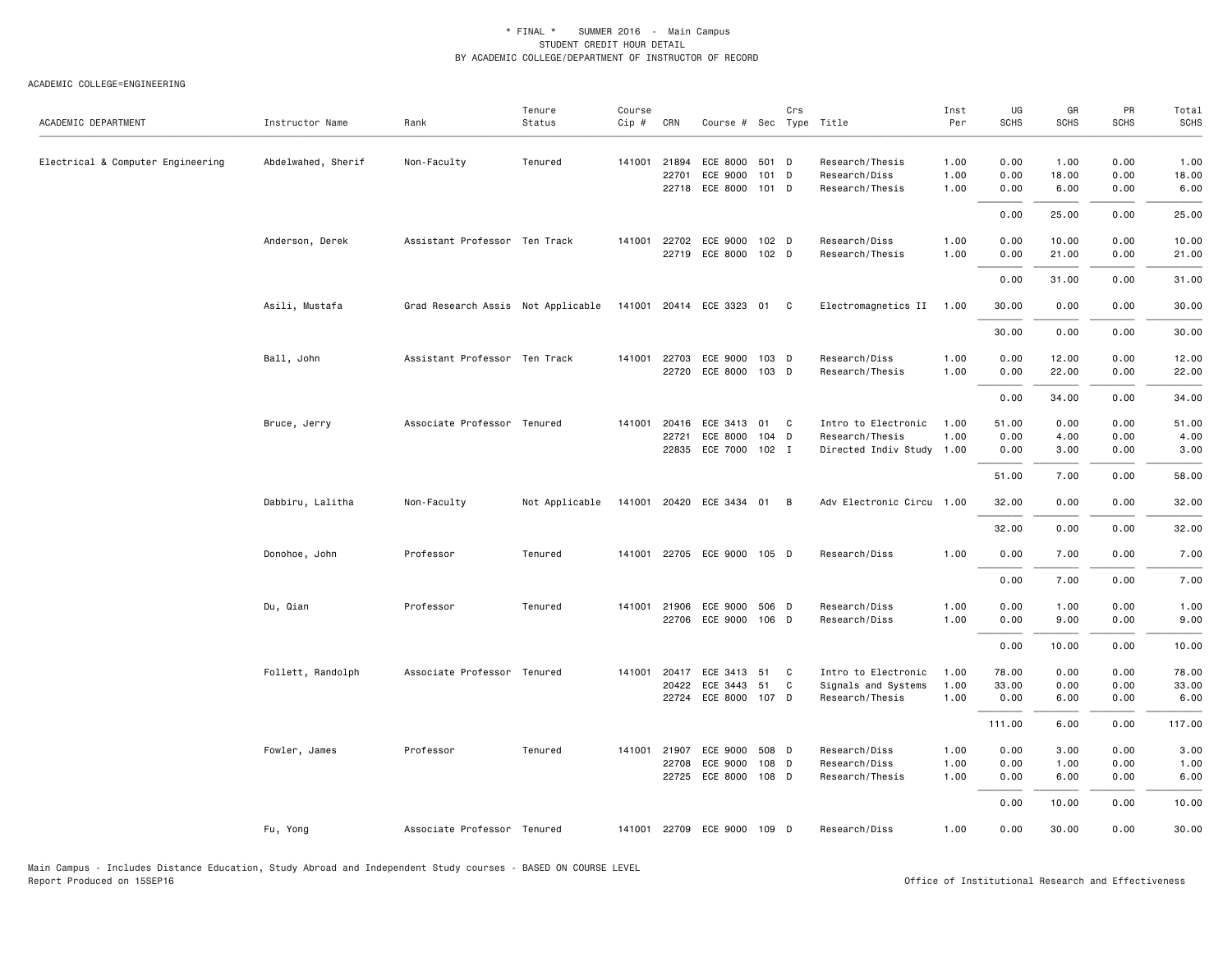\* FINAL \*    SUMMER 2016 - Main Campus
STUDENT CREDIT HOUR DETAIL
BY ACADEMIC COLLEGE/DEPARTMENT OF INSTRUCTOR OF RECORD

ACADEMIC COLLEGE=ENGINEERING

| ACADEMIC DEPARTMENT | Instructor Name | Rank | Tenure Status | Course Cip # | CRN | Course # | Sec | Crs Type | Title | Inst Per | UG SCHS | GR SCHS | PR SCHS | Total SCHS |
|---|---|---|---|---|---|---|---|---|---|---|---|---|---|---|
| Electrical & Computer Engineering | Abdelwahed, Sherif | Non-Faculty | Tenured | 141001 | 21894 | ECE 8000 | 501 | D | Research/Thesis | 1.00 | 0.00 | 1.00 | 0.00 | 1.00 |
| | | | | | 22701 | ECE 9000 | 101 | D | Research/Diss | 1.00 | 0.00 | 18.00 | 0.00 | 18.00 |
| | | | | | 22718 | ECE 8000 | 101 | D | Research/Thesis | 1.00 | 0.00 | 6.00 | 0.00 | 6.00 |
| | | | | | | | | | | | 0.00 | 25.00 | 0.00 | 25.00 |
| | Anderson, Derek | Assistant Professor | Ten Track | 141001 | 22702 | ECE 9000 | 102 | D | Research/Diss | 1.00 | 0.00 | 10.00 | 0.00 | 10.00 |
| | | | | | 22719 | ECE 8000 | 102 | D | Research/Thesis | 1.00 | 0.00 | 21.00 | 0.00 | 21.00 |
| | | | | | | | | | | | 0.00 | 31.00 | 0.00 | 31.00 |
| | Asili, Mustafa | Grad Research Assis | Not Applicable | 141001 | 20414 | ECE 3323 | 01 | C | Electromagnetics II | 1.00 | 30.00 | 0.00 | 0.00 | 30.00 |
| | | | | | | | | | | | 30.00 | 0.00 | 0.00 | 30.00 |
| | Ball, John | Assistant Professor | Ten Track | 141001 | 22703 | ECE 9000 | 103 | D | Research/Diss | 1.00 | 0.00 | 12.00 | 0.00 | 12.00 |
| | | | | | 22720 | ECE 8000 | 103 | D | Research/Thesis | 1.00 | 0.00 | 22.00 | 0.00 | 22.00 |
| | | | | | | | | | | | 0.00 | 34.00 | 0.00 | 34.00 |
| | Bruce, Jerry | Associate Professor | Tenured | 141001 | 20416 | ECE 3413 | 01 | C | Intro to Electronic | 1.00 | 51.00 | 0.00 | 0.00 | 51.00 |
| | | | | | 22721 | ECE 8000 | 104 | D | Research/Thesis | 1.00 | 0.00 | 4.00 | 0.00 | 4.00 |
| | | | | | 22835 | ECE 7000 | 102 | I | Directed Indiv Study | 1.00 | 0.00 | 3.00 | 0.00 | 3.00 |
| | | | | | | | | | | | 51.00 | 7.00 | 0.00 | 58.00 |
| | Dabbiru, Lalitha | Non-Faculty | Not Applicable | 141001 | 20420 | ECE 3434 | 01 | B | Adv Electronic Circu | 1.00 | 32.00 | 0.00 | 0.00 | 32.00 |
| | | | | | | | | | | | 32.00 | 0.00 | 0.00 | 32.00 |
| | Donohoe, John | Professor | Tenured | 141001 | 22705 | ECE 9000 | 105 | D | Research/Diss | 1.00 | 0.00 | 7.00 | 0.00 | 7.00 |
| | | | | | | | | | | | 0.00 | 7.00 | 0.00 | 7.00 |
| | Du, Qian | Professor | Tenured | 141001 | 21906 | ECE 9000 | 506 | D | Research/Diss | 1.00 | 0.00 | 1.00 | 0.00 | 1.00 |
| | | | | | 22706 | ECE 9000 | 106 | D | Research/Diss | 1.00 | 0.00 | 9.00 | 0.00 | 9.00 |
| | | | | | | | | | | | 0.00 | 10.00 | 0.00 | 10.00 |
| | Follett, Randolph | Associate Professor | Tenured | 141001 | 20417 | ECE 3413 | 51 | C | Intro to Electronic | 1.00 | 78.00 | 0.00 | 0.00 | 78.00 |
| | | | | | 20422 | ECE 3443 | 51 | C | Signals and Systems | 1.00 | 33.00 | 0.00 | 0.00 | 33.00 |
| | | | | | 22724 | ECE 8000 | 107 | D | Research/Thesis | 1.00 | 0.00 | 6.00 | 0.00 | 6.00 |
| | | | | | | | | | | | 111.00 | 6.00 | 0.00 | 117.00 |
| | Fowler, James | Professor | Tenured | 141001 | 21907 | ECE 9000 | 508 | D | Research/Diss | 1.00 | 0.00 | 3.00 | 0.00 | 3.00 |
| | | | | | 22708 | ECE 9000 | 108 | D | Research/Diss | 1.00 | 0.00 | 1.00 | 0.00 | 1.00 |
| | | | | | 22725 | ECE 8000 | 108 | D | Research/Thesis | 1.00 | 0.00 | 6.00 | 0.00 | 6.00 |
| | | | | | | | | | | | 0.00 | 10.00 | 0.00 | 10.00 |
| | Fu, Yong | Associate Professor | Tenured | 141001 | 22709 | ECE 9000 | 109 | D | Research/Diss | 1.00 | 0.00 | 30.00 | 0.00 | 30.00 |

Main Campus - Includes Distance Education, Study Abroad and Independent Study courses - BASED ON COURSE LEVEL
Report Produced on 15SEP16

Office of Institutional Research and Effectiveness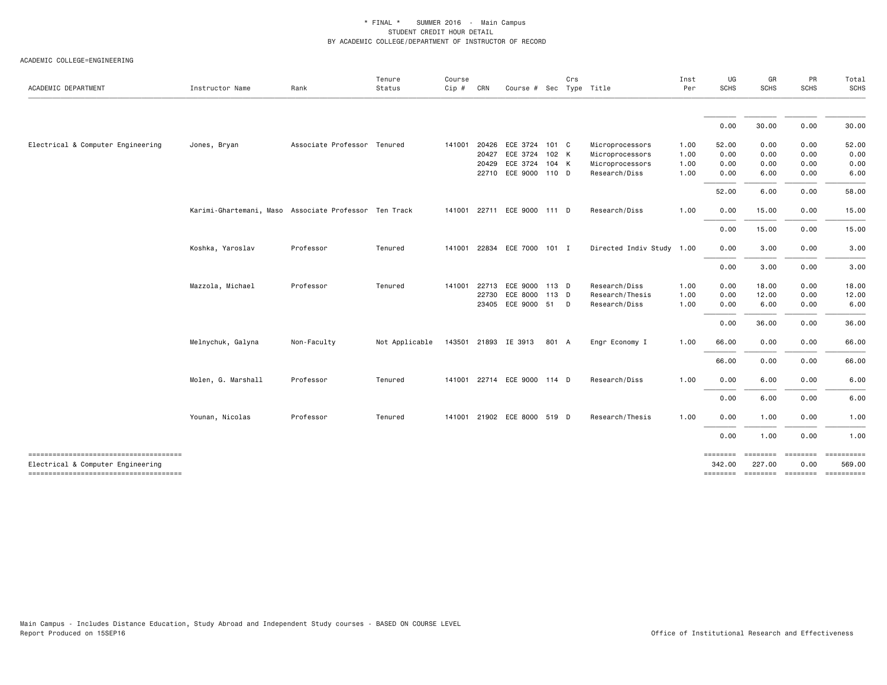\* FINAL \* SUMMER 2016 - Main Campus
STUDENT CREDIT HOUR DETAIL
BY ACADEMIC COLLEGE/DEPARTMENT OF INSTRUCTOR OF RECORD

ACADEMIC COLLEGE=ENGINEERING

| ACADEMIC DEPARTMENT | Instructor Name | Rank | Tenure Status | Course Cip # | CRN | Course # | Sec | Crs Type | Title | Inst Per | UG SCHS | GR SCHS | PR SCHS | Total SCHS |
|---|---|---|---|---|---|---|---|---|---|---|---|---|---|---|
| | | | | | | | | | | | 0.00 | 30.00 | 0.00 | 30.00 |
| Electrical & Computer Engineering | Jones, Bryan | Associate Professor | Tenured | 141001 | 20426 | ECE 3724 | 101 | C | Microprocessors | 1.00 | 52.00 | 0.00 | 0.00 | 52.00 |
| | | | | | 20427 | ECE 3724 | 102 | K | Microprocessors | 1.00 | 0.00 | 0.00 | 0.00 | 0.00 |
| | | | | | 20429 | ECE 3724 | 104 | K | Microprocessors | 1.00 | 0.00 | 0.00 | 0.00 | 0.00 |
| | | | | | 22710 | ECE 9000 | 110 | D | Research/Diss | 1.00 | 0.00 | 6.00 | 0.00 | 6.00 |
| | | | | | | | | | | | 52.00 | 6.00 | 0.00 | 58.00 |
| | Karimi-Ghartemani, Maso | Associate Professor | Ten Track | 141001 | 22711 | ECE 9000 | 111 | D | Research/Diss | 1.00 | 0.00 | 15.00 | 0.00 | 15.00 |
| | | | | | | | | | | | 0.00 | 15.00 | 0.00 | 15.00 |
| | Koshka, Yaroslav | Professor | Tenured | 141001 | 22834 | ECE 7000 | 101 | I | Directed Indiv Study | 1.00 | 0.00 | 3.00 | 0.00 | 3.00 |
| | | | | | | | | | | | 0.00 | 3.00 | 0.00 | 3.00 |
| | Mazzola, Michael | Professor | Tenured | 141001 | 22713 | ECE 9000 | 113 | D | Research/Diss | 1.00 | 0.00 | 18.00 | 0.00 | 18.00 |
| | | | | | 22730 | ECE 8000 | 113 | D | Research/Thesis | 1.00 | 0.00 | 12.00 | 0.00 | 12.00 |
| | | | | | 23405 | ECE 9000 | 51 | D | Research/Diss | 1.00 | 0.00 | 6.00 | 0.00 | 6.00 |
| | | | | | | | | | | | 0.00 | 36.00 | 0.00 | 36.00 |
| | Melnychuk, Galyna | Non-Faculty | Not Applicable | 143501 | 21893 | IE 3913 | 801 | A | Engr Economy I | 1.00 | 66.00 | 0.00 | 0.00 | 66.00 |
| | | | | | | | | | | | 66.00 | 0.00 | 0.00 | 66.00 |
| | Molen, G. Marshall | Professor | Tenured | 141001 | 22714 | ECE 9000 | 114 | D | Research/Diss | 1.00 | 0.00 | 6.00 | 0.00 | 6.00 |
| | | | | | | | | | | | 0.00 | 6.00 | 0.00 | 6.00 |
| | Younan, Nicolas | Professor | Tenured | 141001 | 21902 | ECE 8000 | 519 | D | Research/Thesis | 1.00 | 0.00 | 1.00 | 0.00 | 1.00 |
| | | | | | | | | | | | 0.00 | 1.00 | 0.00 | 1.00 |
| Electrical & Computer Engineering | | | | | | | | | | | 342.00 | 227.00 | 0.00 | 569.00 |

Main Campus - Includes Distance Education, Study Abroad and Independent Study courses - BASED ON COURSE LEVEL
Report Produced on 15SEP16

Office of Institutional Research and Effectiveness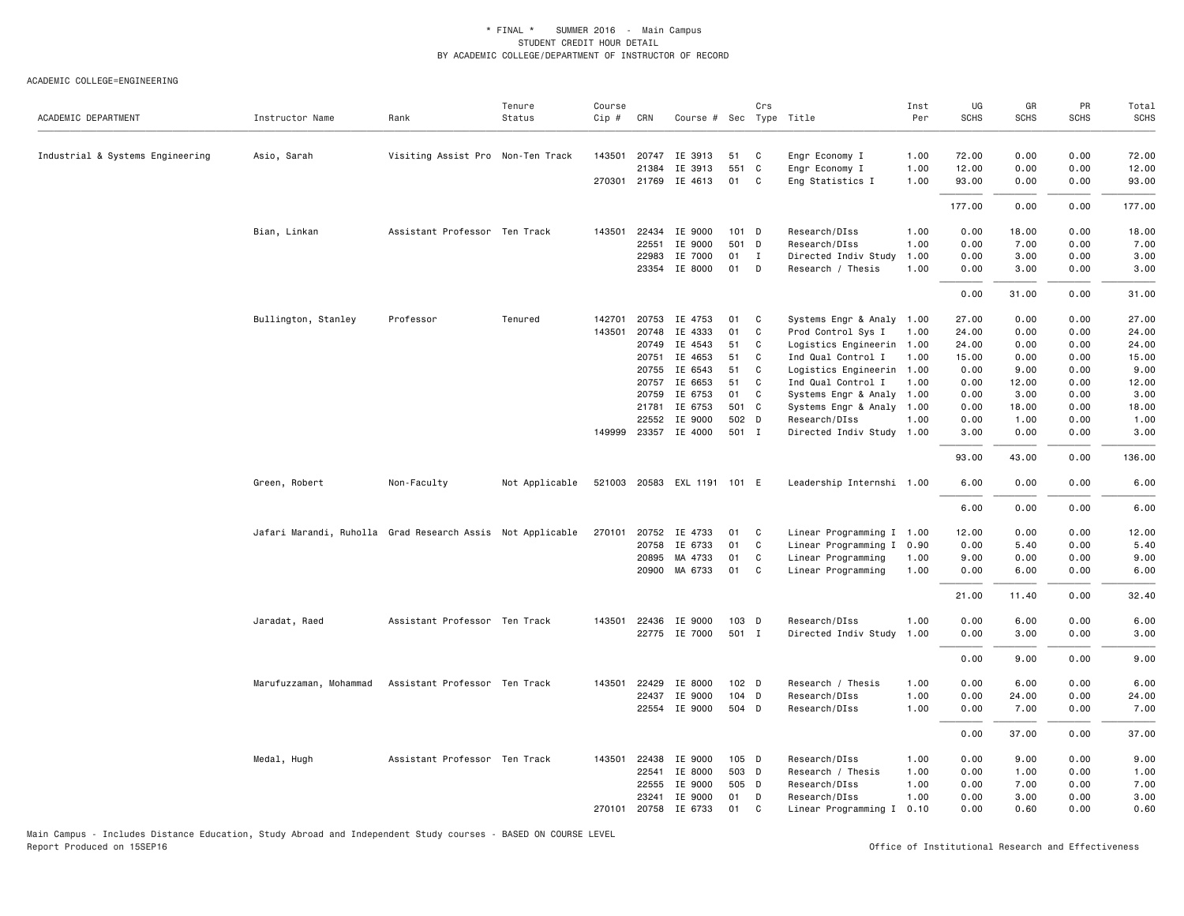\* FINAL \* SUMMER 2016 - Main Campus
STUDENT CREDIT HOUR DETAIL
BY ACADEMIC COLLEGE/DEPARTMENT OF INSTRUCTOR OF RECORD

ACADEMIC COLLEGE=ENGINEERING

| ACADEMIC DEPARTMENT | Instructor Name | Rank | Tenure Status | Course Cip # | CRN | Course # | Sec | Crs Type | Title | Inst Per | UG SCHS | GR SCHS | PR SCHS | Total SCHS |
|---|---|---|---|---|---|---|---|---|---|---|---|---|---|---|
| Industrial & Systems Engineering | Asio, Sarah | Visiting Assist Pro | Non-Ten Track | 143501 | 20747 | IE 3913 | 51 | C | Engr Economy I | 1.00 | 72.00 | 0.00 | 0.00 | 72.00 |
| | | | | | 21384 | IE 3913 | 551 | C | Engr Economy I | 1.00 | 12.00 | 0.00 | 0.00 | 12.00 |
| | | | | 270301 | 21769 | IE 4613 | 01 | C | Eng Statistics I | 1.00 | 93.00 | 0.00 | 0.00 | 93.00 |
| | | | | | | | | | | | 177.00 | 0.00 | 0.00 | 177.00 |
| | Bian, Linkan | Assistant Professor | Ten Track | 143501 | 22434 | IE 9000 | 101 | D | Research/DIss | 1.00 | 0.00 | 18.00 | 0.00 | 18.00 |
| | | | | | 22551 | IE 9000 | 501 | D | Research/DIss | 1.00 | 0.00 | 7.00 | 0.00 | 7.00 |
| | | | | | 22983 | IE 7000 | 01 | I | Directed Indiv Study | 1.00 | 0.00 | 3.00 | 0.00 | 3.00 |
| | | | | | 23354 | IE 8000 | 01 | D | Research / Thesis | 1.00 | 0.00 | 3.00 | 0.00 | 3.00 |
| | | | | | | | | | | | 0.00 | 31.00 | 0.00 | 31.00 |
| | Bullington, Stanley | Professor | Tenured | 142701 | 20753 | IE 4753 | 01 | C | Systems Engr & Analy | 1.00 | 27.00 | 0.00 | 0.00 | 27.00 |
| | | | | 143501 | 20748 | IE 4333 | 01 | C | Prod Control Sys I | 1.00 | 24.00 | 0.00 | 0.00 | 24.00 |
| | | | | | 20749 | IE 4543 | 51 | C | Logistics Engineerin | 1.00 | 24.00 | 0.00 | 0.00 | 24.00 |
| | | | | | 20751 | IE 4653 | 51 | C | Ind Qual Control I | 1.00 | 15.00 | 0.00 | 0.00 | 15.00 |
| | | | | | 20755 | IE 6543 | 51 | C | Logistics Engineerin | 1.00 | 0.00 | 9.00 | 0.00 | 9.00 |
| | | | | | 20757 | IE 6653 | 51 | C | Ind Qual Control I | 1.00 | 0.00 | 12.00 | 0.00 | 12.00 |
| | | | | | 20759 | IE 6753 | 01 | C | Systems Engr & Analy | 1.00 | 0.00 | 3.00 | 0.00 | 3.00 |
| | | | | | 21781 | IE 6753 | 501 | C | Systems Engr & Analy | 1.00 | 0.00 | 18.00 | 0.00 | 18.00 |
| | | | | | 22552 | IE 9000 | 502 | D | Research/DIss | 1.00 | 0.00 | 1.00 | 0.00 | 1.00 |
| | | | | 149999 | 23357 | IE 4000 | 501 | I | Directed Indiv Study | 1.00 | 3.00 | 0.00 | 0.00 | 3.00 |
| | | | | | | | | | | | 93.00 | 43.00 | 0.00 | 136.00 |
| | Green, Robert | Non-Faculty | Not Applicable | 521003 | 20583 | EXL 1191 | 101 | E | Leadership Internshi | 1.00 | 6.00 | 0.00 | 0.00 | 6.00 |
| | | | | | | | | | | | 6.00 | 0.00 | 0.00 | 6.00 |
| | Jafari Marandi, Ruholla | Grad Research Assis | Not Applicable | 270101 | 20752 | IE 4733 | 01 | C | Linear Programming I | 1.00 | 12.00 | 0.00 | 0.00 | 12.00 |
| | | | | | 20758 | IE 6733 | 01 | C | Linear Programming I | 0.90 | 0.00 | 5.40 | 0.00 | 5.40 |
| | | | | | 20895 | MA 4733 | 01 | C | Linear Programming | 1.00 | 9.00 | 0.00 | 0.00 | 9.00 |
| | | | | | 20900 | MA 6733 | 01 | C | Linear Programming | 1.00 | 0.00 | 6.00 | 0.00 | 6.00 |
| | | | | | | | | | | | 21.00 | 11.40 | 0.00 | 32.40 |
| | Jaradat, Raed | Assistant Professor | Ten Track | 143501 | 22436 | IE 9000 | 103 | D | Research/DIss | 1.00 | 0.00 | 6.00 | 0.00 | 6.00 |
| | | | | | 22775 | IE 7000 | 501 | I | Directed Indiv Study | 1.00 | 0.00 | 3.00 | 0.00 | 3.00 |
| | | | | | | | | | | | 0.00 | 9.00 | 0.00 | 9.00 |
| | Marufuzzaman, Mohammad | Assistant Professor | Ten Track | 143501 | 22429 | IE 8000 | 102 | D | Research / Thesis | 1.00 | 0.00 | 6.00 | 0.00 | 6.00 |
| | | | | | 22437 | IE 9000 | 104 | D | Research/DIss | 1.00 | 0.00 | 24.00 | 0.00 | 24.00 |
| | | | | | 22554 | IE 9000 | 504 | D | Research/DIss | 1.00 | 0.00 | 7.00 | 0.00 | 7.00 |
| | | | | | | | | | | | 0.00 | 37.00 | 0.00 | 37.00 |
| | Medal, Hugh | Assistant Professor | Ten Track | 143501 | 22438 | IE 9000 | 105 | D | Research/DIss | 1.00 | 0.00 | 9.00 | 0.00 | 9.00 |
| | | | | | 22541 | IE 8000 | 503 | D | Research / Thesis | 1.00 | 0.00 | 1.00 | 0.00 | 1.00 |
| | | | | | 22555 | IE 9000 | 505 | D | Research/DIss | 1.00 | 0.00 | 7.00 | 0.00 | 7.00 |
| | | | | | 23241 | IE 9000 | 01 | D | Research/DIss | 1.00 | 0.00 | 3.00 | 0.00 | 3.00 |
| | | | | 270101 | 20758 | IE 6733 | 01 | C | Linear Programming I | 0.10 | 0.00 | 0.60 | 0.00 | 0.60 |

Main Campus - Includes Distance Education, Study Abroad and Independent Study courses - BASED ON COURSE LEVEL
Report Produced on 15SEP16

Office of Institutional Research and Effectiveness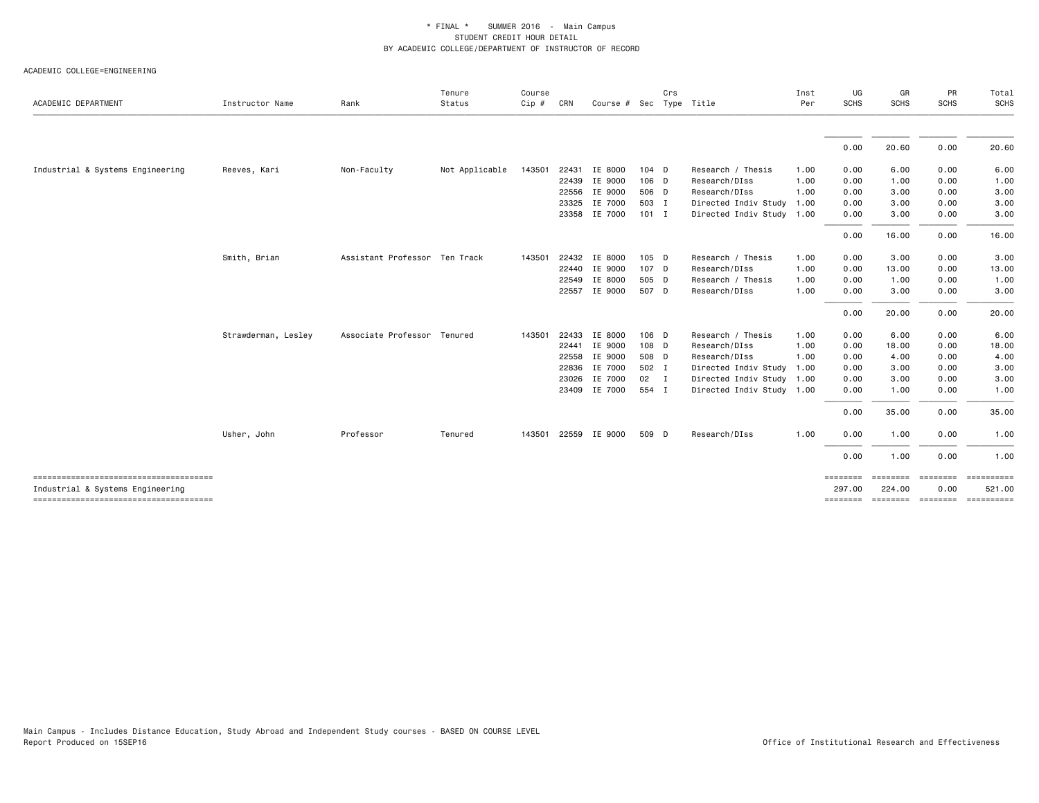* FINAL * SUMMER 2016 - Main Campus
STUDENT CREDIT HOUR DETAIL
BY ACADEMIC COLLEGE/DEPARTMENT OF INSTRUCTOR OF RECORD

ACADEMIC COLLEGE=ENGINEERING

| ACADEMIC DEPARTMENT | Instructor Name | Rank | Tenure Status | Course Cip # | CRN | Course # | Sec | Crs Type | Title | Inst Per | UG SCHS | GR SCHS | PR SCHS | Total SCHS |
|---|---|---|---|---|---|---|---|---|---|---|---|---|---|---|
| | | | | | | | | | | | 0.00 | 20.60 | 0.00 | 20.60 |
| Industrial & Systems Engineering | Reeves, Kari | Non-Faculty | Not Applicable | 143501 | 22431 | IE 8000 | 104 | D | Research / Thesis | 1.00 | 0.00 | 6.00 | 0.00 | 6.00 |
| | | | | | 22439 | IE 9000 | 106 | D | Research/DIss | 1.00 | 0.00 | 1.00 | 0.00 | 1.00 |
| | | | | | 22556 | IE 9000 | 506 | D | Research/DIss | 1.00 | 0.00 | 3.00 | 0.00 | 3.00 |
| | | | | | 23325 | IE 7000 | 503 | I | Directed Indiv Study | 1.00 | 0.00 | 3.00 | 0.00 | 3.00 |
| | | | | | 23358 | IE 7000 | 101 | I | Directed Indiv Study | 1.00 | 0.00 | 3.00 | 0.00 | 3.00 |
| | | | | | | | | | | | 0.00 | 16.00 | 0.00 | 16.00 |
| | Smith, Brian | Assistant Professor | Ten Track | 143501 | 22432 | IE 8000 | 105 | D | Research / Thesis | 1.00 | 0.00 | 3.00 | 0.00 | 3.00 |
| | | | | | 22440 | IE 9000 | 107 | D | Research/DIss | 1.00 | 0.00 | 13.00 | 0.00 | 13.00 |
| | | | | | 22549 | IE 8000 | 505 | D | Research / Thesis | 1.00 | 0.00 | 1.00 | 0.00 | 1.00 |
| | | | | | 22557 | IE 9000 | 507 | D | Research/DIss | 1.00 | 0.00 | 3.00 | 0.00 | 3.00 |
| | | | | | | | | | | | 0.00 | 20.00 | 0.00 | 20.00 |
| | Strawderman, Lesley | Associate Professor | Tenured | 143501 | 22433 | IE 8000 | 106 | D | Research / Thesis | 1.00 | 0.00 | 6.00 | 0.00 | 6.00 |
| | | | | | 22441 | IE 9000 | 108 | D | Research/DIss | 1.00 | 0.00 | 18.00 | 0.00 | 18.00 |
| | | | | | 22558 | IE 9000 | 508 | D | Research/DIss | 1.00 | 0.00 | 4.00 | 0.00 | 4.00 |
| | | | | | 22836 | IE 7000 | 502 | I | Directed Indiv Study | 1.00 | 0.00 | 3.00 | 0.00 | 3.00 |
| | | | | | 23026 | IE 7000 | 02 | I | Directed Indiv Study | 1.00 | 0.00 | 3.00 | 0.00 | 3.00 |
| | | | | | 23409 | IE 7000 | 554 | I | Directed Indiv Study | 1.00 | 0.00 | 1.00 | 0.00 | 1.00 |
| | | | | | | | | | | | 0.00 | 35.00 | 0.00 | 35.00 |
| | Usher, John | Professor | Tenured | 143501 | 22559 | IE 9000 | 509 | D | Research/DIss | 1.00 | 0.00 | 1.00 | 0.00 | 1.00 |
| | | | | | | | | | | | 0.00 | 1.00 | 0.00 | 1.00 |
| Industrial & Systems Engineering | | | | | | | | | | | 297.00 | 224.00 | 0.00 | 521.00 |

Main Campus - Includes Distance Education, Study Abroad and Independent Study courses - BASED ON COURSE LEVEL
Report Produced on 15SEP16

Office of Institutional Research and Effectiveness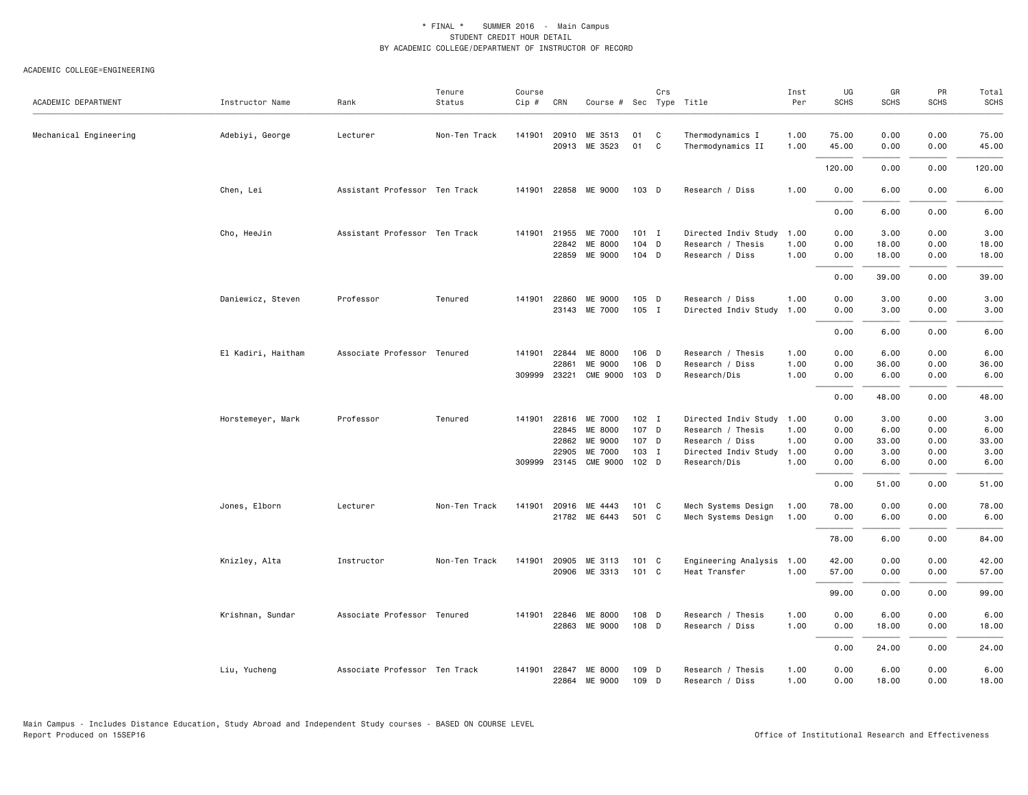\* FINAL \* SUMMER 2016 - Main Campus
STUDENT CREDIT HOUR DETAIL
BY ACADEMIC COLLEGE/DEPARTMENT OF INSTRUCTOR OF RECORD

ACADEMIC COLLEGE=ENGINEERING

| ACADEMIC DEPARTMENT | Instructor Name | Rank | Tenure Status | Course Cip # | CRN | Course # | Sec | Crs Type | Title | Inst Per | UG SCHS | GR SCHS | PR SCHS | Total SCHS |
|---|---|---|---|---|---|---|---|---|---|---|---|---|---|---|
| Mechanical Engineering | Adebiyi, George | Lecturer | Non-Ten Track | 141901 | 20910 | ME 3513 | 01 | C | Thermodynamics I | 1.00 | 75.00 | 0.00 | 0.00 | 75.00 |
| | | | | | 20913 | ME 3523 | 01 | C | Thermodynamics II | 1.00 | 45.00 | 0.00 | 0.00 | 45.00 |
| | | | | | | | | | | | 120.00 | 0.00 | 0.00 | 120.00 |
| | Chen, Lei | Assistant Professor | Ten Track | 141901 | 22858 | ME 9000 | 103 | D | Research / Diss | 1.00 | 0.00 | 6.00 | 0.00 | 6.00 |
| | | | | | | | | | | | 0.00 | 6.00 | 0.00 | 6.00 |
| | Cho, HeeJin | Assistant Professor | Ten Track | 141901 | 21955 | ME 7000 | 101 | I | Directed Indiv Study | 1.00 | 0.00 | 3.00 | 0.00 | 3.00 |
| | | | | | 22842 | ME 8000 | 104 | D | Research / Thesis | 1.00 | 0.00 | 18.00 | 0.00 | 18.00 |
| | | | | | 22859 | ME 9000 | 104 | D | Research / Diss | 1.00 | 0.00 | 18.00 | 0.00 | 18.00 |
| | | | | | | | | | | | 0.00 | 39.00 | 0.00 | 39.00 |
| | Daniewicz, Steven | Professor | Tenured | 141901 | 22860 | ME 9000 | 105 | D | Research / Diss | 1.00 | 0.00 | 3.00 | 0.00 | 3.00 |
| | | | | | 23143 | ME 7000 | 105 | I | Directed Indiv Study | 1.00 | 0.00 | 3.00 | 0.00 | 3.00 |
| | | | | | | | | | | | 0.00 | 6.00 | 0.00 | 6.00 |
| | El Kadiri, Haitham | Associate Professor | Tenured | 141901 | 22844 | ME 8000 | 106 | D | Research / Thesis | 1.00 | 0.00 | 6.00 | 0.00 | 6.00 |
| | | | | | 22861 | ME 9000 | 106 | D | Research / Diss | 1.00 | 0.00 | 36.00 | 0.00 | 36.00 |
| | | | | 309999 | 23221 | CME 9000 | 103 | D | Research/Dis | 1.00 | 0.00 | 6.00 | 0.00 | 6.00 |
| | | | | | | | | | | | 0.00 | 48.00 | 0.00 | 48.00 |
| | Horstemeyer, Mark | Professor | Tenured | 141901 | 22816 | ME 7000 | 102 | I | Directed Indiv Study | 1.00 | 0.00 | 3.00 | 0.00 | 3.00 |
| | | | | | 22845 | ME 8000 | 107 | D | Research / Thesis | 1.00 | 0.00 | 6.00 | 0.00 | 6.00 |
| | | | | | 22862 | ME 9000 | 107 | D | Research / Diss | 1.00 | 0.00 | 33.00 | 0.00 | 33.00 |
| | | | | | 22905 | ME 7000 | 103 | I | Directed Indiv Study | 1.00 | 0.00 | 3.00 | 0.00 | 3.00 |
| | | | | 309999 | 23145 | CME 9000 | 102 | D | Research/Dis | 1.00 | 0.00 | 6.00 | 0.00 | 6.00 |
| | | | | | | | | | | | 0.00 | 51.00 | 0.00 | 51.00 |
| | Jones, Elborn | Lecturer | Non-Ten Track | 141901 | 20916 | ME 4443 | 101 | C | Mech Systems Design | 1.00 | 78.00 | 0.00 | 0.00 | 78.00 |
| | | | | | 21782 | ME 6443 | 501 | C | Mech Systems Design | 1.00 | 0.00 | 6.00 | 0.00 | 6.00 |
| | | | | | | | | | | | 78.00 | 6.00 | 0.00 | 84.00 |
| | Knizley, Alta | Instructor | Non-Ten Track | 141901 | 20905 | ME 3113 | 101 | C | Engineering Analysis | 1.00 | 42.00 | 0.00 | 0.00 | 42.00 |
| | | | | | 20906 | ME 3313 | 101 | C | Heat Transfer | 1.00 | 57.00 | 0.00 | 0.00 | 57.00 |
| | | | | | | | | | | | 99.00 | 0.00 | 0.00 | 99.00 |
| | Krishnan, Sundar | Associate Professor | Tenured | 141901 | 22846 | ME 8000 | 108 | D | Research / Thesis | 1.00 | 0.00 | 6.00 | 0.00 | 6.00 |
| | | | | | 22863 | ME 9000 | 108 | D | Research / Diss | 1.00 | 0.00 | 18.00 | 0.00 | 18.00 |
| | | | | | | | | | | | 0.00 | 24.00 | 0.00 | 24.00 |
| | Liu, Yucheng | Associate Professor | Ten Track | 141901 | 22847 | ME 8000 | 109 | D | Research / Thesis | 1.00 | 0.00 | 6.00 | 0.00 | 6.00 |
| | | | | | 22864 | ME 9000 | 109 | D | Research / Diss | 1.00 | 0.00 | 18.00 | 0.00 | 18.00 |

Main Campus - Includes Distance Education, Study Abroad and Independent Study courses - BASED ON COURSE LEVEL
Report Produced on 15SEP16 | Office of Institutional Research and Effectiveness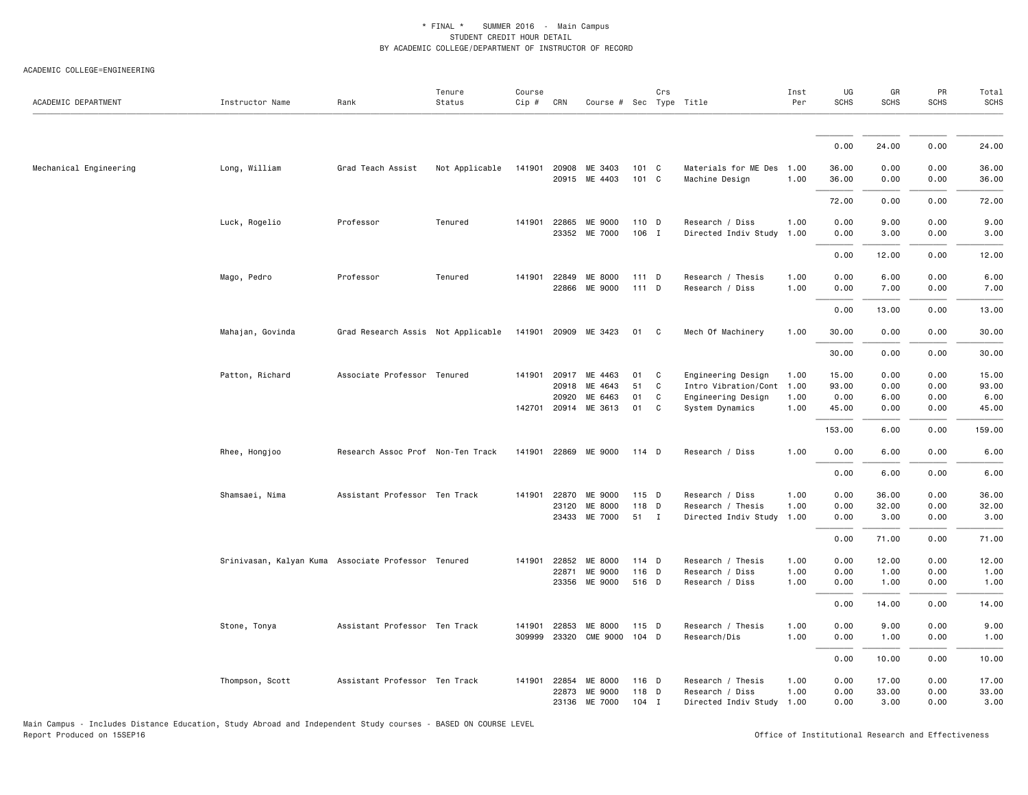\* FINAL \*    SUMMER 2016  -  Main Campus
STUDENT CREDIT HOUR DETAIL
BY ACADEMIC COLLEGE/DEPARTMENT OF INSTRUCTOR OF RECORD

ACADEMIC COLLEGE=ENGINEERING

| ACADEMIC DEPARTMENT | Instructor Name | Rank | Tenure Status | Course Cip # | CRN | Course # | Sec | Crs Type | Title | Inst Per | UG SCHS | GR SCHS | PR SCHS | Total SCHS |
|---|---|---|---|---|---|---|---|---|---|---|---|---|---|---|
| | | | | | | | | | | | 0.00 | 24.00 | 0.00 | 24.00 |
| Mechanical Engineering | Long, William | Grad Teach Assist | Not Applicable | 141901 | 20908 | ME 3403 | 101 | C | Materials for ME Des | 1.00 | 36.00 | 0.00 | 0.00 | 36.00 |
| | | | | | 20915 | ME 4403 | 101 | C | Machine Design | 1.00 | 36.00 | 0.00 | 0.00 | 36.00 |
| | | | | | | | | | | | 72.00 | 0.00 | 0.00 | 72.00 |
| | Luck, Rogelio | Professor | Tenured | 141901 | 22865 | ME 9000 | 110 | D | Research / Diss | 1.00 | 0.00 | 9.00 | 0.00 | 9.00 |
| | | | | | 23352 | ME 7000 | 106 | I | Directed Indiv Study | 1.00 | 0.00 | 3.00 | 0.00 | 3.00 |
| | | | | | | | | | | | 0.00 | 12.00 | 0.00 | 12.00 |
| | Mago, Pedro | Professor | Tenured | 141901 | 22849 | ME 8000 | 111 | D | Research / Thesis | 1.00 | 0.00 | 6.00 | 0.00 | 6.00 |
| | | | | | 22866 | ME 9000 | 111 | D | Research / Diss | 1.00 | 0.00 | 7.00 | 0.00 | 7.00 |
| | | | | | | | | | | | 0.00 | 13.00 | 0.00 | 13.00 |
| | Mahajan, Govinda | Grad Research Assis | Not Applicable | 141901 | 20909 | ME 3423 | 01 | C | Mech Of Machinery | 1.00 | 30.00 | 0.00 | 0.00 | 30.00 |
| | | | | | | | | | | | 30.00 | 0.00 | 0.00 | 30.00 |
| | Patton, Richard | Associate Professor | Tenured | 141901 | 20917 | ME 4463 | 01 | C | Engineering Design | 1.00 | 15.00 | 0.00 | 0.00 | 15.00 |
| | | | | | 20918 | ME 4643 | 51 | C | Intro Vibration/Cont | 1.00 | 93.00 | 0.00 | 0.00 | 93.00 |
| | | | | | 20920 | ME 6463 | 01 | C | Engineering Design | 1.00 | 0.00 | 6.00 | 0.00 | 6.00 |
| | | | | 142701 | 20914 | ME 3613 | 01 | C | System Dynamics | 1.00 | 45.00 | 0.00 | 0.00 | 45.00 |
| | | | | | | | | | | | 153.00 | 6.00 | 0.00 | 159.00 |
| | Rhee, Hongjoo | Research Assoc Prof | Non-Ten Track | 141901 | 22869 | ME 9000 | 114 | D | Research / Diss | 1.00 | 0.00 | 6.00 | 0.00 | 6.00 |
| | | | | | | | | | | | 0.00 | 6.00 | 0.00 | 6.00 |
| | Shamsaei, Nima | Assistant Professor | Ten Track | 141901 | 22870 | ME 9000 | 115 | D | Research / Diss | 1.00 | 0.00 | 36.00 | 0.00 | 36.00 |
| | | | | | 23120 | ME 8000 | 118 | D | Research / Thesis | 1.00 | 0.00 | 32.00 | 0.00 | 32.00 |
| | | | | | 23433 | ME 7000 | 51 | I | Directed Indiv Study | 1.00 | 0.00 | 3.00 | 0.00 | 3.00 |
| | | | | | | | | | | | 0.00 | 71.00 | 0.00 | 71.00 |
| | Srinivasan, Kalyan Kuma | Associate Professor | Tenured | 141901 | 22852 | ME 8000 | 114 | D | Research / Thesis | 1.00 | 0.00 | 12.00 | 0.00 | 12.00 |
| | | | | | 22871 | ME 9000 | 116 | D | Research / Diss | 1.00 | 0.00 | 1.00 | 0.00 | 1.00 |
| | | | | | 23356 | ME 9000 | 516 | D | Research / Diss | 1.00 | 0.00 | 1.00 | 0.00 | 1.00 |
| | | | | | | | | | | | 0.00 | 14.00 | 0.00 | 14.00 |
| | Stone, Tonya | Assistant Professor | Ten Track | 141901 | 22853 | ME 8000 | 115 | D | Research / Thesis | 1.00 | 0.00 | 9.00 | 0.00 | 9.00 |
| | | | | 309999 | 23320 | CME 9000 | 104 | D | Research/Dis | 1.00 | 0.00 | 1.00 | 0.00 | 1.00 |
| | | | | | | | | | | | 0.00 | 10.00 | 0.00 | 10.00 |
| | Thompson, Scott | Assistant Professor | Ten Track | 141901 | 22854 | ME 8000 | 116 | D | Research / Thesis | 1.00 | 0.00 | 17.00 | 0.00 | 17.00 |
| | | | | | 22873 | ME 9000 | 118 | D | Research / Diss | 1.00 | 0.00 | 33.00 | 0.00 | 33.00 |
| | | | | | 23136 | ME 7000 | 104 | I | Directed Indiv Study | 1.00 | 0.00 | 3.00 | 0.00 | 3.00 |

Main Campus - Includes Distance Education, Study Abroad and Independent Study courses - BASED ON COURSE LEVEL
Report Produced on 15SEP16
Office of Institutional Research and Effectiveness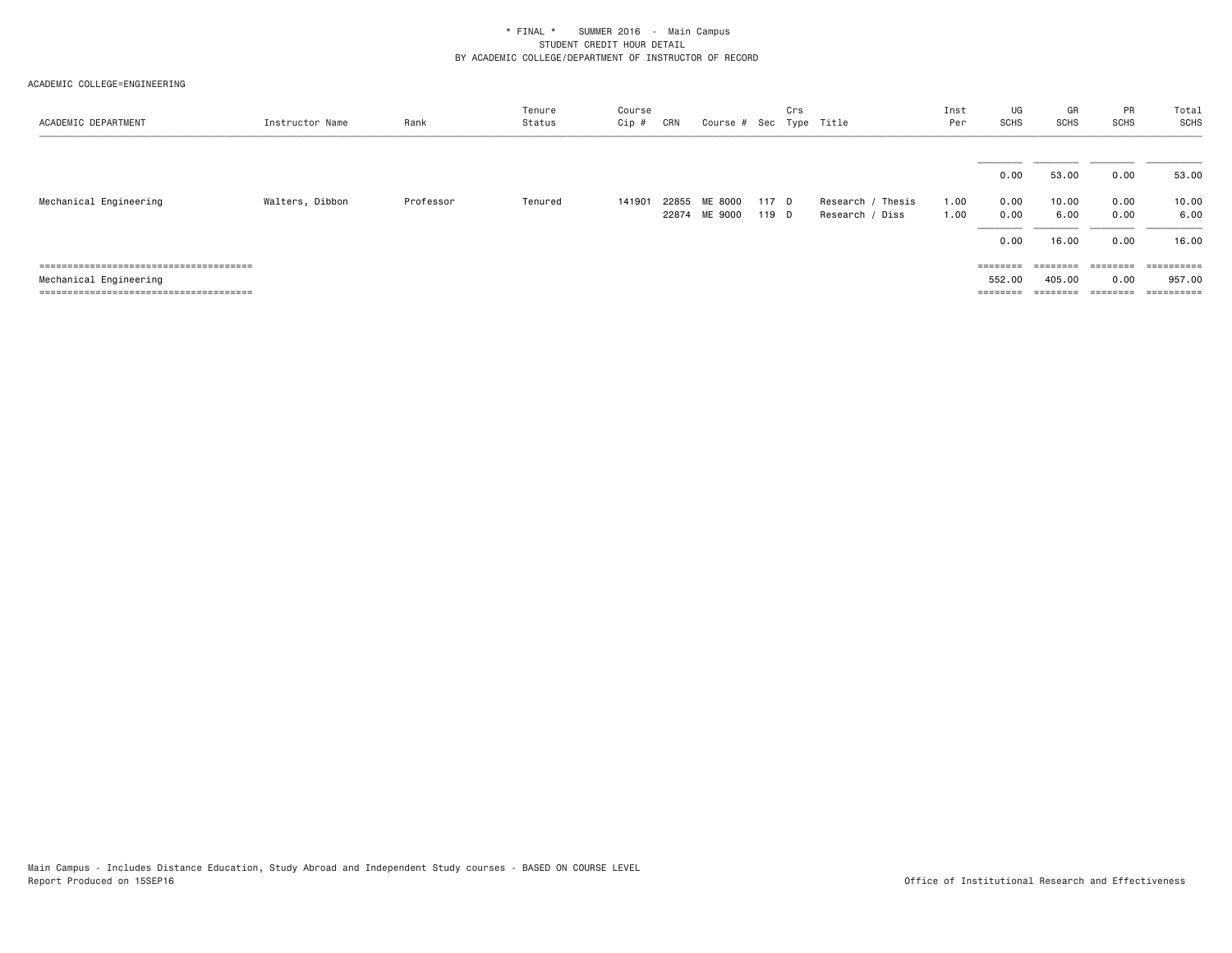\* FINAL \*    SUMMER 2016 - Main Campus
STUDENT CREDIT HOUR DETAIL
BY ACADEMIC COLLEGE/DEPARTMENT OF INSTRUCTOR OF RECORD

ACADEMIC COLLEGE=ENGINEERING

| ACADEMIC DEPARTMENT | Instructor Name | Rank | Tenure Status | Course Cip # | CRN | Course # | Sec | Crs Type | Title | Inst Per | UG SCHS | GR SCHS | PR SCHS | Total SCHS |
|---|---|---|---|---|---|---|---|---|---|---|---|---|---|---|
| | | | | | | | | | | | 0.00 | 53.00 | 0.00 | 53.00 |
| Mechanical Engineering | Walters, Dibbon | Professor | Tenured | 141901 | 22855 | ME 8000 | 117 | D | Research / Thesis | 1.00 | 0.00 | 10.00 | 0.00 | 10.00 |
| | | | | | 22874 | ME 9000 | 119 | D | Research / Diss | 1.00 | 0.00 | 6.00 | 0.00 | 6.00 |
| | | | | | | | | | | | 0.00 | 16.00 | 0.00 | 16.00 |
| Mechanical Engineering | | | | | | | | | | | 552.00 | 405.00 | 0.00 | 957.00 |

Main Campus - Includes Distance Education, Study Abroad and Independent Study courses - BASED ON COURSE LEVEL
Report Produced on 15SEP16

Office of Institutional Research and Effectiveness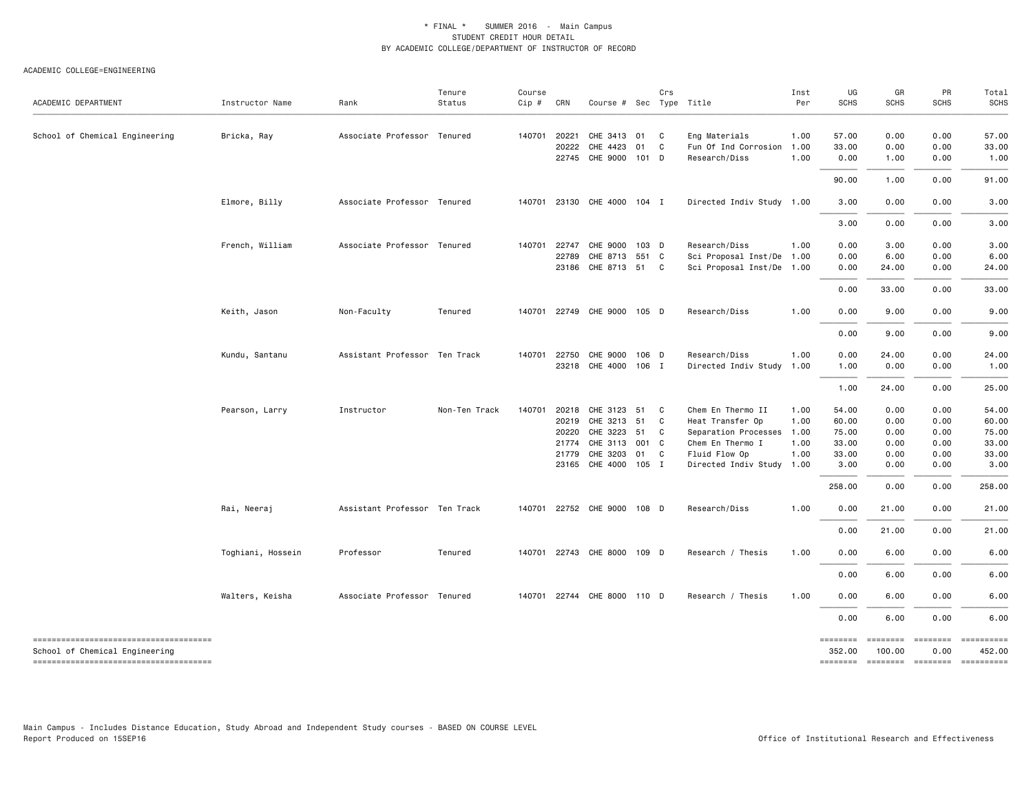\* FINAL \*    SUMMER 2016  -  Main Campus
STUDENT CREDIT HOUR DETAIL
BY ACADEMIC COLLEGE/DEPARTMENT OF INSTRUCTOR OF RECORD

ACADEMIC COLLEGE=ENGINEERING

| ACADEMIC DEPARTMENT | Instructor Name | Rank | Tenure Status | Course Cip # | CRN | Course # | Sec | Crs Type | Title | Inst Per | UG SCHS | GR SCHS | PR SCHS | Total SCHS |
|---|---|---|---|---|---|---|---|---|---|---|---|---|---|---|
| School of Chemical Engineering | Bricka, Ray | Associate Professor | Tenured | 140701 | 20221 | CHE 3413 | 01 | C | Eng Materials | 1.00 | 57.00 | 0.00 | 0.00 | 57.00 |
| | | | | | 20222 | CHE 4423 | 01 | C | Fun Of Ind Corrosion | 1.00 | 33.00 | 0.00 | 0.00 | 33.00 |
| | | | | | 22745 | CHE 9000 | 101 | D | Research/Diss | 1.00 | 0.00 | 1.00 | 0.00 | 1.00 |
| | | | | | | | | | | | 90.00 | 1.00 | 0.00 | 91.00 |
| | Elmore, Billy | Associate Professor | Tenured | 140701 | 23130 | CHE 4000 | 104 | I | Directed Indiv Study | 1.00 | 3.00 | 0.00 | 0.00 | 3.00 |
| | | | | | | | | | | | 3.00 | 0.00 | 0.00 | 3.00 |
| | French, William | Associate Professor | Tenured | 140701 | 22747 | CHE 9000 | 103 | D | Research/Diss | 1.00 | 0.00 | 3.00 | 0.00 | 3.00 |
| | | | | | 22789 | CHE 8713 | 551 | C | Sci Proposal Inst/De | 1.00 | 0.00 | 6.00 | 0.00 | 6.00 |
| | | | | | 23186 | CHE 8713 | 51 | C | Sci Proposal Inst/De | 1.00 | 0.00 | 24.00 | 0.00 | 24.00 |
| | | | | | | | | | | | 0.00 | 33.00 | 0.00 | 33.00 |
| | Keith, Jason | Non-Faculty | Tenured | 140701 | 22749 | CHE 9000 | 105 | D | Research/Diss | 1.00 | 0.00 | 9.00 | 0.00 | 9.00 |
| | | | | | | | | | | | 0.00 | 9.00 | 0.00 | 9.00 |
| | Kundu, Santanu | Assistant Professor | Ten Track | 140701 | 22750 | CHE 9000 | 106 | D | Research/Diss | 1.00 | 0.00 | 24.00 | 0.00 | 24.00 |
| | | | | | 23218 | CHE 4000 | 106 | I | Directed Indiv Study | 1.00 | 1.00 | 0.00 | 0.00 | 1.00 |
| | | | | | | | | | | | 1.00 | 24.00 | 0.00 | 25.00 |
| | Pearson, Larry | Instructor | Non-Ten Track | 140701 | 20218 | CHE 3123 | 51 | C | Chem En Thermo II | 1.00 | 54.00 | 0.00 | 0.00 | 54.00 |
| | | | | | 20219 | CHE 3213 | 51 | C | Heat Transfer Op | 1.00 | 60.00 | 0.00 | 0.00 | 60.00 |
| | | | | | 20220 | CHE 3223 | 51 | C | Separation Processes | 1.00 | 75.00 | 0.00 | 0.00 | 75.00 |
| | | | | | 21774 | CHE 3113 | 001 | C | Chem En Thermo I | 1.00 | 33.00 | 0.00 | 0.00 | 33.00 |
| | | | | | 21779 | CHE 3203 | 01 | C | Fluid Flow Op | 1.00 | 33.00 | 0.00 | 0.00 | 33.00 |
| | | | | | 23165 | CHE 4000 | 105 | I | Directed Indiv Study | 1.00 | 3.00 | 0.00 | 0.00 | 3.00 |
| | | | | | | | | | | | 258.00 | 0.00 | 0.00 | 258.00 |
| | Rai, Neeraj | Assistant Professor | Ten Track | 140701 | 22752 | CHE 9000 | 108 | D | Research/Diss | 1.00 | 0.00 | 21.00 | 0.00 | 21.00 |
| | | | | | | | | | | | 0.00 | 21.00 | 0.00 | 21.00 |
| | Toghiani, Hossein | Professor | Tenured | 140701 | 22743 | CHE 8000 | 109 | D | Research / Thesis | 1.00 | 0.00 | 6.00 | 0.00 | 6.00 |
| | | | | | | | | | | | 0.00 | 6.00 | 0.00 | 6.00 |
| | Walters, Keisha | Associate Professor | Tenured | 140701 | 22744 | CHE 8000 | 110 | D | Research / Thesis | 1.00 | 0.00 | 6.00 | 0.00 | 6.00 |
| | | | | | | | | | | | 0.00 | 6.00 | 0.00 | 6.00 |
| School of Chemical Engineering | | | | | | | | | | | 352.00 | 100.00 | 0.00 | 452.00 |

Main Campus - Includes Distance Education, Study Abroad and Independent Study courses - BASED ON COURSE LEVEL
Report Produced on 15SEP16

Office of Institutional Research and Effectiveness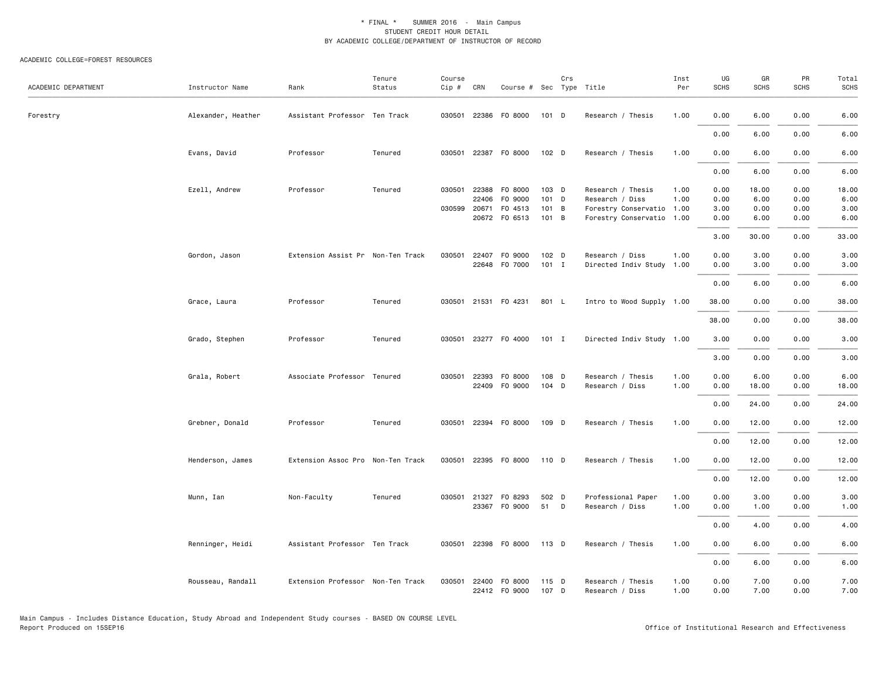\* FINAL \* SUMMER 2016 - Main Campus
STUDENT CREDIT HOUR DETAIL
BY ACADEMIC COLLEGE/DEPARTMENT OF INSTRUCTOR OF RECORD

ACADEMIC COLLEGE=FOREST RESOURCES

| ACADEMIC DEPARTMENT | Instructor Name | Rank | Tenure Status | Course Cip # | CRN | Course # | Sec | Crs Type | Title | Inst Per | UG SCHS | GR SCHS | PR SCHS | Total SCHS |
|---|---|---|---|---|---|---|---|---|---|---|---|---|---|---|
| Forestry | Alexander, Heather | Assistant Professor | Ten Track | 030501 | 22386 | FO 8000 | 101 | D | Research / Thesis | 1.00 | 0.00 | 6.00 | 0.00 | 6.00 |
| | | | | | | | | | | | 0.00 | 6.00 | 0.00 | 6.00 |
| | Evans, David | Professor | Tenured | 030501 | 22387 | FO 8000 | 102 | D | Research / Thesis | 1.00 | 0.00 | 6.00 | 0.00 | 6.00 |
| | | | | | | | | | | | 0.00 | 6.00 | 0.00 | 6.00 |
| | Ezell, Andrew | Professor | Tenured | 030501 | 22388 | FO 8000 | 103 | D | Research / Thesis | 1.00 | 0.00 | 18.00 | 0.00 | 18.00 |
| | | | | | 22406 | FO 9000 | 101 | D | Research / Diss | 1.00 | 0.00 | 6.00 | 0.00 | 6.00 |
| | | | | 030599 | 20671 | FO 4513 | 101 | B | Forestry Conservatio | 1.00 | 3.00 | 0.00 | 0.00 | 3.00 |
| | | | | | 20672 | FO 6513 | 101 | B | Forestry Conservatio | 1.00 | 0.00 | 6.00 | 0.00 | 6.00 |
| | | | | | | | | | | | 3.00 | 30.00 | 0.00 | 33.00 |
| | Gordon, Jason | Extension Assist Pr | Non-Ten Track | 030501 | 22407 | FO 9000 | 102 | D | Research / Diss | 1.00 | 0.00 | 3.00 | 0.00 | 3.00 |
| | | | | | 22648 | FO 7000 | 101 | I | Directed Indiv Study | 1.00 | 0.00 | 3.00 | 0.00 | 3.00 |
| | | | | | | | | | | | 0.00 | 6.00 | 0.00 | 6.00 |
| | Grace, Laura | Professor | Tenured | 030501 | 21531 | FO 4231 | 801 | L | Intro to Wood Supply | 1.00 | 38.00 | 0.00 | 0.00 | 38.00 |
| | | | | | | | | | | | 38.00 | 0.00 | 0.00 | 38.00 |
| | Grado, Stephen | Professor | Tenured | 030501 | 23277 | FO 4000 | 101 | I | Directed Indiv Study | 1.00 | 3.00 | 0.00 | 0.00 | 3.00 |
| | | | | | | | | | | | 3.00 | 0.00 | 0.00 | 3.00 |
| | Grala, Robert | Associate Professor | Tenured | 030501 | 22393 | FO 8000 | 108 | D | Research / Thesis | 1.00 | 0.00 | 6.00 | 0.00 | 6.00 |
| | | | | | 22409 | FO 9000 | 104 | D | Research / Diss | 1.00 | 0.00 | 18.00 | 0.00 | 18.00 |
| | | | | | | | | | | | 0.00 | 24.00 | 0.00 | 24.00 |
| | Grebner, Donald | Professor | Tenured | 030501 | 22394 | FO 8000 | 109 | D | Research / Thesis | 1.00 | 0.00 | 12.00 | 0.00 | 12.00 |
| | | | | | | | | | | | 0.00 | 12.00 | 0.00 | 12.00 |
| | Henderson, James | Extension Assoc Pro | Non-Ten Track | 030501 | 22395 | FO 8000 | 110 | D | Research / Thesis | 1.00 | 0.00 | 12.00 | 0.00 | 12.00 |
| | | | | | | | | | | | 0.00 | 12.00 | 0.00 | 12.00 |
| | Munn, Ian | Non-Faculty | Tenured | 030501 | 21327 | FO 8293 | 502 | D | Professional Paper | 1.00 | 0.00 | 3.00 | 0.00 | 3.00 |
| | | | | | 23367 | FO 9000 | 51 | D | Research / Diss | 1.00 | 0.00 | 1.00 | 0.00 | 1.00 |
| | | | | | | | | | | | 0.00 | 4.00 | 0.00 | 4.00 |
| | Renninger, Heidi | Assistant Professor | Ten Track | 030501 | 22398 | FO 8000 | 113 | D | Research / Thesis | 1.00 | 0.00 | 6.00 | 0.00 | 6.00 |
| | | | | | | | | | | | 0.00 | 6.00 | 0.00 | 6.00 |
| | Rousseau, Randall | Extension Professor | Non-Ten Track | 030501 | 22400 | FO 8000 | 115 | D | Research / Thesis | 1.00 | 0.00 | 7.00 | 0.00 | 7.00 |
| | | | | | 22412 | FO 9000 | 107 | D | Research / Diss | 1.00 | 0.00 | 7.00 | 0.00 | 7.00 |

Main Campus - Includes Distance Education, Study Abroad and Independent Study courses - BASED ON COURSE LEVEL
Report Produced on 15SEP16

Office of Institutional Research and Effectiveness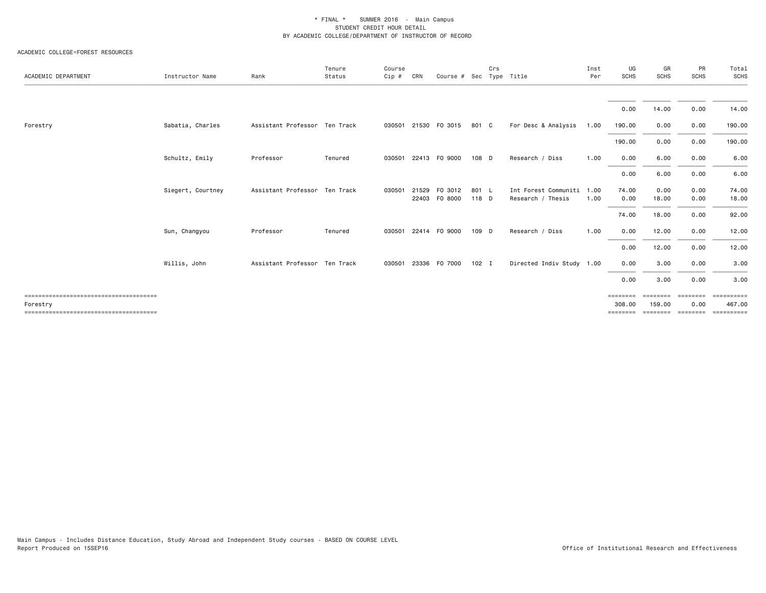\* FINAL \*    SUMMER 2016  -  Main Campus
STUDENT CREDIT HOUR DETAIL
BY ACADEMIC COLLEGE/DEPARTMENT OF INSTRUCTOR OF RECORD

ACADEMIC COLLEGE=FOREST RESOURCES

| ACADEMIC DEPARTMENT | Instructor Name | Rank | Tenure Status | Course Cip # | CRN | Course # | Sec | Crs Type | Title | Inst Per | UG SCHS | GR SCHS | PR SCHS | Total SCHS |
|---|---|---|---|---|---|---|---|---|---|---|---|---|---|---|
| | | | | | | | | | | | 0.00 | 14.00 | 0.00 | 14.00 |
| Forestry | Sabatia, Charles | Assistant Professor | Ten Track | 030501 | 21530 | FO 3015 | 801 | C | For Desc & Analysis | 1.00 | 190.00 | 0.00 | 0.00 | 190.00 |
| | | | | | | | | | | | 190.00 | 0.00 | 0.00 | 190.00 |
| | Schultz, Emily | Professor | Tenured | 030501 | 22413 | FO 9000 | 108 | D | Research / Diss | 1.00 | 0.00 | 6.00 | 0.00 | 6.00 |
| | | | | | | | | | | | 0.00 | 6.00 | 0.00 | 6.00 |
| | Siegert, Courtney | Assistant Professor | Ten Track | 030501 | 21529 | FO 3012 | 801 | L | Int Forest Communiti | 1.00 | 74.00 | 0.00 | 0.00 | 74.00 |
| | | | | | 22403 | FO 8000 | 118 | D | Research / Thesis | 1.00 | 0.00 | 18.00 | 0.00 | 18.00 |
| | | | | | | | | | | | 74.00 | 18.00 | 0.00 | 92.00 |
| | Sun, Changyou | Professor | Tenured | 030501 | 22414 | FO 9000 | 109 | D | Research / Diss | 1.00 | 0.00 | 12.00 | 0.00 | 12.00 |
| | | | | | | | | | | | 0.00 | 12.00 | 0.00 | 12.00 |
| | Willis, John | Assistant Professor | Ten Track | 030501 | 23336 | FO 7000 | 102 | I | Directed Indiv Study | 1.00 | 0.00 | 3.00 | 0.00 | 3.00 |
| | | | | | | | | | | | 0.00 | 3.00 | 0.00 | 3.00 |
| Forestry | | | | | | | | | | | 308.00 | 159.00 | 0.00 | 467.00 |

Main Campus - Includes Distance Education, Study Abroad and Independent Study courses - BASED ON COURSE LEVEL
Report Produced on 15SEP16

Office of Institutional Research and Effectiveness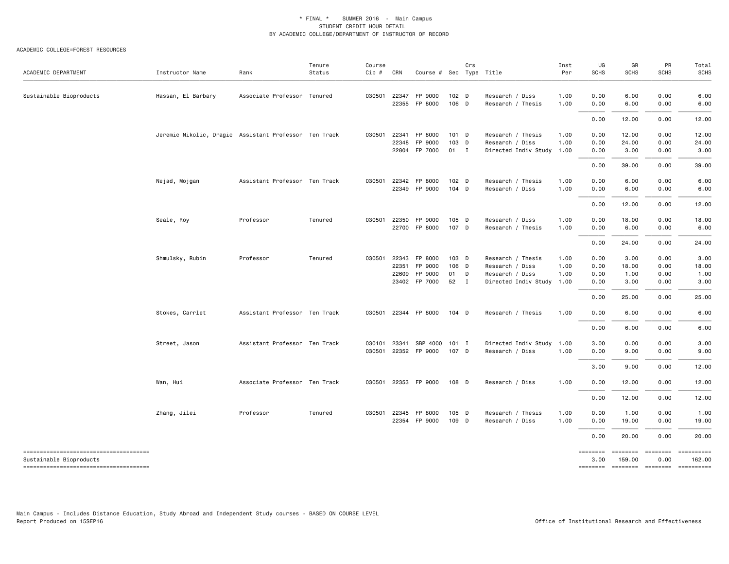\* FINAL \* SUMMER 2016 - Main Campus
STUDENT CREDIT HOUR DETAIL
BY ACADEMIC COLLEGE/DEPARTMENT OF INSTRUCTOR OF RECORD

ACADEMIC COLLEGE=FOREST RESOURCES

| ACADEMIC DEPARTMENT | Instructor Name | Rank | Tenure Status | Course Cip # | CRN | Course # | Sec | Crs Type | Title | Inst Per | UG SCHS | GR SCHS | PR SCHS | Total SCHS |
|---|---|---|---|---|---|---|---|---|---|---|---|---|---|---|
| Sustainable Bioproducts | Hassan, El Barbary | Associate Professor | Tenured | 030501 | 22347 | FP 9000 | 102 | D | Research / Diss | 1.00 | 0.00 | 6.00 | 0.00 | 6.00 |
| | | | | | 22355 | FP 8000 | 106 | D | Research / Thesis | 1.00 | 0.00 | 6.00 | 0.00 | 6.00 |
| | | | | | | | | | | | 0.00 | 12.00 | 0.00 | 12.00 |
| | Jeremic Nikolic, Dragic | Assistant Professor | Ten Track | 030501 | 22341 | FP 8000 | 101 | D | Research / Thesis | 1.00 | 0.00 | 12.00 | 0.00 | 12.00 |
| | | | | | 22348 | FP 9000 | 103 | D | Research / Diss | 1.00 | 0.00 | 24.00 | 0.00 | 24.00 |
| | | | | | 22804 | FP 7000 | 01 | I | Directed Indiv Study | 1.00 | 0.00 | 3.00 | 0.00 | 3.00 |
| | | | | | | | | | | | 0.00 | 39.00 | 0.00 | 39.00 |
| | Nejad, Mojgan | Assistant Professor | Ten Track | 030501 | 22342 | FP 8000 | 102 | D | Research / Thesis | 1.00 | 0.00 | 6.00 | 0.00 | 6.00 |
| | | | | | 22349 | FP 9000 | 104 | D | Research / Diss | 1.00 | 0.00 | 6.00 | 0.00 | 6.00 |
| | | | | | | | | | | | 0.00 | 12.00 | 0.00 | 12.00 |
| | Seale, Roy | Professor | Tenured | 030501 | 22350 | FP 9000 | 105 | D | Research / Diss | 1.00 | 0.00 | 18.00 | 0.00 | 18.00 |
| | | | | | 22700 | FP 8000 | 107 | D | Research / Thesis | 1.00 | 0.00 | 6.00 | 0.00 | 6.00 |
| | | | | | | | | | | | 0.00 | 24.00 | 0.00 | 24.00 |
| | Shmulsky, Rubin | Professor | Tenured | 030501 | 22343 | FP 8000 | 103 | D | Research / Thesis | 1.00 | 0.00 | 3.00 | 0.00 | 3.00 |
| | | | | | 22351 | FP 9000 | 106 | D | Research / Diss | 1.00 | 0.00 | 18.00 | 0.00 | 18.00 |
| | | | | | 22609 | FP 9000 | 01 | D | Research / Diss | 1.00 | 0.00 | 1.00 | 0.00 | 1.00 |
| | | | | | 23402 | FP 7000 | 52 | I | Directed Indiv Study | 1.00 | 0.00 | 3.00 | 0.00 | 3.00 |
| | | | | | | | | | | | 0.00 | 25.00 | 0.00 | 25.00 |
| | Stokes, Carrlet | Assistant Professor | Ten Track | 030501 | 22344 | FP 8000 | 104 | D | Research / Thesis | 1.00 | 0.00 | 6.00 | 0.00 | 6.00 |
| | | | | | | | | | | | 0.00 | 6.00 | 0.00 | 6.00 |
| | Street, Jason | Assistant Professor | Ten Track | 030101 | 23341 | SBP 4000 | 101 | I | Directed Indiv Study | 1.00 | 3.00 | 0.00 | 0.00 | 3.00 |
| | | | | 030501 | 22352 | FP 9000 | 107 | D | Research / Diss | 1.00 | 0.00 | 9.00 | 0.00 | 9.00 |
| | | | | | | | | | | | 3.00 | 9.00 | 0.00 | 12.00 |
| | Wan, Hui | Associate Professor | Ten Track | 030501 | 22353 | FP 9000 | 108 | D | Research / Diss | 1.00 | 0.00 | 12.00 | 0.00 | 12.00 |
| | | | | | | | | | | | 0.00 | 12.00 | 0.00 | 12.00 |
| | Zhang, Jilei | Professor | Tenured | 030501 | 22345 | FP 8000 | 105 | D | Research / Thesis | 1.00 | 0.00 | 1.00 | 0.00 | 1.00 |
| | | | | | 22354 | FP 9000 | 109 | D | Research / Diss | 1.00 | 0.00 | 19.00 | 0.00 | 19.00 |
| | | | | | | | | | | | 0.00 | 20.00 | 0.00 | 20.00 |
| Sustainable Bioproducts | | | | | | | | | | | 3.00 | 159.00 | 0.00 | 162.00 |

Main Campus - Includes Distance Education, Study Abroad and Independent Study courses - BASED ON COURSE LEVEL
Report Produced on 15SEP16

Office of Institutional Research and Effectiveness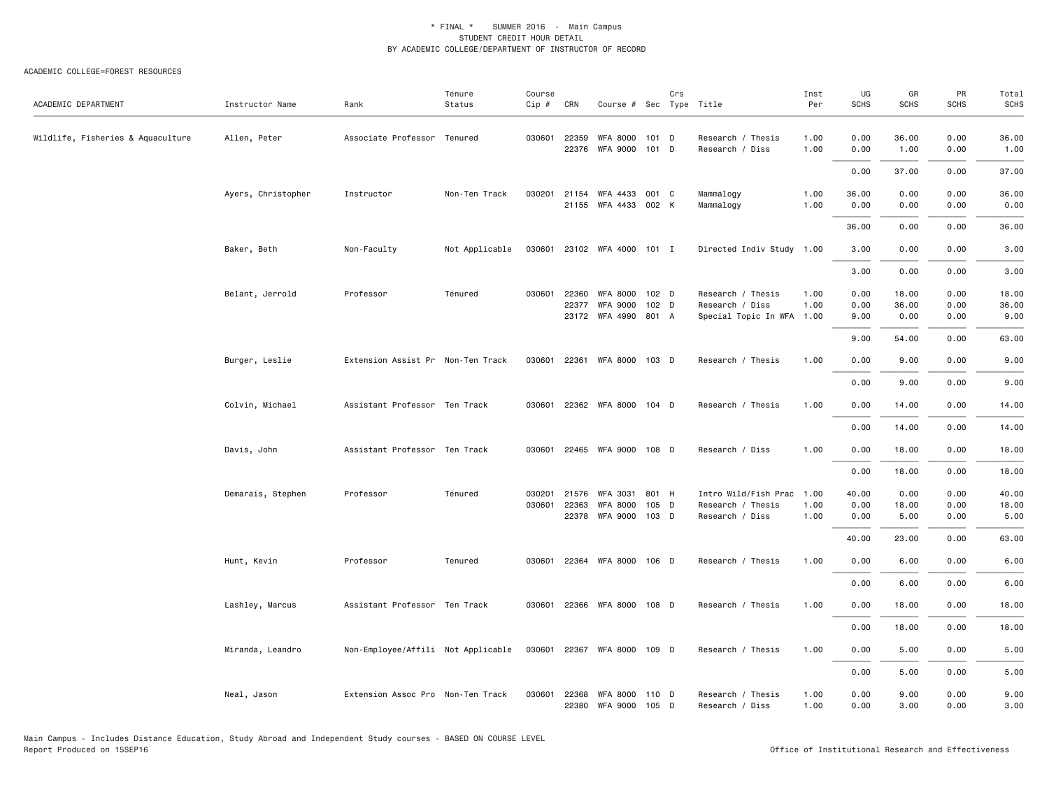\* FINAL \* SUMMER 2016 - Main Campus
STUDENT CREDIT HOUR DETAIL
BY ACADEMIC COLLEGE/DEPARTMENT OF INSTRUCTOR OF RECORD

ACADEMIC COLLEGE=FOREST RESOURCES

| ACADEMIC DEPARTMENT | Instructor Name | Rank | Tenure Status | Course Cip # | CRN | Course # | Sec | Crs Type | Title | Inst Per | UG SCHS | GR SCHS | PR SCHS | Total SCHS |
|---|---|---|---|---|---|---|---|---|---|---|---|---|---|---|
| Wildlife, Fisheries & Aquaculture | Allen, Peter | Associate Professor | Tenured | 030601 | 22359 | WFA 8000 | 101 | D | Research / Thesis | 1.00 | 0.00 | 36.00 | 0.00 | 36.00 |
| | | | | | 22376 | WFA 9000 | 101 | D | Research / Diss | 1.00 | 0.00 | 1.00 | 0.00 | 1.00 |
| | | | | | | | | | | | 0.00 | 37.00 | 0.00 | 37.00 |
| | Ayers, Christopher | Instructor | Non-Ten Track | 030201 | 21154 | WFA 4433 | 001 | C | Mammalogy | 1.00 | 36.00 | 0.00 | 0.00 | 36.00 |
| | | | | | 21155 | WFA 4433 | 002 | K | Mammalogy | 1.00 | 0.00 | 0.00 | 0.00 | 0.00 |
| | | | | | | | | | | | 36.00 | 0.00 | 0.00 | 36.00 |
| | Baker, Beth | Non-Faculty | Not Applicable | 030601 | 23102 | WFA 4000 | 101 | I | Directed Indiv Study | 1.00 | 3.00 | 0.00 | 0.00 | 3.00 |
| | | | | | | | | | | | 3.00 | 0.00 | 0.00 | 3.00 |
| | Belant, Jerrold | Professor | Tenured | 030601 | 22360 | WFA 8000 | 102 | D | Research / Thesis | 1.00 | 0.00 | 18.00 | 0.00 | 18.00 |
| | | | | | 22377 | WFA 9000 | 102 | D | Research / Diss | 1.00 | 0.00 | 36.00 | 0.00 | 36.00 |
| | | | | | 23172 | WFA 4990 | 801 | A | Special Topic In WFA | 1.00 | 9.00 | 0.00 | 0.00 | 9.00 |
| | | | | | | | | | | | 9.00 | 54.00 | 0.00 | 63.00 |
| | Burger, Leslie | Extension Assist Pr | Non-Ten Track | 030601 | 22361 | WFA 8000 | 103 | D | Research / Thesis | 1.00 | 0.00 | 9.00 | 0.00 | 9.00 |
| | | | | | | | | | | | 0.00 | 9.00 | 0.00 | 9.00 |
| | Colvin, Michael | Assistant Professor | Ten Track | 030601 | 22362 | WFA 8000 | 104 | D | Research / Thesis | 1.00 | 0.00 | 14.00 | 0.00 | 14.00 |
| | | | | | | | | | | | 0.00 | 14.00 | 0.00 | 14.00 |
| | Davis, John | Assistant Professor | Ten Track | 030601 | 22465 | WFA 9000 | 108 | D | Research / Diss | 1.00 | 0.00 | 18.00 | 0.00 | 18.00 |
| | | | | | | | | | | | 0.00 | 18.00 | 0.00 | 18.00 |
| | Demarais, Stephen | Professor | Tenured | 030201 | 21576 | WFA 3031 | 801 | H | Intro Wild/Fish Prac | 1.00 | 40.00 | 0.00 | 0.00 | 40.00 |
| | | | | 030601 | 22363 | WFA 8000 | 105 | D | Research / Thesis | 1.00 | 0.00 | 18.00 | 0.00 | 18.00 |
| | | | | | 22378 | WFA 9000 | 103 | D | Research / Diss | 1.00 | 0.00 | 5.00 | 0.00 | 5.00 |
| | | | | | | | | | | | 40.00 | 23.00 | 0.00 | 63.00 |
| | Hunt, Kevin | Professor | Tenured | 030601 | 22364 | WFA 8000 | 106 | D | Research / Thesis | 1.00 | 0.00 | 6.00 | 0.00 | 6.00 |
| | | | | | | | | | | | 0.00 | 6.00 | 0.00 | 6.00 |
| | Lashley, Marcus | Assistant Professor | Ten Track | 030601 | 22366 | WFA 8000 | 108 | D | Research / Thesis | 1.00 | 0.00 | 18.00 | 0.00 | 18.00 |
| | | | | | | | | | | | 0.00 | 18.00 | 0.00 | 18.00 |
| | Miranda, Leandro | Non-Employee/Affili | Not Applicable | 030601 | 22367 | WFA 8000 | 109 | D | Research / Thesis | 1.00 | 0.00 | 5.00 | 0.00 | 5.00 |
| | | | | | | | | | | | 0.00 | 5.00 | 0.00 | 5.00 |
| | Neal, Jason | Extension Assoc Pro | Non-Ten Track | 030601 | 22368 | WFA 8000 | 110 | D | Research / Thesis | 1.00 | 0.00 | 9.00 | 0.00 | 9.00 |
| | | | | | 22380 | WFA 9000 | 105 | D | Research / Diss | 1.00 | 0.00 | 3.00 | 0.00 | 3.00 |

Main Campus - Includes Distance Education, Study Abroad and Independent Study courses - BASED ON COURSE LEVEL
Report Produced on 15SEP16 Office of Institutional Research and Effectiveness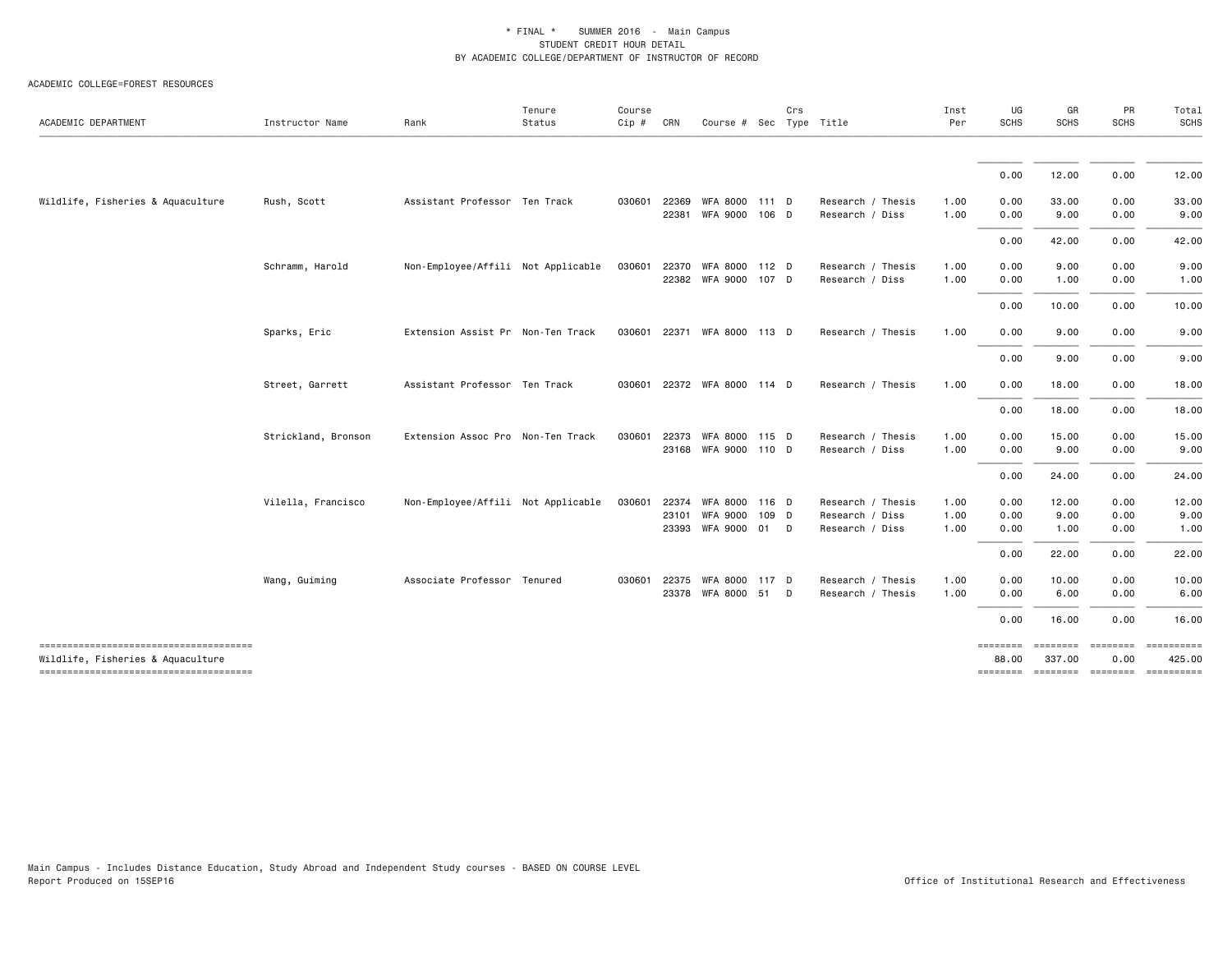\* FINAL \* SUMMER 2016 - Main Campus
STUDENT CREDIT HOUR DETAIL
BY ACADEMIC COLLEGE/DEPARTMENT OF INSTRUCTOR OF RECORD

ACADEMIC COLLEGE=FOREST RESOURCES

| ACADEMIC DEPARTMENT | Instructor Name | Rank | Tenure Status | Course Cip # | CRN | Course # | Sec | Crs Type | Title | Inst Per | UG SCHS | GR SCHS | PR SCHS | Total SCHS |
|---|---|---|---|---|---|---|---|---|---|---|---|---|---|---|
| | | | | | | | | | | | 0.00 | 12.00 | 0.00 | 12.00 |
| Wildlife, Fisheries & Aquaculture | Rush, Scott | Assistant Professor | Ten Track | 030601 | 22369 | WFA 8000 | 111 | D | Research / Thesis | 1.00 | 0.00 | 33.00 | 0.00 | 33.00 |
| | | | | | 22381 | WFA 9000 | 106 | D | Research / Diss | 1.00 | 0.00 | 9.00 | 0.00 | 9.00 |
| | | | | | | | | | | | 0.00 | 42.00 | 0.00 | 42.00 |
| | Schramm, Harold | Non-Employee/Affili | Not Applicable | 030601 | 22370 | WFA 8000 | 112 | D | Research / Thesis | 1.00 | 0.00 | 9.00 | 0.00 | 9.00 |
| | | | | | 22382 | WFA 9000 | 107 | D | Research / Diss | 1.00 | 0.00 | 1.00 | 0.00 | 1.00 |
| | | | | | | | | | | | 0.00 | 10.00 | 0.00 | 10.00 |
| | Sparks, Eric | Extension Assist Pr | Non-Ten Track | 030601 | 22371 | WFA 8000 | 113 | D | Research / Thesis | 1.00 | 0.00 | 9.00 | 0.00 | 9.00 |
| | | | | | | | | | | | 0.00 | 9.00 | 0.00 | 9.00 |
| | Street, Garrett | Assistant Professor | Ten Track | 030601 | 22372 | WFA 8000 | 114 | D | Research / Thesis | 1.00 | 0.00 | 18.00 | 0.00 | 18.00 |
| | | | | | | | | | | | 0.00 | 18.00 | 0.00 | 18.00 |
| | Strickland, Bronson | Extension Assoc Pro | Non-Ten Track | 030601 | 22373 | WFA 8000 | 115 | D | Research / Thesis | 1.00 | 0.00 | 15.00 | 0.00 | 15.00 |
| | | | | | 23168 | WFA 9000 | 110 | D | Research / Diss | 1.00 | 0.00 | 9.00 | 0.00 | 9.00 |
| | | | | | | | | | | | 0.00 | 24.00 | 0.00 | 24.00 |
| | Vilella, Francisco | Non-Employee/Affili | Not Applicable | 030601 | 22374 | WFA 8000 | 116 | D | Research / Thesis | 1.00 | 0.00 | 12.00 | 0.00 | 12.00 |
| | | | | | 23101 | WFA 9000 | 109 | D | Research / Diss | 1.00 | 0.00 | 9.00 | 0.00 | 9.00 |
| | | | | | 23393 | WFA 9000 | 01 | D | Research / Diss | 1.00 | 0.00 | 1.00 | 0.00 | 1.00 |
| | | | | | | | | | | | 0.00 | 22.00 | 0.00 | 22.00 |
| | Wang, Guiming | Associate Professor | Tenured | 030601 | 22375 | WFA 8000 | 117 | D | Research / Thesis | 1.00 | 0.00 | 10.00 | 0.00 | 10.00 |
| | | | | | 23378 | WFA 8000 | 51 | D | Research / Thesis | 1.00 | 0.00 | 6.00 | 0.00 | 6.00 |
| | | | | | | | | | | | 0.00 | 16.00 | 0.00 | 16.00 |
| Wildlife, Fisheries & Aquaculture | | | | | | | | | | | 88.00 | 337.00 | 0.00 | 425.00 |

Main Campus - Includes Distance Education, Study Abroad and Independent Study courses - BASED ON COURSE LEVEL
Report Produced on 15SEP16

Office of Institutional Research and Effectiveness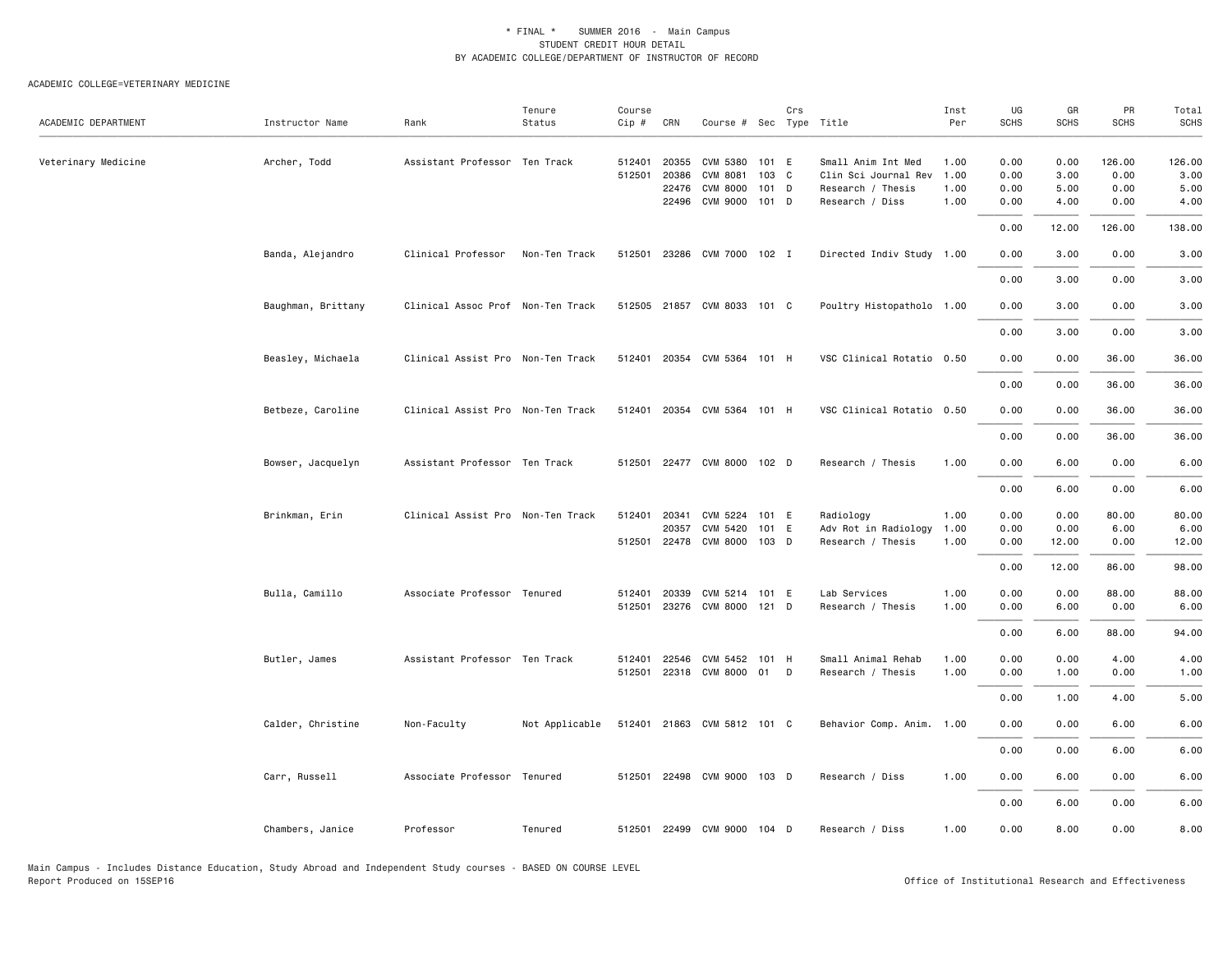\* FINAL \* SUMMER 2016 - Main Campus
STUDENT CREDIT HOUR DETAIL
BY ACADEMIC COLLEGE/DEPARTMENT OF INSTRUCTOR OF RECORD

ACADEMIC COLLEGE=VETERINARY MEDICINE

| ACADEMIC DEPARTMENT | Instructor Name | Rank | Tenure Status | Course Cip # | CRN | Course # | Sec | Crs Type | Title | Inst Per | UG SCHS | GR SCHS | PR SCHS | Total SCHS |
|---|---|---|---|---|---|---|---|---|---|---|---|---|---|---|
| Veterinary Medicine | Archer, Todd | Assistant Professor | Ten Track | 512401 | 20355 | CVM 5380 | 101 | E | Small Anim Int Med | 1.00 | 0.00 | 0.00 | 126.00 | 126.00 |
| | | | | 512501 | 20386 | CVM 8081 | 103 | C | Clin Sci Journal Rev | 1.00 | 0.00 | 3.00 | 0.00 | 3.00 |
| | | | | | 22476 | CVM 8000 | 101 | D | Research / Thesis | 1.00 | 0.00 | 5.00 | 0.00 | 5.00 |
| | | | | | 22496 | CVM 9000 | 101 | D | Research / Diss | 1.00 | 0.00 | 4.00 | 0.00 | 4.00 |
| | | | | | | | | | | | 0.00 | 12.00 | 126.00 | 138.00 |
| | Banda, Alejandro | Clinical Professor | Non-Ten Track | 512501 | 23286 | CVM 7000 | 102 | I | Directed Indiv Study | 1.00 | 0.00 | 3.00 | 0.00 | 3.00 |
| | | | | | | | | | | | 0.00 | 3.00 | 0.00 | 3.00 |
| | Baughman, Brittany | Clinical Assoc Prof | Non-Ten Track | 512505 | 21857 | CVM 8033 | 101 | C | Poultry Histopatholo | 1.00 | 0.00 | 3.00 | 0.00 | 3.00 |
| | | | | | | | | | | | 0.00 | 3.00 | 0.00 | 3.00 |
| | Beasley, Michaela | Clinical Assist Pro | Non-Ten Track | 512401 | 20354 | CVM 5364 | 101 | H | VSC Clinical Rotatio | 0.50 | 0.00 | 0.00 | 36.00 | 36.00 |
| | | | | | | | | | | | 0.00 | 0.00 | 36.00 | 36.00 |
| | Betbeze, Caroline | Clinical Assist Pro | Non-Ten Track | 512401 | 20354 | CVM 5364 | 101 | H | VSC Clinical Rotatio | 0.50 | 0.00 | 0.00 | 36.00 | 36.00 |
| | | | | | | | | | | | 0.00 | 0.00 | 36.00 | 36.00 |
| | Bowser, Jacquelyn | Assistant Professor | Ten Track | 512501 | 22477 | CVM 8000 | 102 | D | Research / Thesis | 1.00 | 0.00 | 6.00 | 0.00 | 6.00 |
| | | | | | | | | | | | 0.00 | 6.00 | 0.00 | 6.00 |
| | Brinkman, Erin | Clinical Assist Pro | Non-Ten Track | 512401 | 20341 | CVM 5224 | 101 | E | Radiology | 1.00 | 0.00 | 0.00 | 80.00 | 80.00 |
| | | | | | 20357 | CVM 5420 | 101 | E | Adv Rot in Radiology | 1.00 | 0.00 | 0.00 | 6.00 | 6.00 |
| | | | | 512501 | 22478 | CVM 8000 | 103 | D | Research / Thesis | 1.00 | 0.00 | 12.00 | 0.00 | 12.00 |
| | | | | | | | | | | | 0.00 | 12.00 | 86.00 | 98.00 |
| | Bulla, Camillo | Associate Professor | Tenured | 512401 | 20339 | CVM 5214 | 101 | E | Lab Services | 1.00 | 0.00 | 0.00 | 88.00 | 88.00 |
| | | | | 512501 | 23276 | CVM 8000 | 121 | D | Research / Thesis | 1.00 | 0.00 | 6.00 | 0.00 | 6.00 |
| | | | | | | | | | | | 0.00 | 6.00 | 88.00 | 94.00 |
| | Butler, James | Assistant Professor | Ten Track | 512401 | 22546 | CVM 5452 | 101 | H | Small Animal Rehab | 1.00 | 0.00 | 0.00 | 4.00 | 4.00 |
| | | | | 512501 | 22318 | CVM 8000 | 01 | D | Research / Thesis | 1.00 | 0.00 | 1.00 | 0.00 | 1.00 |
| | | | | | | | | | | | 0.00 | 1.00 | 4.00 | 5.00 |
| | Calder, Christine | Non-Faculty | Not Applicable | 512401 | 21863 | CVM 5812 | 101 | C | Behavior Comp. Anim. | 1.00 | 0.00 | 0.00 | 6.00 | 6.00 |
| | | | | | | | | | | | 0.00 | 0.00 | 6.00 | 6.00 |
| | Carr, Russell | Associate Professor | Tenured | 512501 | 22498 | CVM 9000 | 103 | D | Research / Diss | 1.00 | 0.00 | 6.00 | 0.00 | 6.00 |
| | | | | | | | | | | | 0.00 | 6.00 | 0.00 | 6.00 |
| | Chambers, Janice | Professor | Tenured | 512501 | 22499 | CVM 9000 | 104 | D | Research / Diss | 1.00 | 0.00 | 8.00 | 0.00 | 8.00 |

Main Campus - Includes Distance Education, Study Abroad and Independent Study courses - BASED ON COURSE LEVEL
Report Produced on 15SEP16 — Office of Institutional Research and Effectiveness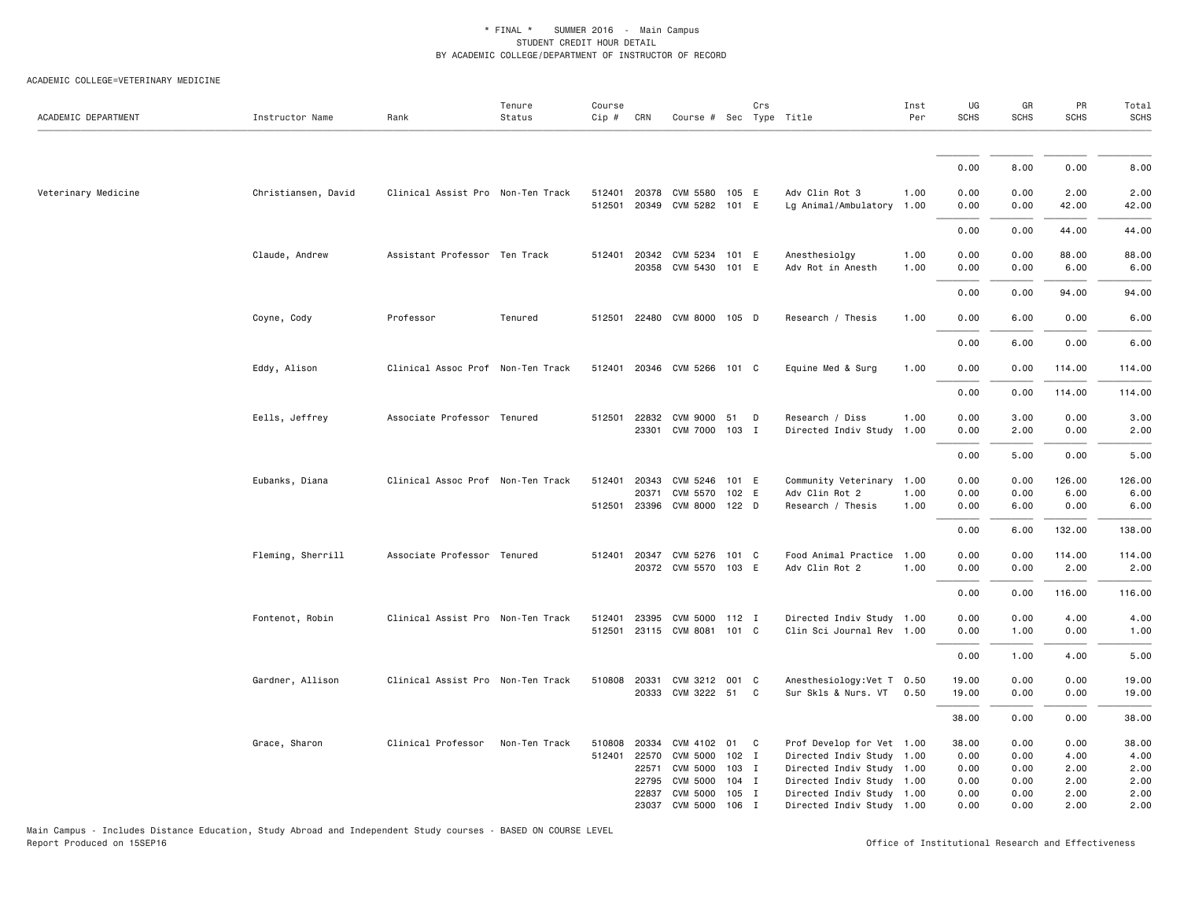\* FINAL \* SUMMER 2016 - Main Campus
STUDENT CREDIT HOUR DETAIL
BY ACADEMIC COLLEGE/DEPARTMENT OF INSTRUCTOR OF RECORD

ACADEMIC COLLEGE=VETERINARY MEDICINE

| ACADEMIC DEPARTMENT | Instructor Name | Rank | Tenure Status | Course Cip # | CRN | Course # | Sec | Crs Type | Title | Inst Per | UG SCHS | GR SCHS | PR SCHS | Total SCHS |
|---|---|---|---|---|---|---|---|---|---|---|---|---|---|---|
| | | | | | | | | | | | 0.00 | 8.00 | 0.00 | 8.00 |
| Veterinary Medicine | Christiansen, David | Clinical Assist Pro | Non-Ten Track | 512401 | 20378 | CVM 5580 | 105 | E | Adv Clin Rot 3 | 1.00 | 0.00 | 0.00 | 2.00 | 2.00 |
| | | | | 512501 | 20349 | CVM 5282 | 101 | E | Lg Animal/Ambulatory | 1.00 | 0.00 | 0.00 | 42.00 | 42.00 |
| | | | | | | | | | | | 0.00 | 0.00 | 44.00 | 44.00 |
| | Claude, Andrew | Assistant Professor | Ten Track | 512401 | 20342 | CVM 5234 | 101 | E | Anesthesiolgy | 1.00 | 0.00 | 0.00 | 88.00 | 88.00 |
| | | | | | 20358 | CVM 5430 | 101 | E | Adv Rot in Anesth | 1.00 | 0.00 | 0.00 | 6.00 | 6.00 |
| | | | | | | | | | | | 0.00 | 0.00 | 94.00 | 94.00 |
| | Coyne, Cody | Professor | Tenured | 512501 | 22480 | CVM 8000 | 105 | D | Research / Thesis | 1.00 | 0.00 | 6.00 | 0.00 | 6.00 |
| | | | | | | | | | | | 0.00 | 6.00 | 0.00 | 6.00 |
| | Eddy, Alison | Clinical Assoc Prof | Non-Ten Track | 512401 | 20346 | CVM 5266 | 101 | C | Equine Med & Surg | 1.00 | 0.00 | 0.00 | 114.00 | 114.00 |
| | | | | | | | | | | | 0.00 | 0.00 | 114.00 | 114.00 |
| | Eells, Jeffrey | Associate Professor | Tenured | 512501 | 22832 | CVM 9000 | 51 | D | Research / Diss | 1.00 | 0.00 | 3.00 | 0.00 | 3.00 |
| | | | | | 23301 | CVM 7000 | 103 | I | Directed Indiv Study | 1.00 | 0.00 | 2.00 | 0.00 | 2.00 |
| | | | | | | | | | | | 0.00 | 5.00 | 0.00 | 5.00 |
| | Eubanks, Diana | Clinical Assoc Prof | Non-Ten Track | 512401 | 20343 | CVM 5246 | 101 | E | Community Veterinary | 1.00 | 0.00 | 0.00 | 126.00 | 126.00 |
| | | | | | 20371 | CVM 5570 | 102 | E | Adv Clin Rot 2 | 1.00 | 0.00 | 0.00 | 6.00 | 6.00 |
| | | | | 512501 | 23396 | CVM 8000 | 122 | D | Research / Thesis | 1.00 | 0.00 | 6.00 | 0.00 | 6.00 |
| | | | | | | | | | | | 0.00 | 6.00 | 132.00 | 138.00 |
| | Fleming, Sherrill | Associate Professor | Tenured | 512401 | 20347 | CVM 5276 | 101 | C | Food Animal Practice | 1.00 | 0.00 | 0.00 | 114.00 | 114.00 |
| | | | | | 20372 | CVM 5570 | 103 | E | Adv Clin Rot 2 | 1.00 | 0.00 | 0.00 | 2.00 | 2.00 |
| | | | | | | | | | | | 0.00 | 0.00 | 116.00 | 116.00 |
| | Fontenot, Robin | Clinical Assist Pro | Non-Ten Track | 512401 | 23395 | CVM 5000 | 112 | I | Directed Indiv Study | 1.00 | 0.00 | 0.00 | 4.00 | 4.00 |
| | | | | 512501 | 23115 | CVM 8081 | 101 | C | Clin Sci Journal Rev | 1.00 | 0.00 | 1.00 | 0.00 | 1.00 |
| | | | | | | | | | | | 0.00 | 1.00 | 4.00 | 5.00 |
| | Gardner, Allison | Clinical Assist Pro | Non-Ten Track | 510808 | 20331 | CVM 3212 | 001 | C | Anesthesiology:Vet T | 0.50 | 19.00 | 0.00 | 0.00 | 19.00 |
| | | | | | 20333 | CVM 3222 | 51 | C | Sur Skls & Nurs. VT | 0.50 | 19.00 | 0.00 | 0.00 | 19.00 |
| | | | | | | | | | | | 38.00 | 0.00 | 0.00 | 38.00 |
| | Grace, Sharon | Clinical Professor | Non-Ten Track | 510808 | 20334 | CVM 4102 | 01 | C | Prof Develop for Vet | 1.00 | 38.00 | 0.00 | 0.00 | 38.00 |
| | | | | 512401 | 22570 | CVM 5000 | 102 | I | Directed Indiv Study | 1.00 | 0.00 | 0.00 | 4.00 | 4.00 |
| | | | | | 22571 | CVM 5000 | 103 | I | Directed Indiv Study | 1.00 | 0.00 | 0.00 | 2.00 | 2.00 |
| | | | | | 22795 | CVM 5000 | 104 | I | Directed Indiv Study | 1.00 | 0.00 | 0.00 | 2.00 | 2.00 |
| | | | | | 22837 | CVM 5000 | 105 | I | Directed Indiv Study | 1.00 | 0.00 | 0.00 | 2.00 | 2.00 |
| | | | | | 23037 | CVM 5000 | 106 | I | Directed Indiv Study | 1.00 | 0.00 | 0.00 | 2.00 | 2.00 |

Main Campus - Includes Distance Education, Study Abroad and Independent Study courses - BASED ON COURSE LEVEL
Report Produced on 15SEP16

Office of Institutional Research and Effectiveness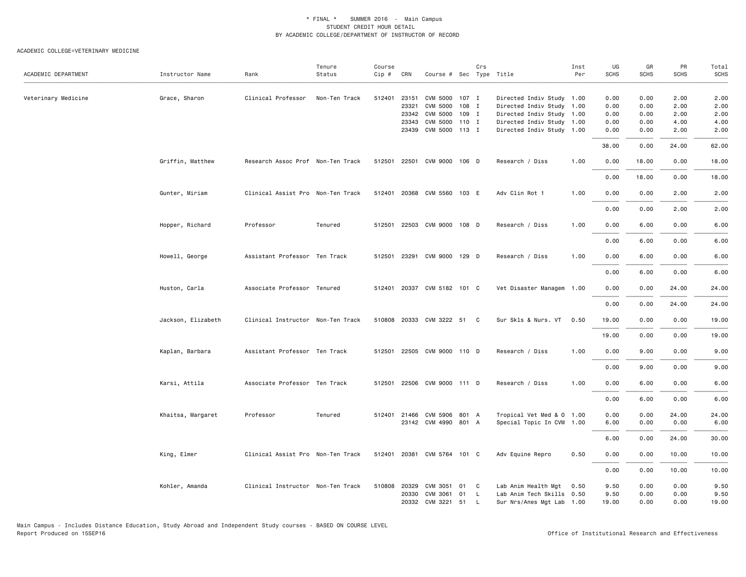\* FINAL \*    SUMMER 2016  -  Main Campus
STUDENT CREDIT HOUR DETAIL
BY ACADEMIC COLLEGE/DEPARTMENT OF INSTRUCTOR OF RECORD

ACADEMIC COLLEGE=VETERINARY MEDICINE

| ACADEMIC DEPARTMENT | Instructor Name | Rank | Tenure Status | Course Cip # | CRN | Course # | Sec | Crs Type | Title | Inst Per | UG SCHS | GR SCHS | PR SCHS | Total SCHS |
|---|---|---|---|---|---|---|---|---|---|---|---|---|---|---|
| Veterinary Medicine | Grace, Sharon | Clinical Professor | Non-Ten Track | 512401 | 23151 | CVM 5000 | 107 | I | Directed Indiv Study | 1.00 | 0.00 | 0.00 | 2.00 | 2.00 |
| | | | | | 23321 | CVM 5000 | 108 | I | Directed Indiv Study | 1.00 | 0.00 | 0.00 | 2.00 | 2.00 |
| | | | | | 23342 | CVM 5000 | 109 | I | Directed Indiv Study | 1.00 | 0.00 | 0.00 | 2.00 | 2.00 |
| | | | | | 23343 | CVM 5000 | 110 | I | Directed Indiv Study | 1.00 | 0.00 | 0.00 | 4.00 | 4.00 |
| | | | | | 23439 | CVM 5000 | 113 | I | Directed Indiv Study | 1.00 | 0.00 | 0.00 | 2.00 | 2.00 |
| | | | | | | | | | | | 38.00 | 0.00 | 24.00 | 62.00 |
| | Griffin, Matthew | Research Assoc Prof | Non-Ten Track | 512501 | 22501 | CVM 9000 | 106 | D | Research / Diss | 1.00 | 0.00 | 18.00 | 0.00 | 18.00 |
| | | | | | | | | | | | 0.00 | 18.00 | 0.00 | 18.00 |
| | Gunter, Miriam | Clinical Assist Pro | Non-Ten Track | 512401 | 20368 | CVM 5560 | 103 | E | Adv Clin Rot 1 | 1.00 | 0.00 | 0.00 | 2.00 | 2.00 |
| | | | | | | | | | | | 0.00 | 0.00 | 2.00 | 2.00 |
| | Hopper, Richard | Professor | Tenured | 512501 | 22503 | CVM 9000 | 108 | D | Research / Diss | 1.00 | 0.00 | 6.00 | 0.00 | 6.00 |
| | | | | | | | | | | | 0.00 | 6.00 | 0.00 | 6.00 |
| | Howell, George | Assistant Professor | Ten Track | 512501 | 23291 | CVM 9000 | 129 | D | Research / Diss | 1.00 | 0.00 | 6.00 | 0.00 | 6.00 |
| | | | | | | | | | | | 0.00 | 6.00 | 0.00 | 6.00 |
| | Huston, Carla | Associate Professor | Tenured | 512401 | 20337 | CVM 5182 | 101 | C | Vet Disaster Managem | 1.00 | 0.00 | 0.00 | 24.00 | 24.00 |
| | | | | | | | | | | | 0.00 | 0.00 | 24.00 | 24.00 |
| | Jackson, Elizabeth | Clinical Instructor | Non-Ten Track | 510808 | 20333 | CVM 3222 | 51 | C | Sur Skls & Nurs. VT | 0.50 | 19.00 | 0.00 | 0.00 | 19.00 |
| | | | | | | | | | | | 19.00 | 0.00 | 0.00 | 19.00 |
| | Kaplan, Barbara | Assistant Professor | Ten Track | 512501 | 22505 | CVM 9000 | 110 | D | Research / Diss | 1.00 | 0.00 | 9.00 | 0.00 | 9.00 |
| | | | | | | | | | | | 0.00 | 9.00 | 0.00 | 9.00 |
| | Karsi, Attila | Associate Professor | Ten Track | 512501 | 22506 | CVM 9000 | 111 | D | Research / Diss | 1.00 | 0.00 | 6.00 | 0.00 | 6.00 |
| | | | | | | | | | | | 0.00 | 6.00 | 0.00 | 6.00 |
| | Khaitsa, Margaret | Professor | Tenured | 512401 | 21466 | CVM 5906 | 801 | A | Tropical Vet Med & O | 1.00 | 0.00 | 0.00 | 24.00 | 24.00 |
| | | | | | 23142 | CVM 4990 | 801 | A | Special Topic In CVM | 1.00 | 6.00 | 0.00 | 0.00 | 6.00 |
| | | | | | | | | | | | 6.00 | 0.00 | 24.00 | 30.00 |
| | King, Elmer | Clinical Assist Pro | Non-Ten Track | 512401 | 20381 | CVM 5764 | 101 | C | Adv Equine Repro | 0.50 | 0.00 | 0.00 | 10.00 | 10.00 |
| | | | | | | | | | | | 0.00 | 0.00 | 10.00 | 10.00 |
| | Kohler, Amanda | Clinical Instructor | Non-Ten Track | 510808 | 20329 | CVM 3051 | 01 | C | Lab Anim Health Mgt | 0.50 | 9.50 | 0.00 | 0.00 | 9.50 |
| | | | | | 20330 | CVM 3061 | 01 | L | Lab Anim Tech Skills | 0.50 | 9.50 | 0.00 | 0.00 | 9.50 |
| | | | | | 20332 | CVM 3221 | 51 | L | Sur Nrs/Anes Mgt Lab | 1.00 | 19.00 | 0.00 | 0.00 | 19.00 |

Main Campus - Includes Distance Education, Study Abroad and Independent Study courses - BASED ON COURSE LEVEL
Report Produced on 15SEP16

Office of Institutional Research and Effectiveness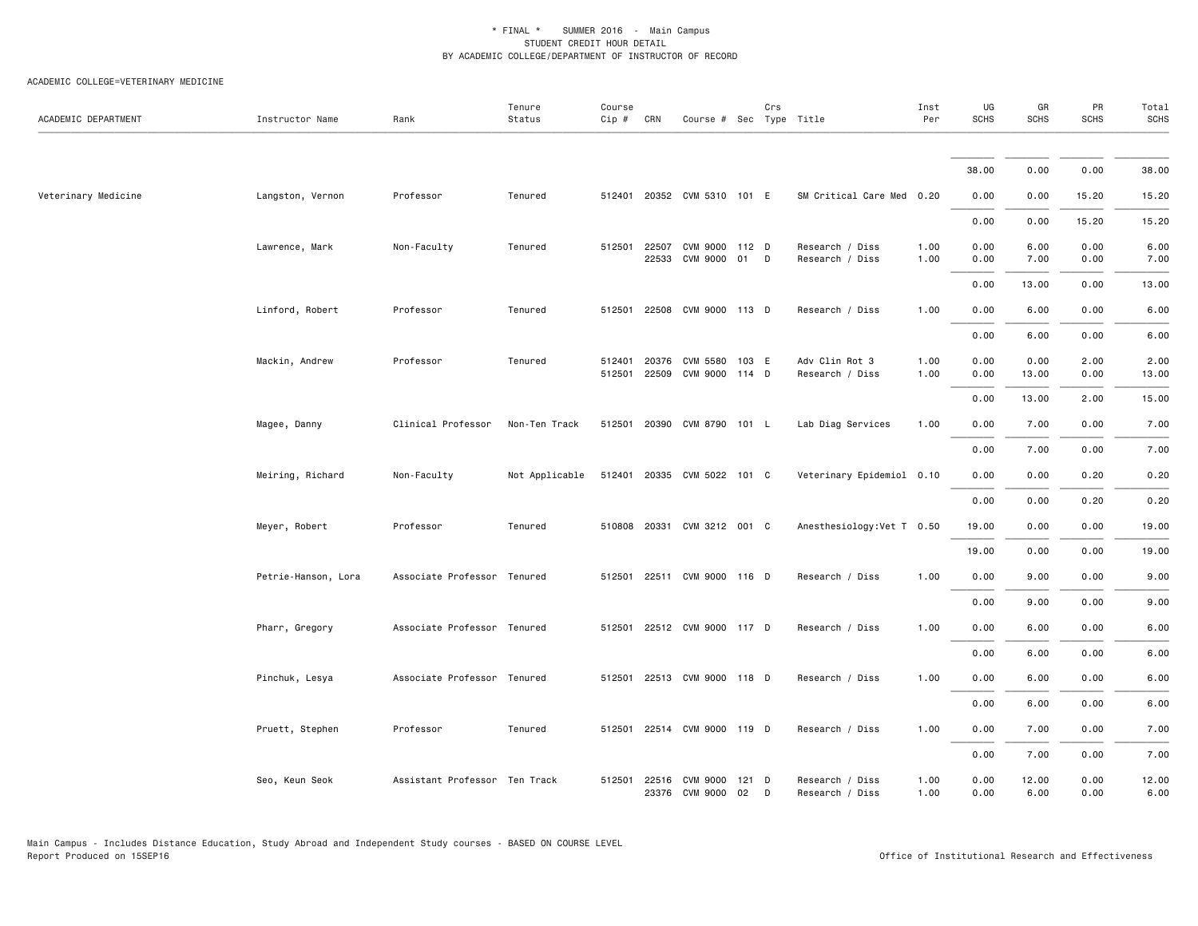\* FINAL \* SUMMER 2016 - Main Campus
STUDENT CREDIT HOUR DETAIL
BY ACADEMIC COLLEGE/DEPARTMENT OF INSTRUCTOR OF RECORD

ACADEMIC COLLEGE=VETERINARY MEDICINE

| ACADEMIC DEPARTMENT | Instructor Name | Rank | Tenure Status | Course Cip # | CRN | Course # | Sec | Crs Type | Title | Inst Per | UG SCHS | GR SCHS | PR SCHS | Total SCHS |
|---|---|---|---|---|---|---|---|---|---|---|---|---|---|---|
| | | | | | | | | | | | 38.00 | 0.00 | 0.00 | 38.00 |
| Veterinary Medicine | Langston, Vernon | Professor | Tenured | 512401 | 20352 | CVM 5310 | 101 | E | SM Critical Care Med | 0.20 | 0.00 | 0.00 | 15.20 | 15.20 |
| | | | | | | | | | | | 0.00 | 0.00 | 15.20 | 15.20 |
| | Lawrence, Mark | Non-Faculty | Tenured | 512501 | 22507 | CVM 9000 | 112 | D | Research / Diss | 1.00 | 0.00 | 6.00 | 0.00 | 6.00 |
| | | | | | 22533 | CVM 9000 | 01 | D | Research / Diss | 1.00 | 0.00 | 7.00 | 0.00 | 7.00 |
| | | | | | | | | | | | 0.00 | 13.00 | 0.00 | 13.00 |
| | Linford, Robert | Professor | Tenured | 512501 | 22508 | CVM 9000 | 113 | D | Research / Diss | 1.00 | 0.00 | 6.00 | 0.00 | 6.00 |
| | | | | | | | | | | | 0.00 | 6.00 | 0.00 | 6.00 |
| | Mackin, Andrew | Professor | Tenured | 512401 | 20376 | CVM 5580 | 103 | E | Adv Clin Rot 3 | 1.00 | 0.00 | 0.00 | 2.00 | 2.00 |
| | | | | 512501 | 22509 | CVM 9000 | 114 | D | Research / Diss | 1.00 | 0.00 | 13.00 | 0.00 | 13.00 |
| | | | | | | | | | | | 0.00 | 13.00 | 2.00 | 15.00 |
| | Magee, Danny | Clinical Professor | Non-Ten Track | 512501 | 20390 | CVM 8790 | 101 | L | Lab Diag Services | 1.00 | 0.00 | 7.00 | 0.00 | 7.00 |
| | | | | | | | | | | | 0.00 | 7.00 | 0.00 | 7.00 |
| | Meiring, Richard | Non-Faculty | Not Applicable | 512401 | 20335 | CVM 5022 | 101 | C | Veterinary Epidemiol | 0.10 | 0.00 | 0.00 | 0.20 | 0.20 |
| | | | | | | | | | | | 0.00 | 0.00 | 0.20 | 0.20 |
| | Meyer, Robert | Professor | Tenured | 510808 | 20331 | CVM 3212 | 001 | C | Anesthesiology:Vet T | 0.50 | 19.00 | 0.00 | 0.00 | 19.00 |
| | | | | | | | | | | | 19.00 | 0.00 | 0.00 | 19.00 |
| | Petrie-Hanson, Lora | Associate Professor | Tenured | 512501 | 22511 | CVM 9000 | 116 | D | Research / Diss | 1.00 | 0.00 | 9.00 | 0.00 | 9.00 |
| | | | | | | | | | | | 0.00 | 9.00 | 0.00 | 9.00 |
| | Pharr, Gregory | Associate Professor | Tenured | 512501 | 22512 | CVM 9000 | 117 | D | Research / Diss | 1.00 | 0.00 | 6.00 | 0.00 | 6.00 |
| | | | | | | | | | | | 0.00 | 6.00 | 0.00 | 6.00 |
| | Pinchuk, Lesya | Associate Professor | Tenured | 512501 | 22513 | CVM 9000 | 118 | D | Research / Diss | 1.00 | 0.00 | 6.00 | 0.00 | 6.00 |
| | | | | | | | | | | | 0.00 | 6.00 | 0.00 | 6.00 |
| | Pruett, Stephen | Professor | Tenured | 512501 | 22514 | CVM 9000 | 119 | D | Research / Diss | 1.00 | 0.00 | 7.00 | 0.00 | 7.00 |
| | | | | | | | | | | | 0.00 | 7.00 | 0.00 | 7.00 |
| | Seo, Keun Seok | Assistant Professor | Ten Track | 512501 | 22516 | CVM 9000 | 121 | D | Research / Diss | 1.00 | 0.00 | 12.00 | 0.00 | 12.00 |
| | | | | | 23376 | CVM 9000 | 02 | D | Research / Diss | 1.00 | 0.00 | 6.00 | 0.00 | 6.00 |

Main Campus - Includes Distance Education, Study Abroad and Independent Study courses - BASED ON COURSE LEVEL
Report Produced on 15SEP16

Office of Institutional Research and Effectiveness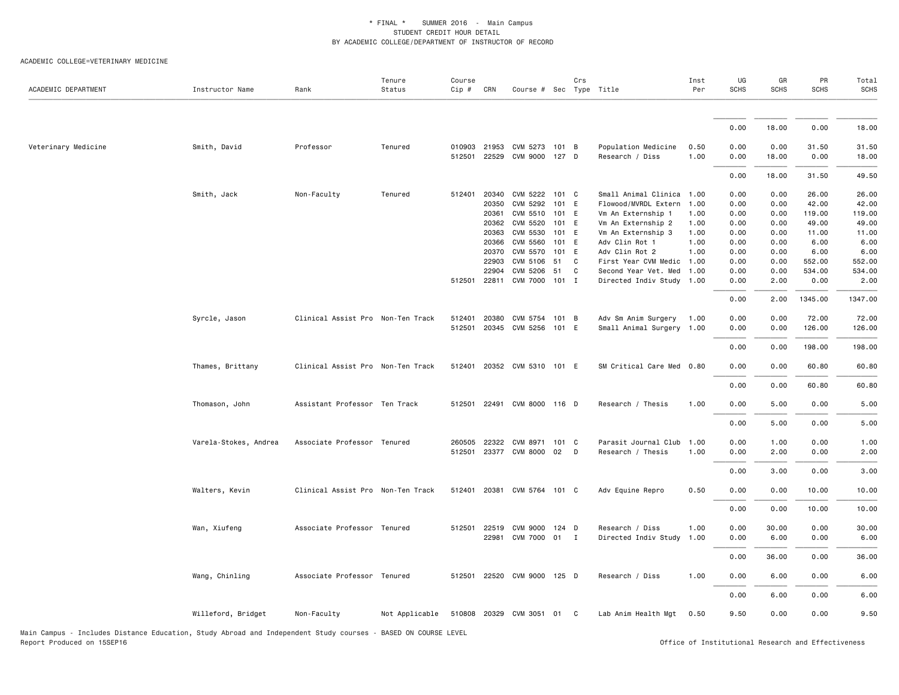\* FINAL \*    SUMMER 2016 - Main Campus
STUDENT CREDIT HOUR DETAIL
BY ACADEMIC COLLEGE/DEPARTMENT OF INSTRUCTOR OF RECORD

ACADEMIC COLLEGE=VETERINARY MEDICINE

| ACADEMIC DEPARTMENT | Instructor Name | Rank | Tenure Status | Course Cip # | CRN | Course # | Sec | Crs Type | Title | Inst Per | UG SCHS | GR SCHS | PR SCHS | Total SCHS |
|---|---|---|---|---|---|---|---|---|---|---|---|---|---|---|
| | | | | | | | | | | | 0.00 | 18.00 | 0.00 | 18.00 |
| Veterinary Medicine | Smith, David | Professor | Tenured | 010903 | 21953 | CVM 5273 | 101 | B | Population Medicine | 0.50 | 0.00 | 0.00 | 31.50 | 31.50 |
| | | | | 512501 | 22529 | CVM 9000 | 127 | D | Research / Diss | 1.00 | 0.00 | 18.00 | 0.00 | 18.00 |
| | | | | | | | | | | | 0.00 | 18.00 | 31.50 | 49.50 |
| | Smith, Jack | Non-Faculty | Tenured | 512401 | 20340 | CVM 5222 | 101 | C | Small Animal Clinica | 1.00 | 0.00 | 0.00 | 26.00 | 26.00 |
| | | | | | 20350 | CVM 5292 | 101 | E | Flowood/MVRDL Extern | 1.00 | 0.00 | 0.00 | 42.00 | 42.00 |
| | | | | | 20361 | CVM 5510 | 101 | E | Vm An Externship 1 | 1.00 | 0.00 | 0.00 | 119.00 | 119.00 |
| | | | | | 20362 | CVM 5520 | 101 | E | Vm An Externship 2 | 1.00 | 0.00 | 0.00 | 49.00 | 49.00 |
| | | | | | 20363 | CVM 5530 | 101 | E | Vm An Externship 3 | 1.00 | 0.00 | 0.00 | 11.00 | 11.00 |
| | | | | | 20366 | CVM 5560 | 101 | E | Adv Clin Rot 1 | 1.00 | 0.00 | 0.00 | 6.00 | 6.00 |
| | | | | | 20370 | CVM 5570 | 101 | E | Adv Clin Rot 2 | 1.00 | 0.00 | 0.00 | 6.00 | 6.00 |
| | | | | | 22903 | CVM 5106 | 51 | C | First Year CVM Medic | 1.00 | 0.00 | 0.00 | 552.00 | 552.00 |
| | | | | | 22904 | CVM 5206 | 51 | C | Second Year Vet. Med | 1.00 | 0.00 | 0.00 | 534.00 | 534.00 |
| | | | | 512501 | 22811 | CVM 7000 | 101 | I | Directed Indiv Study | 1.00 | 0.00 | 2.00 | 0.00 | 2.00 |
| | | | | | | | | | | | 0.00 | 2.00 | 1345.00 | 1347.00 |
| | Syrcle, Jason | Clinical Assist Pro | Non-Ten Track | 512401 | 20380 | CVM 5754 | 101 | B | Adv Sm Anim Surgery | 1.00 | 0.00 | 0.00 | 72.00 | 72.00 |
| | | | | 512501 | 20345 | CVM 5256 | 101 | E | Small Animal Surgery | 1.00 | 0.00 | 0.00 | 126.00 | 126.00 |
| | | | | | | | | | | | 0.00 | 0.00 | 198.00 | 198.00 |
| | Thames, Brittany | Clinical Assist Pro | Non-Ten Track | 512401 | 20352 | CVM 5310 | 101 | E | SM Critical Care Med | 0.80 | 0.00 | 0.00 | 60.80 | 60.80 |
| | | | | | | | | | | | 0.00 | 0.00 | 60.80 | 60.80 |
| | Thomason, John | Assistant Professor | Ten Track | 512501 | 22491 | CVM 8000 | 116 | D | Research / Thesis | 1.00 | 0.00 | 5.00 | 0.00 | 5.00 |
| | | | | | | | | | | | 0.00 | 5.00 | 0.00 | 5.00 |
| | Varela-Stokes, Andrea | Associate Professor | Tenured | 260505 | 22322 | CVM 8971 | 101 | C | Parasit Journal Club | 1.00 | 0.00 | 1.00 | 0.00 | 1.00 |
| | | | | 512501 | 23377 | CVM 8000 | 02 | D | Research / Thesis | 1.00 | 0.00 | 2.00 | 0.00 | 2.00 |
| | | | | | | | | | | | 0.00 | 3.00 | 0.00 | 3.00 |
| | Walters, Kevin | Clinical Assist Pro | Non-Ten Track | 512401 | 20381 | CVM 5764 | 101 | C | Adv Equine Repro | 0.50 | 0.00 | 0.00 | 10.00 | 10.00 |
| | | | | | | | | | | | 0.00 | 0.00 | 10.00 | 10.00 |
| | Wan, Xiufeng | Associate Professor | Tenured | 512501 | 22519 | CVM 9000 | 124 | D | Research / Diss | 1.00 | 0.00 | 30.00 | 0.00 | 30.00 |
| | | | | | 22981 | CVM 7000 | 01 | I | Directed Indiv Study | 1.00 | 0.00 | 6.00 | 0.00 | 6.00 |
| | | | | | | | | | | | 0.00 | 36.00 | 0.00 | 36.00 |
| | Wang, Chinling | Associate Professor | Tenured | 512501 | 22520 | CVM 9000 | 125 | D | Research / Diss | 1.00 | 0.00 | 6.00 | 0.00 | 6.00 |
| | | | | | | | | | | | 0.00 | 6.00 | 0.00 | 6.00 |
| | Willeford, Bridget | Non-Faculty | Not Applicable | 510808 | 20329 | CVM 3051 | 01 | C | Lab Anim Health Mgt | 0.50 | 9.50 | 0.00 | 0.00 | 9.50 |

Main Campus - Includes Distance Education, Study Abroad and Independent Study courses - BASED ON COURSE LEVEL
Report Produced on 15SEP16

Office of Institutional Research and Effectiveness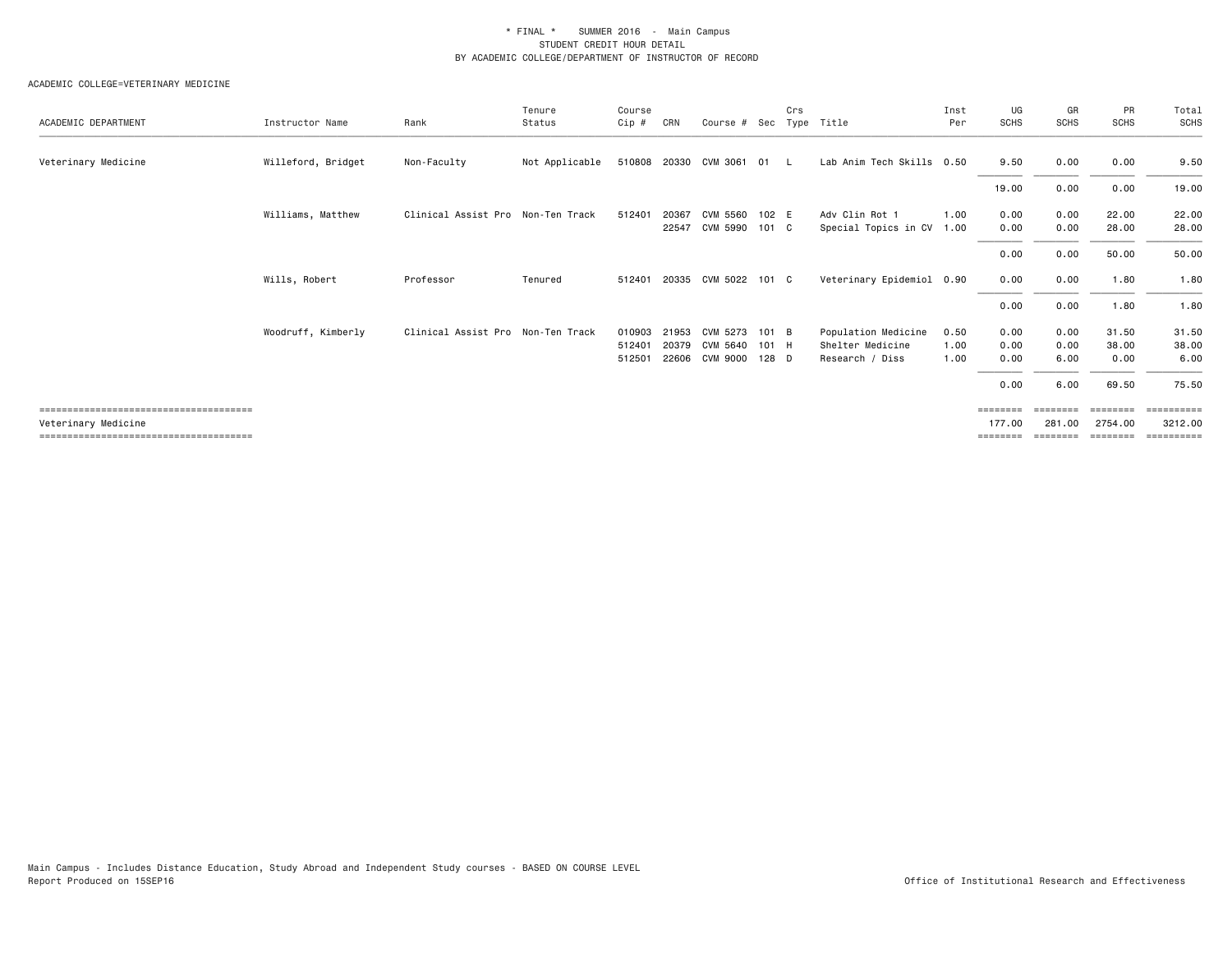* FINAL * SUMMER 2016 - Main Campus
STUDENT CREDIT HOUR DETAIL
BY ACADEMIC COLLEGE/DEPARTMENT OF INSTRUCTOR OF RECORD

ACADEMIC COLLEGE=VETERINARY MEDICINE

| ACADEMIC DEPARTMENT | Instructor Name | Rank | Tenure Status | Course Cip # | CRN | Course # | Sec | Crs Type | Title | Inst Per | UG SCHS | GR SCHS | PR SCHS | Total SCHS |
|---|---|---|---|---|---|---|---|---|---|---|---|---|---|---|
| Veterinary Medicine | Willeford, Bridget | Non-Faculty | Not Applicable | 510808 | 20330 | CVM 3061 | 01 | L | Lab Anim Tech Skills | 0.50 | 9.50 | 0.00 | 0.00 | 9.50 |
| | | | | | | | | | | | 19.00 | 0.00 | 0.00 | 19.00 |
| | Williams, Matthew | Clinical Assist Pro | Non-Ten Track | 512401 | 20367 | CVM 5560 | 102 | E | Adv Clin Rot 1 | 1.00 | 0.00 | 0.00 | 22.00 | 22.00 |
| | | | | | 22547 | CVM 5990 | 101 | C | Special Topics in CV | 1.00 | 0.00 | 0.00 | 28.00 | 28.00 |
| | | | | | | | | | | | 0.00 | 0.00 | 50.00 | 50.00 |
| | Wills, Robert | Professor | Tenured | 512401 | 20335 | CVM 5022 | 101 | C | Veterinary Epidemiol | 0.90 | 0.00 | 0.00 | 1.80 | 1.80 |
| | | | | | | | | | | | 0.00 | 0.00 | 1.80 | 1.80 |
| | Woodruff, Kimberly | Clinical Assist Pro | Non-Ten Track | 010903 | 21953 | CVM 5273 | 101 | B | Population Medicine | 0.50 | 0.00 | 0.00 | 31.50 | 31.50 |
| | | | | 512401 | 20379 | CVM 5640 | 101 | H | Shelter Medicine | 1.00 | 0.00 | 0.00 | 38.00 | 38.00 |
| | | | | 512501 | 22606 | CVM 9000 | 128 | D | Research / Diss | 1.00 | 0.00 | 6.00 | 0.00 | 6.00 |
| | | | | | | | | | | | 0.00 | 6.00 | 69.50 | 75.50 |
| Veterinary Medicine | | | | | | | | | | | 177.00 | 281.00 | 2754.00 | 3212.00 |

Main Campus - Includes Distance Education, Study Abroad and Independent Study courses - BASED ON COURSE LEVEL
Report Produced on 15SEP16

Office of Institutional Research and Effectiveness